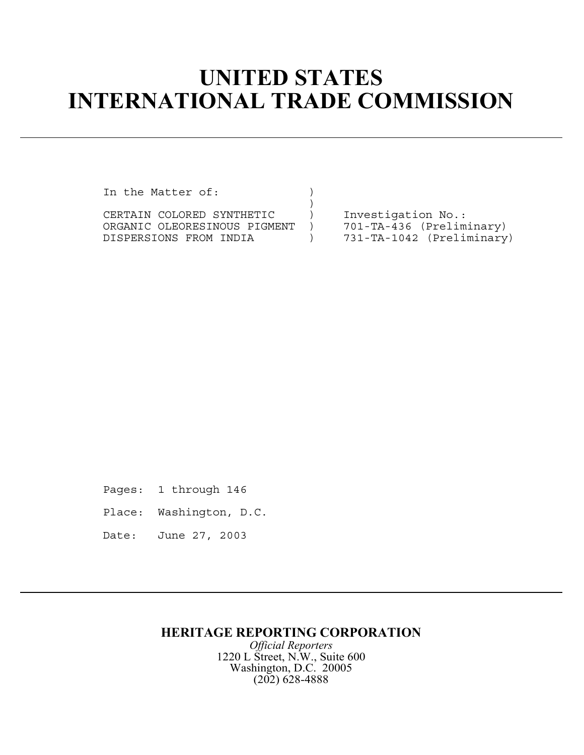# UNITED STATES INTERNATIONAL TRADE COMMISSION

---

```
In the Matter of:             )
                              )
CERTAIN COLORED SYNTHETIC     )     Investigation No.:
ORGANIC OLEORESINOUS PIGMENT  )     701-TA-436 (Preliminary)
DISPERSIONS FROM INDIA        )     731-TA-1042 (Preliminary)
```

Pages: 1 through 146

Place: Washington, D.C.

Date: June 27, 2003

---

**HERITAGE REPORTING CORPORATION**

*Official Reporters*

1220 L Street, N.W., Suite 600

Washington, D.C. 20005

(202) 628-4888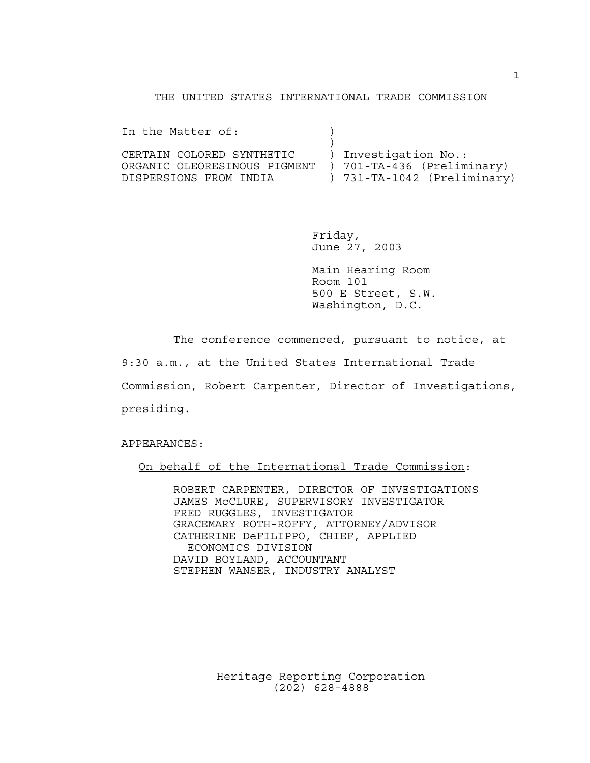THE UNITED STATES INTERNATIONAL TRADE COMMISSION

```
In the Matter of:              )
                               )
CERTAIN COLORED SYNTHETIC      ) Investigation No.:
ORGANIC OLEORESINOUS PIGMENT   ) 701-TA-436 (Preliminary)
DISPERSIONS FROM INDIA         ) 731-TA-1042 (Preliminary)
```

Friday,
June 27, 2003

Main Hearing Room
Room 101
500 E Street, S.W.
Washington, D.C.

The conference commenced, pursuant to notice, at 9:30 a.m., at the United States International Trade Commission, Robert Carpenter, Director of Investigations, presiding.

APPEARANCES:

On behalf of the International Trade Commission:

ROBERT CARPENTER, DIRECTOR OF INVESTIGATIONS
JAMES McCLURE, SUPERVISORY INVESTIGATOR
FRED RUGGLES, INVESTIGATOR
GRACEMARY ROTH-ROFFY, ATTORNEY/ADVISOR
CATHERINE DeFILIPPO, CHIEF, APPLIED ECONOMICS DIVISION
DAVID BOYLAND, ACCOUNTANT
STEPHEN WANSER, INDUSTRY ANALYST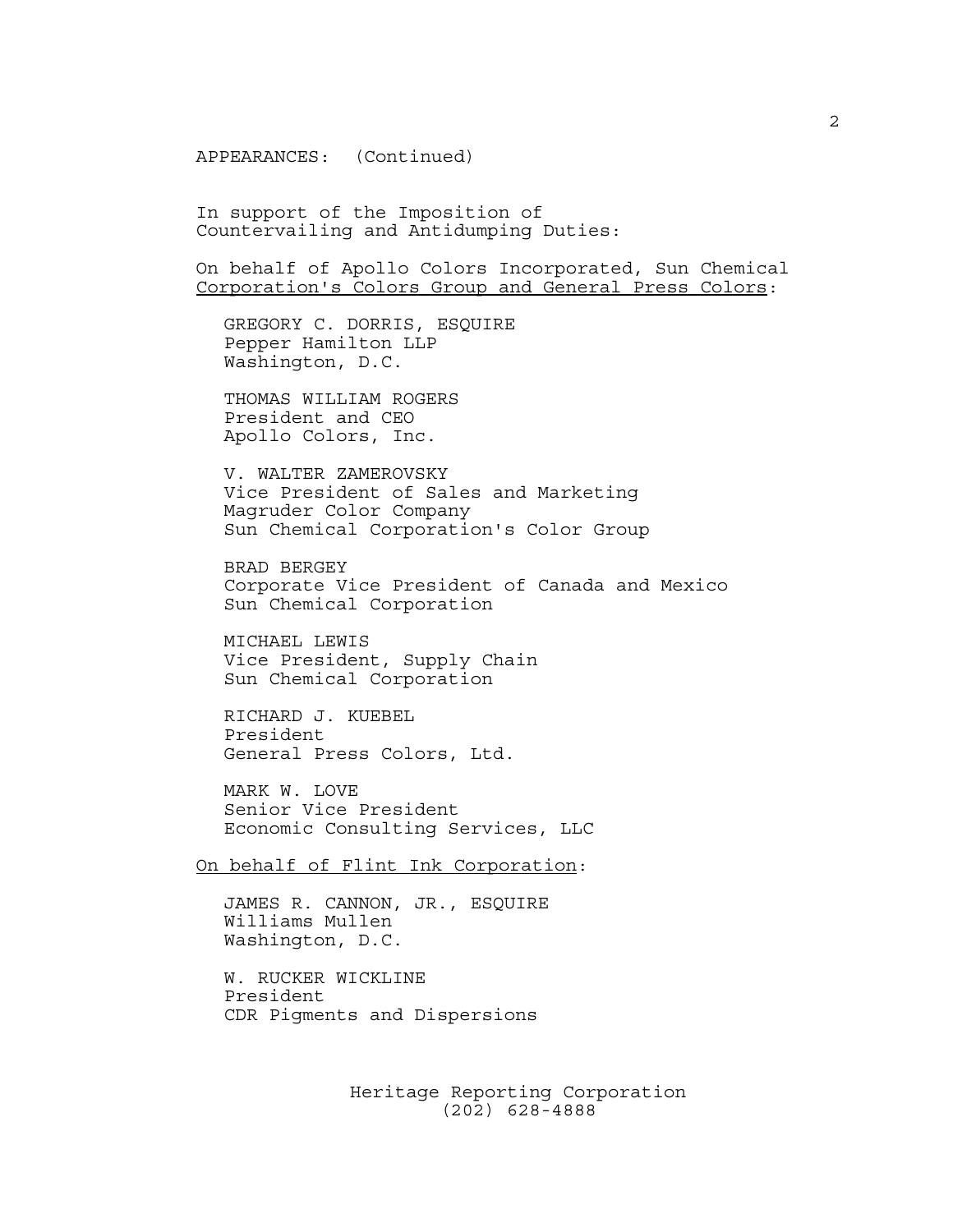APPEARANCES: (Continued)

In support of the Imposition of Countervailing and Antidumping Duties:

On behalf of Apollo Colors Incorporated, Sun Chemical Corporation's Colors Group and General Press Colors:

GREGORY C. DORRIS, ESQUIRE
Pepper Hamilton LLP
Washington, D.C.

THOMAS WILLIAM ROGERS
President and CEO
Apollo Colors, Inc.

V. WALTER ZAMEROVSKY
Vice President of Sales and Marketing
Magruder Color Company
Sun Chemical Corporation's Color Group

BRAD BERGEY
Corporate Vice President of Canada and Mexico
Sun Chemical Corporation

MICHAEL LEWIS
Vice President, Supply Chain
Sun Chemical Corporation

RICHARD J. KUEBEL
President
General Press Colors, Ltd.

MARK W. LOVE
Senior Vice President
Economic Consulting Services, LLC

On behalf of Flint Ink Corporation:

JAMES R. CANNON, JR., ESQUIRE
Williams Mullen
Washington, D.C.

W. RUCKER WICKLINE
President
CDR Pigments and Dispersions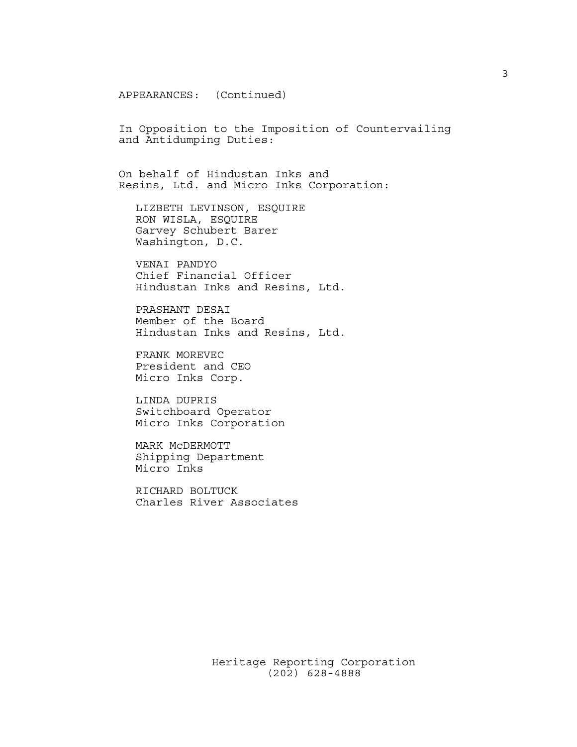APPEARANCES: (Continued)

In Opposition to the Imposition of Countervailing and Antidumping Duties:

On behalf of Hindustan Inks and <u>Resins, Ltd. and Micro Inks Corporation</u>:

LIZBETH LEVINSON, ESQUIRE
RON WISLA, ESQUIRE
Garvey Schubert Barer
Washington, D.C.

VENAI PANDYO
Chief Financial Officer
Hindustan Inks and Resins, Ltd.

PRASHANT DESAI
Member of the Board
Hindustan Inks and Resins, Ltd.

FRANK MOREVEC
President and CEO
Micro Inks Corp.

LINDA DUPRIS
Switchboard Operator
Micro Inks Corporation

MARK McDERMOTT
Shipping Department
Micro Inks

RICHARD BOLTUCK
Charles River Associates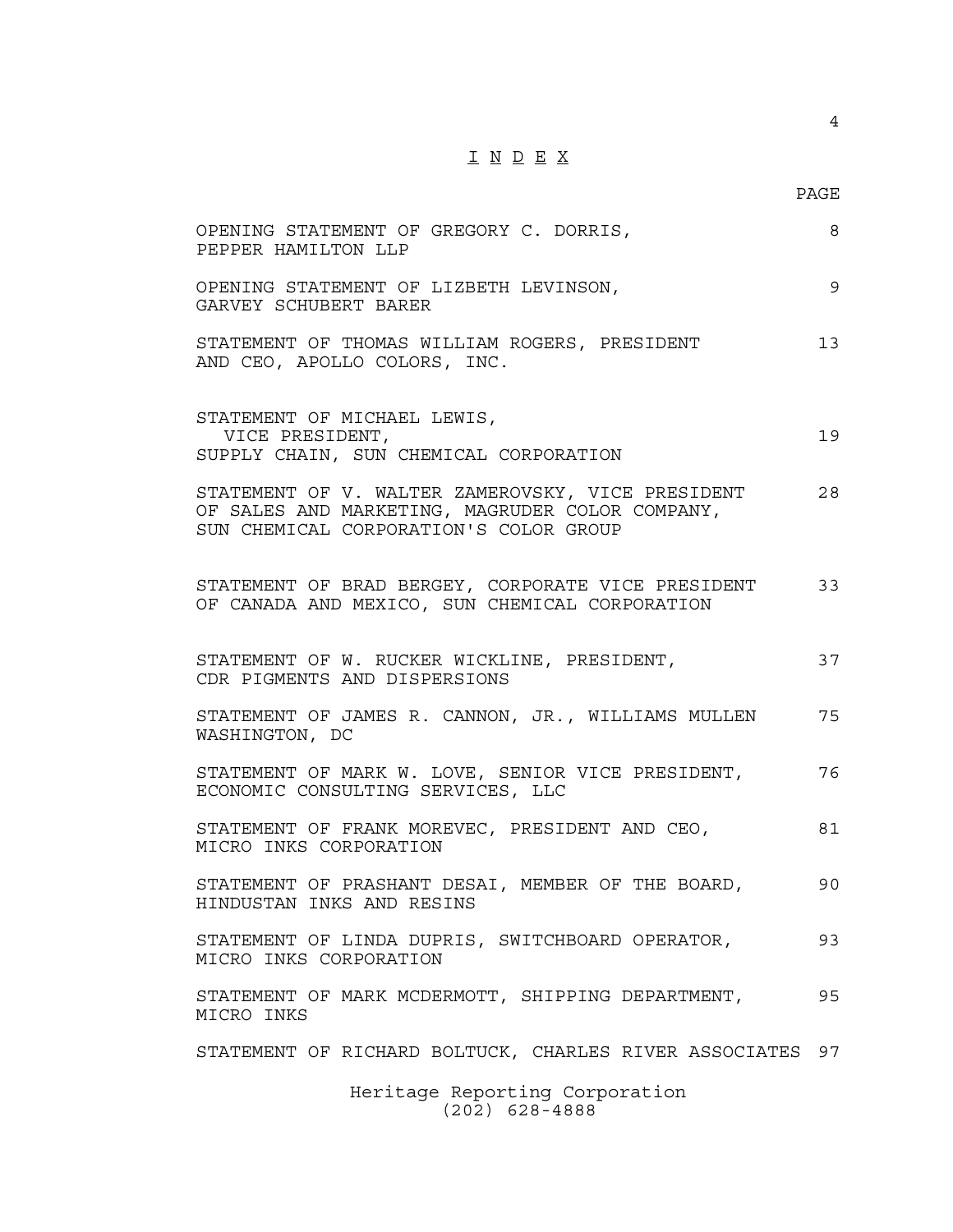# I N D E X

| | PAGE |
|---|---|
| OPENING STATEMENT OF GREGORY C. DORRIS, PEPPER HAMILTON LLP | 8 |
| OPENING STATEMENT OF LIZBETH LEVINSON, GARVEY SCHUBERT BARER | 9 |
| STATEMENT OF THOMAS WILLIAM ROGERS, PRESIDENT AND CEO, APOLLO COLORS, INC. | 13 |
| STATEMENT OF MICHAEL LEWIS, VICE PRESIDENT, SUPPLY CHAIN, SUN CHEMICAL CORPORATION | 19 |
| STATEMENT OF V. WALTER ZAMEROVSKY, VICE PRESIDENT OF SALES AND MARKETING, MAGRUDER COLOR COMPANY, SUN CHEMICAL CORPORATION'S COLOR GROUP | 28 |
| STATEMENT OF BRAD BERGEY, CORPORATE VICE PRESIDENT OF CANADA AND MEXICO, SUN CHEMICAL CORPORATION | 33 |
| STATEMENT OF W. RUCKER WICKLINE, PRESIDENT, CDR PIGMENTS AND DISPERSIONS | 37 |
| STATEMENT OF JAMES R. CANNON, JR., WILLIAMS MULLEN WASHINGTON, DC | 75 |
| STATEMENT OF MARK W. LOVE, SENIOR VICE PRESIDENT, ECONOMIC CONSULTING SERVICES, LLC | 76 |
| STATEMENT OF FRANK MOREVEC, PRESIDENT AND CEO, MICRO INKS CORPORATION | 81 |
| STATEMENT OF PRASHANT DESAI, MEMBER OF THE BOARD, HINDUSTAN INKS AND RESINS | 90 |
| STATEMENT OF LINDA DUPRIS, SWITCHBOARD OPERATOR, MICRO INKS CORPORATION | 93 |
| STATEMENT OF MARK MCDERMOTT, SHIPPING DEPARTMENT, MICRO INKS | 95 |
| STATEMENT OF RICHARD BOLTUCK, CHARLES RIVER ASSOCIATES | 97 |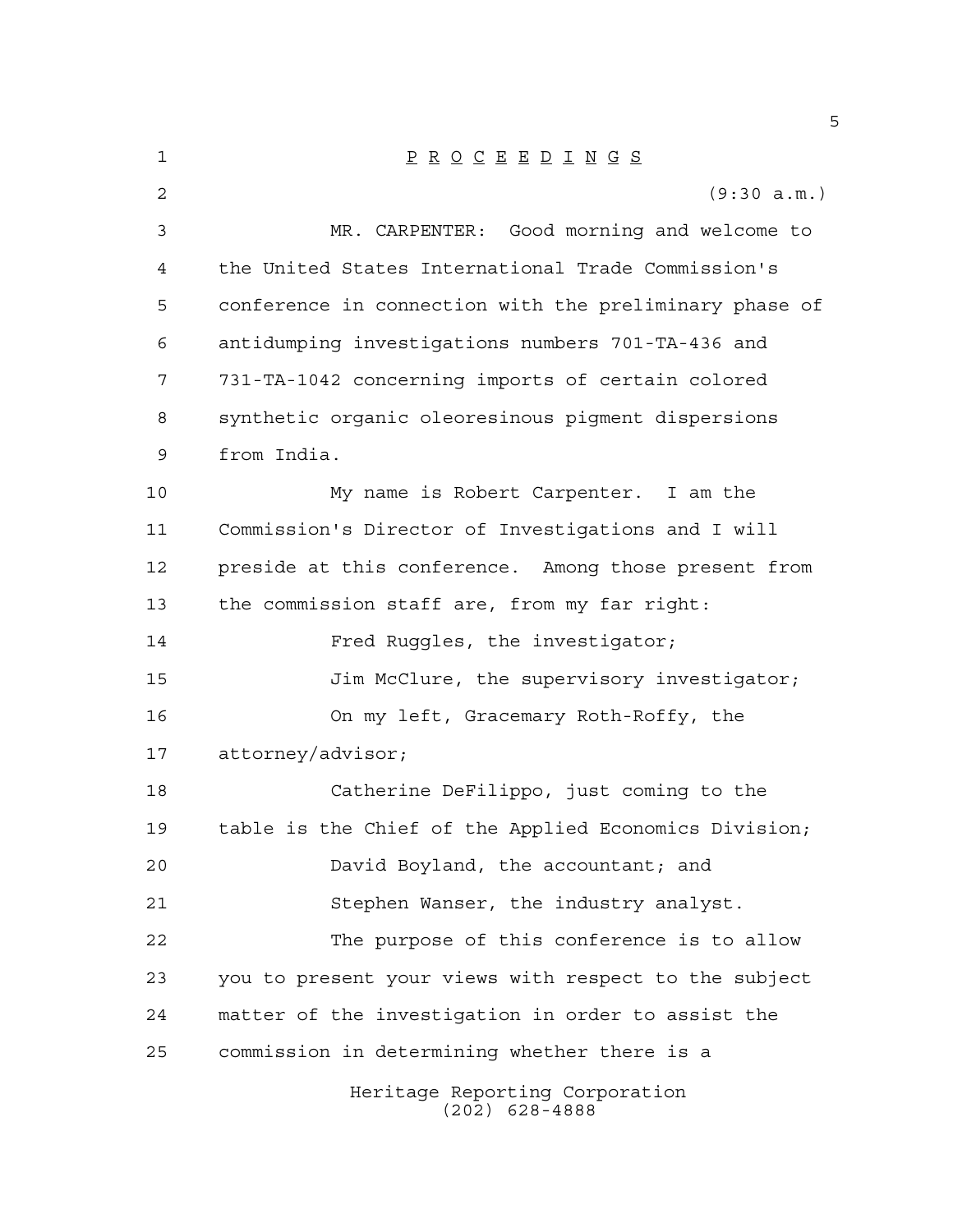P R O C E E D I N G S

(9:30 a.m.)

MR. CARPENTER: Good morning and welcome to the United States International Trade Commission's conference in connection with the preliminary phase of antidumping investigations numbers 701-TA-436 and 731-TA-1042 concerning imports of certain colored synthetic organic oleoresinous pigment dispersions from India.

My name is Robert Carpenter. I am the Commission's Director of Investigations and I will preside at this conference. Among those present from the commission staff are, from my far right:

Fred Ruggles, the investigator;

Jim McClure, the supervisory investigator;

On my left, Gracemary Roth-Roffy, the attorney/advisor;

Catherine DeFilippo, just coming to the table is the Chief of the Applied Economics Division;

David Boyland, the accountant; and

Stephen Wanser, the industry analyst.

The purpose of this conference is to allow you to present your views with respect to the subject matter of the investigation in order to assist the commission in determining whether there is a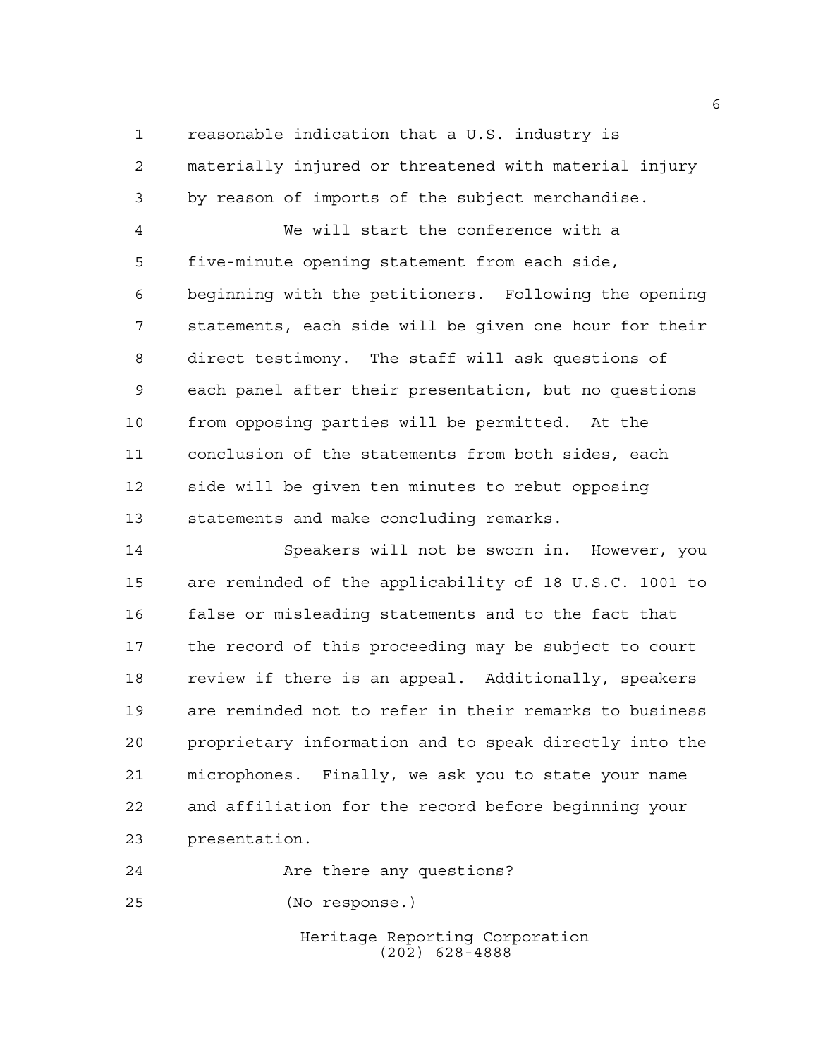reasonable indication that a U.S. industry is materially injured or threatened with material injury by reason of imports of the subject merchandise.

We will start the conference with a five-minute opening statement from each side, beginning with the petitioners. Following the opening statements, each side will be given one hour for their direct testimony. The staff will ask questions of each panel after their presentation, but no questions from opposing parties will be permitted. At the conclusion of the statements from both sides, each side will be given ten minutes to rebut opposing statements and make concluding remarks.

Speakers will not be sworn in. However, you are reminded of the applicability of 18 U.S.C. 1001 to false or misleading statements and to the fact that the record of this proceeding may be subject to court review if there is an appeal. Additionally, speakers are reminded not to refer in their remarks to business proprietary information and to speak directly into the microphones. Finally, we ask you to state your name and affiliation for the record before beginning your presentation.

Are there any questions?

(No response.)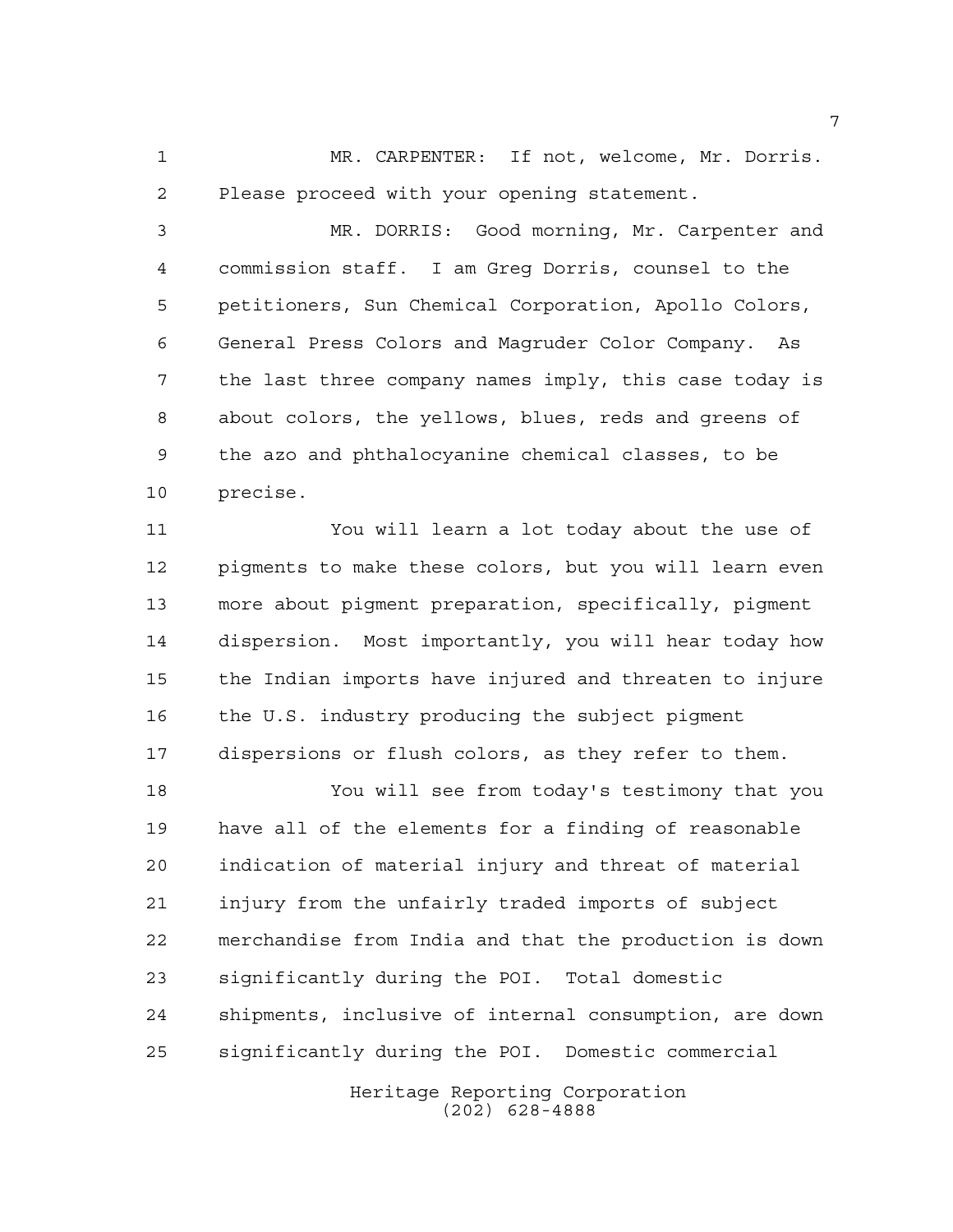MR. CARPENTER: If not, welcome, Mr. Dorris. Please proceed with your opening statement.

MR. DORRIS: Good morning, Mr. Carpenter and commission staff. I am Greg Dorris, counsel to the petitioners, Sun Chemical Corporation, Apollo Colors, General Press Colors and Magruder Color Company. As the last three company names imply, this case today is about colors, the yellows, blues, reds and greens of the azo and phthalocyanine chemical classes, to be precise.

You will learn a lot today about the use of pigments to make these colors, but you will learn even more about pigment preparation, specifically, pigment dispersion. Most importantly, you will hear today how the Indian imports have injured and threaten to injure the U.S. industry producing the subject pigment dispersions or flush colors, as they refer to them.

You will see from today's testimony that you have all of the elements for a finding of reasonable indication of material injury and threat of material injury from the unfairly traded imports of subject merchandise from India and that the production is down significantly during the POI. Total domestic shipments, inclusive of internal consumption, are down significantly during the POI. Domestic commercial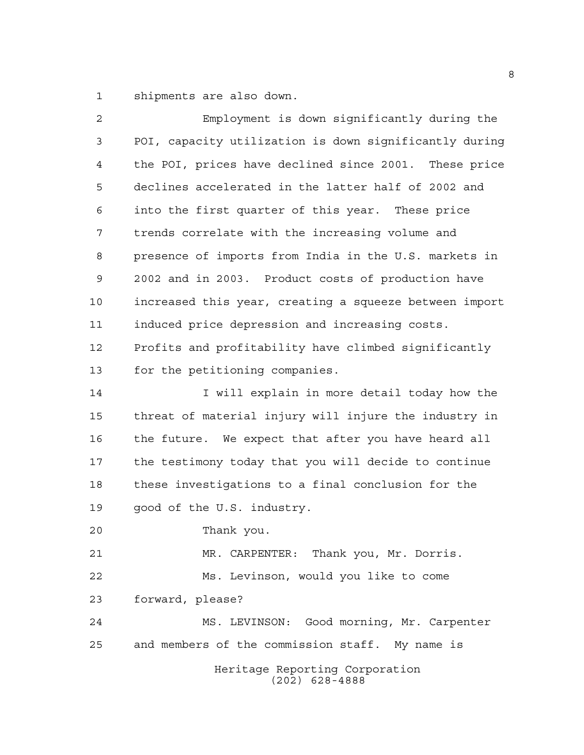shipments are also down.

Employment is down significantly during the POI, capacity utilization is down significantly during the POI, prices have declined since 2001. These price declines accelerated in the latter half of 2002 and into the first quarter of this year. These price trends correlate with the increasing volume and presence of imports from India in the U.S. markets in 2002 and in 2003. Product costs of production have increased this year, creating a squeeze between import induced price depression and increasing costs. Profits and profitability have climbed significantly for the petitioning companies.

I will explain in more detail today how the threat of material injury will injure the industry in the future. We expect that after you have heard all the testimony today that you will decide to continue these investigations to a final conclusion for the good of the U.S. industry.

Thank you.

MR. CARPENTER: Thank you, Mr. Dorris.

Ms. Levinson, would you like to come forward, please?

MS. LEVINSON: Good morning, Mr. Carpenter and members of the commission staff. My name is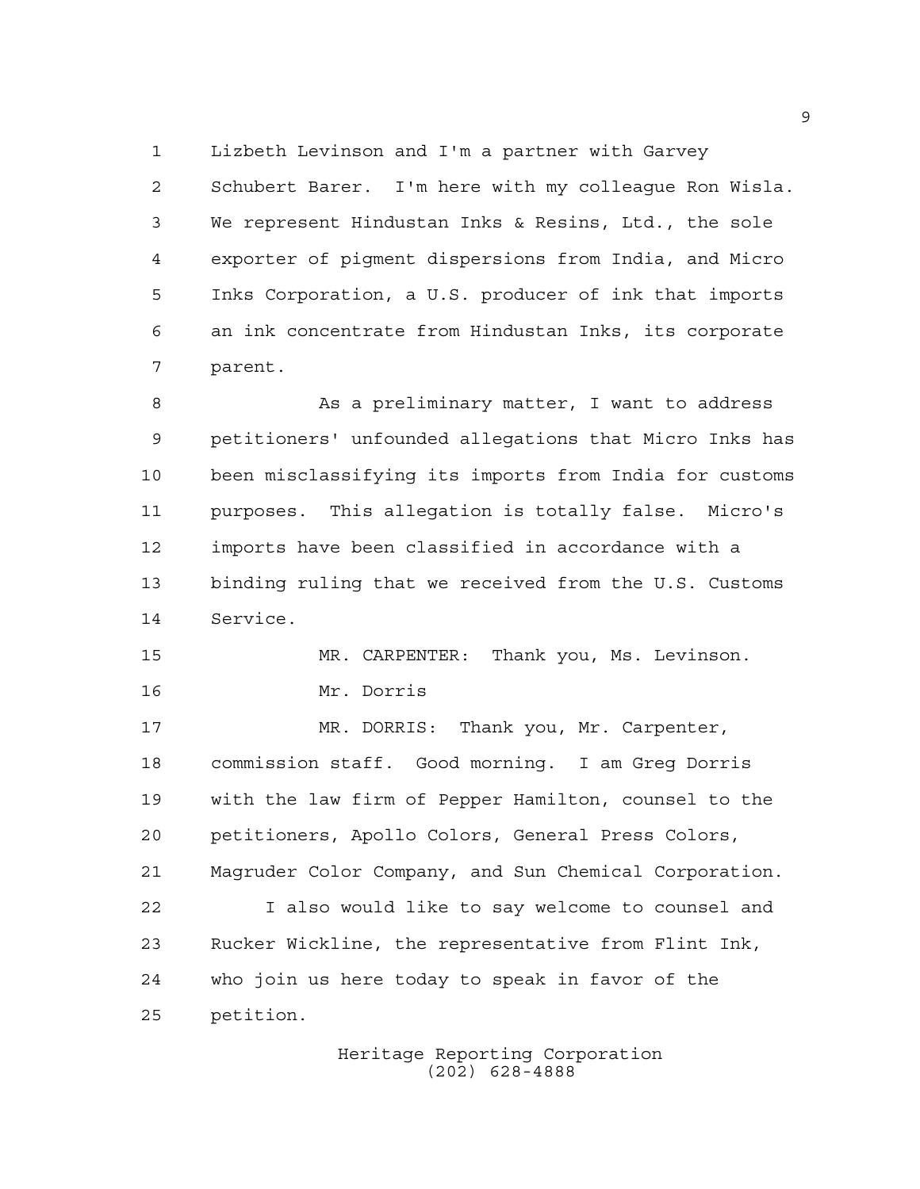Lizbeth Levinson and I'm a partner with Garvey Schubert Barer. I'm here with my colleague Ron Wisla. We represent Hindustan Inks & Resins, Ltd., the sole exporter of pigment dispersions from India, and Micro Inks Corporation, a U.S. producer of ink that imports an ink concentrate from Hindustan Inks, its corporate parent.

As a preliminary matter, I want to address petitioners' unfounded allegations that Micro Inks has been misclassifying its imports from India for customs purposes. This allegation is totally false. Micro's imports have been classified in accordance with a binding ruling that we received from the U.S. Customs Service.

MR. CARPENTER: Thank you, Ms. Levinson.

Mr. Dorris

MR. DORRIS: Thank you, Mr. Carpenter, commission staff. Good morning. I am Greg Dorris with the law firm of Pepper Hamilton, counsel to the petitioners, Apollo Colors, General Press Colors, Magruder Color Company, and Sun Chemical Corporation.

I also would like to say welcome to counsel and Rucker Wickline, the representative from Flint Ink, who join us here today to speak in favor of the petition.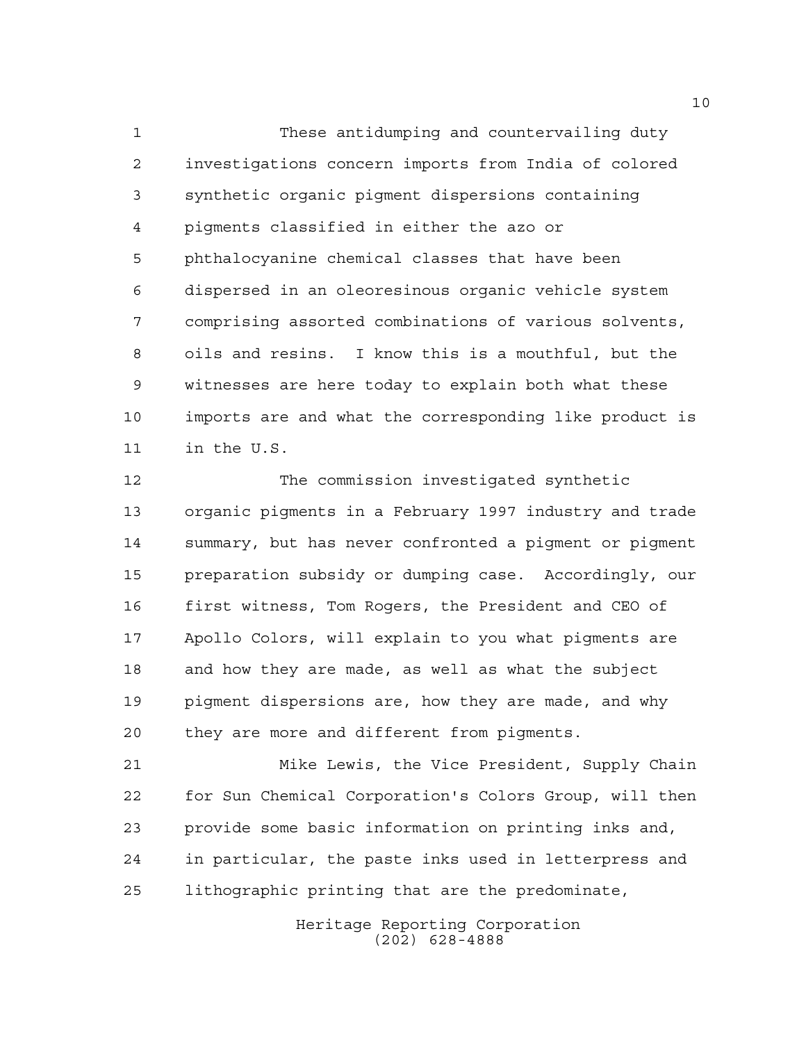These antidumping and countervailing duty investigations concern imports from India of colored synthetic organic pigment dispersions containing pigments classified in either the azo or phthalocyanine chemical classes that have been dispersed in an oleoresinous organic vehicle system comprising assorted combinations of various solvents, oils and resins. I know this is a mouthful, but the witnesses are here today to explain both what these imports are and what the corresponding like product is in the U.S.

The commission investigated synthetic organic pigments in a February 1997 industry and trade summary, but has never confronted a pigment or pigment preparation subsidy or dumping case. Accordingly, our first witness, Tom Rogers, the President and CEO of Apollo Colors, will explain to you what pigments are and how they are made, as well as what the subject pigment dispersions are, how they are made, and why they are more and different from pigments.

Mike Lewis, the Vice President, Supply Chain for Sun Chemical Corporation's Colors Group, will then provide some basic information on printing inks and, in particular, the paste inks used in letterpress and lithographic printing that are the predominate,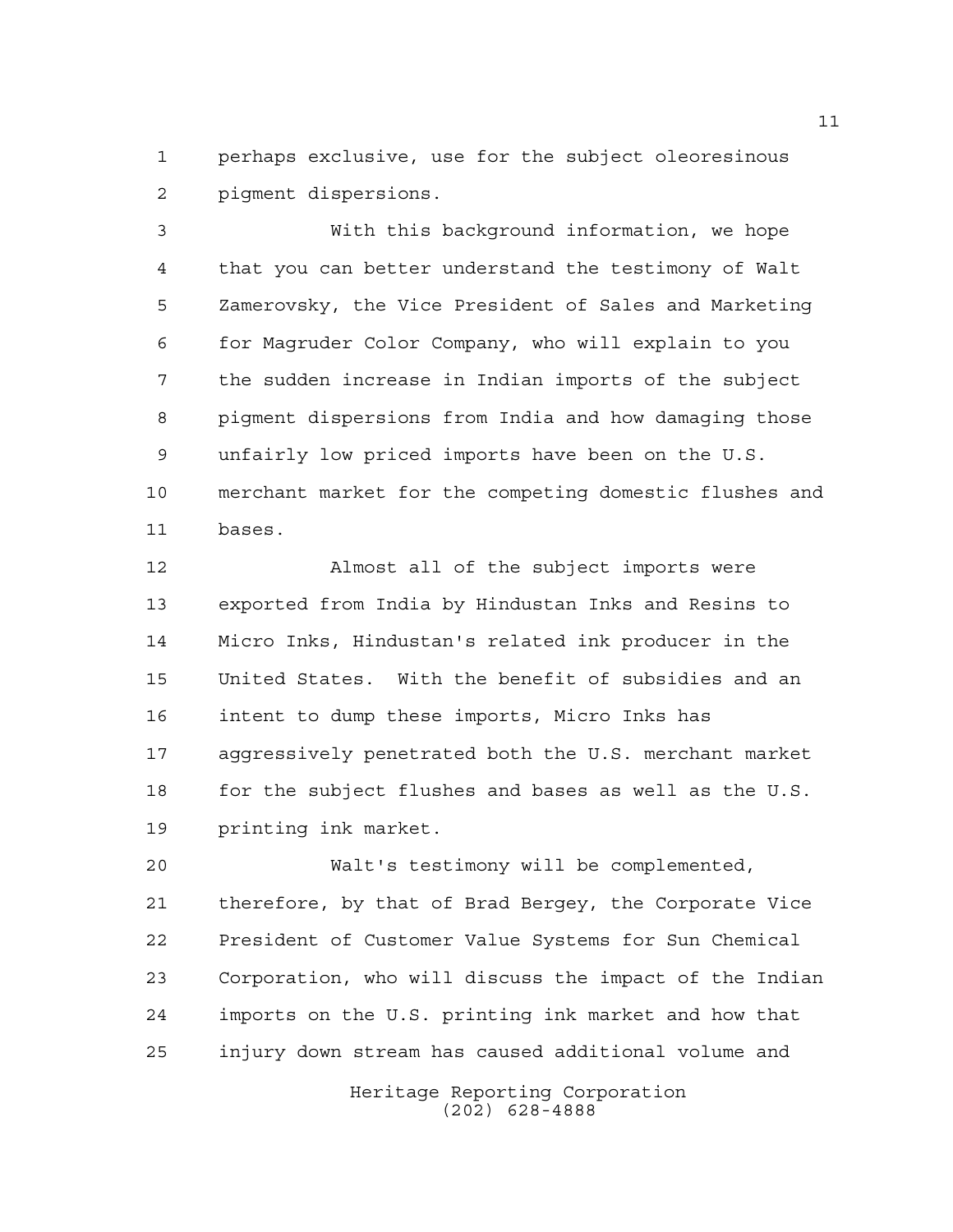perhaps exclusive, use for the subject oleoresinous pigment dispersions.

With this background information, we hope that you can better understand the testimony of Walt Zamerovsky, the Vice President of Sales and Marketing for Magruder Color Company, who will explain to you the sudden increase in Indian imports of the subject pigment dispersions from India and how damaging those unfairly low priced imports have been on the U.S. merchant market for the competing domestic flushes and bases.

Almost all of the subject imports were exported from India by Hindustan Inks and Resins to Micro Inks, Hindustan's related ink producer in the United States. With the benefit of subsidies and an intent to dump these imports, Micro Inks has aggressively penetrated both the U.S. merchant market for the subject flushes and bases as well as the U.S. printing ink market.

Walt's testimony will be complemented, therefore, by that of Brad Bergey, the Corporate Vice President of Customer Value Systems for Sun Chemical Corporation, who will discuss the impact of the Indian imports on the U.S. printing ink market and how that injury down stream has caused additional volume and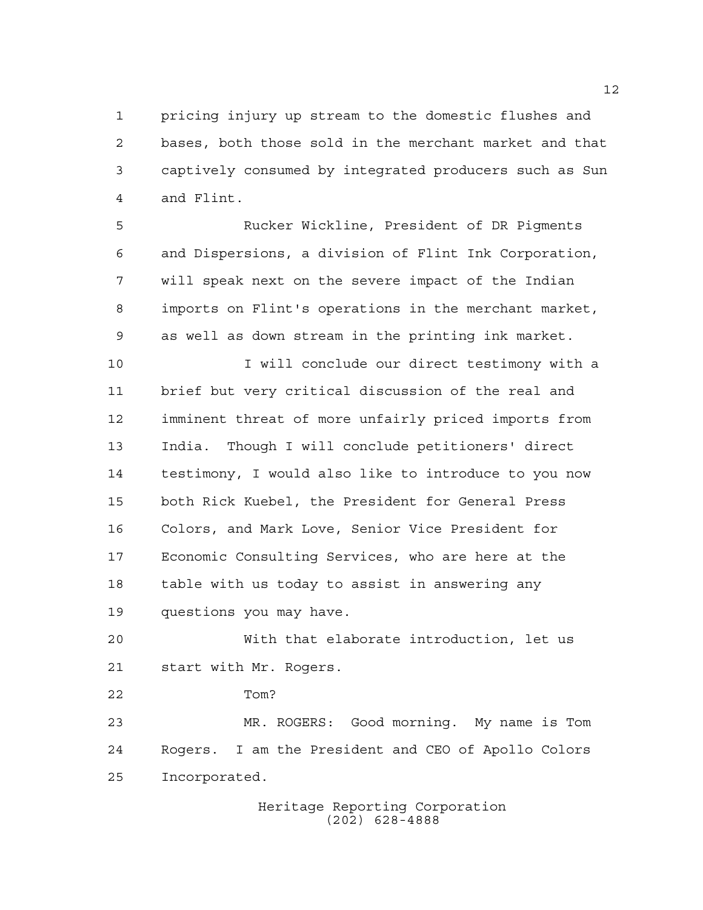pricing injury up stream to the domestic flushes and bases, both those sold in the merchant market and that captively consumed by integrated producers such as Sun and Flint.

Rucker Wickline, President of DR Pigments and Dispersions, a division of Flint Ink Corporation, will speak next on the severe impact of the Indian imports on Flint's operations in the merchant market, as well as down stream in the printing ink market.

I will conclude our direct testimony with a brief but very critical discussion of the real and imminent threat of more unfairly priced imports from India. Though I will conclude petitioners' direct testimony, I would also like to introduce to you now both Rick Kuebel, the President for General Press Colors, and Mark Love, Senior Vice President for Economic Consulting Services, who are here at the table with us today to assist in answering any questions you may have.

With that elaborate introduction, let us start with Mr. Rogers.

Tom?

MR. ROGERS: Good morning. My name is Tom Rogers. I am the President and CEO of Apollo Colors Incorporated.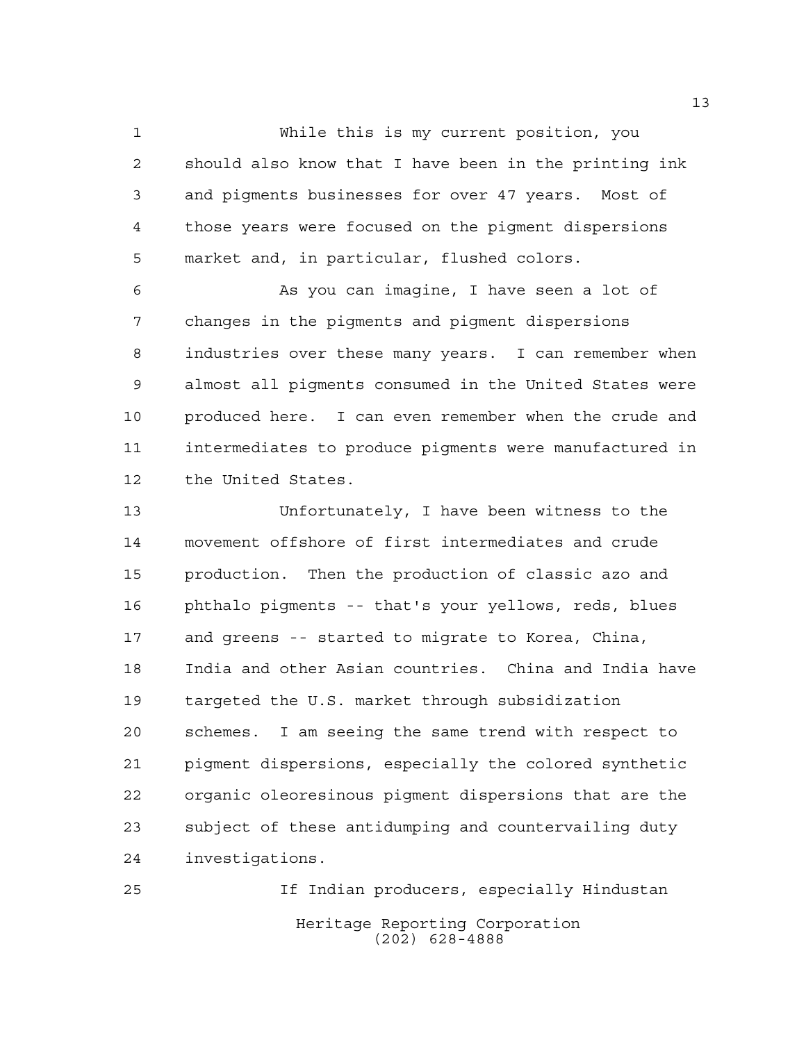While this is my current position, you should also know that I have been in the printing ink and pigments businesses for over 47 years. Most of those years were focused on the pigment dispersions market and, in particular, flushed colors.

As you can imagine, I have seen a lot of changes in the pigments and pigment dispersions industries over these many years. I can remember when almost all pigments consumed in the United States were produced here. I can even remember when the crude and intermediates to produce pigments were manufactured in the United States.

Unfortunately, I have been witness to the movement offshore of first intermediates and crude production. Then the production of classic azo and phthalo pigments -- that's your yellows, reds, blues and greens -- started to migrate to Korea, China, India and other Asian countries. China and India have targeted the U.S. market through subsidization schemes. I am seeing the same trend with respect to pigment dispersions, especially the colored synthetic organic oleoresinous pigment dispersions that are the subject of these antidumping and countervailing duty investigations.

If Indian producers, especially Hindustan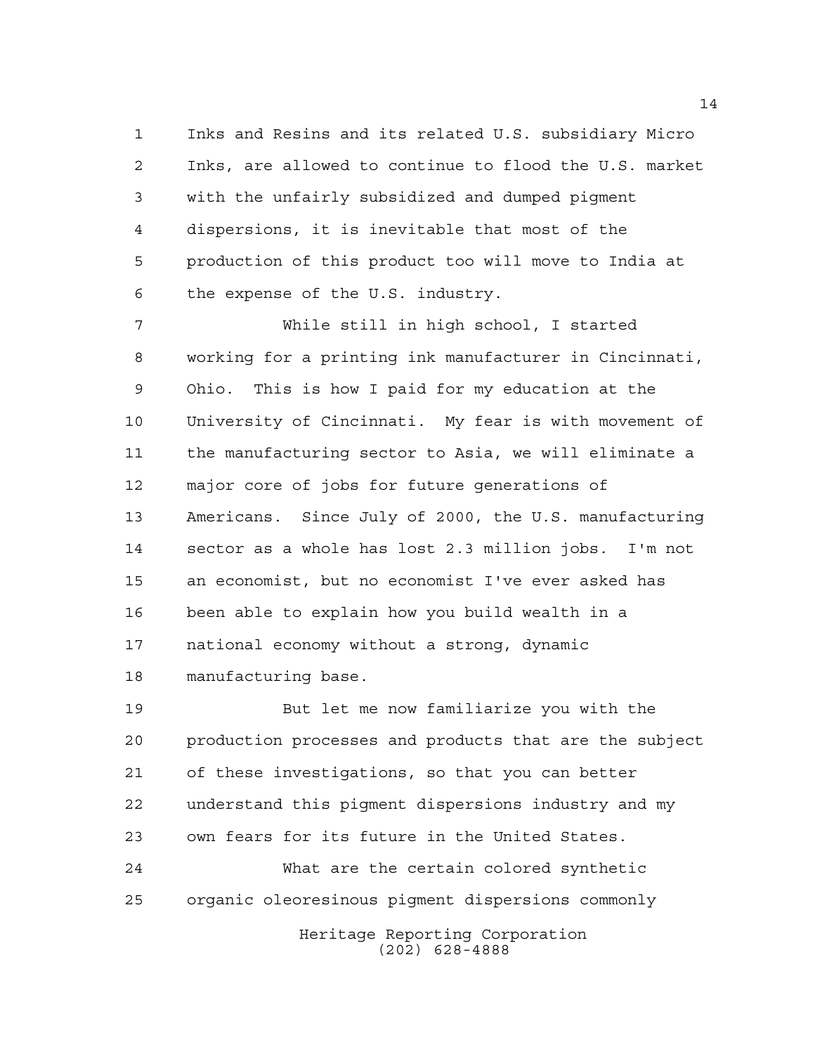Inks and Resins and its related U.S. subsidiary Micro Inks, are allowed to continue to flood the U.S. market with the unfairly subsidized and dumped pigment dispersions, it is inevitable that most of the production of this product too will move to India at the expense of the U.S. industry.

While still in high school, I started working for a printing ink manufacturer in Cincinnati, Ohio. This is how I paid for my education at the University of Cincinnati. My fear is with movement of the manufacturing sector to Asia, we will eliminate a major core of jobs for future generations of Americans. Since July of 2000, the U.S. manufacturing sector as a whole has lost 2.3 million jobs. I'm not an economist, but no economist I've ever asked has been able to explain how you build wealth in a national economy without a strong, dynamic manufacturing base.

But let me now familiarize you with the production processes and products that are the subject of these investigations, so that you can better understand this pigment dispersions industry and my own fears for its future in the United States.

What are the certain colored synthetic organic oleoresinous pigment dispersions commonly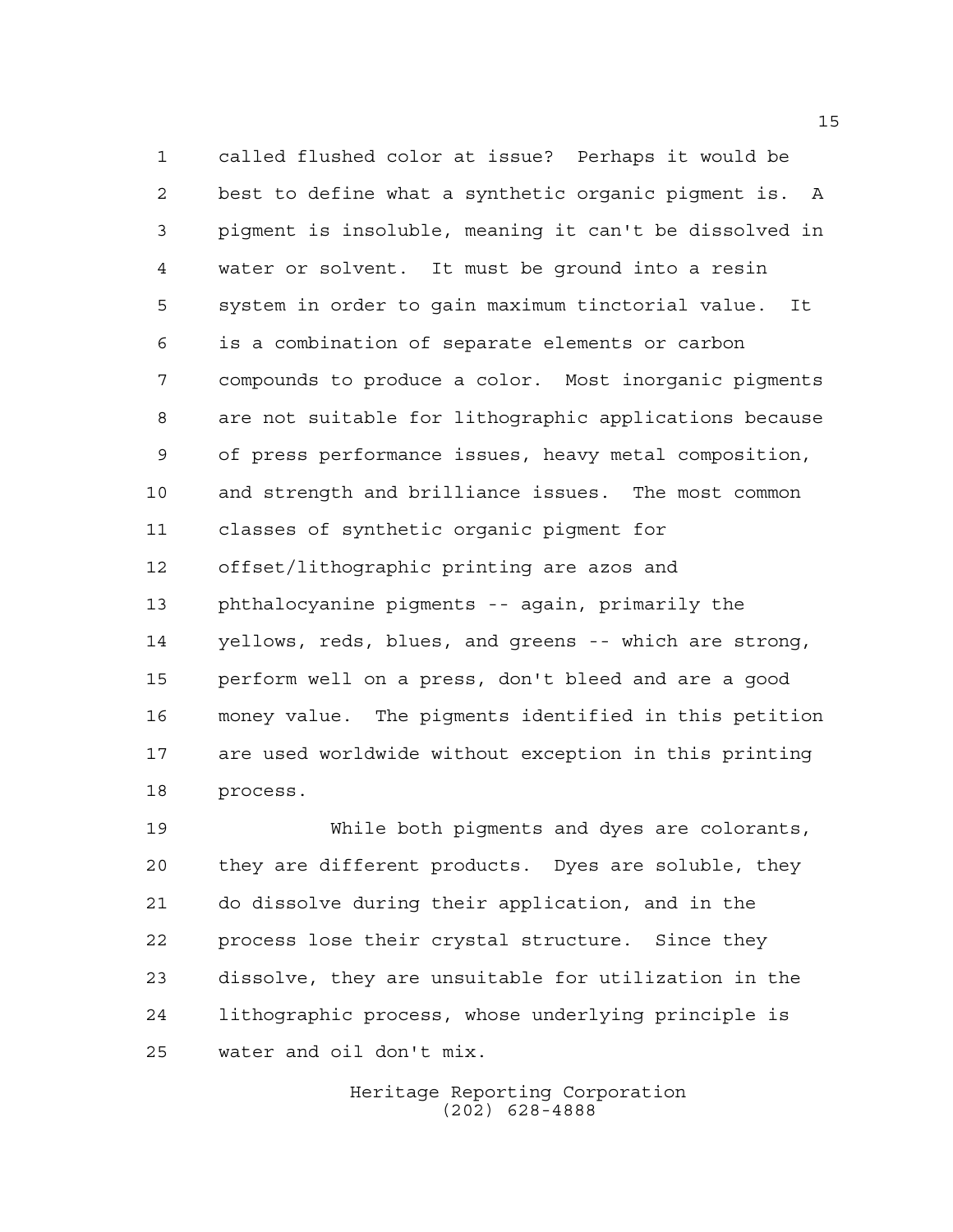called flushed color at issue? Perhaps it would be best to define what a synthetic organic pigment is. A pigment is insoluble, meaning it can't be dissolved in water or solvent. It must be ground into a resin system in order to gain maximum tinctorial value. It is a combination of separate elements or carbon compounds to produce a color. Most inorganic pigments are not suitable for lithographic applications because of press performance issues, heavy metal composition, and strength and brilliance issues. The most common classes of synthetic organic pigment for offset/lithographic printing are azos and phthalocyanine pigments -- again, primarily the yellows, reds, blues, and greens -- which are strong, perform well on a press, don't bleed and are a good money value. The pigments identified in this petition are used worldwide without exception in this printing process.

While both pigments and dyes are colorants, they are different products. Dyes are soluble, they do dissolve during their application, and in the process lose their crystal structure. Since they dissolve, they are unsuitable for utilization in the lithographic process, whose underlying principle is water and oil don't mix.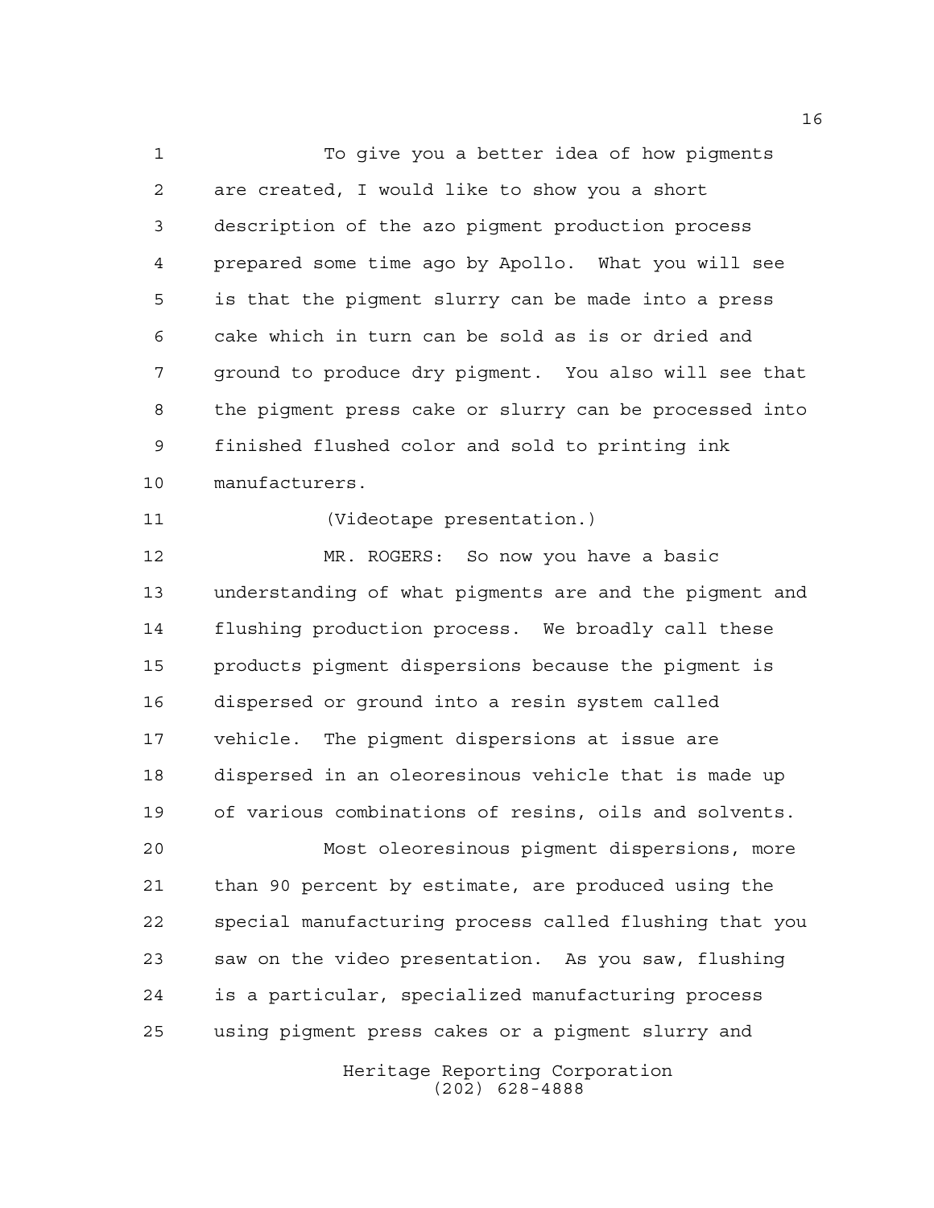To give you a better idea of how pigments are created, I would like to show you a short description of the azo pigment production process prepared some time ago by Apollo. What you will see is that the pigment slurry can be made into a press cake which in turn can be sold as is or dried and ground to produce dry pigment. You also will see that the pigment press cake or slurry can be processed into finished flushed color and sold to printing ink manufacturers.

(Videotape presentation.)

MR. ROGERS: So now you have a basic understanding of what pigments are and the pigment and flushing production process. We broadly call these products pigment dispersions because the pigment is dispersed or ground into a resin system called vehicle. The pigment dispersions at issue are dispersed in an oleoresinous vehicle that is made up of various combinations of resins, oils and solvents.

Most oleoresinous pigment dispersions, more than 90 percent by estimate, are produced using the special manufacturing process called flushing that you saw on the video presentation. As you saw, flushing is a particular, specialized manufacturing process using pigment press cakes or a pigment slurry and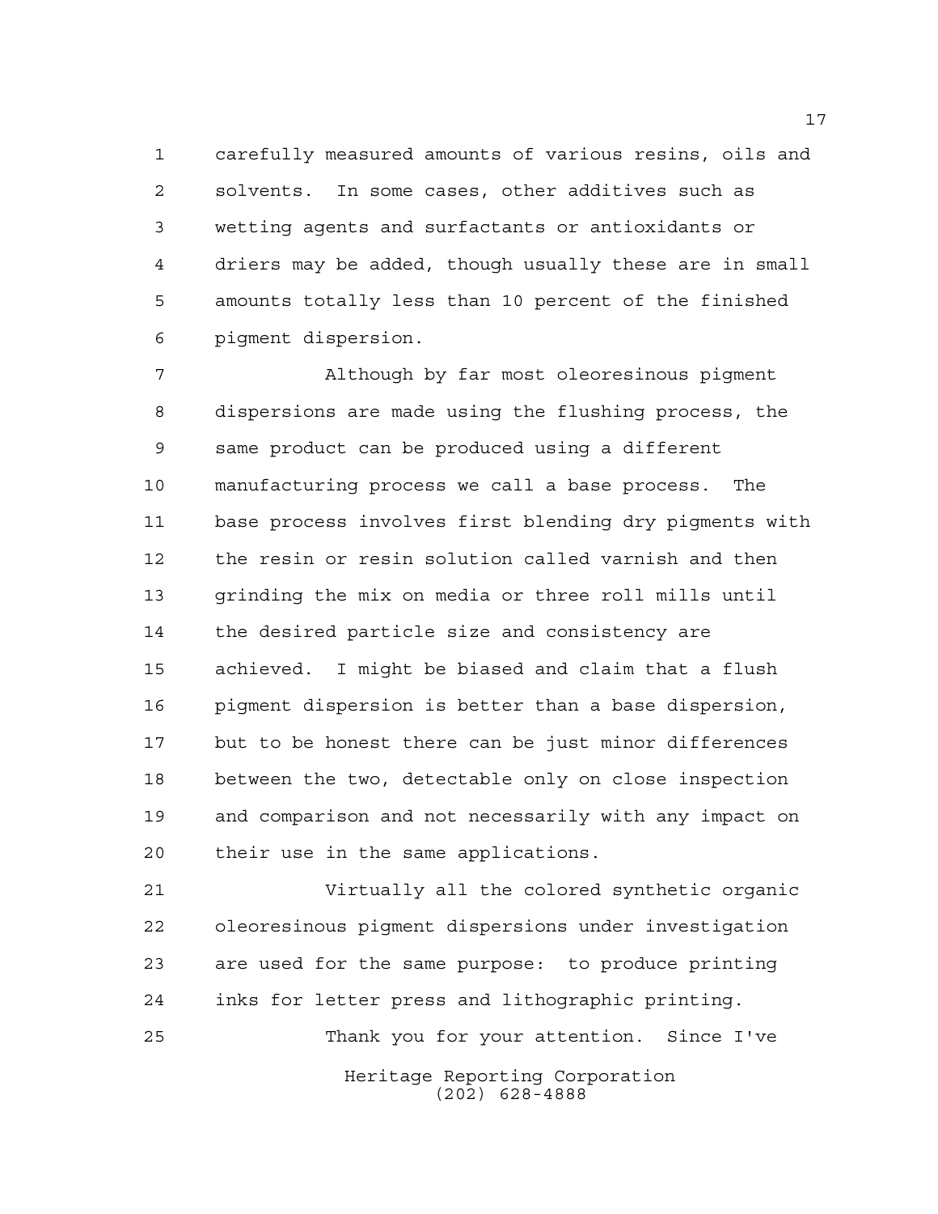carefully measured amounts of various resins, oils and solvents. In some cases, other additives such as wetting agents and surfactants or antioxidants or driers may be added, though usually these are in small amounts totally less than 10 percent of the finished pigment dispersion.

Although by far most oleoresinous pigment dispersions are made using the flushing process, the same product can be produced using a different manufacturing process we call a base process. The base process involves first blending dry pigments with the resin or resin solution called varnish and then grinding the mix on media or three roll mills until the desired particle size and consistency are achieved. I might be biased and claim that a flush pigment dispersion is better than a base dispersion, but to be honest there can be just minor differences between the two, detectable only on close inspection and comparison and not necessarily with any impact on their use in the same applications.

Virtually all the colored synthetic organic oleoresinous pigment dispersions under investigation are used for the same purpose: to produce printing inks for letter press and lithographic printing.

Thank you for your attention. Since I've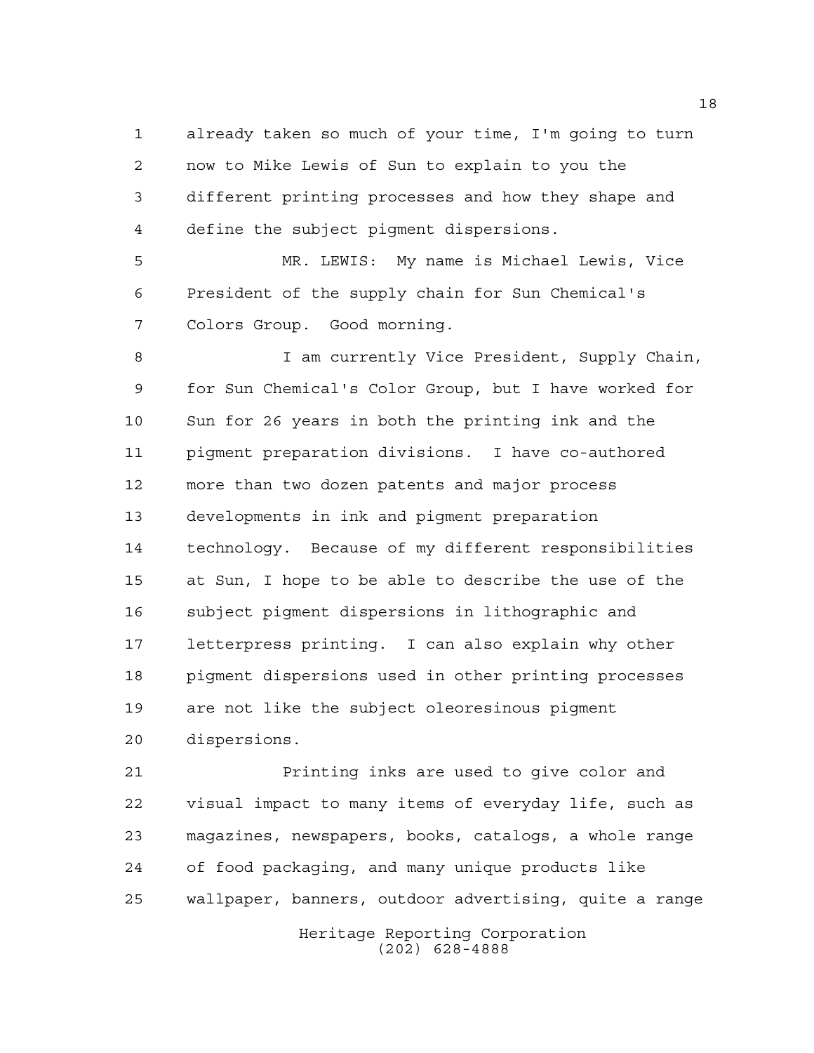already taken so much of your time, I'm going to turn now to Mike Lewis of Sun to explain to you the different printing processes and how they shape and define the subject pigment dispersions.

MR. LEWIS: My name is Michael Lewis, Vice President of the supply chain for Sun Chemical's Colors Group. Good morning.

I am currently Vice President, Supply Chain, for Sun Chemical's Color Group, but I have worked for Sun for 26 years in both the printing ink and the pigment preparation divisions. I have co-authored more than two dozen patents and major process developments in ink and pigment preparation technology. Because of my different responsibilities at Sun, I hope to be able to describe the use of the subject pigment dispersions in lithographic and letterpress printing. I can also explain why other pigment dispersions used in other printing processes are not like the subject oleoresinous pigment dispersions.

Printing inks are used to give color and visual impact to many items of everyday life, such as magazines, newspapers, books, catalogs, a whole range of food packaging, and many unique products like wallpaper, banners, outdoor advertising, quite a range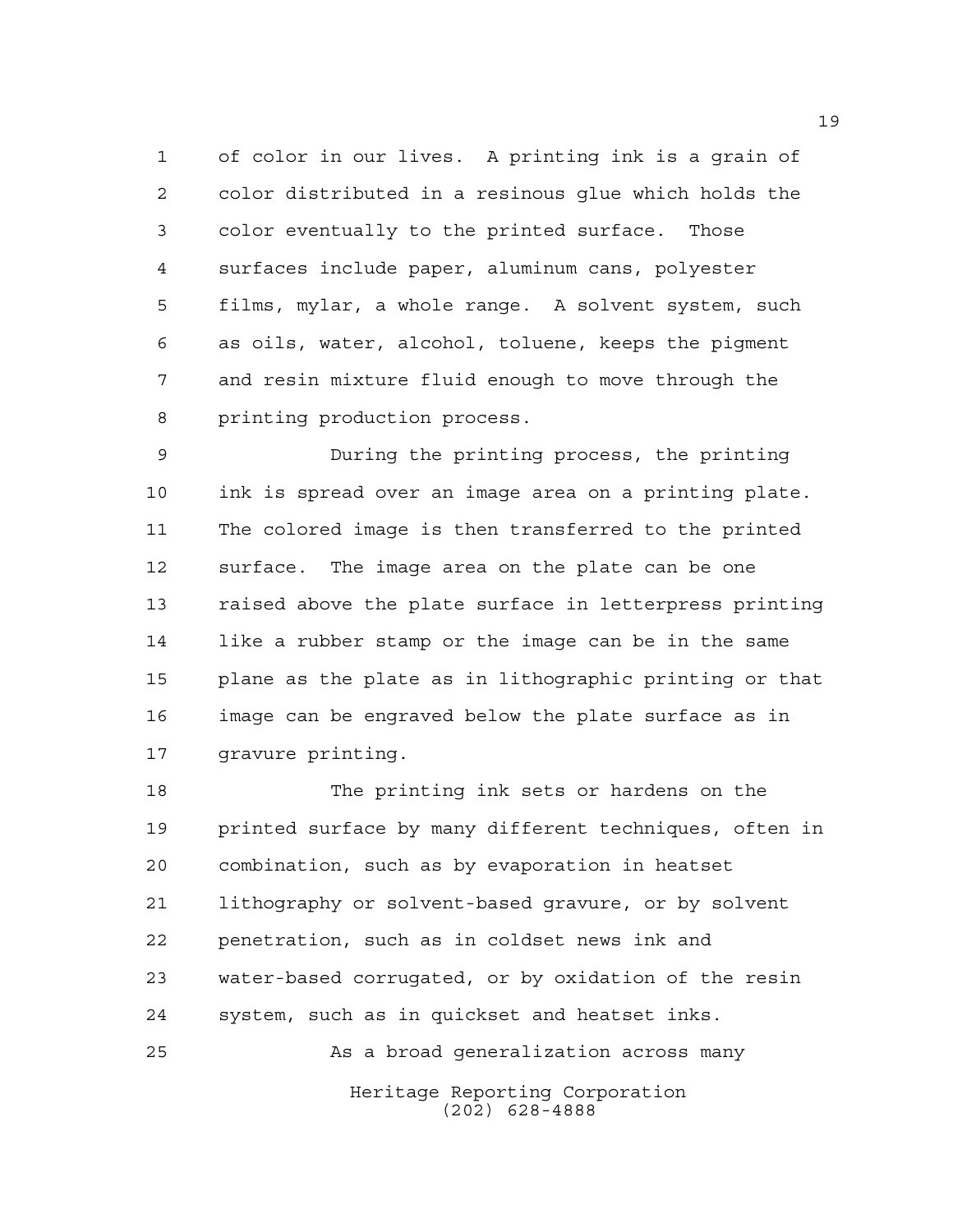of color in our lives. A printing ink is a grain of color distributed in a resinous glue which holds the color eventually to the printed surface. Those surfaces include paper, aluminum cans, polyester films, mylar, a whole range. A solvent system, such as oils, water, alcohol, toluene, keeps the pigment and resin mixture fluid enough to move through the printing production process.

During the printing process, the printing ink is spread over an image area on a printing plate. The colored image is then transferred to the printed surface. The image area on the plate can be one raised above the plate surface in letterpress printing like a rubber stamp or the image can be in the same plane as the plate as in lithographic printing or that image can be engraved below the plate surface as in gravure printing.

The printing ink sets or hardens on the printed surface by many different techniques, often in combination, such as by evaporation in heatset lithography or solvent-based gravure, or by solvent penetration, such as in coldset news ink and water-based corrugated, or by oxidation of the resin system, such as in quickset and heatset inks.

As a broad generalization across many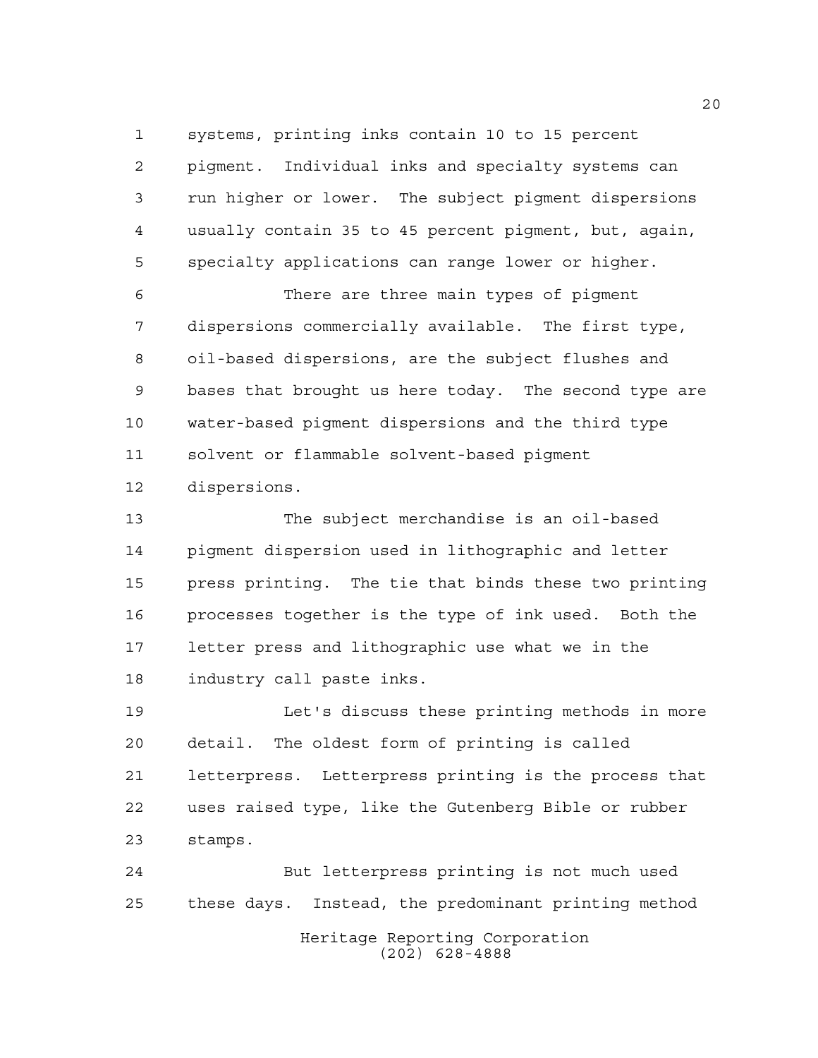systems, printing inks contain 10 to 15 percent pigment. Individual inks and specialty systems can run higher or lower. The subject pigment dispersions usually contain 35 to 45 percent pigment, but, again, specialty applications can range lower or higher.

There are three main types of pigment dispersions commercially available. The first type, oil-based dispersions, are the subject flushes and bases that brought us here today. The second type are water-based pigment dispersions and the third type solvent or flammable solvent-based pigment dispersions.

The subject merchandise is an oil-based pigment dispersion used in lithographic and letter press printing. The tie that binds these two printing processes together is the type of ink used. Both the letter press and lithographic use what we in the industry call paste inks.

Let's discuss these printing methods in more detail. The oldest form of printing is called letterpress. Letterpress printing is the process that uses raised type, like the Gutenberg Bible or rubber stamps.

But letterpress printing is not much used these days. Instead, the predominant printing method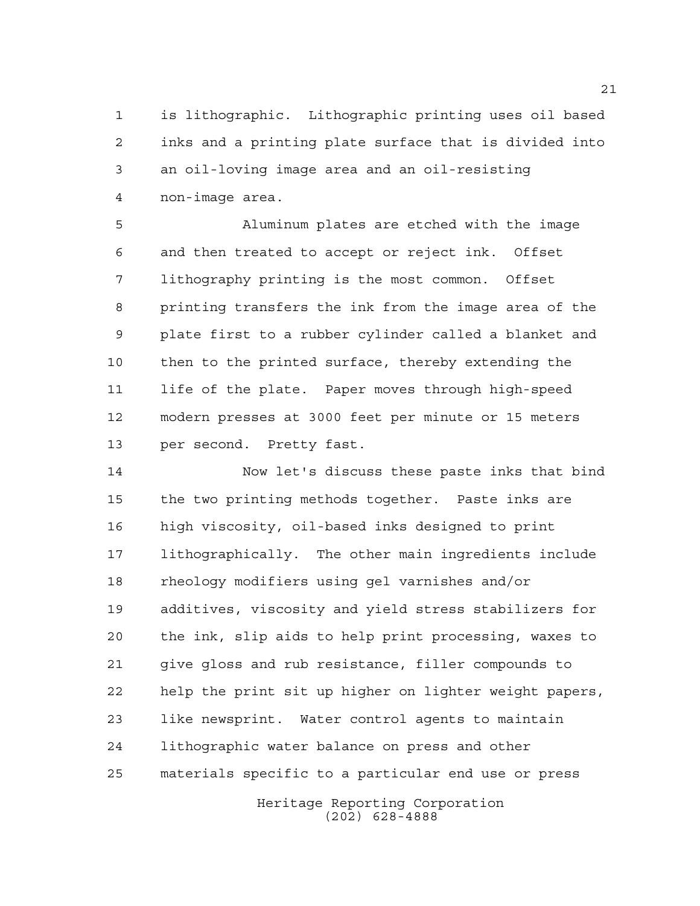is lithographic. Lithographic printing uses oil based inks and a printing plate surface that is divided into an oil-loving image area and an oil-resisting non-image area.

Aluminum plates are etched with the image and then treated to accept or reject ink. Offset lithography printing is the most common. Offset printing transfers the ink from the image area of the plate first to a rubber cylinder called a blanket and then to the printed surface, thereby extending the life of the plate. Paper moves through high-speed modern presses at 3000 feet per minute or 15 meters per second. Pretty fast.

Now let's discuss these paste inks that bind the two printing methods together. Paste inks are high viscosity, oil-based inks designed to print lithographically. The other main ingredients include rheology modifiers using gel varnishes and/or additives, viscosity and yield stress stabilizers for the ink, slip aids to help print processing, waxes to give gloss and rub resistance, filler compounds to help the print sit up higher on lighter weight papers, like newsprint. Water control agents to maintain lithographic water balance on press and other materials specific to a particular end use or press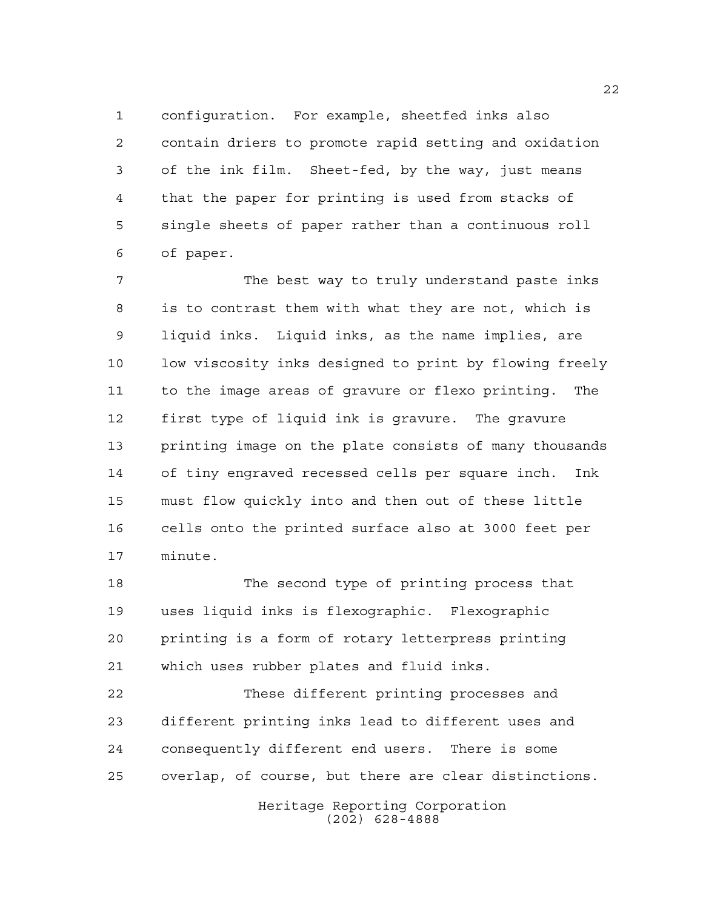configuration. For example, sheetfed inks also contain driers to promote rapid setting and oxidation of the ink film. Sheet-fed, by the way, just means that the paper for printing is used from stacks of single sheets of paper rather than a continuous roll of paper.

The best way to truly understand paste inks is to contrast them with what they are not, which is liquid inks. Liquid inks, as the name implies, are low viscosity inks designed to print by flowing freely to the image areas of gravure or flexo printing. The first type of liquid ink is gravure. The gravure printing image on the plate consists of many thousands of tiny engraved recessed cells per square inch. Ink must flow quickly into and then out of these little cells onto the printed surface also at 3000 feet per minute.

The second type of printing process that uses liquid inks is flexographic. Flexographic printing is a form of rotary letterpress printing which uses rubber plates and fluid inks.

These different printing processes and different printing inks lead to different uses and consequently different end users. There is some overlap, of course, but there are clear distinctions.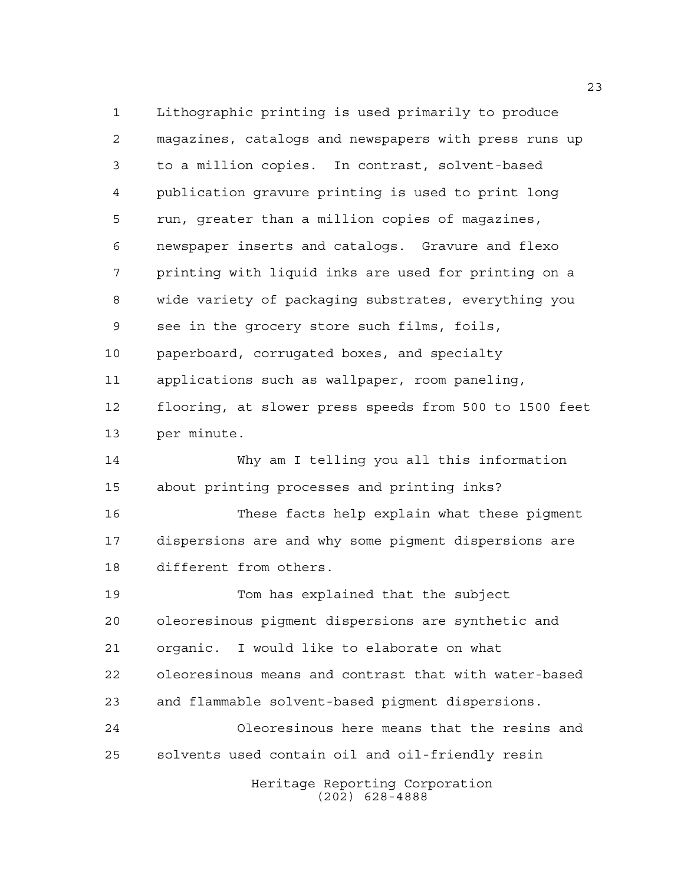Lithographic printing is used primarily to produce magazines, catalogs and newspapers with press runs up to a million copies. In contrast, solvent-based publication gravure printing is used to print long run, greater than a million copies of magazines, newspaper inserts and catalogs. Gravure and flexo printing with liquid inks are used for printing on a wide variety of packaging substrates, everything you see in the grocery store such films, foils, paperboard, corrugated boxes, and specialty applications such as wallpaper, room paneling, flooring, at slower press speeds from 500 to 1500 feet per minute.

Why am I telling you all this information about printing processes and printing inks?

These facts help explain what these pigment dispersions are and why some pigment dispersions are different from others.

Tom has explained that the subject oleoresinous pigment dispersions are synthetic and organic. I would like to elaborate on what oleoresinous means and contrast that with water-based and flammable solvent-based pigment dispersions.

Oleoresinous here means that the resins and solvents used contain oil and oil-friendly resin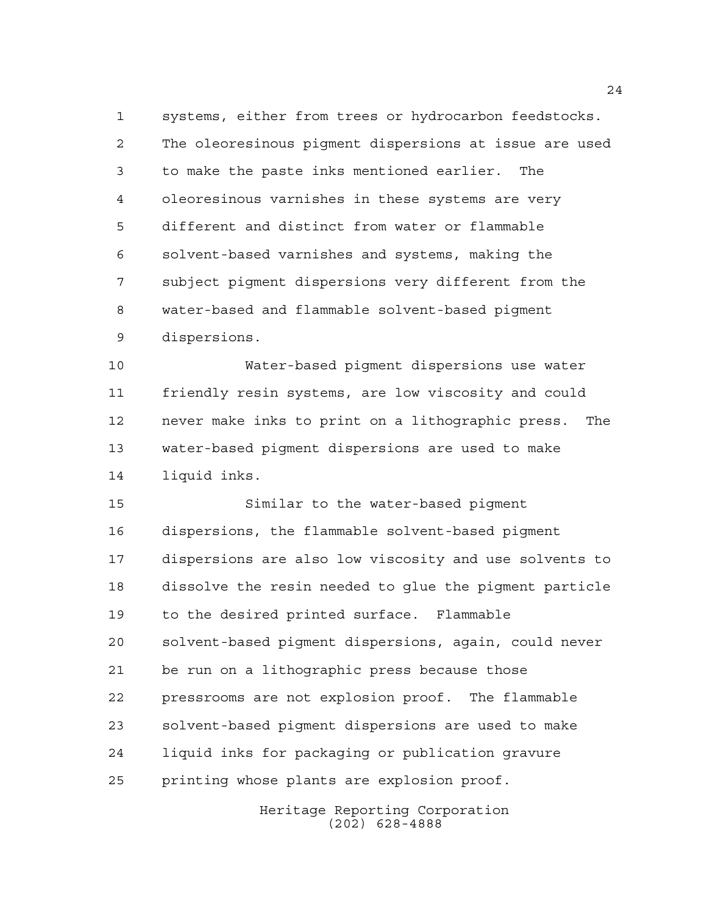systems, either from trees or hydrocarbon feedstocks. The oleoresinous pigment dispersions at issue are used to make the paste inks mentioned earlier. The oleoresinous varnishes in these systems are very different and distinct from water or flammable solvent-based varnishes and systems, making the subject pigment dispersions very different from the water-based and flammable solvent-based pigment dispersions.

Water-based pigment dispersions use water friendly resin systems, are low viscosity and could never make inks to print on a lithographic press. The water-based pigment dispersions are used to make liquid inks.

Similar to the water-based pigment dispersions, the flammable solvent-based pigment dispersions are also low viscosity and use solvents to dissolve the resin needed to glue the pigment particle to the desired printed surface. Flammable solvent-based pigment dispersions, again, could never be run on a lithographic press because those pressrooms are not explosion proof. The flammable solvent-based pigment dispersions are used to make liquid inks for packaging or publication gravure printing whose plants are explosion proof.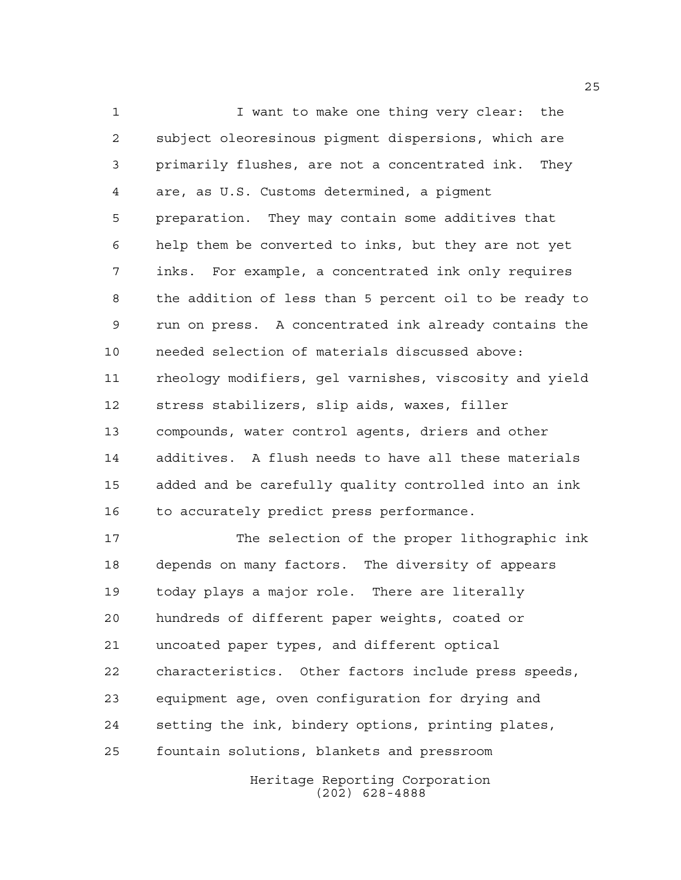I want to make one thing very clear: the subject oleoresinous pigment dispersions, which are primarily flushes, are not a concentrated ink. They are, as U.S. Customs determined, a pigment preparation. They may contain some additives that help them be converted to inks, but they are not yet inks. For example, a concentrated ink only requires the addition of less than 5 percent oil to be ready to run on press. A concentrated ink already contains the needed selection of materials discussed above: rheology modifiers, gel varnishes, viscosity and yield stress stabilizers, slip aids, waxes, filler compounds, water control agents, driers and other additives. A flush needs to have all these materials added and be carefully quality controlled into an ink to accurately predict press performance.

The selection of the proper lithographic ink depends on many factors. The diversity of appears today plays a major role. There are literally hundreds of different paper weights, coated or uncoated paper types, and different optical characteristics. Other factors include press speeds, equipment age, oven configuration for drying and setting the ink, bindery options, printing plates, fountain solutions, blankets and pressroom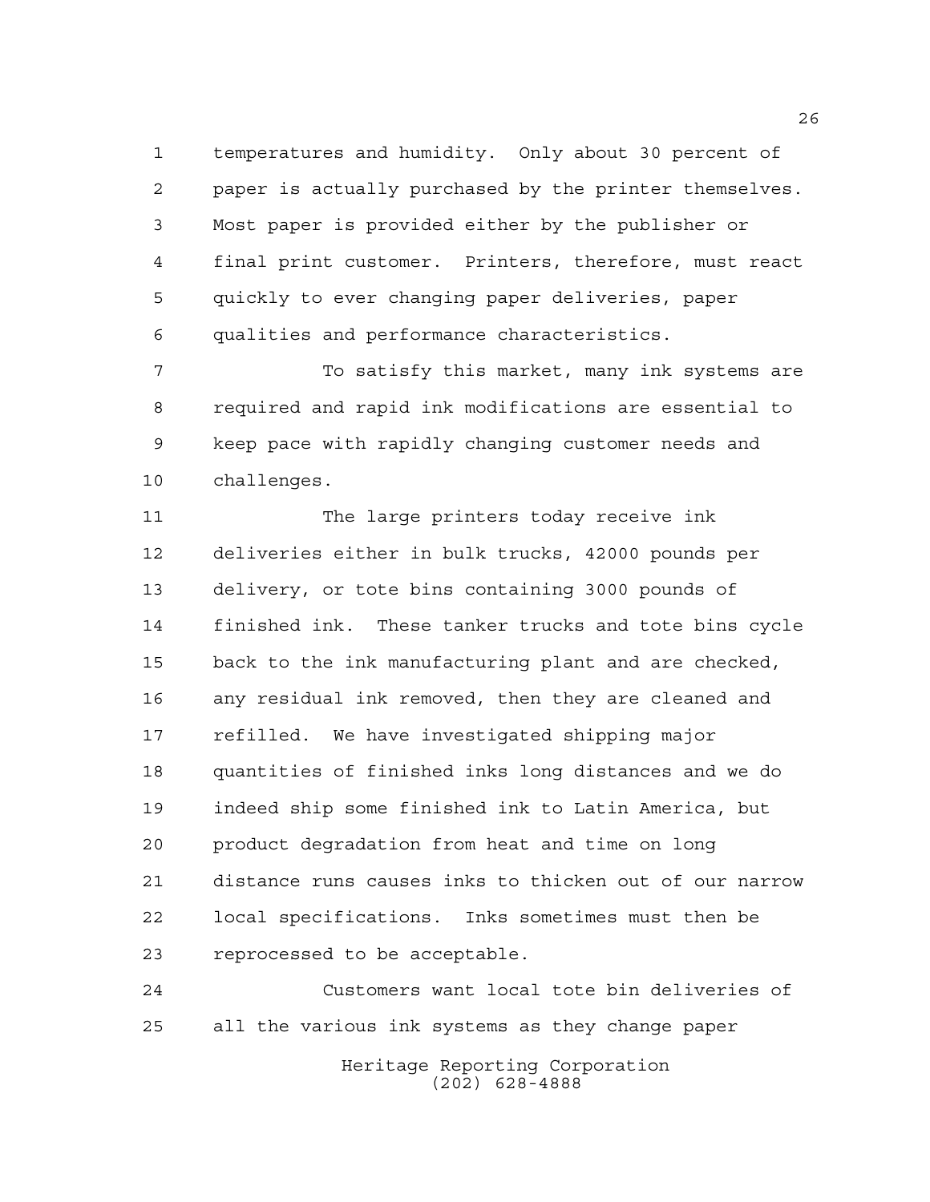temperatures and humidity. Only about 30 percent of paper is actually purchased by the printer themselves. Most paper is provided either by the publisher or final print customer. Printers, therefore, must react quickly to ever changing paper deliveries, paper qualities and performance characteristics.

To satisfy this market, many ink systems are required and rapid ink modifications are essential to keep pace with rapidly changing customer needs and challenges.

The large printers today receive ink deliveries either in bulk trucks, 42000 pounds per delivery, or tote bins containing 3000 pounds of finished ink. These tanker trucks and tote bins cycle back to the ink manufacturing plant and are checked, any residual ink removed, then they are cleaned and refilled. We have investigated shipping major quantities of finished inks long distances and we do indeed ship some finished ink to Latin America, but product degradation from heat and time on long distance runs causes inks to thicken out of our narrow local specifications. Inks sometimes must then be reprocessed to be acceptable.

Customers want local tote bin deliveries of all the various ink systems as they change paper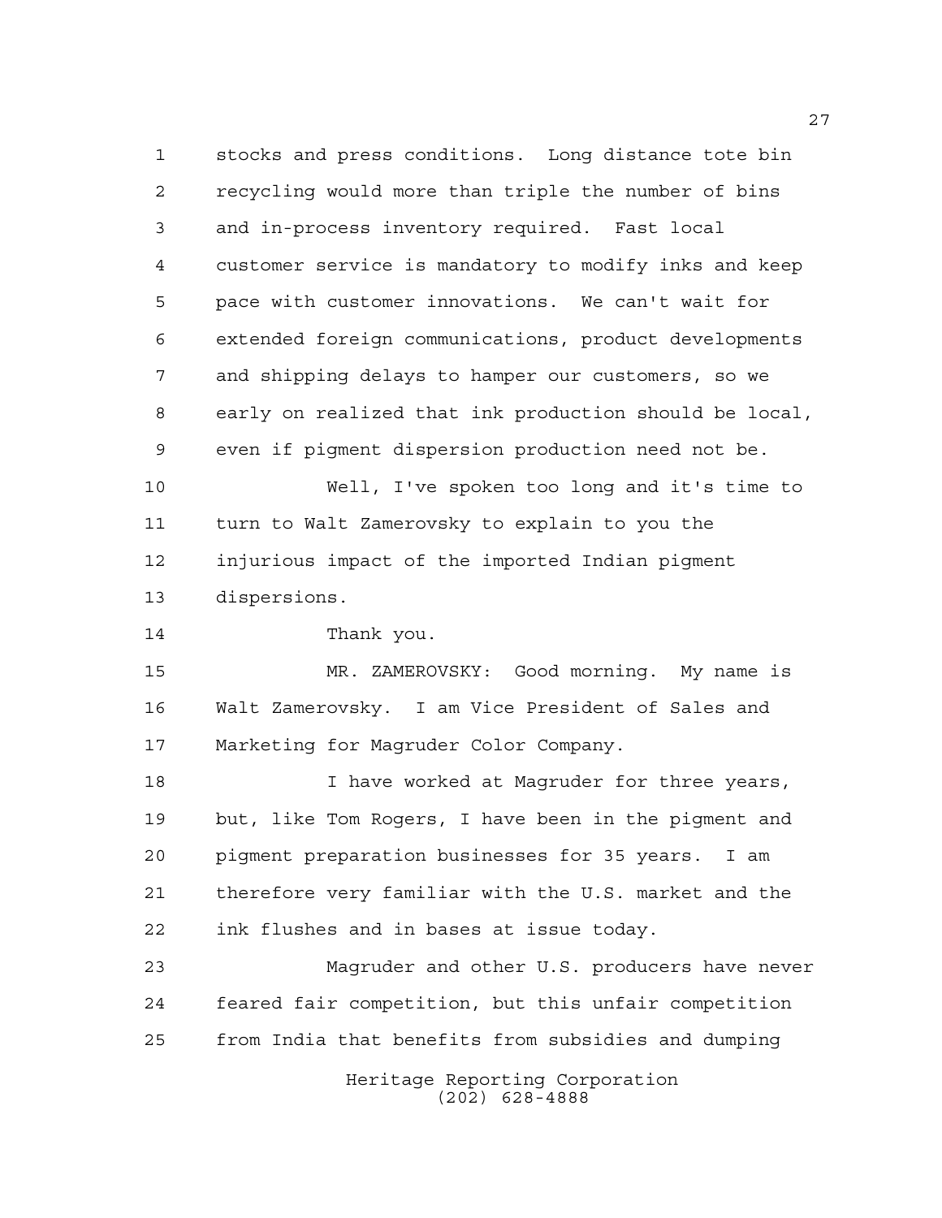stocks and press conditions. Long distance tote bin recycling would more than triple the number of bins and in-process inventory required. Fast local customer service is mandatory to modify inks and keep pace with customer innovations. We can't wait for extended foreign communications, product developments and shipping delays to hamper our customers, so we early on realized that ink production should be local, even if pigment dispersion production need not be.

Well, I've spoken too long and it's time to turn to Walt Zamerovsky to explain to you the injurious impact of the imported Indian pigment dispersions.

Thank you.

MR. ZAMEROVSKY: Good morning. My name is Walt Zamerovsky. I am Vice President of Sales and Marketing for Magruder Color Company.

I have worked at Magruder for three years, but, like Tom Rogers, I have been in the pigment and pigment preparation businesses for 35 years. I am therefore very familiar with the U.S. market and the ink flushes and in bases at issue today.

Magruder and other U.S. producers have never feared fair competition, but this unfair competition from India that benefits from subsidies and dumping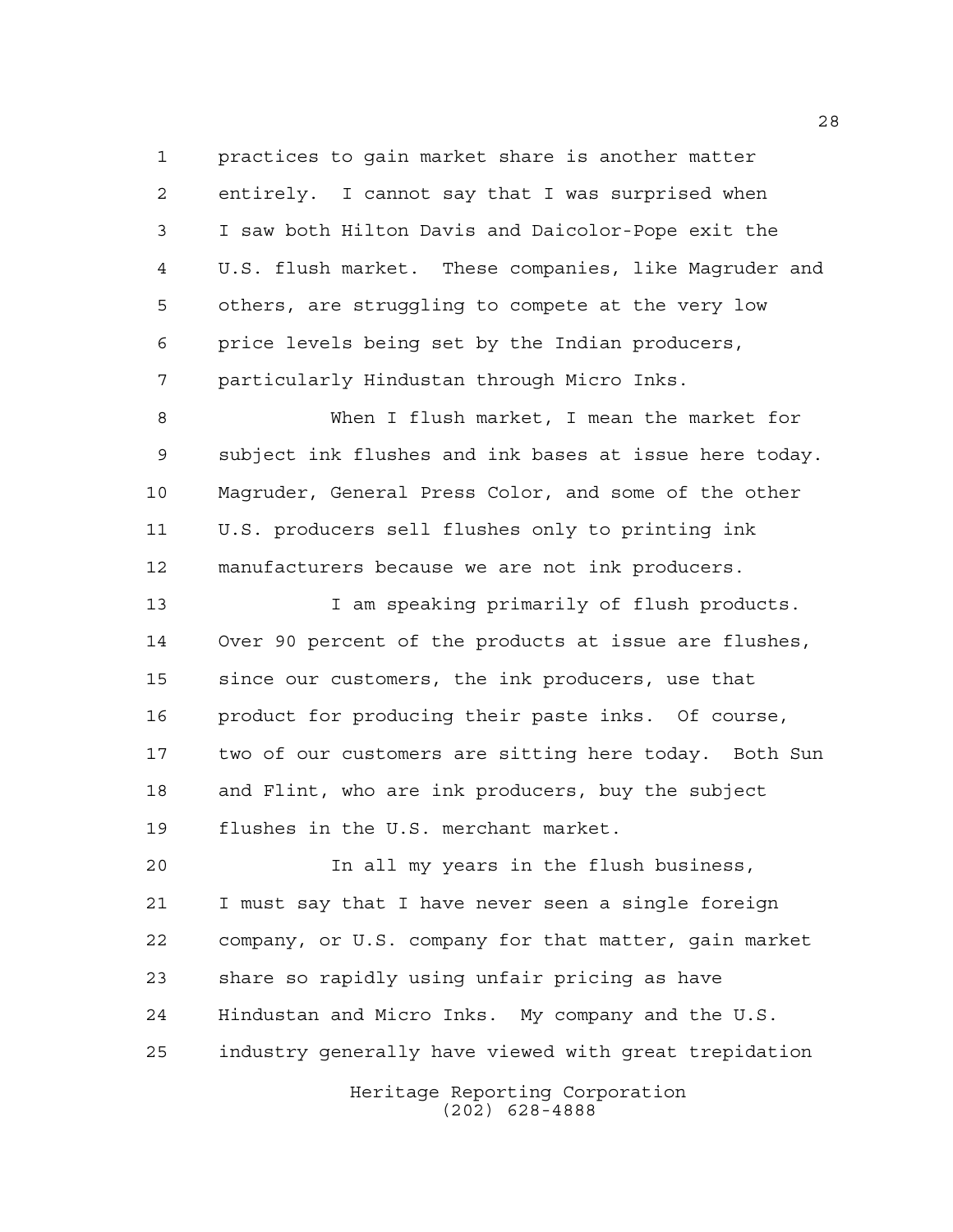practices to gain market share is another matter entirely. I cannot say that I was surprised when I saw both Hilton Davis and Daicolor-Pope exit the U.S. flush market. These companies, like Magruder and others, are struggling to compete at the very low price levels being set by the Indian producers, particularly Hindustan through Micro Inks.

When I flush market, I mean the market for subject ink flushes and ink bases at issue here today. Magruder, General Press Color, and some of the other U.S. producers sell flushes only to printing ink manufacturers because we are not ink producers.

I am speaking primarily of flush products. Over 90 percent of the products at issue are flushes, since our customers, the ink producers, use that product for producing their paste inks. Of course, two of our customers are sitting here today. Both Sun and Flint, who are ink producers, buy the subject flushes in the U.S. merchant market.

In all my years in the flush business, I must say that I have never seen a single foreign company, or U.S. company for that matter, gain market share so rapidly using unfair pricing as have Hindustan and Micro Inks. My company and the U.S. industry generally have viewed with great trepidation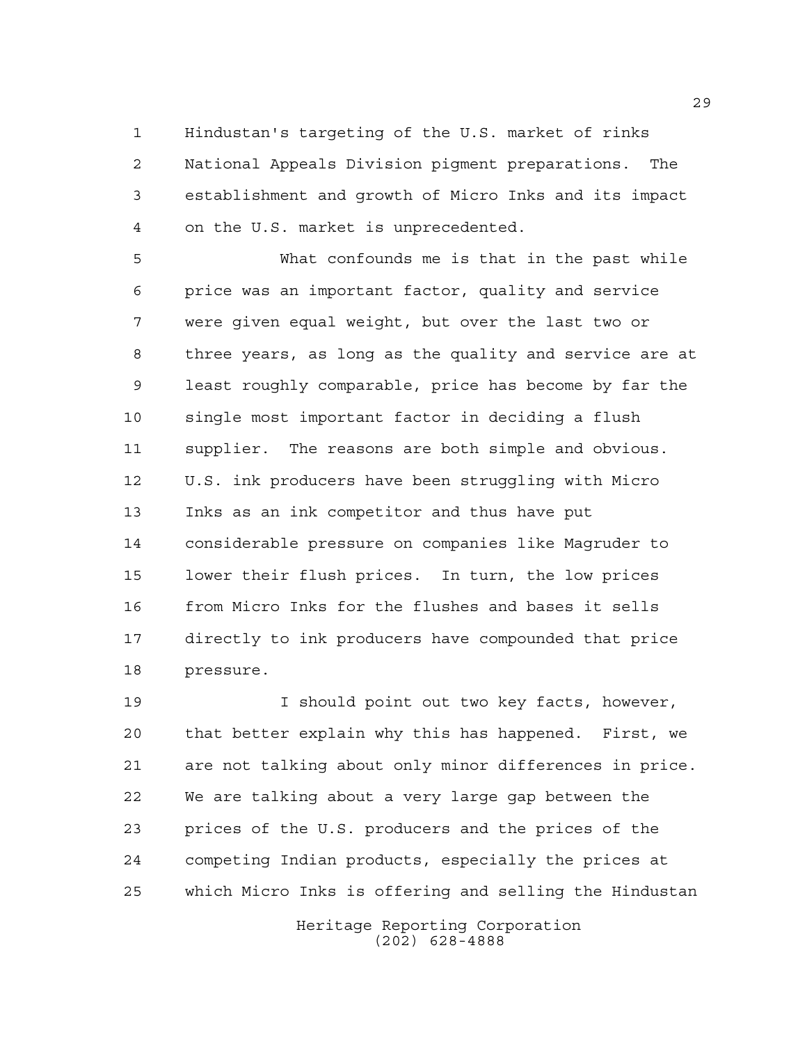Hindustan's targeting of the U.S. market of rinks National Appeals Division pigment preparations. The establishment and growth of Micro Inks and its impact on the U.S. market is unprecedented.

What confounds me is that in the past while price was an important factor, quality and service were given equal weight, but over the last two or three years, as long as the quality and service are at least roughly comparable, price has become by far the single most important factor in deciding a flush supplier. The reasons are both simple and obvious. U.S. ink producers have been struggling with Micro Inks as an ink competitor and thus have put considerable pressure on companies like Magruder to lower their flush prices. In turn, the low prices from Micro Inks for the flushes and bases it sells directly to ink producers have compounded that price pressure.

I should point out two key facts, however, that better explain why this has happened. First, we are not talking about only minor differences in price. We are talking about a very large gap between the prices of the U.S. producers and the prices of the competing Indian products, especially the prices at which Micro Inks is offering and selling the Hindustan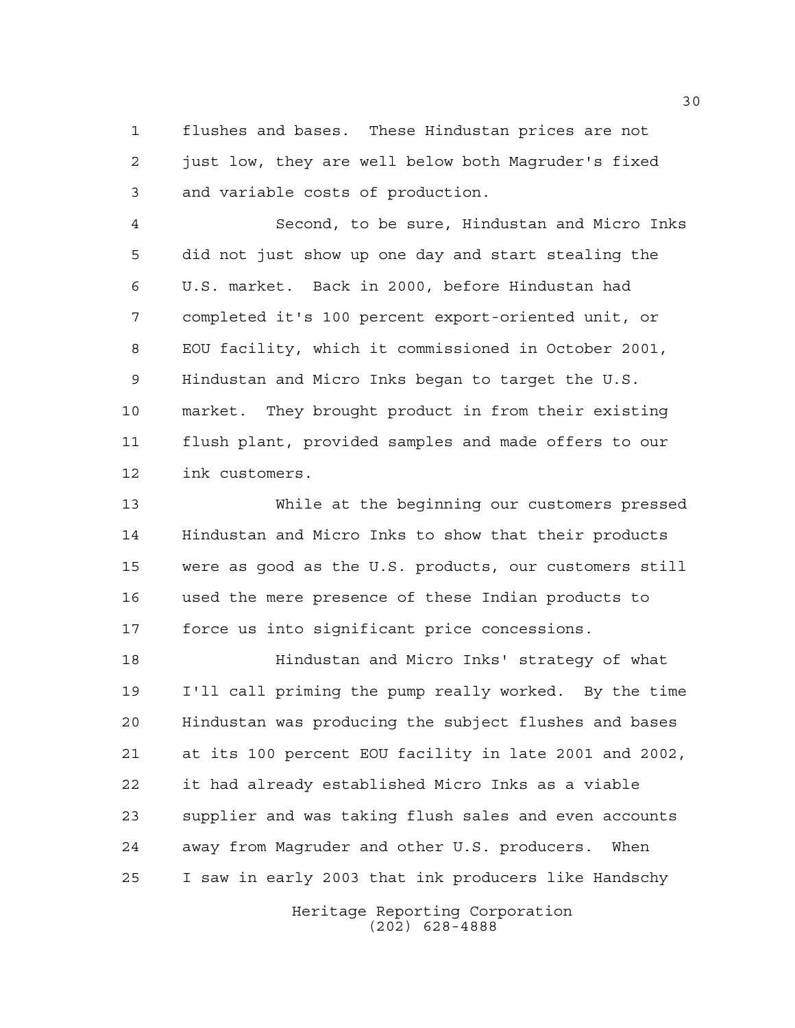flushes and bases. These Hindustan prices are not just low, they are well below both Magruder's fixed and variable costs of production.

Second, to be sure, Hindustan and Micro Inks did not just show up one day and start stealing the U.S. market. Back in 2000, before Hindustan had completed it's 100 percent export-oriented unit, or EOU facility, which it commissioned in October 2001, Hindustan and Micro Inks began to target the U.S. market. They brought product in from their existing flush plant, provided samples and made offers to our ink customers.

While at the beginning our customers pressed Hindustan and Micro Inks to show that their products were as good as the U.S. products, our customers still used the mere presence of these Indian products to force us into significant price concessions.

Hindustan and Micro Inks' strategy of what I'll call priming the pump really worked. By the time Hindustan was producing the subject flushes and bases at its 100 percent EOU facility in late 2001 and 2002, it had already established Micro Inks as a viable supplier and was taking flush sales and even accounts away from Magruder and other U.S. producers. When I saw in early 2003 that ink producers like Handschy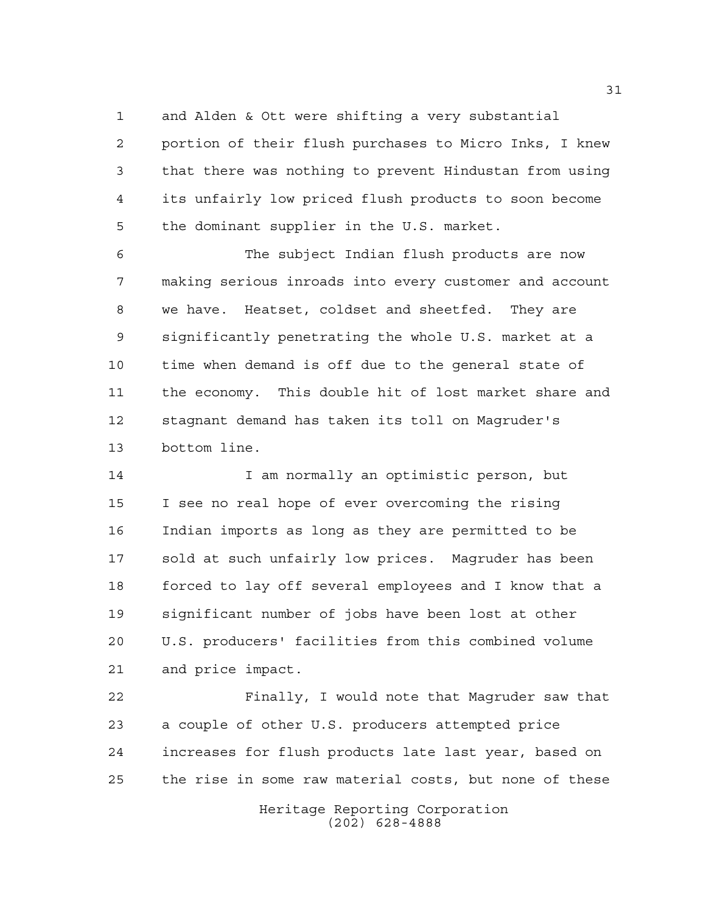and Alden & Ott were shifting a very substantial portion of their flush purchases to Micro Inks, I knew that there was nothing to prevent Hindustan from using its unfairly low priced flush products to soon become the dominant supplier in the U.S. market.

The subject Indian flush products are now making serious inroads into every customer and account we have. Heatset, coldset and sheetfed. They are significantly penetrating the whole U.S. market at a time when demand is off due to the general state of the economy. This double hit of lost market share and stagnant demand has taken its toll on Magruder's bottom line.

I am normally an optimistic person, but I see no real hope of ever overcoming the rising Indian imports as long as they are permitted to be sold at such unfairly low prices. Magruder has been forced to lay off several employees and I know that a significant number of jobs have been lost at other U.S. producers' facilities from this combined volume and price impact.

Finally, I would note that Magruder saw that a couple of other U.S. producers attempted price increases for flush products late last year, based on the rise in some raw material costs, but none of these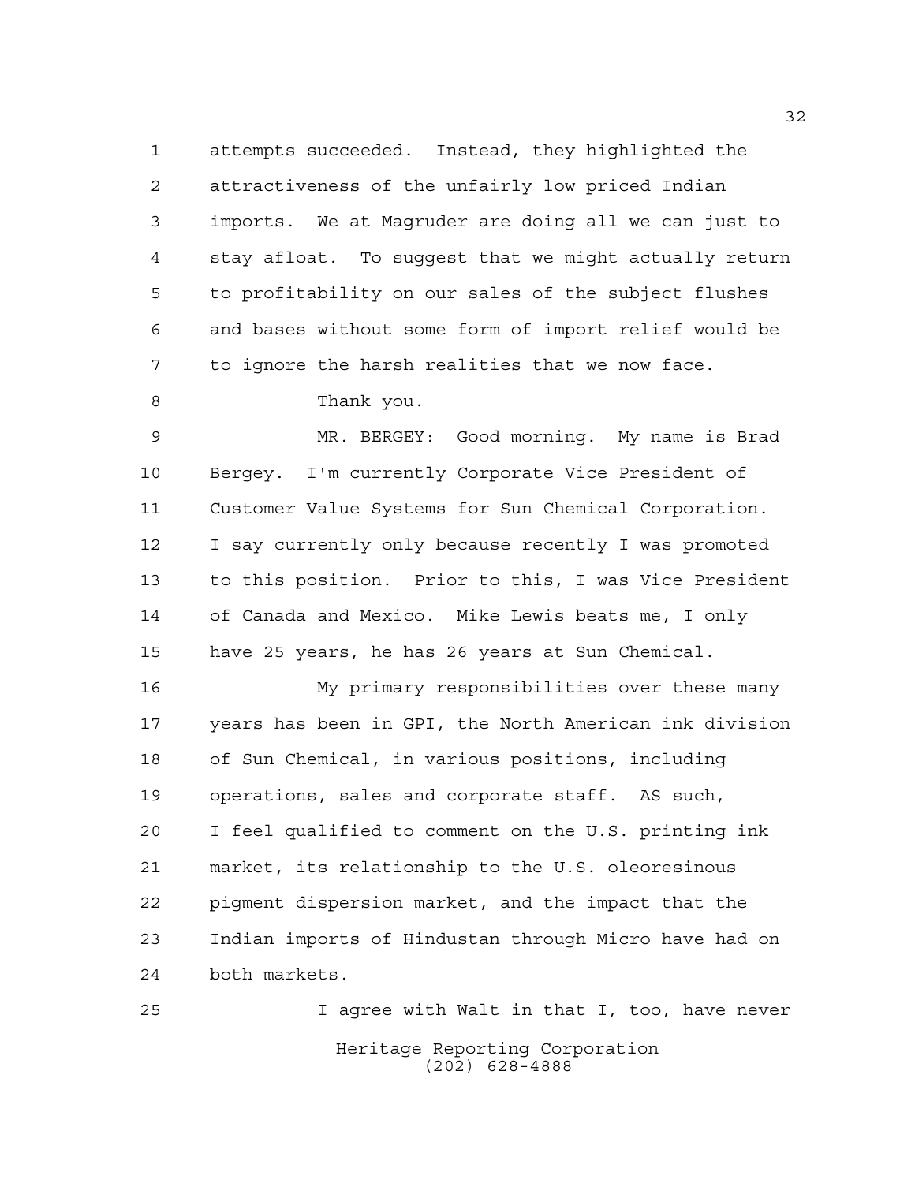attempts succeeded. Instead, they highlighted the attractiveness of the unfairly low priced Indian imports. We at Magruder are doing all we can just to stay afloat. To suggest that we might actually return to profitability on our sales of the subject flushes and bases without some form of import relief would be to ignore the harsh realities that we now face.

Thank you.

MR. BERGEY: Good morning. My name is Brad Bergey. I'm currently Corporate Vice President of Customer Value Systems for Sun Chemical Corporation. I say currently only because recently I was promoted to this position. Prior to this, I was Vice President of Canada and Mexico. Mike Lewis beats me, I only have 25 years, he has 26 years at Sun Chemical.

My primary responsibilities over these many years has been in GPI, the North American ink division of Sun Chemical, in various positions, including operations, sales and corporate staff. AS such, I feel qualified to comment on the U.S. printing ink market, its relationship to the U.S. oleoresinous pigment dispersion market, and the impact that the Indian imports of Hindustan through Micro have had on both markets.

I agree with Walt in that I, too, have never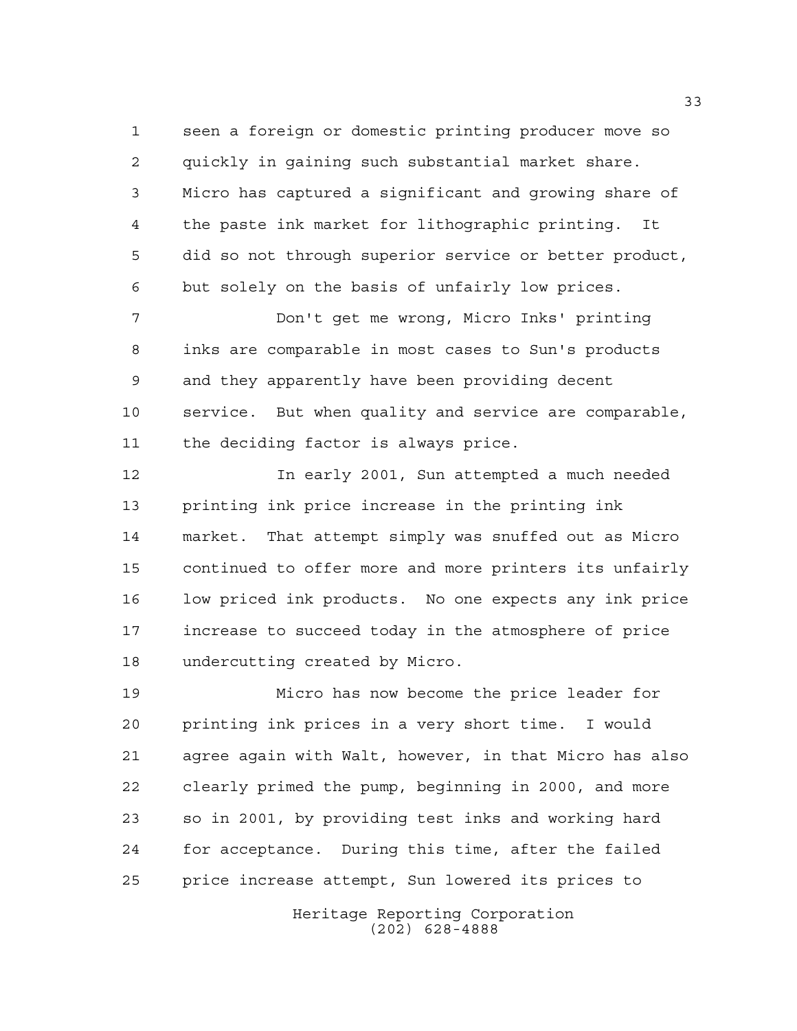seen a foreign or domestic printing producer move so quickly in gaining such substantial market share. Micro has captured a significant and growing share of the paste ink market for lithographic printing. It did so not through superior service or better product, but solely on the basis of unfairly low prices.

Don't get me wrong, Micro Inks' printing inks are comparable in most cases to Sun's products and they apparently have been providing decent service. But when quality and service are comparable, the deciding factor is always price.

In early 2001, Sun attempted a much needed printing ink price increase in the printing ink market. That attempt simply was snuffed out as Micro continued to offer more and more printers its unfairly low priced ink products. No one expects any ink price increase to succeed today in the atmosphere of price undercutting created by Micro.

Micro has now become the price leader for printing ink prices in a very short time. I would agree again with Walt, however, in that Micro has also clearly primed the pump, beginning in 2000, and more so in 2001, by providing test inks and working hard for acceptance. During this time, after the failed price increase attempt, Sun lowered its prices to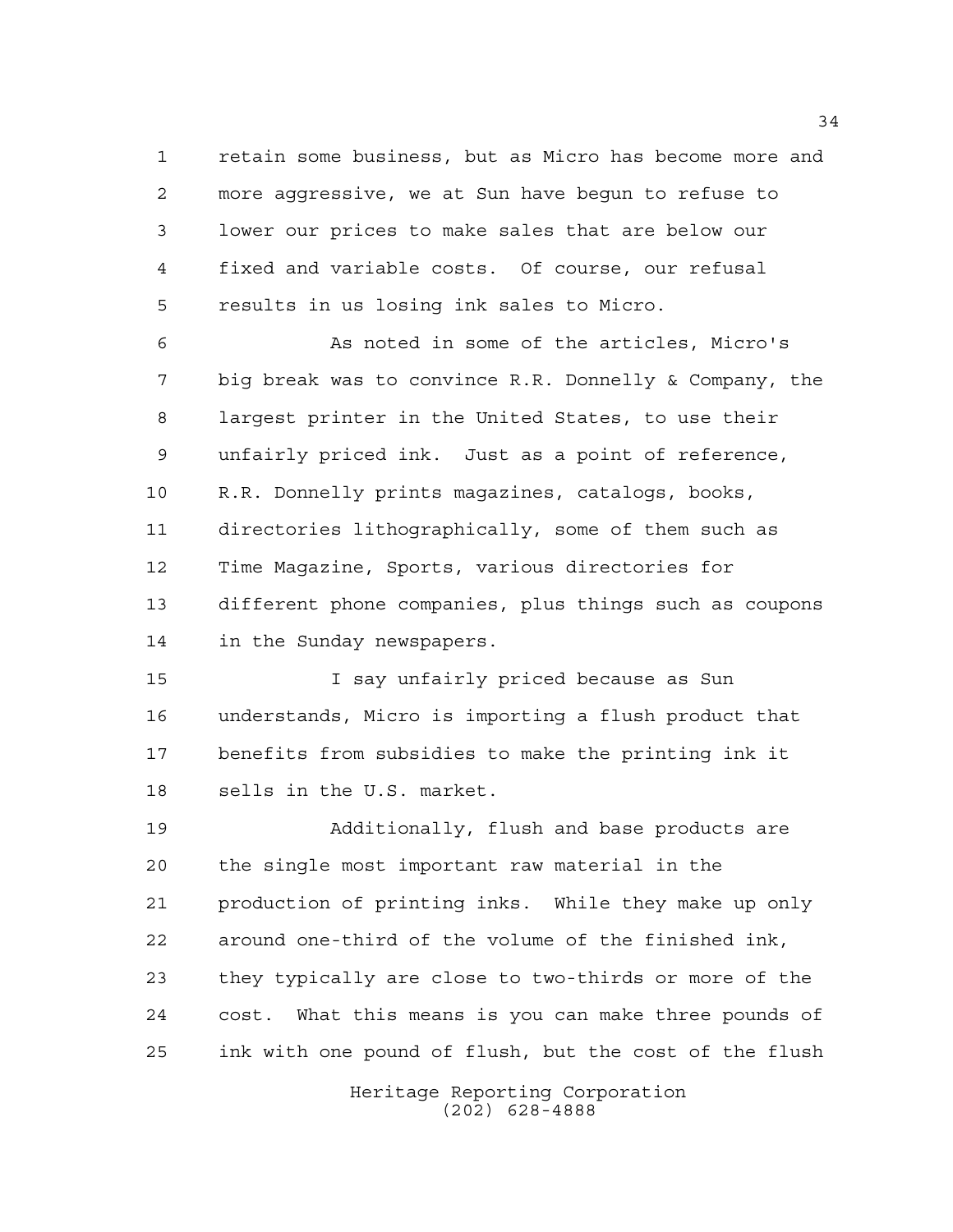retain some business, but as Micro has become more and more aggressive, we at Sun have begun to refuse to lower our prices to make sales that are below our fixed and variable costs. Of course, our refusal results in us losing ink sales to Micro.

As noted in some of the articles, Micro's big break was to convince R.R. Donnelly & Company, the largest printer in the United States, to use their unfairly priced ink. Just as a point of reference, R.R. Donnelly prints magazines, catalogs, books, directories lithographically, some of them such as Time Magazine, Sports, various directories for different phone companies, plus things such as coupons in the Sunday newspapers.

I say unfairly priced because as Sun understands, Micro is importing a flush product that benefits from subsidies to make the printing ink it sells in the U.S. market.

Additionally, flush and base products are the single most important raw material in the production of printing inks. While they make up only around one-third of the volume of the finished ink, they typically are close to two-thirds or more of the cost. What this means is you can make three pounds of ink with one pound of flush, but the cost of the flush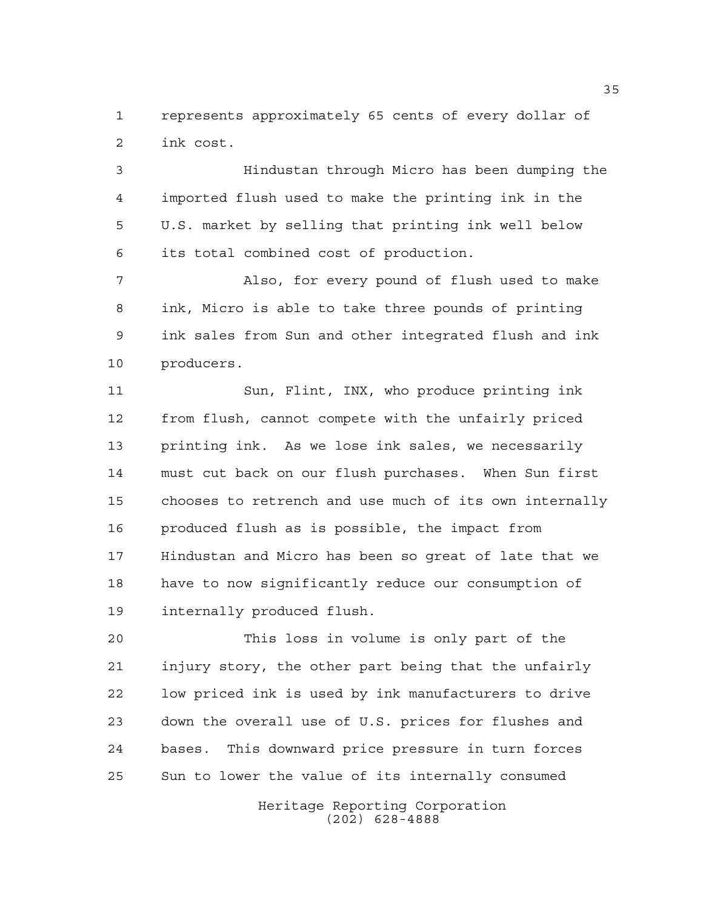represents approximately 65 cents of every dollar of ink cost.

Hindustan through Micro has been dumping the imported flush used to make the printing ink in the U.S. market by selling that printing ink well below its total combined cost of production.

Also, for every pound of flush used to make ink, Micro is able to take three pounds of printing ink sales from Sun and other integrated flush and ink producers.

Sun, Flint, INX, who produce printing ink from flush, cannot compete with the unfairly priced printing ink. As we lose ink sales, we necessarily must cut back on our flush purchases. When Sun first chooses to retrench and use much of its own internally produced flush as is possible, the impact from Hindustan and Micro has been so great of late that we have to now significantly reduce our consumption of internally produced flush.

This loss in volume is only part of the injury story, the other part being that the unfairly low priced ink is used by ink manufacturers to drive down the overall use of U.S. prices for flushes and bases. This downward price pressure in turn forces Sun to lower the value of its internally consumed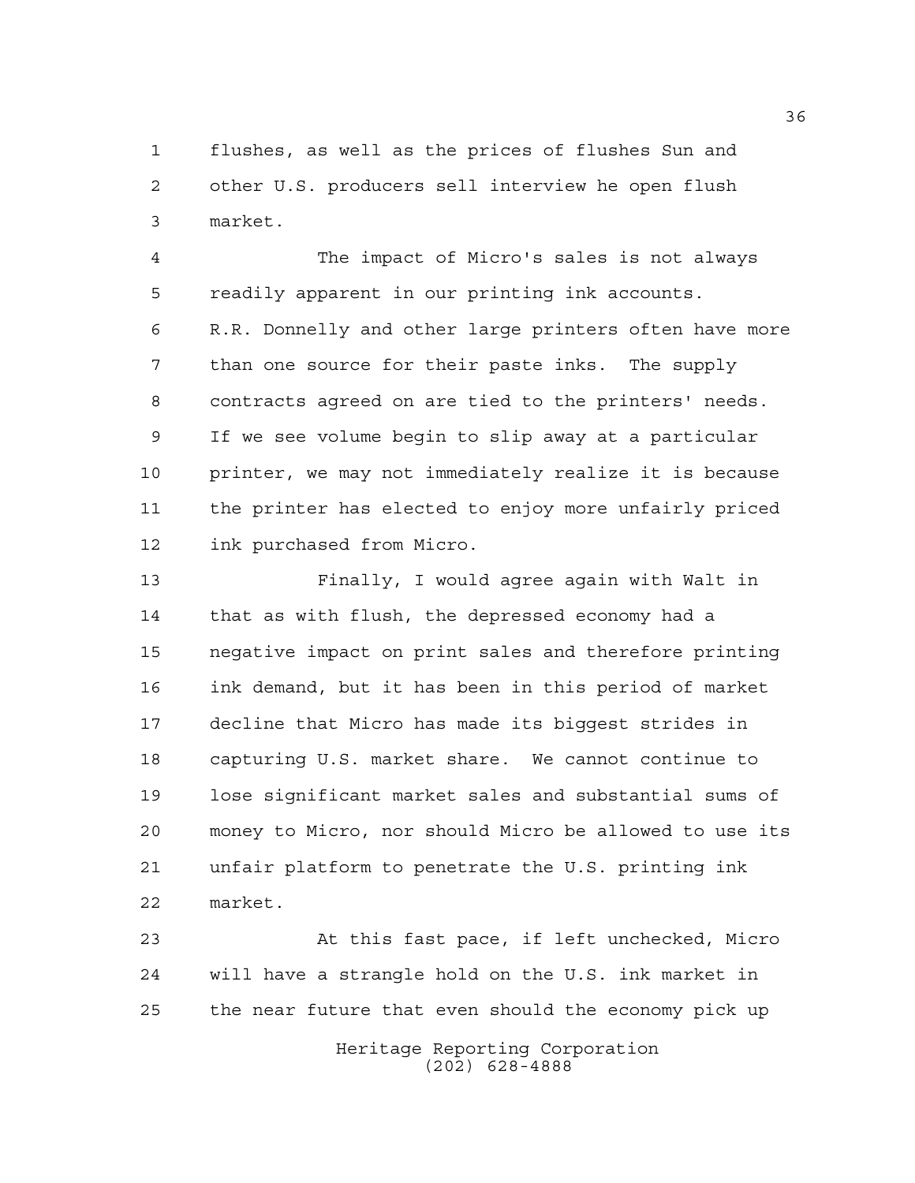flushes, as well as the prices of flushes Sun and other U.S. producers sell interview he open flush market.

The impact of Micro's sales is not always readily apparent in our printing ink accounts. R.R. Donnelly and other large printers often have more than one source for their paste inks. The supply contracts agreed on are tied to the printers' needs. If we see volume begin to slip away at a particular printer, we may not immediately realize it is because the printer has elected to enjoy more unfairly priced ink purchased from Micro.

Finally, I would agree again with Walt in that as with flush, the depressed economy had a negative impact on print sales and therefore printing ink demand, but it has been in this period of market decline that Micro has made its biggest strides in capturing U.S. market share. We cannot continue to lose significant market sales and substantial sums of money to Micro, nor should Micro be allowed to use its unfair platform to penetrate the U.S. printing ink market.

At this fast pace, if left unchecked, Micro will have a strangle hold on the U.S. ink market in the near future that even should the economy pick up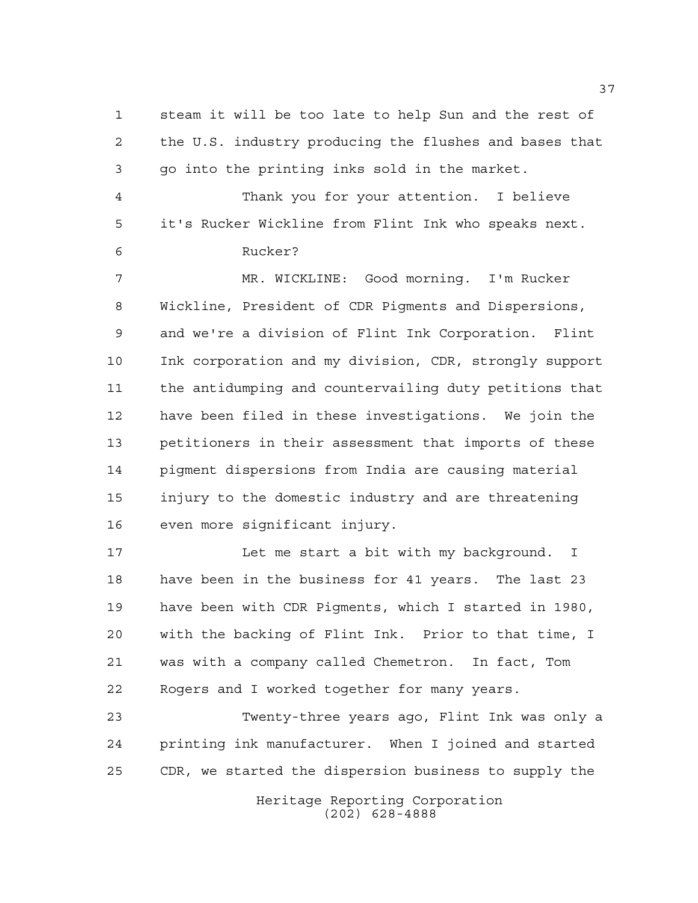steam it will be too late to help Sun and the rest of the U.S. industry producing the flushes and bases that go into the printing inks sold in the market.

Thank you for your attention. I believe it's Rucker Wickline from Flint Ink who speaks next.

Rucker?

MR. WICKLINE: Good morning. I'm Rucker Wickline, President of CDR Pigments and Dispersions, and we're a division of Flint Ink Corporation. Flint Ink corporation and my division, CDR, strongly support the antidumping and countervailing duty petitions that have been filed in these investigations. We join the petitioners in their assessment that imports of these pigment dispersions from India are causing material injury to the domestic industry and are threatening even more significant injury.

Let me start a bit with my background. I have been in the business for 41 years. The last 23 have been with CDR Pigments, which I started in 1980, with the backing of Flint Ink. Prior to that time, I was with a company called Chemetron. In fact, Tom Rogers and I worked together for many years.

Twenty-three years ago, Flint Ink was only a printing ink manufacturer. When I joined and started CDR, we started the dispersion business to supply the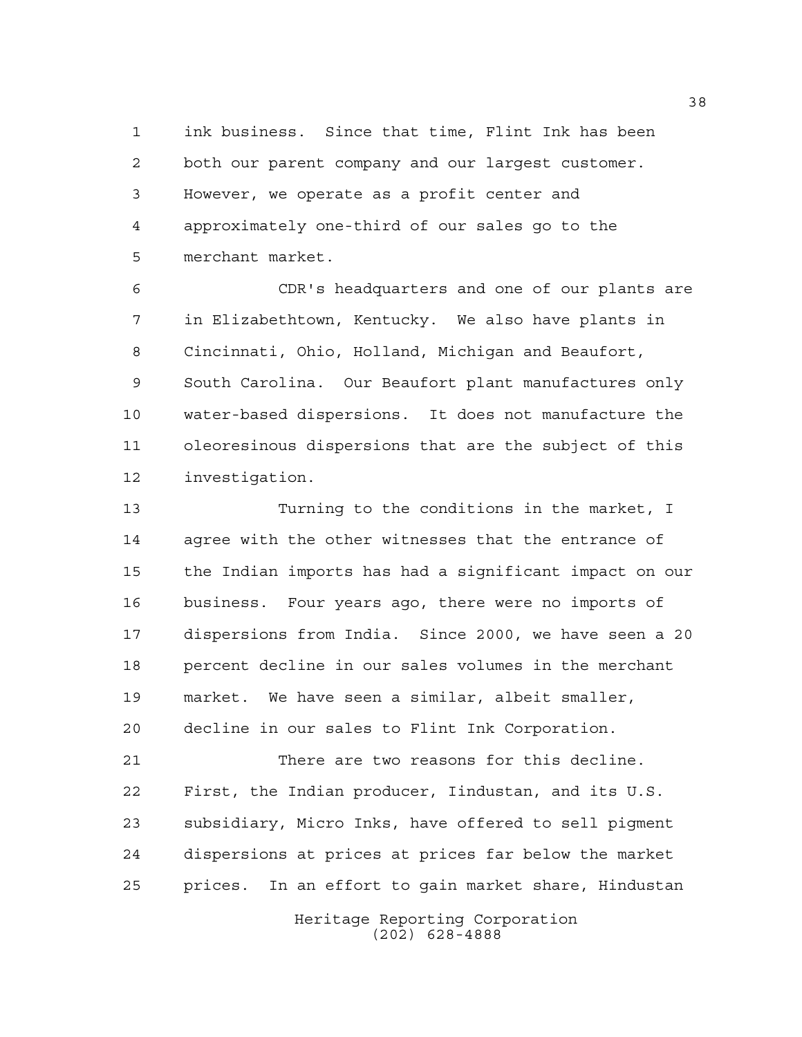ink business. Since that time, Flint Ink has been both our parent company and our largest customer. However, we operate as a profit center and approximately one-third of our sales go to the merchant market.

CDR's headquarters and one of our plants are in Elizabethtown, Kentucky. We also have plants in Cincinnati, Ohio, Holland, Michigan and Beaufort, South Carolina. Our Beaufort plant manufactures only water-based dispersions. It does not manufacture the oleoresinous dispersions that are the subject of this investigation.

Turning to the conditions in the market, I agree with the other witnesses that the entrance of the Indian imports has had a significant impact on our business. Four years ago, there were no imports of dispersions from India. Since 2000, we have seen a 20 percent decline in our sales volumes in the merchant market. We have seen a similar, albeit smaller, decline in our sales to Flint Ink Corporation.

There are two reasons for this decline. First, the Indian producer, Iindustan, and its U.S. subsidiary, Micro Inks, have offered to sell pigment dispersions at prices at prices far below the market prices. In an effort to gain market share, Hindustan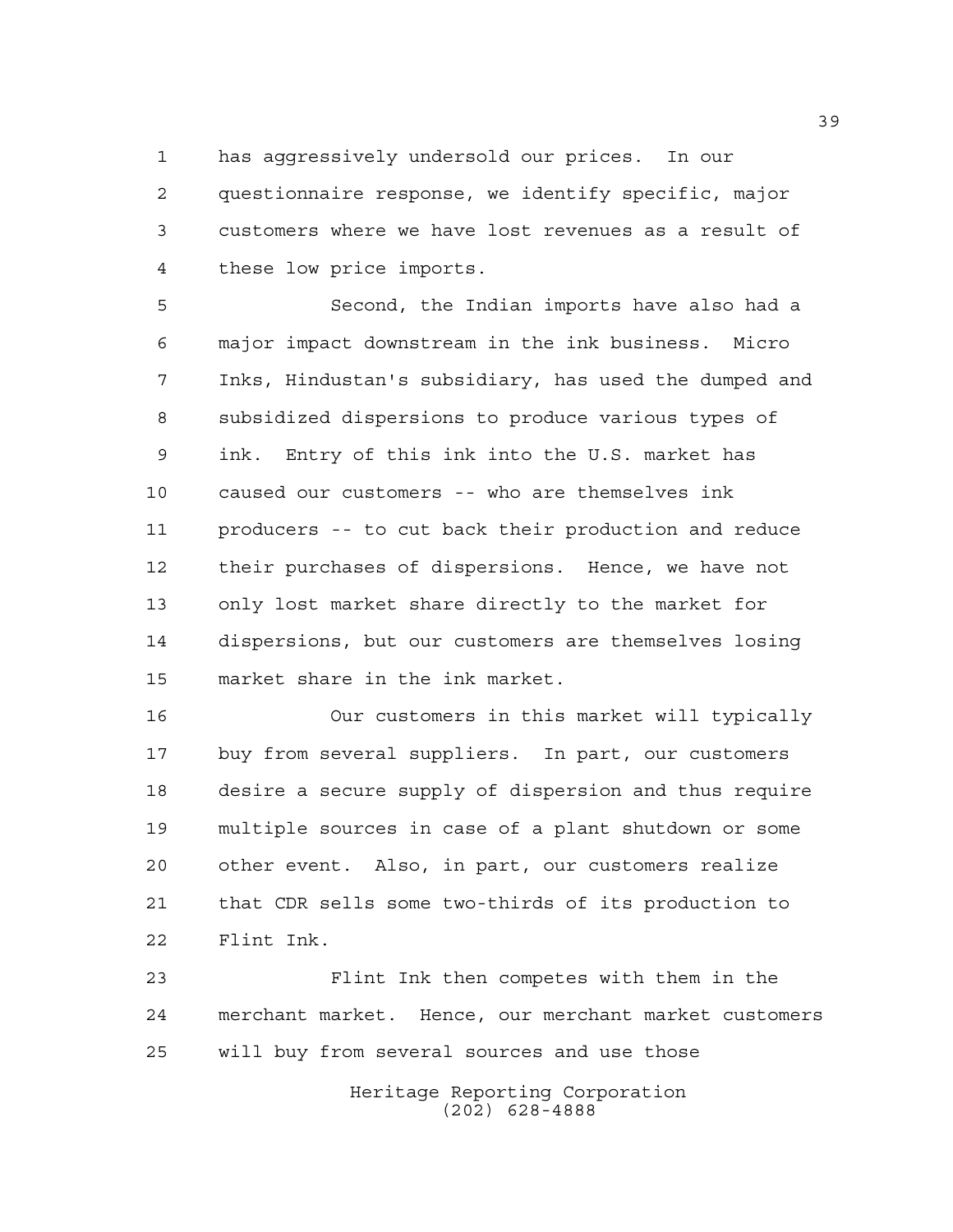has aggressively undersold our prices. In our questionnaire response, we identify specific, major customers where we have lost revenues as a result of these low price imports.

Second, the Indian imports have also had a major impact downstream in the ink business. Micro Inks, Hindustan's subsidiary, has used the dumped and subsidized dispersions to produce various types of ink. Entry of this ink into the U.S. market has caused our customers -- who are themselves ink producers -- to cut back their production and reduce their purchases of dispersions. Hence, we have not only lost market share directly to the market for dispersions, but our customers are themselves losing market share in the ink market.

Our customers in this market will typically buy from several suppliers. In part, our customers desire a secure supply of dispersion and thus require multiple sources in case of a plant shutdown or some other event. Also, in part, our customers realize that CDR sells some two-thirds of its production to Flint Ink.

Flint Ink then competes with them in the merchant market. Hence, our merchant market customers will buy from several sources and use those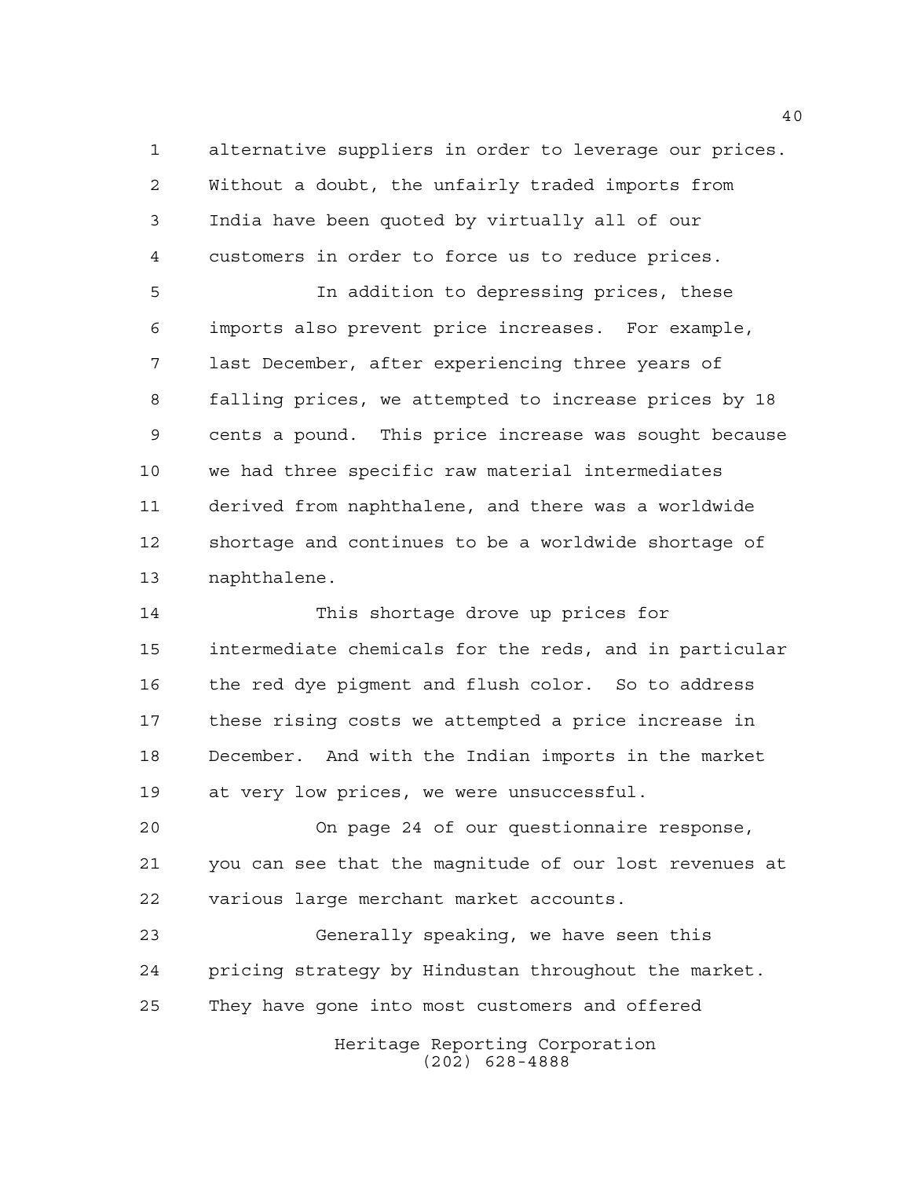alternative suppliers in order to leverage our prices. Without a doubt, the unfairly traded imports from India have been quoted by virtually all of our customers in order to force us to reduce prices.

In addition to depressing prices, these imports also prevent price increases. For example, last December, after experiencing three years of falling prices, we attempted to increase prices by 18 cents a pound. This price increase was sought because we had three specific raw material intermediates derived from naphthalene, and there was a worldwide shortage and continues to be a worldwide shortage of naphthalene.

This shortage drove up prices for intermediate chemicals for the reds, and in particular the red dye pigment and flush color. So to address these rising costs we attempted a price increase in December. And with the Indian imports in the market at very low prices, we were unsuccessful.

On page 24 of our questionnaire response, you can see that the magnitude of our lost revenues at various large merchant market accounts.

Generally speaking, we have seen this pricing strategy by Hindustan throughout the market. They have gone into most customers and offered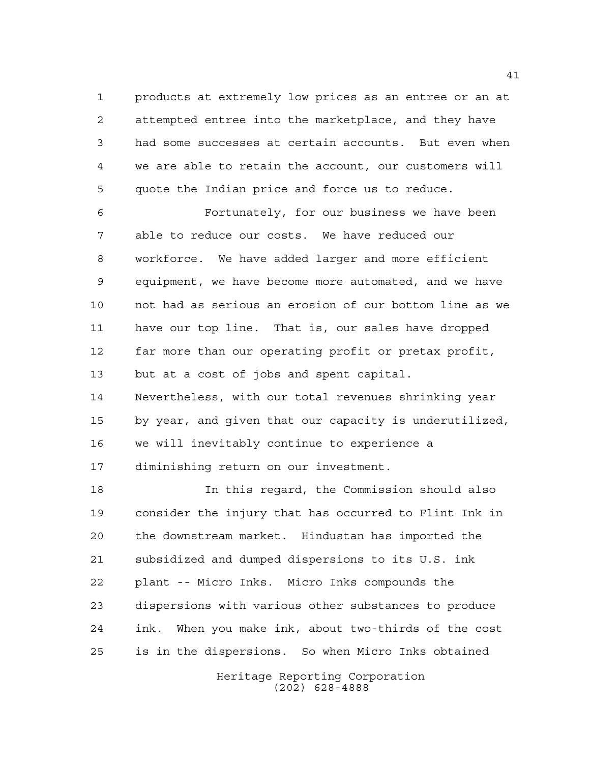products at extremely low prices as an entree or an at attempted entree into the marketplace, and they have had some successes at certain accounts. But even when we are able to retain the account, our customers will quote the Indian price and force us to reduce.

Fortunately, for our business we have been able to reduce our costs. We have reduced our workforce. We have added larger and more efficient equipment, we have become more automated, and we have not had as serious an erosion of our bottom line as we have our top line. That is, our sales have dropped far more than our operating profit or pretax profit, but at a cost of jobs and spent capital. Nevertheless, with our total revenues shrinking year by year, and given that our capacity is underutilized, we will inevitably continue to experience a diminishing return on our investment.

In this regard, the Commission should also consider the injury that has occurred to Flint Ink in the downstream market. Hindustan has imported the subsidized and dumped dispersions to its U.S. ink plant -- Micro Inks. Micro Inks compounds the dispersions with various other substances to produce ink. When you make ink, about two-thirds of the cost is in the dispersions. So when Micro Inks obtained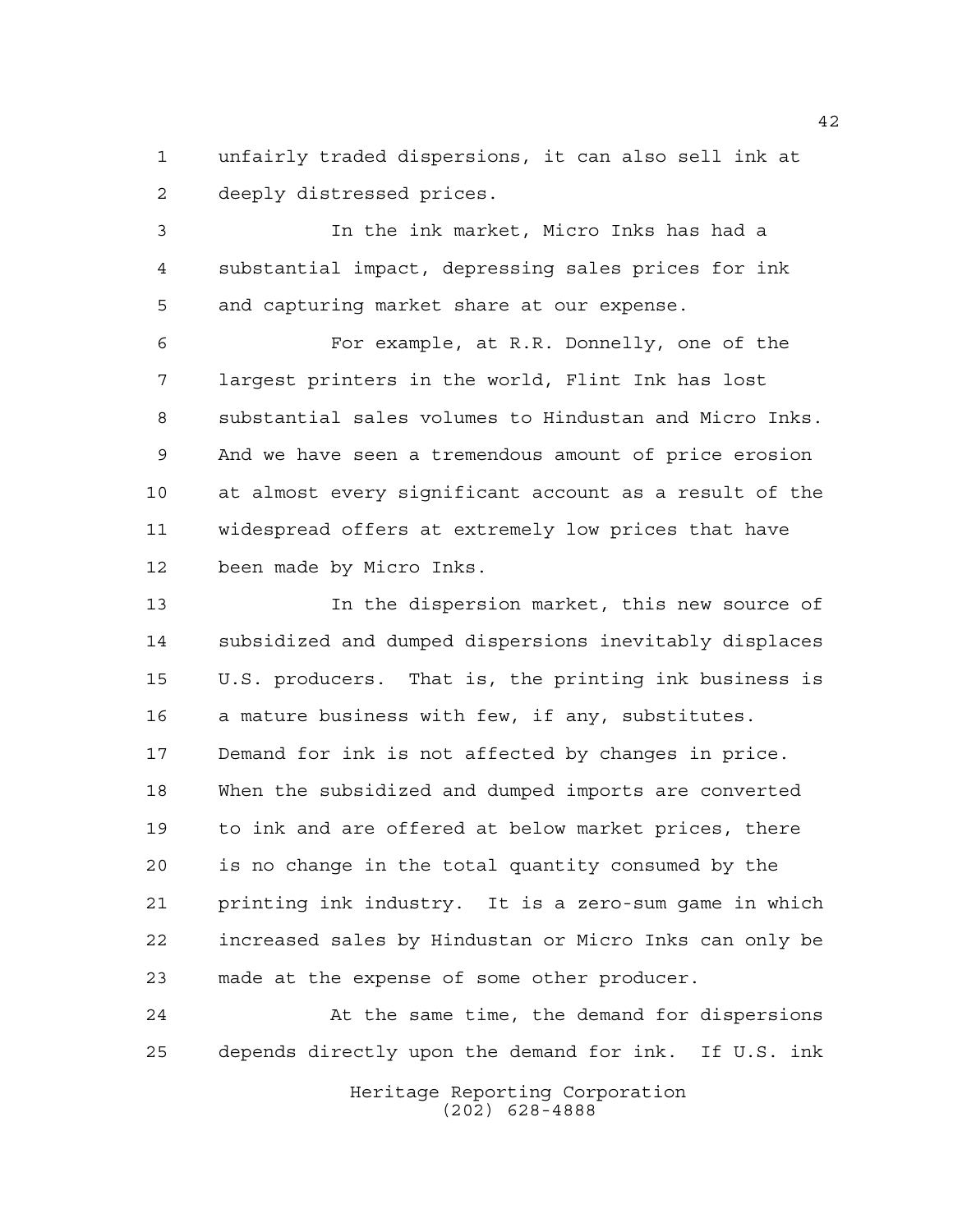unfairly traded dispersions, it can also sell ink at deeply distressed prices.

In the ink market, Micro Inks has had a substantial impact, depressing sales prices for ink and capturing market share at our expense.

For example, at R.R. Donnelly, one of the largest printers in the world, Flint Ink has lost substantial sales volumes to Hindustan and Micro Inks. And we have seen a tremendous amount of price erosion at almost every significant account as a result of the widespread offers at extremely low prices that have been made by Micro Inks.

In the dispersion market, this new source of subsidized and dumped dispersions inevitably displaces U.S. producers. That is, the printing ink business is a mature business with few, if any, substitutes. Demand for ink is not affected by changes in price. When the subsidized and dumped imports are converted to ink and are offered at below market prices, there is no change in the total quantity consumed by the printing ink industry. It is a zero-sum game in which increased sales by Hindustan or Micro Inks can only be made at the expense of some other producer.

At the same time, the demand for dispersions depends directly upon the demand for ink. If U.S. ink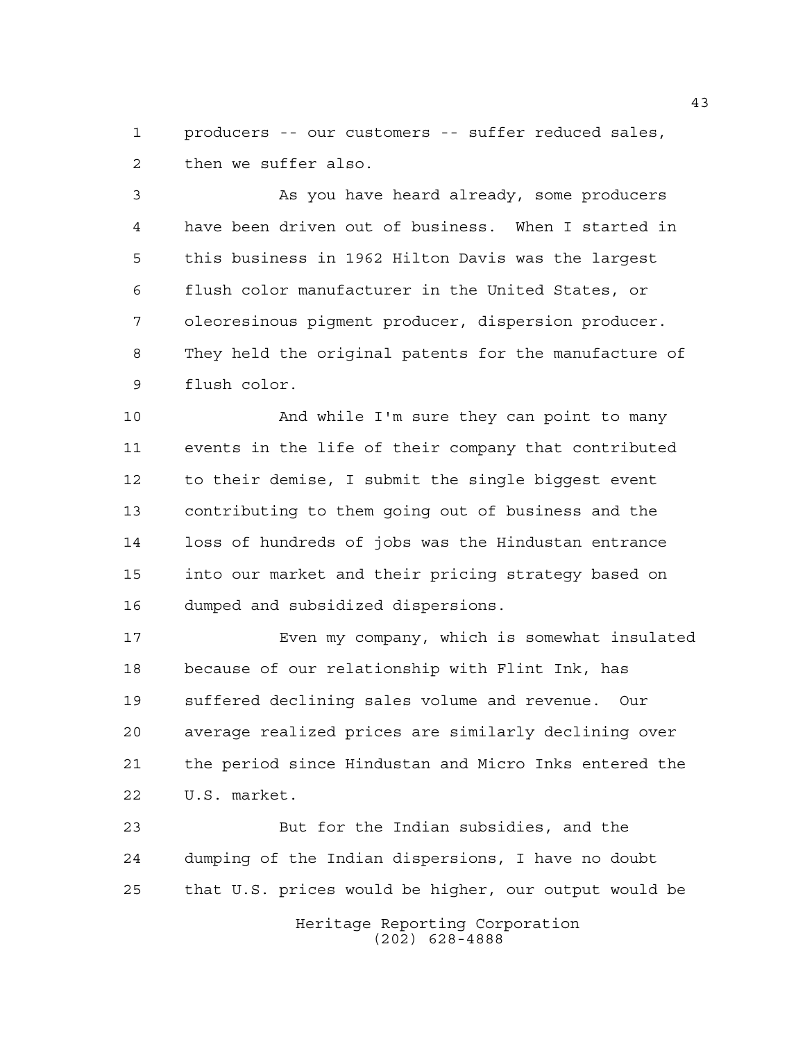producers -- our customers -- suffer reduced sales, then we suffer also.

As you have heard already, some producers have been driven out of business. When I started in this business in 1962 Hilton Davis was the largest flush color manufacturer in the United States, or oleoresinous pigment producer, dispersion producer. They held the original patents for the manufacture of flush color.

And while I'm sure they can point to many events in the life of their company that contributed to their demise, I submit the single biggest event contributing to them going out of business and the loss of hundreds of jobs was the Hindustan entrance into our market and their pricing strategy based on dumped and subsidized dispersions.

Even my company, which is somewhat insulated because of our relationship with Flint Ink, has suffered declining sales volume and revenue. Our average realized prices are similarly declining over the period since Hindustan and Micro Inks entered the U.S. market.

But for the Indian subsidies, and the dumping of the Indian dispersions, I have no doubt that U.S. prices would be higher, our output would be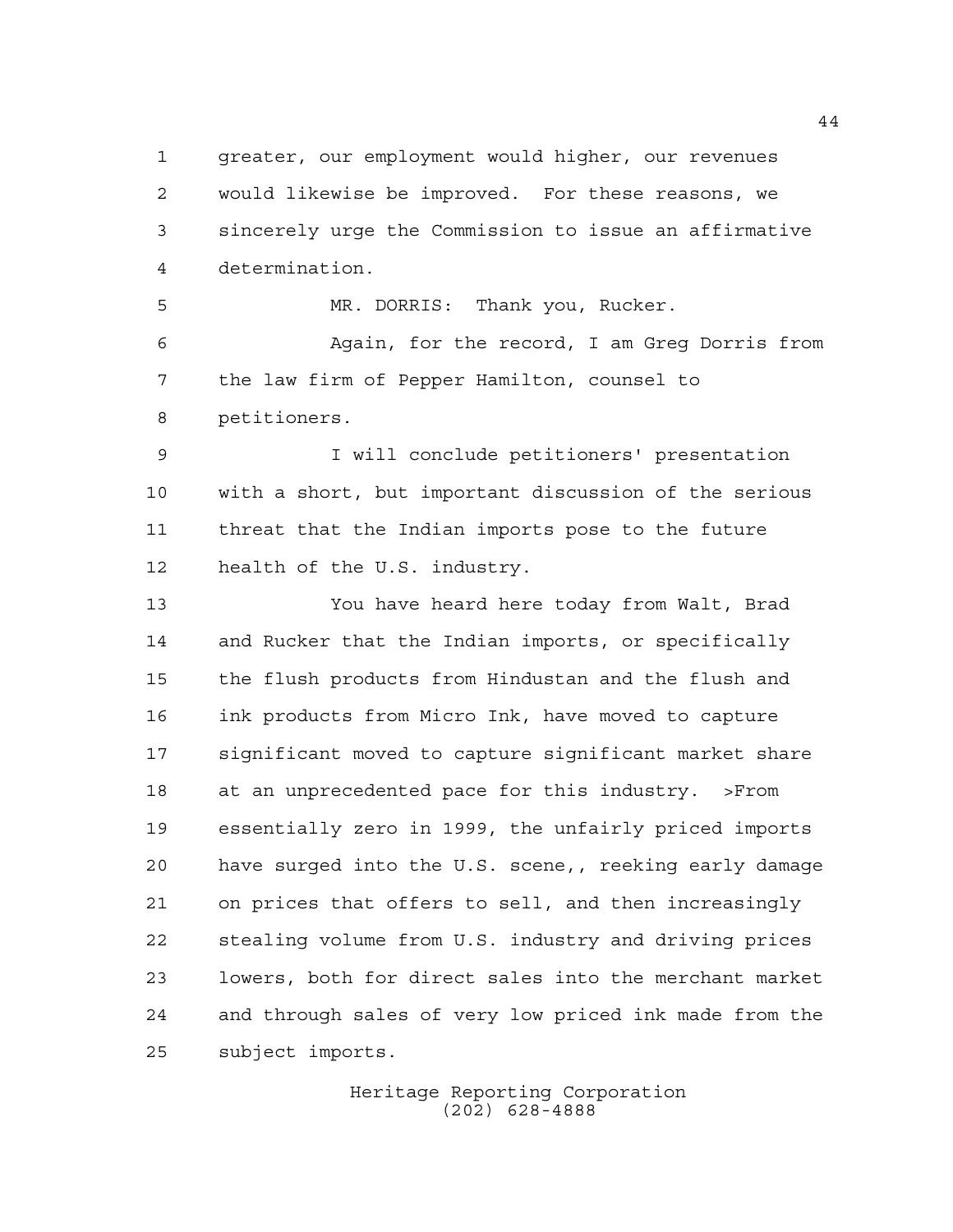greater, our employment would higher, our revenues would likewise be improved. For these reasons, we sincerely urge the Commission to issue an affirmative determination.

MR. DORRIS: Thank you, Rucker.

Again, for the record, I am Greg Dorris from the law firm of Pepper Hamilton, counsel to petitioners.

I will conclude petitioners' presentation with a short, but important discussion of the serious threat that the Indian imports pose to the future health of the U.S. industry.

You have heard here today from Walt, Brad and Rucker that the Indian imports, or specifically the flush products from Hindustan and the flush and ink products from Micro Ink, have moved to capture significant moved to capture significant market share at an unprecedented pace for this industry. >From essentially zero in 1999, the unfairly priced imports have surged into the U.S. scene,, reeking early damage on prices that offers to sell, and then increasingly stealing volume from U.S. industry and driving prices lowers, both for direct sales into the merchant market and through sales of very low priced ink made from the subject imports.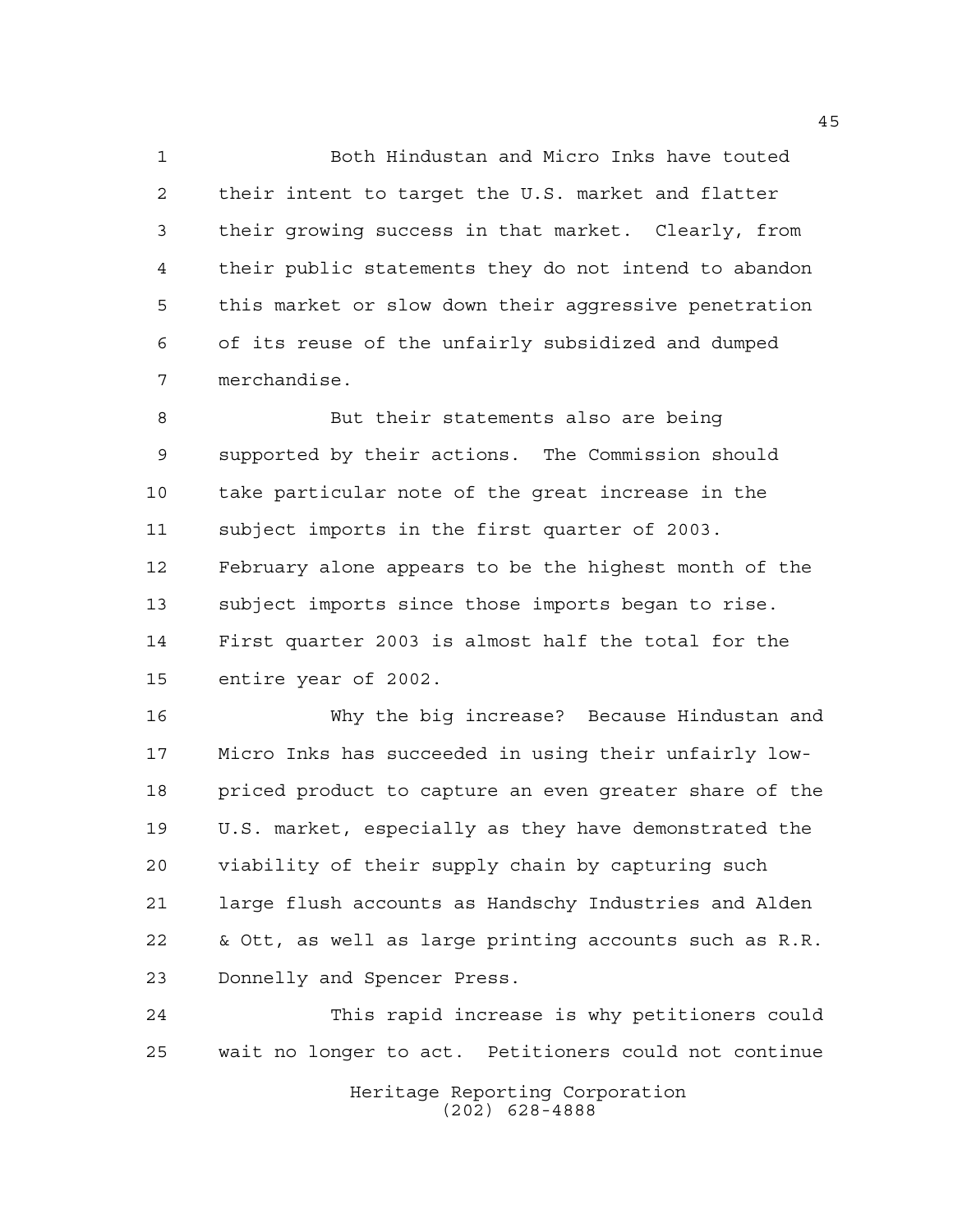Both Hindustan and Micro Inks have touted their intent to target the U.S. market and flatter their growing success in that market. Clearly, from their public statements they do not intend to abandon this market or slow down their aggressive penetration of its reuse of the unfairly subsidized and dumped merchandise.

But their statements also are being supported by their actions. The Commission should take particular note of the great increase in the subject imports in the first quarter of 2003. February alone appears to be the highest month of the subject imports since those imports began to rise. First quarter 2003 is almost half the total for the entire year of 2002.

Why the big increase? Because Hindustan and Micro Inks has succeeded in using their unfairly low-priced product to capture an even greater share of the U.S. market, especially as they have demonstrated the viability of their supply chain by capturing such large flush accounts as Handschy Industries and Alden & Ott, as well as large printing accounts such as R.R. Donnelly and Spencer Press.

This rapid increase is why petitioners could wait no longer to act. Petitioners could not continue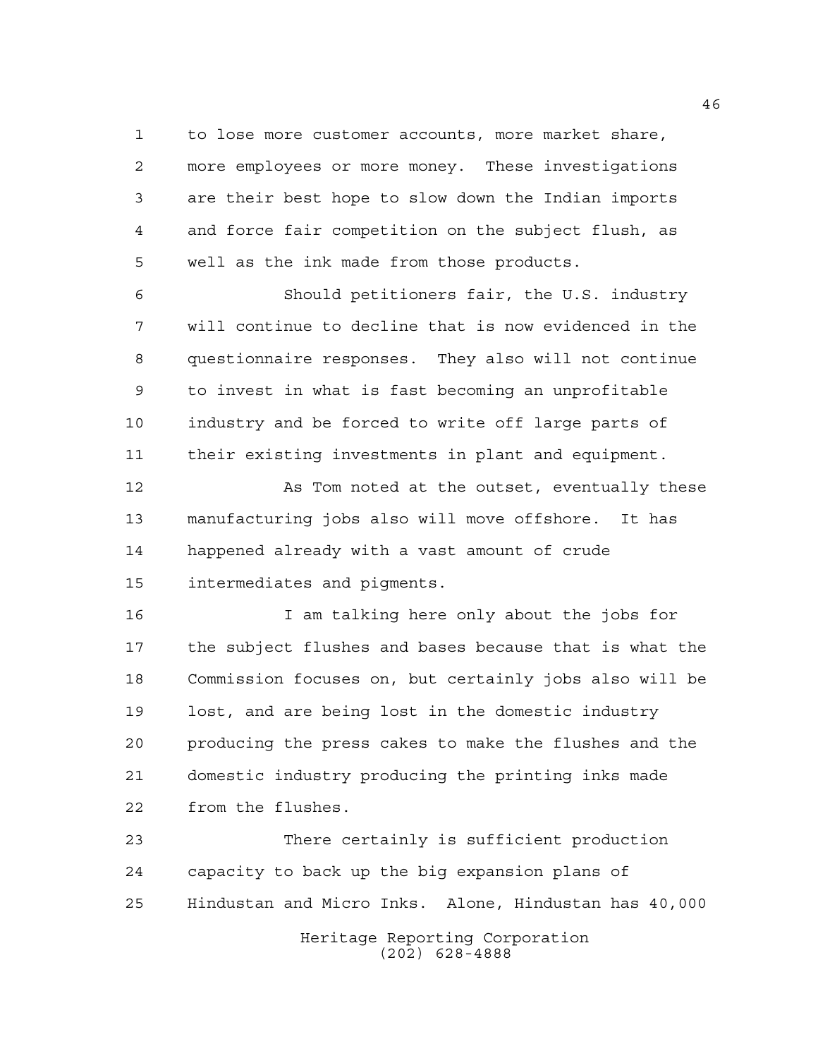to lose more customer accounts, more market share, more employees or more money. These investigations are their best hope to slow down the Indian imports and force fair competition on the subject flush, as well as the ink made from those products.

Should petitioners fair, the U.S. industry will continue to decline that is now evidenced in the questionnaire responses. They also will not continue to invest in what is fast becoming an unprofitable industry and be forced to write off large parts of their existing investments in plant and equipment.

As Tom noted at the outset, eventually these manufacturing jobs also will move offshore. It has happened already with a vast amount of crude intermediates and pigments.

I am talking here only about the jobs for the subject flushes and bases because that is what the Commission focuses on, but certainly jobs also will be lost, and are being lost in the domestic industry producing the press cakes to make the flushes and the domestic industry producing the printing inks made from the flushes.

There certainly is sufficient production capacity to back up the big expansion plans of Hindustan and Micro Inks. Alone, Hindustan has 40,000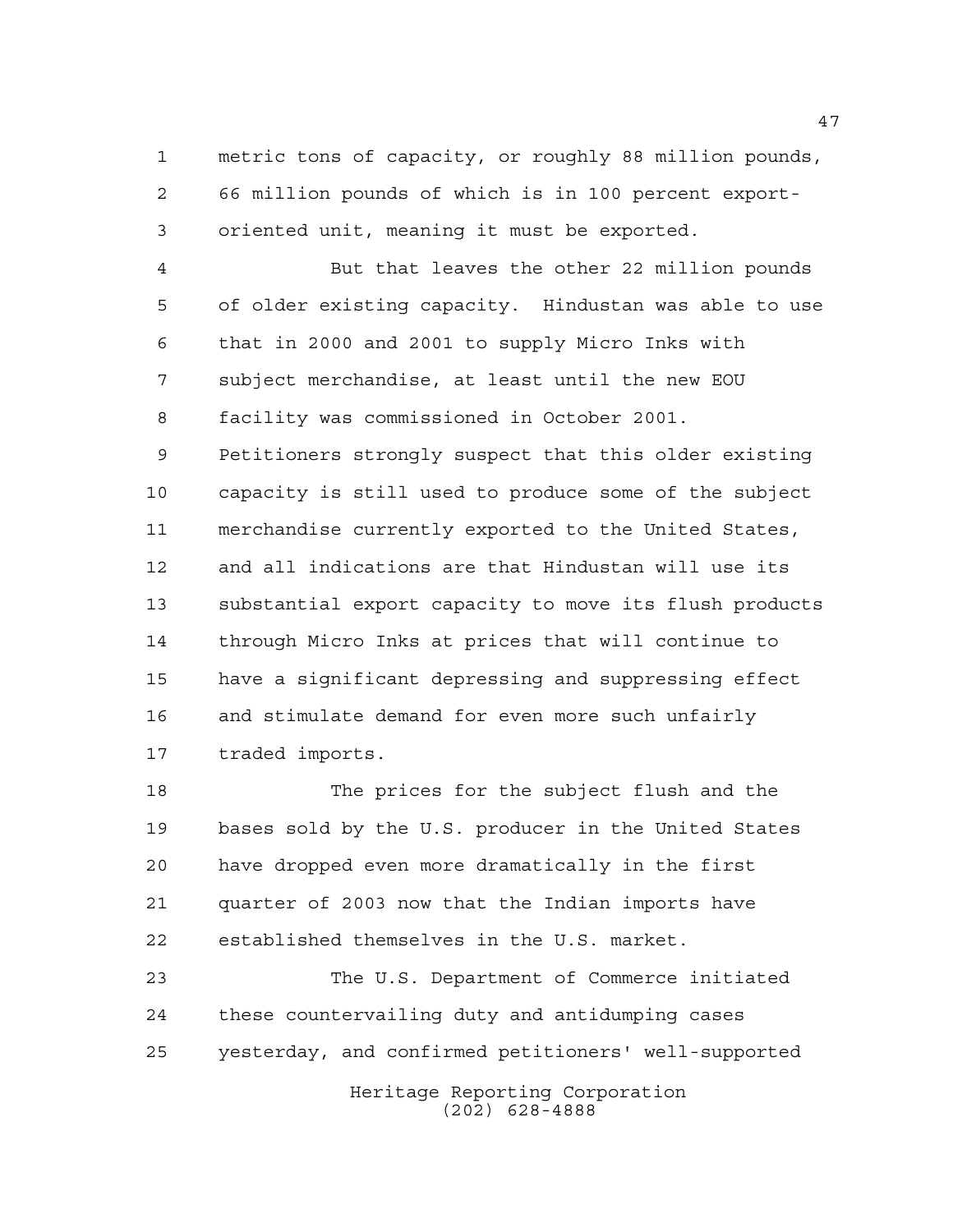metric tons of capacity, or roughly 88 million pounds, 66 million pounds of which is in 100 percent export-oriented unit, meaning it must be exported.

But that leaves the other 22 million pounds of older existing capacity. Hindustan was able to use that in 2000 and 2001 to supply Micro Inks with subject merchandise, at least until the new EOU facility was commissioned in October 2001. Petitioners strongly suspect that this older existing capacity is still used to produce some of the subject merchandise currently exported to the United States, and all indications are that Hindustan will use its substantial export capacity to move its flush products through Micro Inks at prices that will continue to have a significant depressing and suppressing effect and stimulate demand for even more such unfairly traded imports.

The prices for the subject flush and the bases sold by the U.S. producer in the United States have dropped even more dramatically in the first quarter of 2003 now that the Indian imports have established themselves in the U.S. market.

The U.S. Department of Commerce initiated these countervailing duty and antidumping cases yesterday, and confirmed petitioners' well-supported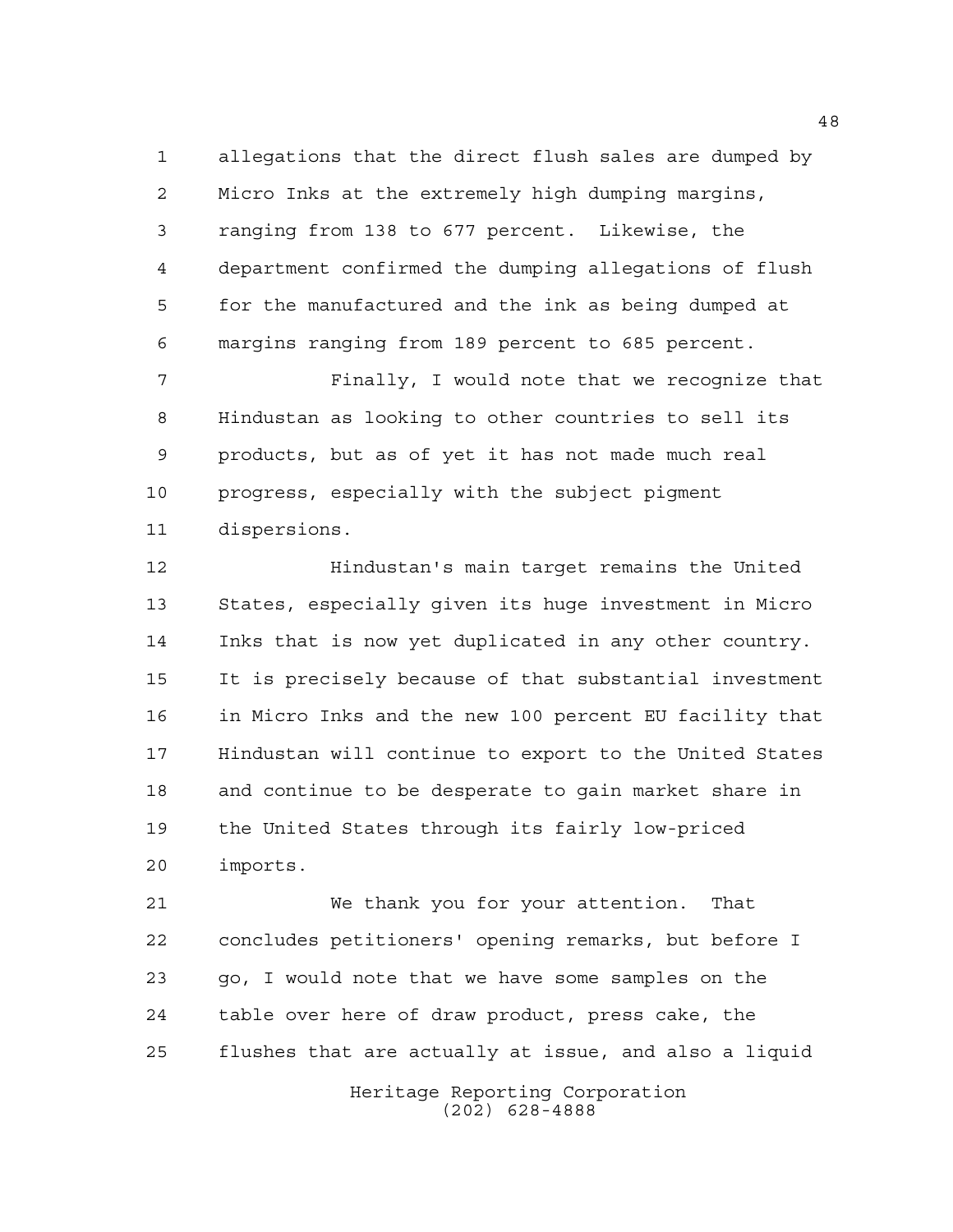allegations that the direct flush sales are dumped by Micro Inks at the extremely high dumping margins, ranging from 138 to 677 percent. Likewise, the department confirmed the dumping allegations of flush for the manufactured and the ink as being dumped at margins ranging from 189 percent to 685 percent.

Finally, I would note that we recognize that Hindustan as looking to other countries to sell its products, but as of yet it has not made much real progress, especially with the subject pigment dispersions.

Hindustan's main target remains the United States, especially given its huge investment in Micro Inks that is now yet duplicated in any other country. It is precisely because of that substantial investment in Micro Inks and the new 100 percent EU facility that Hindustan will continue to export to the United States and continue to be desperate to gain market share in the United States through its fairly low-priced imports.

We thank you for your attention. That concludes petitioners' opening remarks, but before I go, I would note that we have some samples on the table over here of draw product, press cake, the flushes that are actually at issue, and also a liquid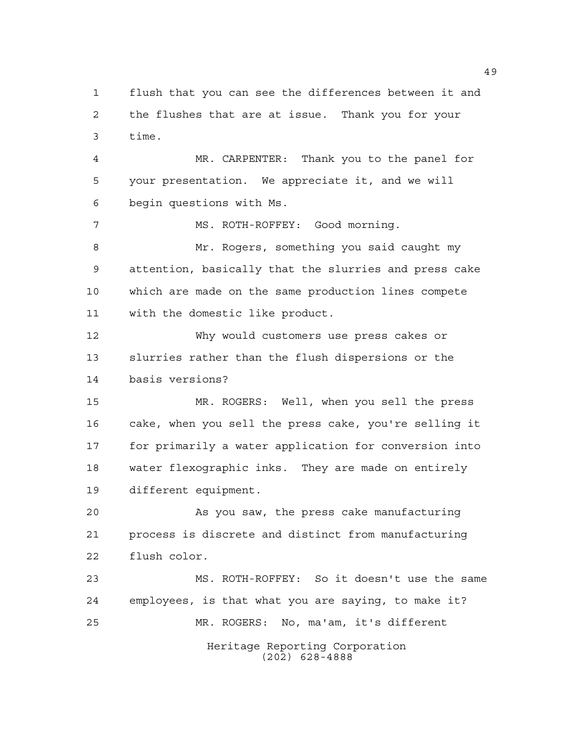flush that you can see the differences between it and the flushes that are at issue. Thank you for your time.

MR. CARPENTER: Thank you to the panel for your presentation. We appreciate it, and we will begin questions with Ms.

MS. ROTH-ROFFEY: Good morning.

Mr. Rogers, something you said caught my attention, basically that the slurries and press cake which are made on the same production lines compete with the domestic like product.

Why would customers use press cakes or slurries rather than the flush dispersions or the basis versions?

MR. ROGERS: Well, when you sell the press cake, when you sell the press cake, you're selling it for primarily a water application for conversion into water flexographic inks. They are made on entirely different equipment.

As you saw, the press cake manufacturing process is discrete and distinct from manufacturing flush color.

MS. ROTH-ROFFEY: So it doesn't use the same employees, is that what you are saying, to make it?

MR. ROGERS: No, ma'am, it's different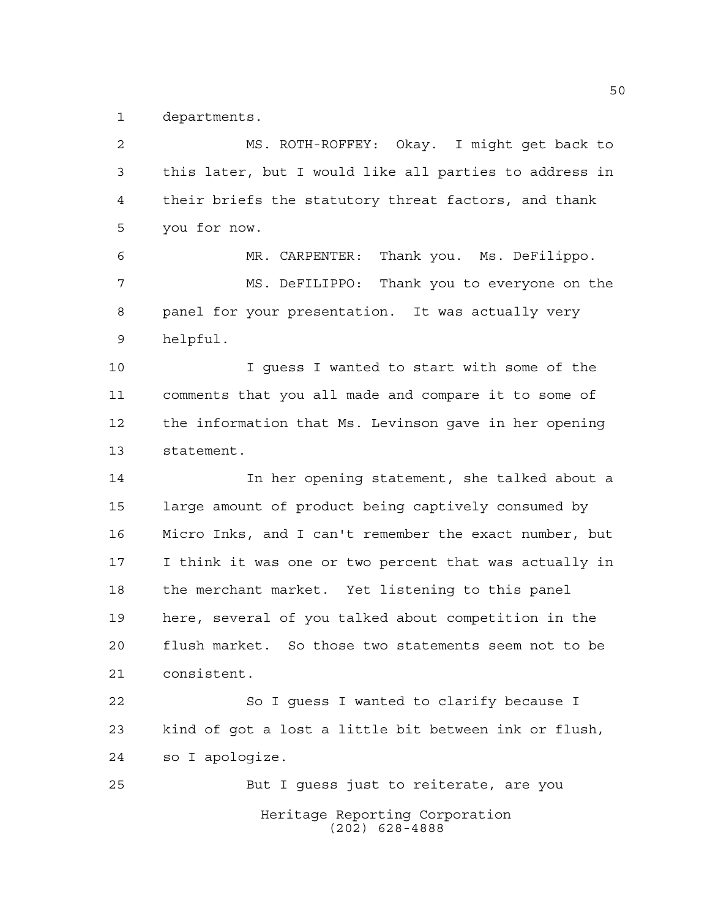departments.

MS. ROTH-ROFFEY: Okay. I might get back to this later, but I would like all parties to address in their briefs the statutory threat factors, and thank you for now.

MR. CARPENTER: Thank you. Ms. DeFilippo.

MS. DeFILIPPO: Thank you to everyone on the panel for your presentation. It was actually very helpful.

I guess I wanted to start with some of the comments that you all made and compare it to some of the information that Ms. Levinson gave in her opening statement.

In her opening statement, she talked about a large amount of product being captively consumed by Micro Inks, and I can't remember the exact number, but I think it was one or two percent that was actually in the merchant market. Yet listening to this panel here, several of you talked about competition in the flush market. So those two statements seem not to be consistent.

So I guess I wanted to clarify because I kind of got a lost a little bit between ink or flush, so I apologize.

But I guess just to reiterate, are you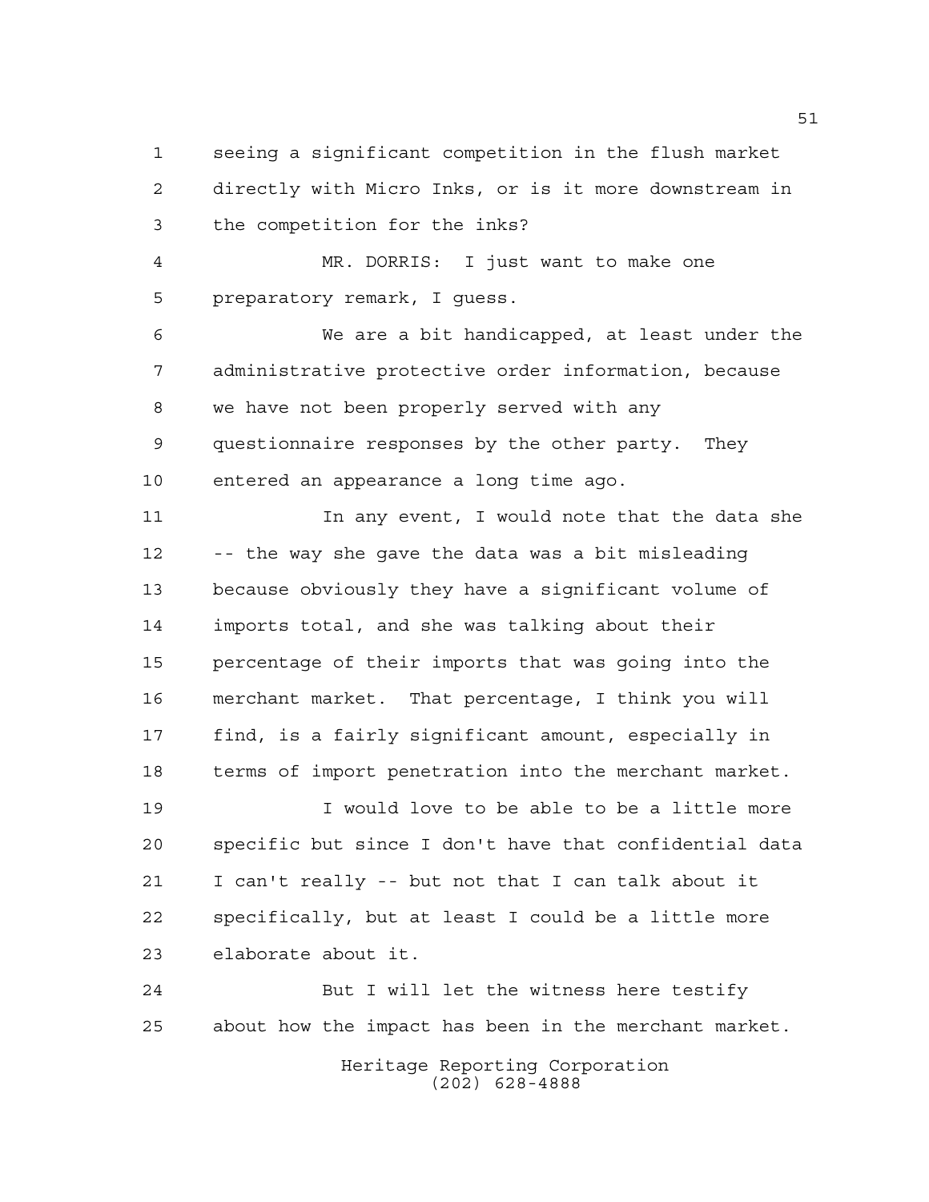seeing a significant competition in the flush market directly with Micro Inks, or is it more downstream in the competition for the inks?

MR. DORRIS: I just want to make one preparatory remark, I guess.

We are a bit handicapped, at least under the administrative protective order information, because we have not been properly served with any questionnaire responses by the other party. They entered an appearance a long time ago.

In any event, I would note that the data she -- the way she gave the data was a bit misleading because obviously they have a significant volume of imports total, and she was talking about their percentage of their imports that was going into the merchant market. That percentage, I think you will find, is a fairly significant amount, especially in terms of import penetration into the merchant market.

I would love to be able to be a little more specific but since I don't have that confidential data I can't really -- but not that I can talk about it specifically, but at least I could be a little more elaborate about it.

But I will let the witness here testify about how the impact has been in the merchant market.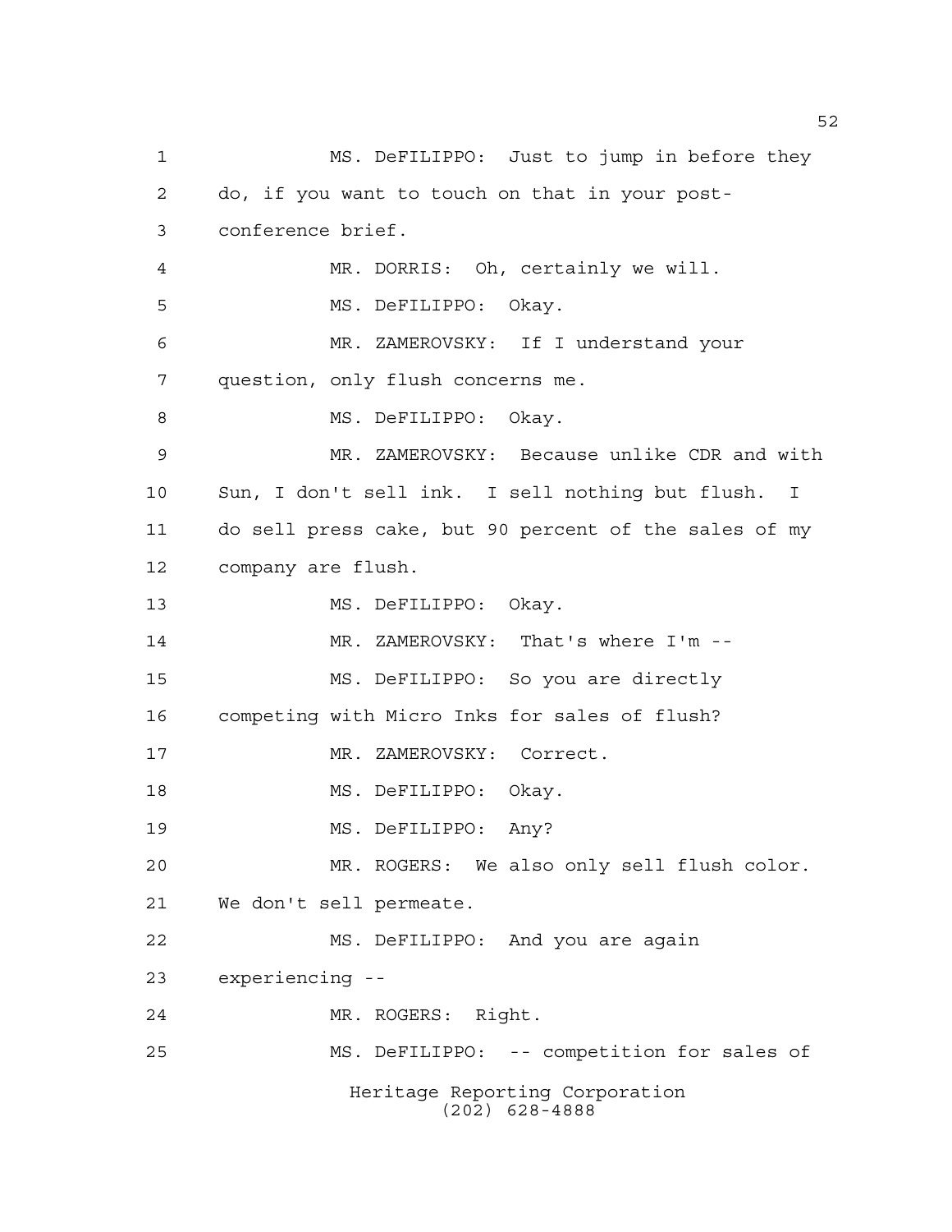MS. DeFILIPPO: Just to jump in before they do, if you want to touch on that in your post-conference brief.

MR. DORRIS: Oh, certainly we will.

MS. DeFILIPPO: Okay.

MR. ZAMEROVSKY: If I understand your question, only flush concerns me.

MS. DeFILIPPO: Okay.

MR. ZAMEROVSKY: Because unlike CDR and with Sun, I don't sell ink. I sell nothing but flush. I do sell press cake, but 90 percent of the sales of my company are flush.

MS. DeFILIPPO: Okay.

MR. ZAMEROVSKY: That's where I'm --

MS. DeFILIPPO: So you are directly competing with Micro Inks for sales of flush?

MR. ZAMEROVSKY: Correct.

MS. DeFILIPPO: Okay.

MS. DeFILIPPO: Any?

MR. ROGERS: We also only sell flush color. We don't sell permeate.

MS. DeFILIPPO: And you are again experiencing --

MR. ROGERS: Right.

MS. DeFILIPPO: -- competition for sales of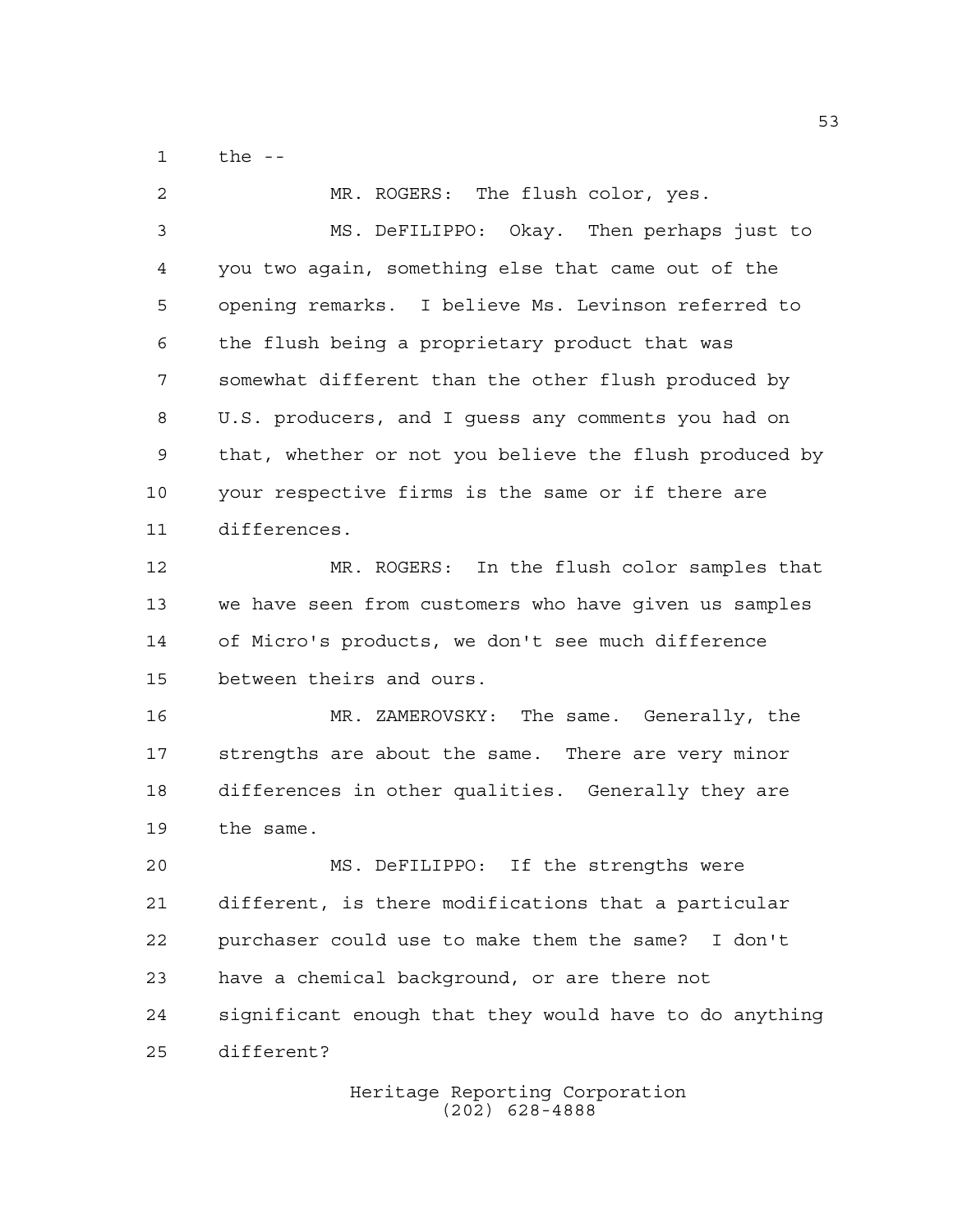the --

MR. ROGERS: The flush color, yes.

MS. DeFILIPPO: Okay. Then perhaps just to you two again, something else that came out of the opening remarks. I believe Ms. Levinson referred to the flush being a proprietary product that was somewhat different than the other flush produced by U.S. producers, and I guess any comments you had on that, whether or not you believe the flush produced by your respective firms is the same or if there are differences.

MR. ROGERS: In the flush color samples that we have seen from customers who have given us samples of Micro's products, we don't see much difference between theirs and ours.

MR. ZAMEROVSKY: The same. Generally, the strengths are about the same. There are very minor differences in other qualities. Generally they are the same.

MS. DeFILIPPO: If the strengths were different, is there modifications that a particular purchaser could use to make them the same? I don't have a chemical background, or are there not significant enough that they would have to do anything different?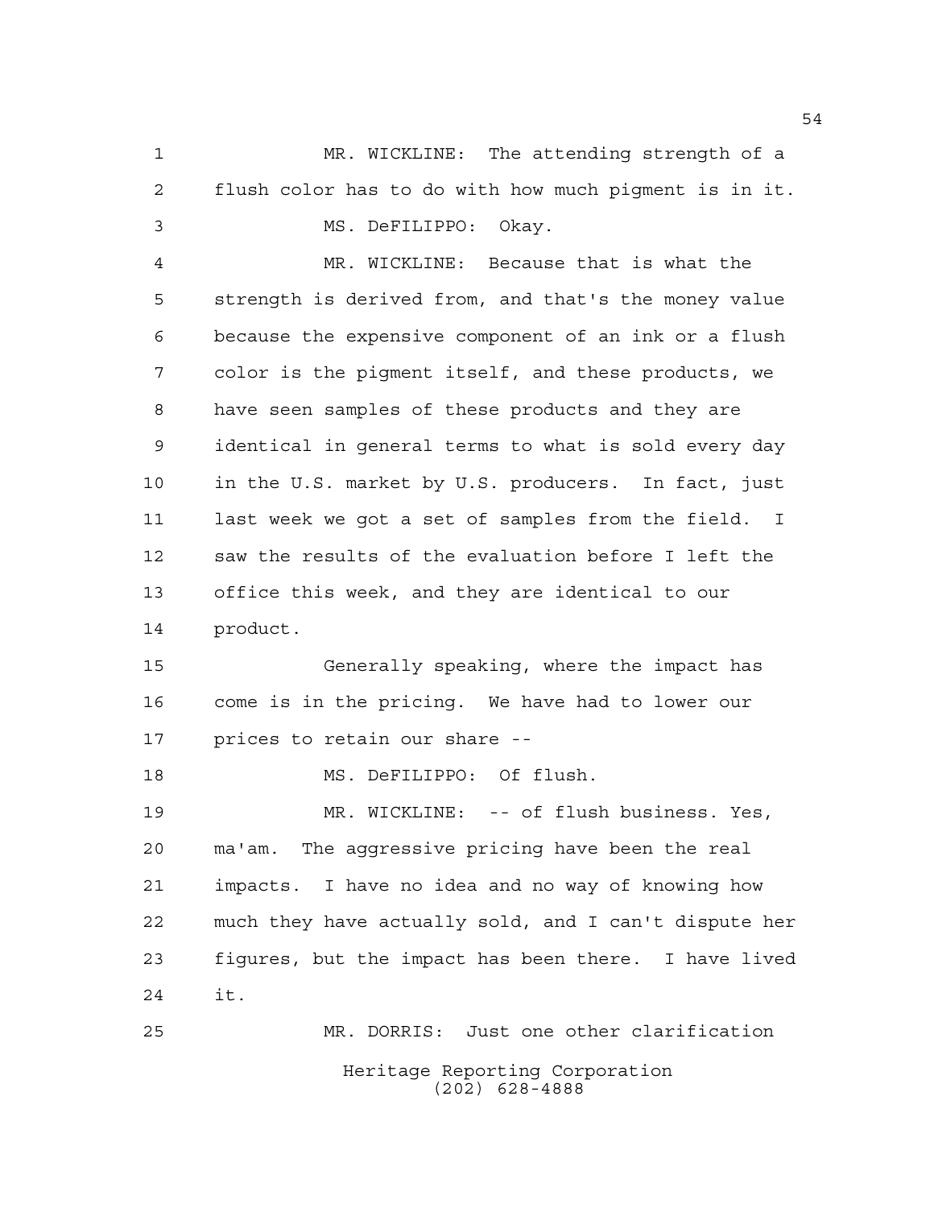MR. WICKLINE: The attending strength of a flush color has to do with how much pigment is in it.

MS. DeFILIPPO: Okay.

MR. WICKLINE: Because that is what the strength is derived from, and that's the money value because the expensive component of an ink or a flush color is the pigment itself, and these products, we have seen samples of these products and they are identical in general terms to what is sold every day in the U.S. market by U.S. producers. In fact, just last week we got a set of samples from the field. I saw the results of the evaluation before I left the office this week, and they are identical to our product.

Generally speaking, where the impact has come is in the pricing. We have had to lower our prices to retain our share --

MS. DeFILIPPO: Of flush.

MR. WICKLINE: -- of flush business. Yes, ma'am. The aggressive pricing have been the real impacts. I have no idea and no way of knowing how much they have actually sold, and I can't dispute her figures, but the impact has been there. I have lived it.

MR. DORRIS: Just one other clarification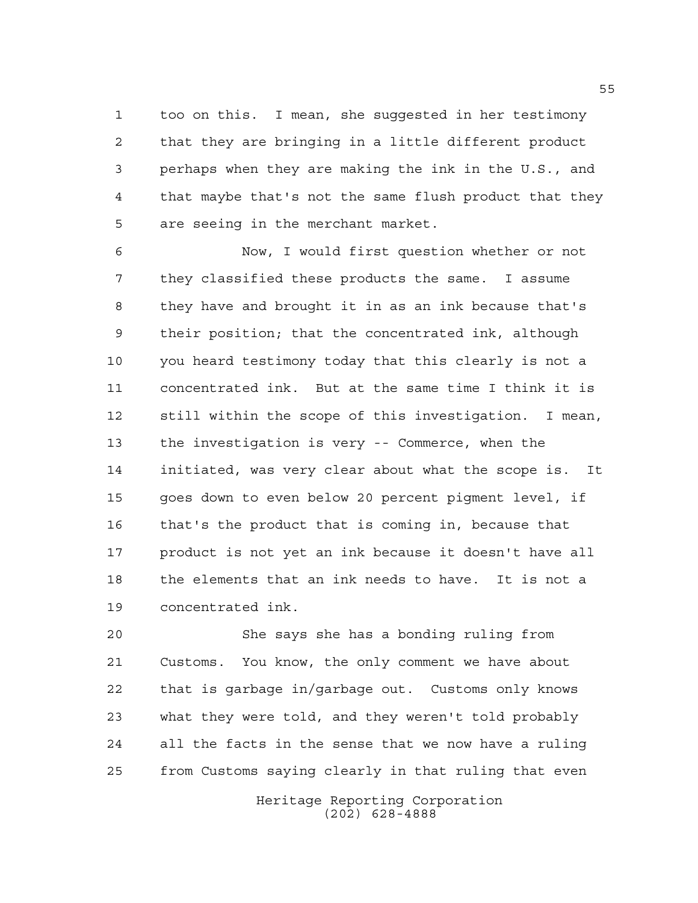too on this. I mean, she suggested in her testimony that they are bringing in a little different product perhaps when they are making the ink in the U.S., and that maybe that's not the same flush product that they are seeing in the merchant market.

Now, I would first question whether or not they classified these products the same. I assume they have and brought it in as an ink because that's their position; that the concentrated ink, although you heard testimony today that this clearly is not a concentrated ink. But at the same time I think it is still within the scope of this investigation. I mean, the investigation is very -- Commerce, when the initiated, was very clear about what the scope is. It goes down to even below 20 percent pigment level, if that's the product that is coming in, because that product is not yet an ink because it doesn't have all the elements that an ink needs to have. It is not a concentrated ink.

She says she has a bonding ruling from Customs. You know, the only comment we have about that is garbage in/garbage out. Customs only knows what they were told, and they weren't told probably all the facts in the sense that we now have a ruling from Customs saying clearly in that ruling that even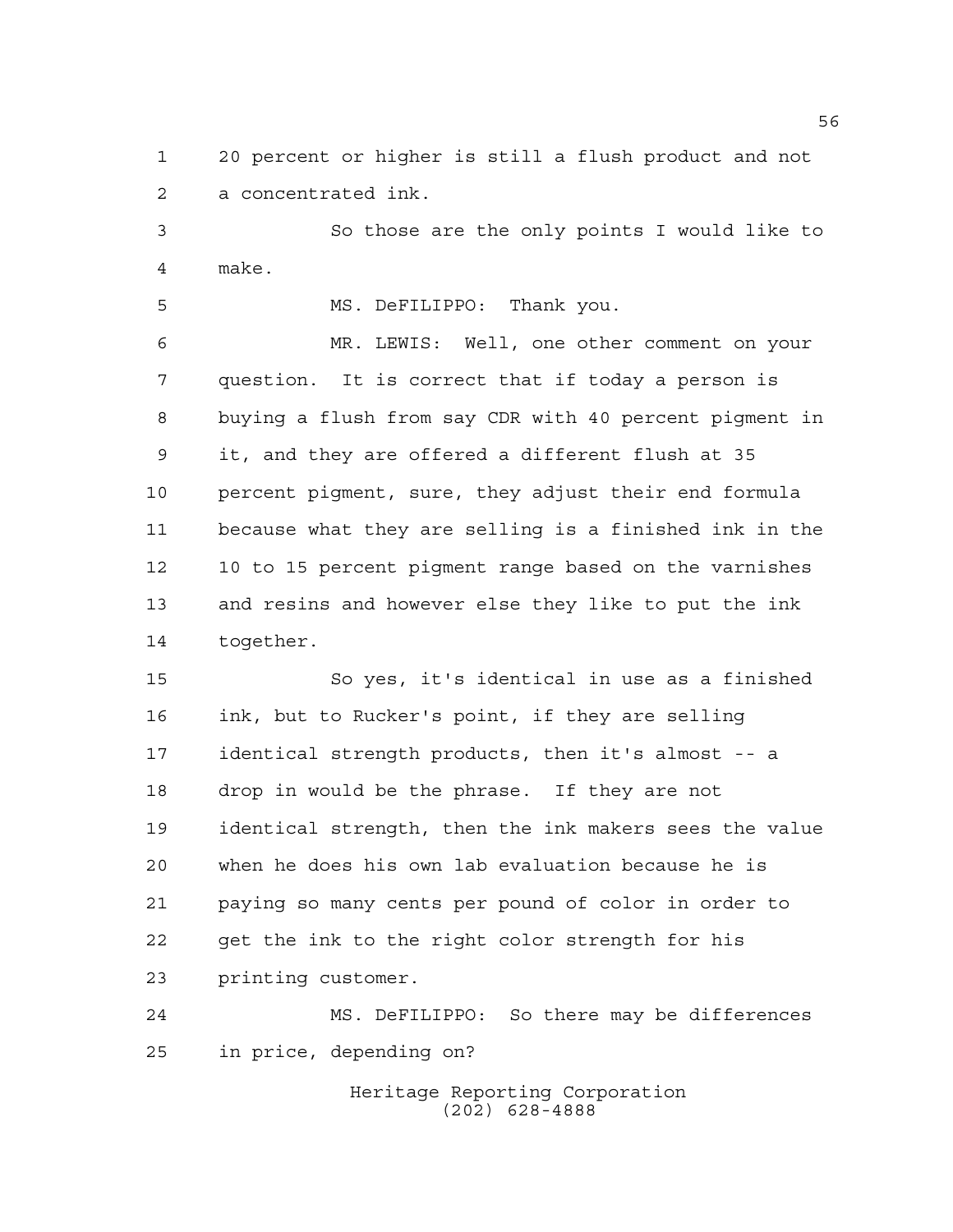20 percent or higher is still a flush product and not a concentrated ink.

So those are the only points I would like to make.

MS. DeFILIPPO: Thank you.

MR. LEWIS: Well, one other comment on your question. It is correct that if today a person is buying a flush from say CDR with 40 percent pigment in it, and they are offered a different flush at 35 percent pigment, sure, they adjust their end formula because what they are selling is a finished ink in the 10 to 15 percent pigment range based on the varnishes and resins and however else they like to put the ink together.

So yes, it's identical in use as a finished ink, but to Rucker's point, if they are selling identical strength products, then it's almost -- a drop in would be the phrase. If they are not identical strength, then the ink makers sees the value when he does his own lab evaluation because he is paying so many cents per pound of color in order to get the ink to the right color strength for his printing customer.

MS. DeFILIPPO: So there may be differences in price, depending on?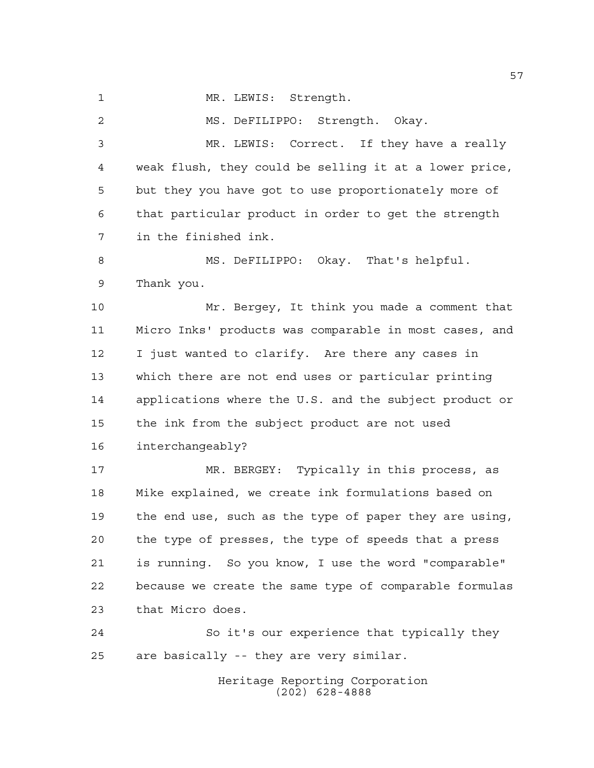MR. LEWIS: Strength.

MS. DeFILIPPO: Strength. Okay.

MR. LEWIS: Correct. If they have a really weak flush, they could be selling it at a lower price, but they you have got to use proportionately more of that particular product in order to get the strength in the finished ink.

MS. DeFILIPPO: Okay. That's helpful. Thank you.

Mr. Bergey, It think you made a comment that Micro Inks' products was comparable in most cases, and I just wanted to clarify. Are there any cases in which there are not end uses or particular printing applications where the U.S. and the subject product or the ink from the subject product are not used interchangeably?

MR. BERGEY: Typically in this process, as Mike explained, we create ink formulations based on the end use, such as the type of paper they are using, the type of presses, the type of speeds that a press is running. So you know, I use the word "comparable" because we create the same type of comparable formulas that Micro does.

So it's our experience that typically they are basically -- they are very similar.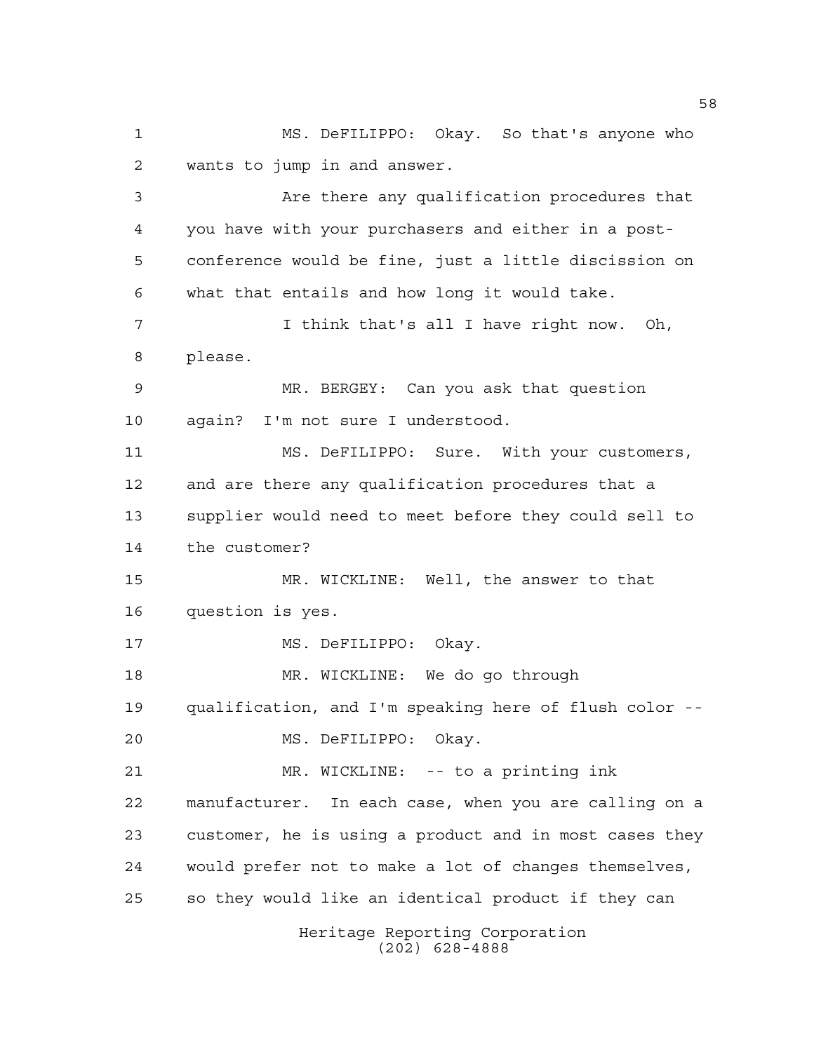MS. DeFILIPPO: Okay. So that's anyone who wants to jump in and answer.

Are there any qualification procedures that you have with your purchasers and either in a post-conference would be fine, just a little discission on what that entails and how long it would take.

I think that's all I have right now. Oh, please.

MR. BERGEY: Can you ask that question again? I'm not sure I understood.

MS. DeFILIPPO: Sure. With your customers, and are there any qualification procedures that a supplier would need to meet before they could sell to the customer?

MR. WICKLINE: Well, the answer to that question is yes.

MS. DeFILIPPO: Okay.

MR. WICKLINE: We do go through qualification, and I'm speaking here of flush color --

MS. DeFILIPPO: Okay.

MR. WICKLINE: -- to a printing ink manufacturer. In each case, when you are calling on a customer, he is using a product and in most cases they would prefer not to make a lot of changes themselves, so they would like an identical product if they can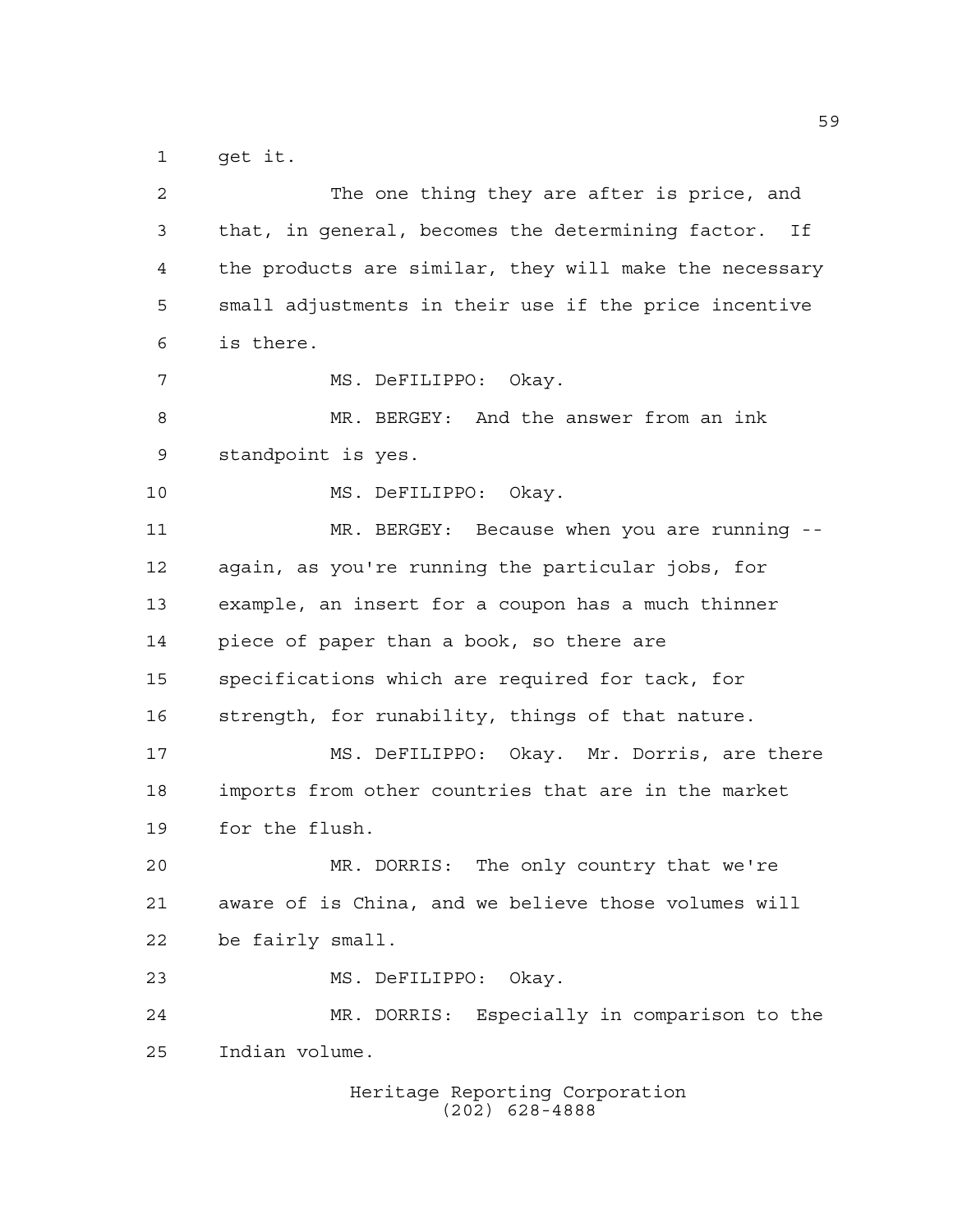get it.

The one thing they are after is price, and that, in general, becomes the determining factor. If the products are similar, they will make the necessary small adjustments in their use if the price incentive is there.

MS. DeFILIPPO: Okay.

MR. BERGEY: And the answer from an ink standpoint is yes.

MS. DeFILIPPO: Okay.

MR. BERGEY: Because when you are running -- again, as you're running the particular jobs, for example, an insert for a coupon has a much thinner piece of paper than a book, so there are specifications which are required for tack, for strength, for runability, things of that nature.

MS. DeFILIPPO: Okay. Mr. Dorris, are there imports from other countries that are in the market for the flush.

MR. DORRIS: The only country that we're aware of is China, and we believe those volumes will be fairly small.

MS. DeFILIPPO: Okay.

MR. DORRIS: Especially in comparison to the Indian volume.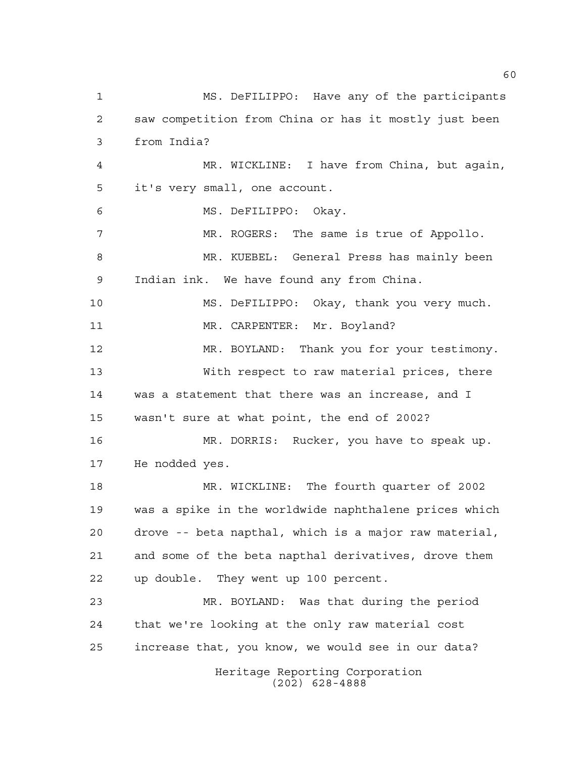MS. DeFILIPPO: Have any of the participants saw competition from China or has it mostly just been from India?

MR. WICKLINE: I have from China, but again, it's very small, one account.

MS. DeFILIPPO: Okay.

MR. ROGERS: The same is true of Appollo.

MR. KUEBEL: General Press has mainly been Indian ink. We have found any from China.

MS. DeFILIPPO: Okay, thank you very much.

MR. CARPENTER: Mr. Boyland?

MR. BOYLAND: Thank you for your testimony.

With respect to raw material prices, there was a statement that there was an increase, and I wasn't sure at what point, the end of 2002?

MR. DORRIS: Rucker, you have to speak up. He nodded yes.

MR. WICKLINE: The fourth quarter of 2002 was a spike in the worldwide naphthalene prices which drove -- beta napthal, which is a major raw material, and some of the beta napthal derivatives, drove them up double. They went up 100 percent.

MR. BOYLAND: Was that during the period that we're looking at the only raw material cost increase that, you know, we would see in our data?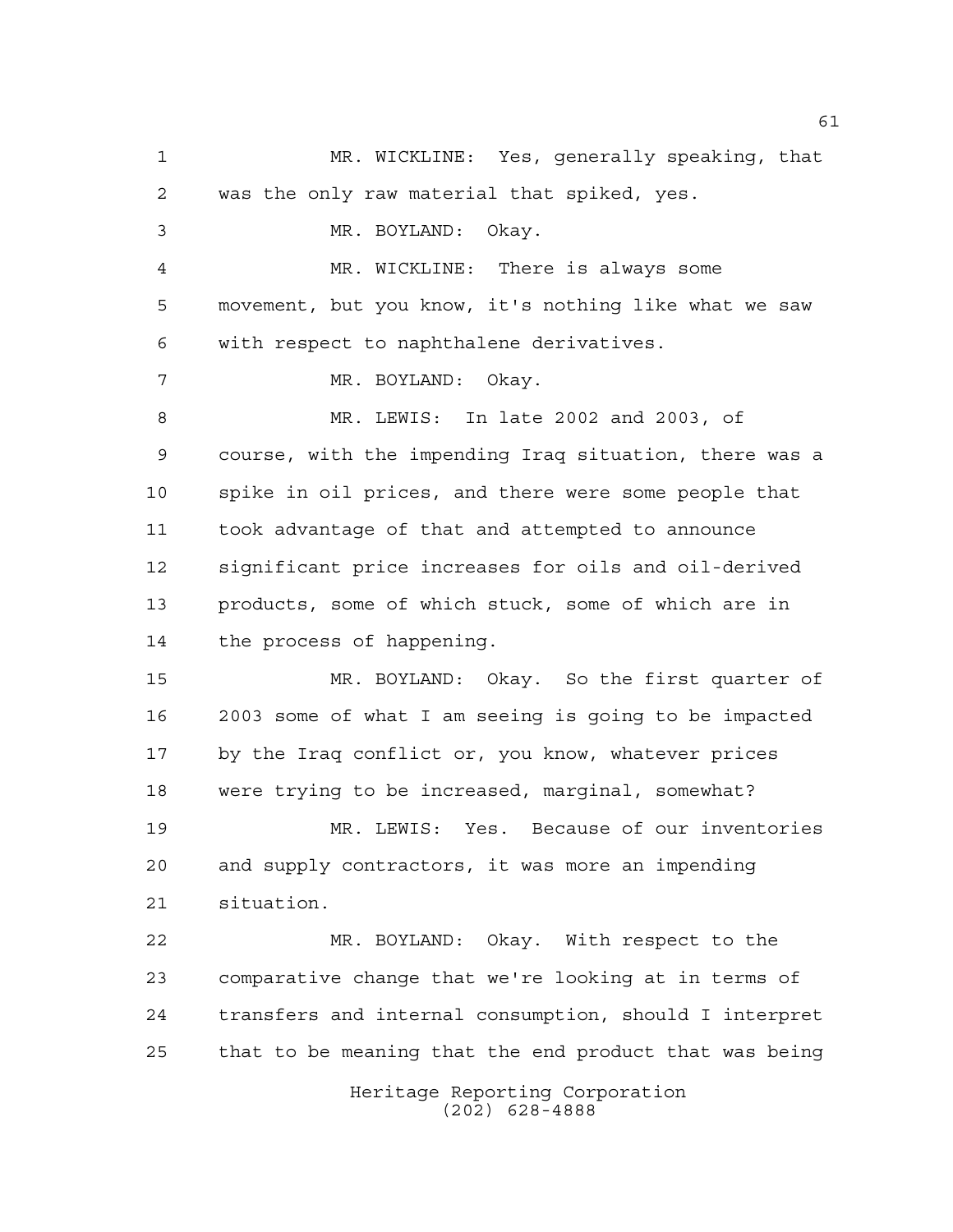MR. WICKLINE: Yes, generally speaking, that was the only raw material that spiked, yes.

MR. BOYLAND: Okay.

MR. WICKLINE: There is always some movement, but you know, it's nothing like what we saw with respect to naphthalene derivatives.

MR. BOYLAND: Okay.

MR. LEWIS: In late 2002 and 2003, of course, with the impending Iraq situation, there was a spike in oil prices, and there were some people that took advantage of that and attempted to announce significant price increases for oils and oil-derived products, some of which stuck, some of which are in the process of happening.

MR. BOYLAND: Okay. So the first quarter of 2003 some of what I am seeing is going to be impacted by the Iraq conflict or, you know, whatever prices were trying to be increased, marginal, somewhat?

MR. LEWIS: Yes. Because of our inventories and supply contractors, it was more an impending situation.

MR. BOYLAND: Okay. With respect to the comparative change that we're looking at in terms of transfers and internal consumption, should I interpret that to be meaning that the end product that was being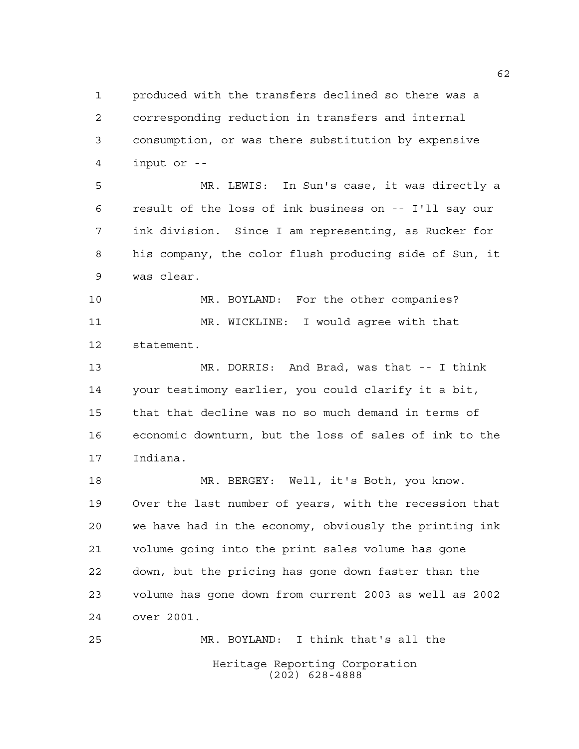produced with the transfers declined so there was a corresponding reduction in transfers and internal consumption, or was there substitution by expensive input or --

MR. LEWIS: In Sun's case, it was directly a result of the loss of ink business on -- I'll say our ink division. Since I am representing, as Rucker for his company, the color flush producing side of Sun, it was clear.

MR. BOYLAND: For the other companies?

MR. WICKLINE: I would agree with that statement.

MR. DORRIS: And Brad, was that -- I think your testimony earlier, you could clarify it a bit, that that decline was no so much demand in terms of economic downturn, but the loss of sales of ink to the Indiana.

MR. BERGEY: Well, it's Both, you know. Over the last number of years, with the recession that we have had in the economy, obviously the printing ink volume going into the print sales volume has gone down, but the pricing has gone down faster than the volume has gone down from current 2003 as well as 2002 over 2001.

MR. BOYLAND: I think that's all the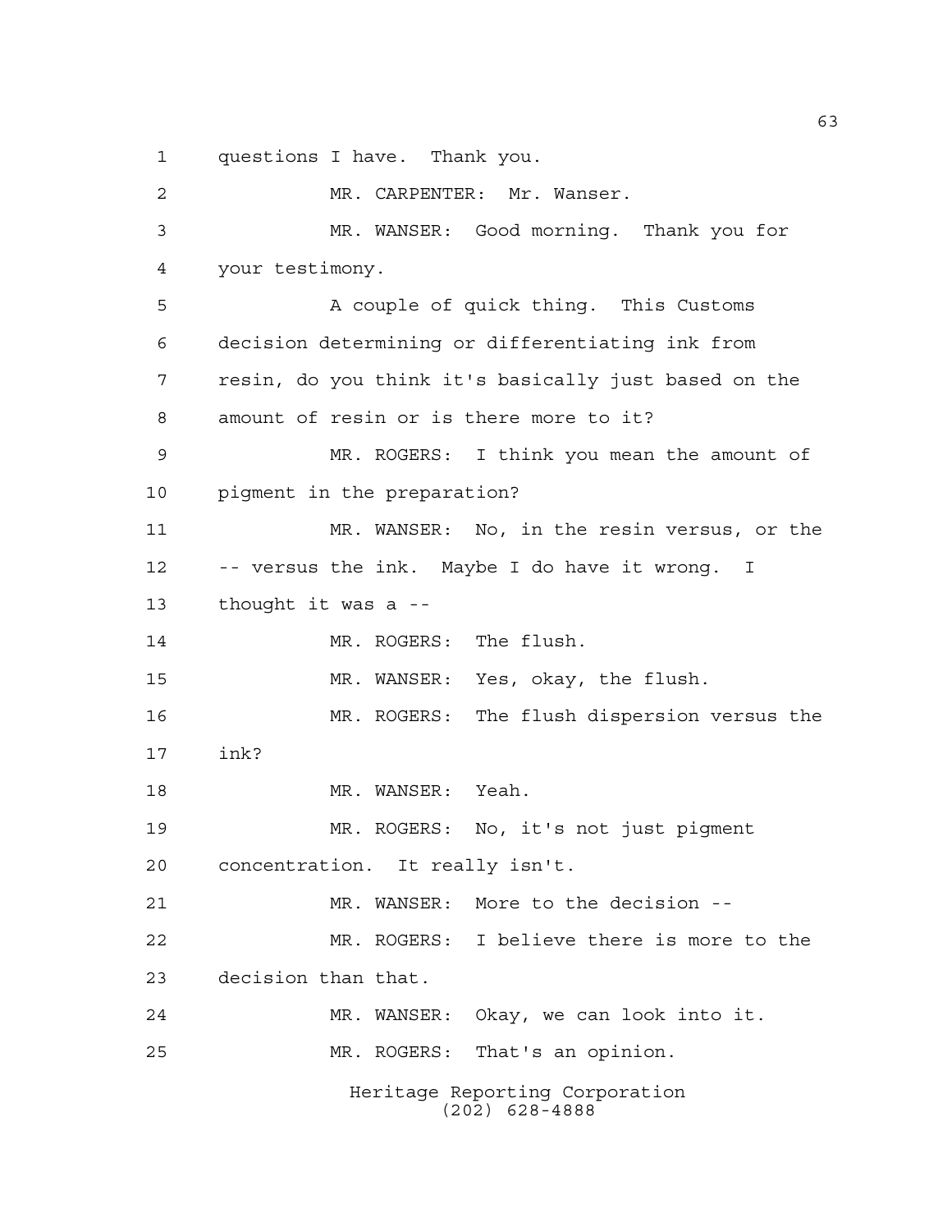questions I have. Thank you.

MR. CARPENTER: Mr. Wanser.

MR. WANSER: Good morning. Thank you for your testimony.

A couple of quick thing. This Customs decision determining or differentiating ink from resin, do you think it's basically just based on the amount of resin or is there more to it?

MR. ROGERS: I think you mean the amount of pigment in the preparation?

MR. WANSER: No, in the resin versus, or the -- versus the ink. Maybe I do have it wrong. I thought it was a --

MR. ROGERS: The flush.

MR. WANSER: Yes, okay, the flush.

MR. ROGERS: The flush dispersion versus the ink?

MR. WANSER: Yeah.

MR. ROGERS: No, it's not just pigment concentration. It really isn't.

MR. WANSER: More to the decision --

MR. ROGERS: I believe there is more to the decision than that.

MR. WANSER: Okay, we can look into it.

MR. ROGERS: That's an opinion.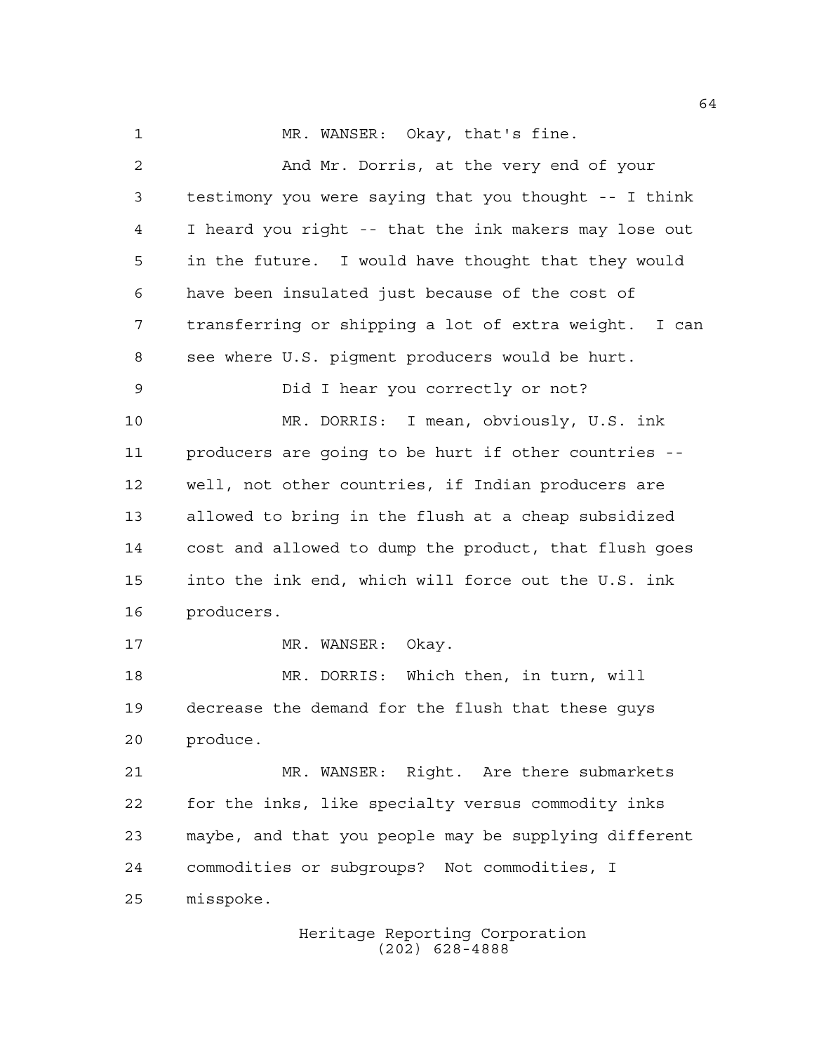MR. WANSER: Okay, that's fine.

And Mr. Dorris, at the very end of your testimony you were saying that you thought -- I think I heard you right -- that the ink makers may lose out in the future. I would have thought that they would have been insulated just because of the cost of transferring or shipping a lot of extra weight. I can see where U.S. pigment producers would be hurt.

Did I hear you correctly or not?

MR. DORRIS: I mean, obviously, U.S. ink producers are going to be hurt if other countries -- well, not other countries, if Indian producers are allowed to bring in the flush at a cheap subsidized cost and allowed to dump the product, that flush goes into the ink end, which will force out the U.S. ink producers.

MR. WANSER: Okay.

MR. DORRIS: Which then, in turn, will decrease the demand for the flush that these guys produce.

MR. WANSER: Right. Are there submarkets for the inks, like specialty versus commodity inks maybe, and that you people may be supplying different commodities or subgroups? Not commodities, I misspoke.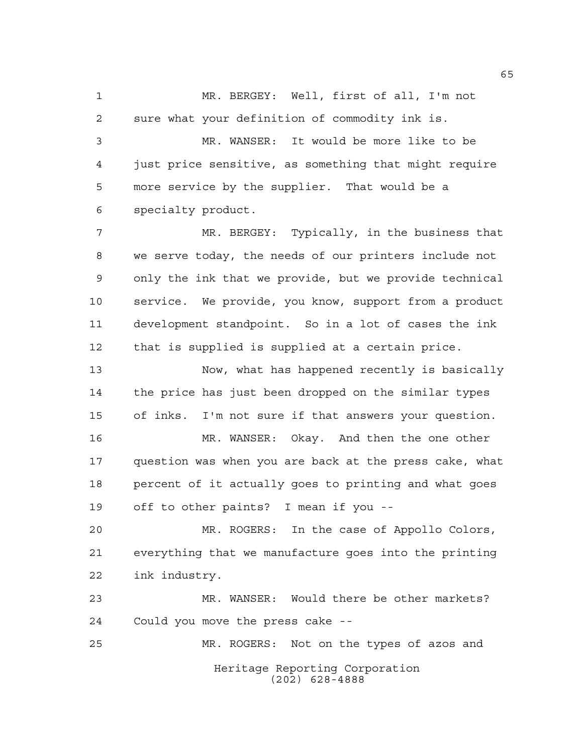MR. BERGEY: Well, first of all, I'm not sure what your definition of commodity ink is.

MR. WANSER: It would be more like to be just price sensitive, as something that might require more service by the supplier. That would be a specialty product.

MR. BERGEY: Typically, in the business that we serve today, the needs of our printers include not only the ink that we provide, but we provide technical service. We provide, you know, support from a product development standpoint. So in a lot of cases the ink that is supplied is supplied at a certain price.

Now, what has happened recently is basically the price has just been dropped on the similar types of inks. I'm not sure if that answers your question.

MR. WANSER: Okay. And then the one other question was when you are back at the press cake, what percent of it actually goes to printing and what goes off to other paints? I mean if you --

MR. ROGERS: In the case of Appollo Colors, everything that we manufacture goes into the printing ink industry.

MR. WANSER: Would there be other markets? Could you move the press cake --

MR. ROGERS: Not on the types of azos and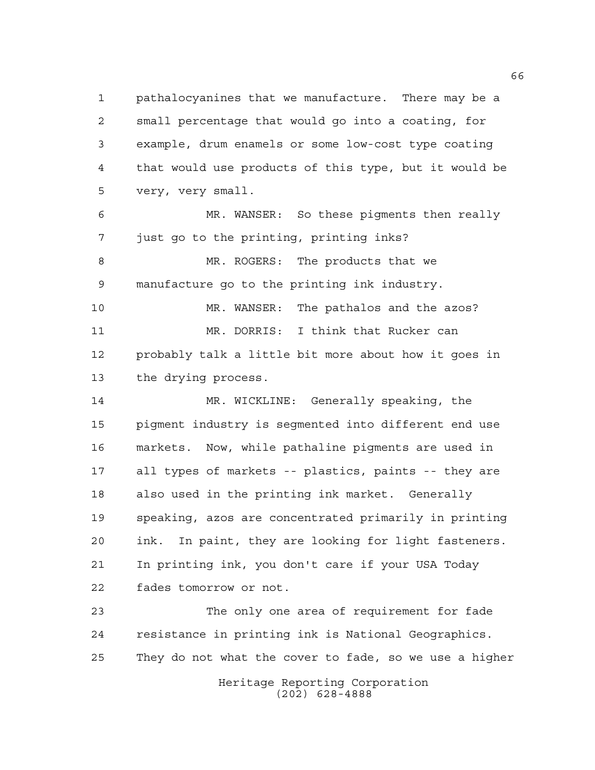pathalocyanines that we manufacture. There may be a small percentage that would go into a coating, for example, drum enamels or some low-cost type coating that would use products of this type, but it would be very, very small.

MR. WANSER: So these pigments then really just go to the printing, printing inks?

MR. ROGERS: The products that we manufacture go to the printing ink industry.

MR. WANSER: The pathalos and the azos?

MR. DORRIS: I think that Rucker can probably talk a little bit more about how it goes in the drying process.

MR. WICKLINE: Generally speaking, the pigment industry is segmented into different end use markets. Now, while pathaline pigments are used in all types of markets -- plastics, paints -- they are also used in the printing ink market. Generally speaking, azos are concentrated primarily in printing ink. In paint, they are looking for light fasteners. In printing ink, you don't care if your USA Today fades tomorrow or not.

The only one area of requirement for fade resistance in printing ink is National Geographics. They do not what the cover to fade, so we use a higher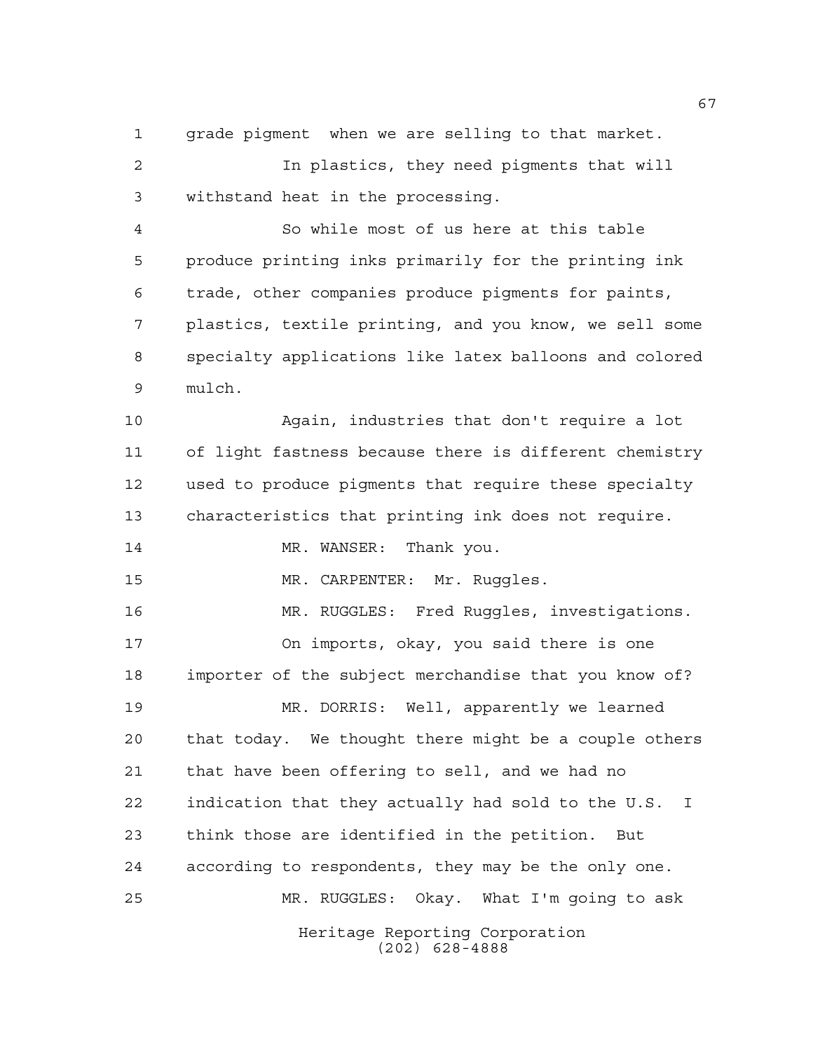grade pigment when we are selling to that market.

In plastics, they need pigments that will withstand heat in the processing.

So while most of us here at this table produce printing inks primarily for the printing ink trade, other companies produce pigments for paints, plastics, textile printing, and you know, we sell some specialty applications like latex balloons and colored mulch.

Again, industries that don't require a lot of light fastness because there is different chemistry used to produce pigments that require these specialty characteristics that printing ink does not require.

MR. WANSER: Thank you.

MR. CARPENTER: Mr. Ruggles.

MR. RUGGLES: Fred Ruggles, investigations.

On imports, okay, you said there is one importer of the subject merchandise that you know of?

MR. DORRIS: Well, apparently we learned that today. We thought there might be a couple others that have been offering to sell, and we had no indication that they actually had sold to the U.S. I think those are identified in the petition. But according to respondents, they may be the only one.

MR. RUGGLES: Okay. What I'm going to ask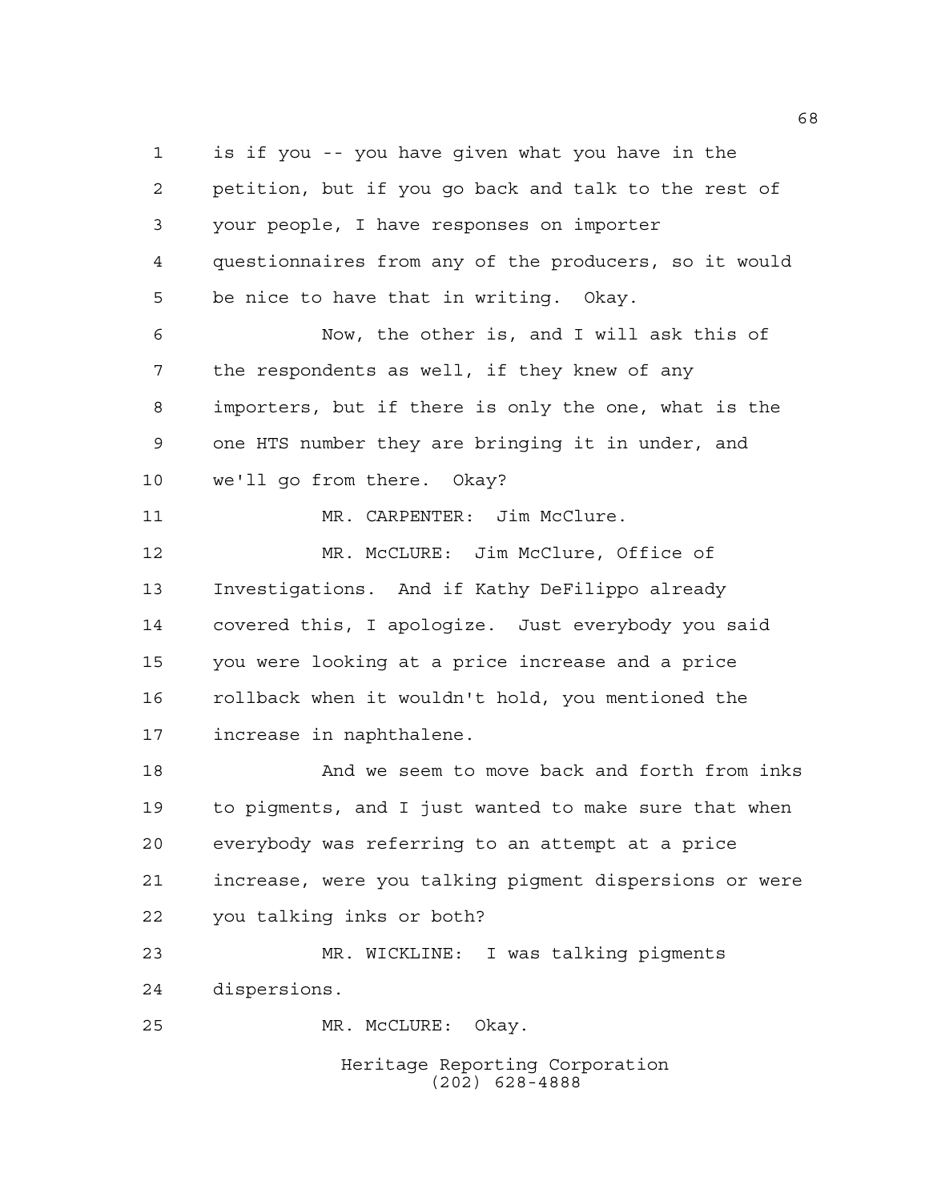is if you -- you have given what you have in the petition, but if you go back and talk to the rest of your people, I have responses on importer questionnaires from any of the producers, so it would be nice to have that in writing. Okay.

Now, the other is, and I will ask this of the respondents as well, if they knew of any importers, but if there is only the one, what is the one HTS number they are bringing it in under, and we'll go from there. Okay?

MR. CARPENTER: Jim McClure.

MR. McCLURE: Jim McClure, Office of Investigations. And if Kathy DeFilippo already covered this, I apologize. Just everybody you said you were looking at a price increase and a price rollback when it wouldn't hold, you mentioned the increase in naphthalene.

And we seem to move back and forth from inks to pigments, and I just wanted to make sure that when everybody was referring to an attempt at a price increase, were you talking pigment dispersions or were you talking inks or both?

MR. WICKLINE: I was talking pigments dispersions.

MR. McCLURE: Okay.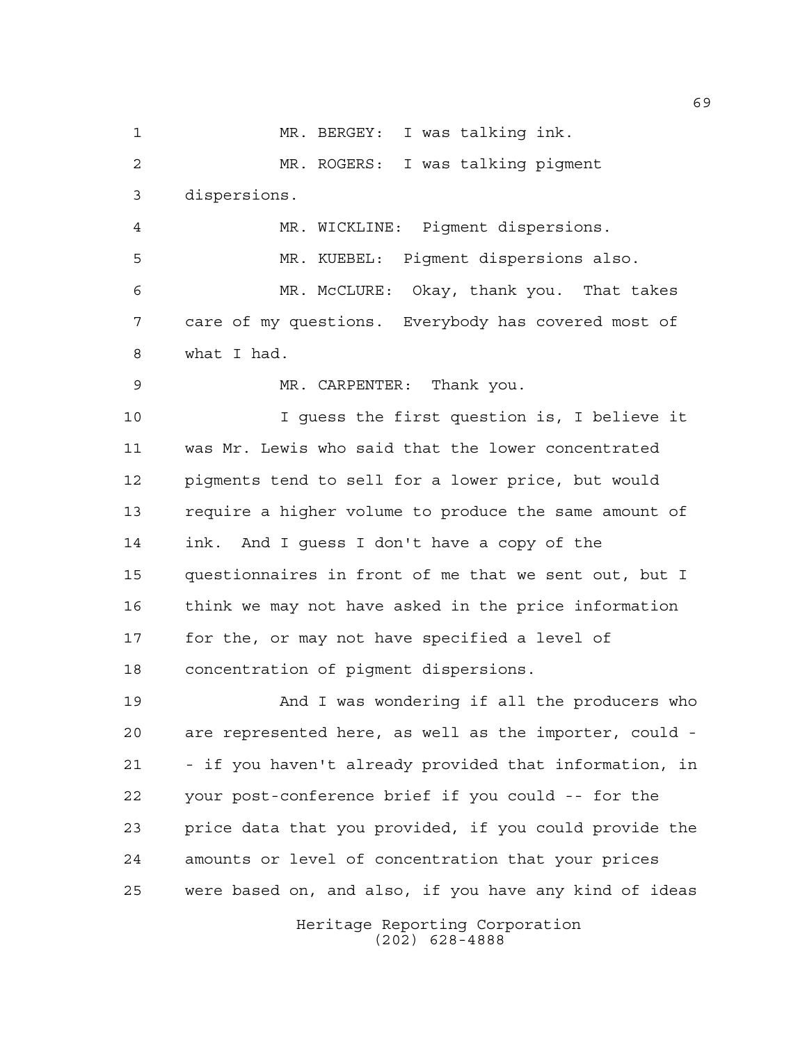MR. BERGEY: I was talking ink.

MR. ROGERS: I was talking pigment dispersions.

MR. WICKLINE: Pigment dispersions.

MR. KUEBEL: Pigment dispersions also.

MR. McCLURE: Okay, thank you. That takes care of my questions. Everybody has covered most of what I had.

MR. CARPENTER: Thank you.

I guess the first question is, I believe it was Mr. Lewis who said that the lower concentrated pigments tend to sell for a lower price, but would require a higher volume to produce the same amount of ink. And I guess I don't have a copy of the questionnaires in front of me that we sent out, but I think we may not have asked in the price information for the, or may not have specified a level of concentration of pigment dispersions.

And I was wondering if all the producers who are represented here, as well as the importer, could -- if you haven't already provided that information, in your post-conference brief if you could -- for the price data that you provided, if you could provide the amounts or level of concentration that your prices were based on, and also, if you have any kind of ideas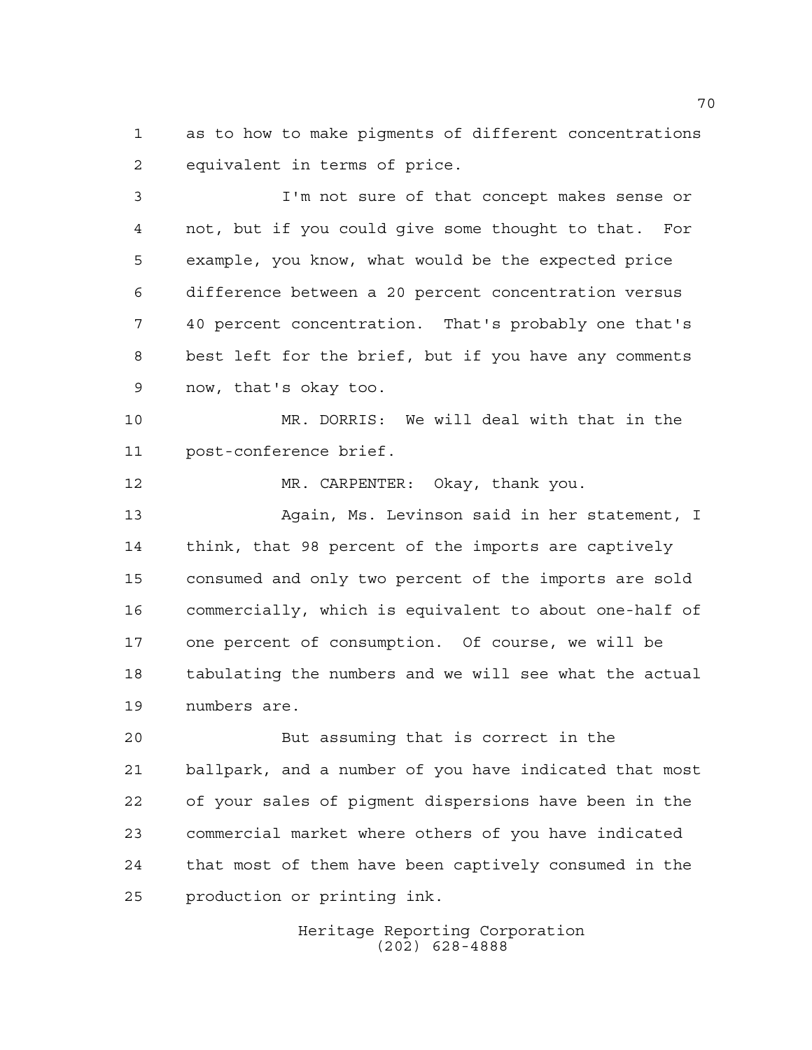as to how to make pigments of different concentrations equivalent in terms of price.

I'm not sure of that concept makes sense or not, but if you could give some thought to that. For example, you know, what would be the expected price difference between a 20 percent concentration versus 40 percent concentration. That's probably one that's best left for the brief, but if you have any comments now, that's okay too.

MR. DORRIS: We will deal with that in the post-conference brief.

MR. CARPENTER: Okay, thank you.

Again, Ms. Levinson said in her statement, I think, that 98 percent of the imports are captively consumed and only two percent of the imports are sold commercially, which is equivalent to about one-half of one percent of consumption. Of course, we will be tabulating the numbers and we will see what the actual numbers are.

But assuming that is correct in the ballpark, and a number of you have indicated that most of your sales of pigment dispersions have been in the commercial market where others of you have indicated that most of them have been captively consumed in the production or printing ink.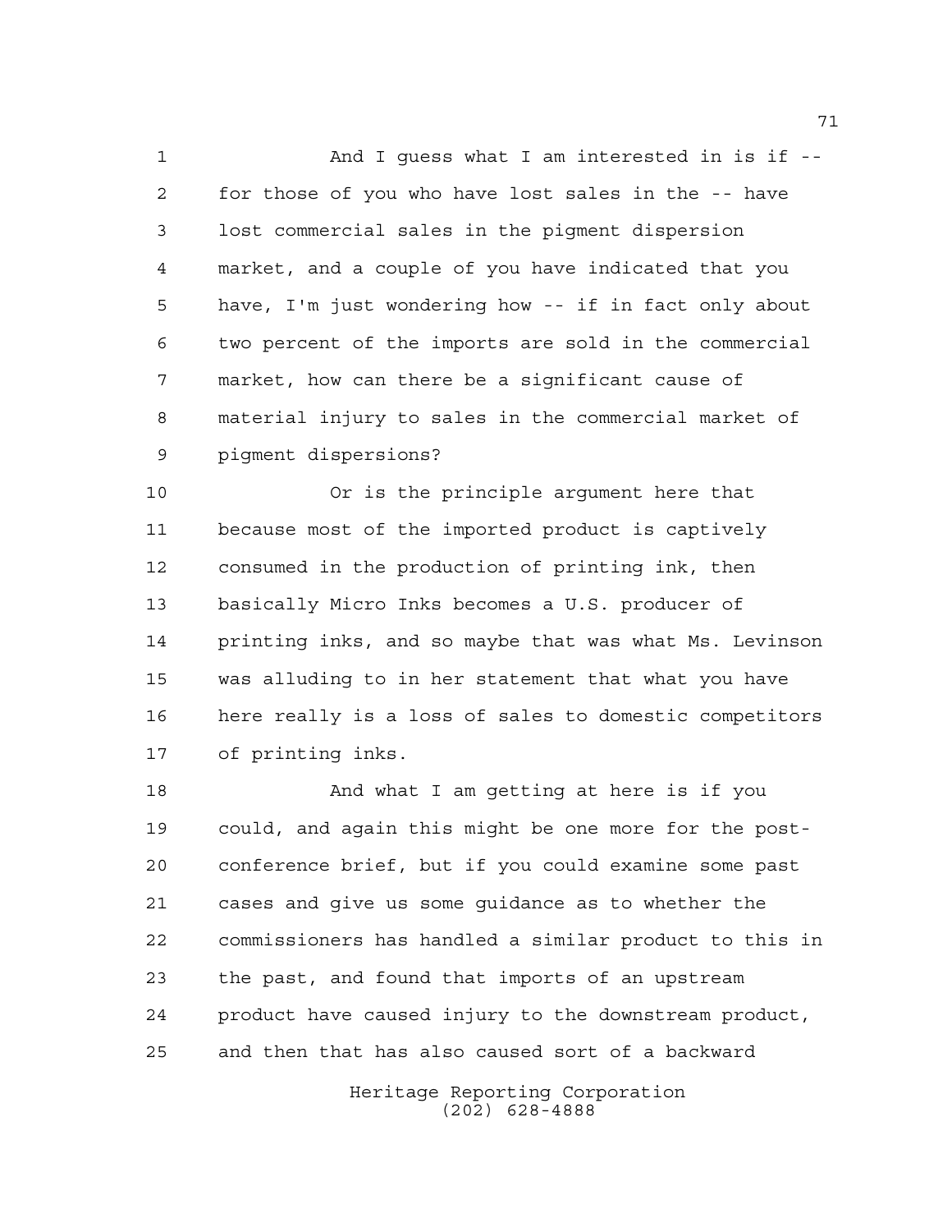And I guess what I am interested in is if -- for those of you who have lost sales in the -- have lost commercial sales in the pigment dispersion market, and a couple of you have indicated that you have, I'm just wondering how -- if in fact only about two percent of the imports are sold in the commercial market, how can there be a significant cause of material injury to sales in the commercial market of pigment dispersions?

Or is the principle argument here that because most of the imported product is captively consumed in the production of printing ink, then basically Micro Inks becomes a U.S. producer of printing inks, and so maybe that was what Ms. Levinson was alluding to in her statement that what you have here really is a loss of sales to domestic competitors of printing inks.

And what I am getting at here is if you could, and again this might be one more for the post-conference brief, but if you could examine some past cases and give us some guidance as to whether the commissioners has handled a similar product to this in the past, and found that imports of an upstream product have caused injury to the downstream product, and then that has also caused sort of a backward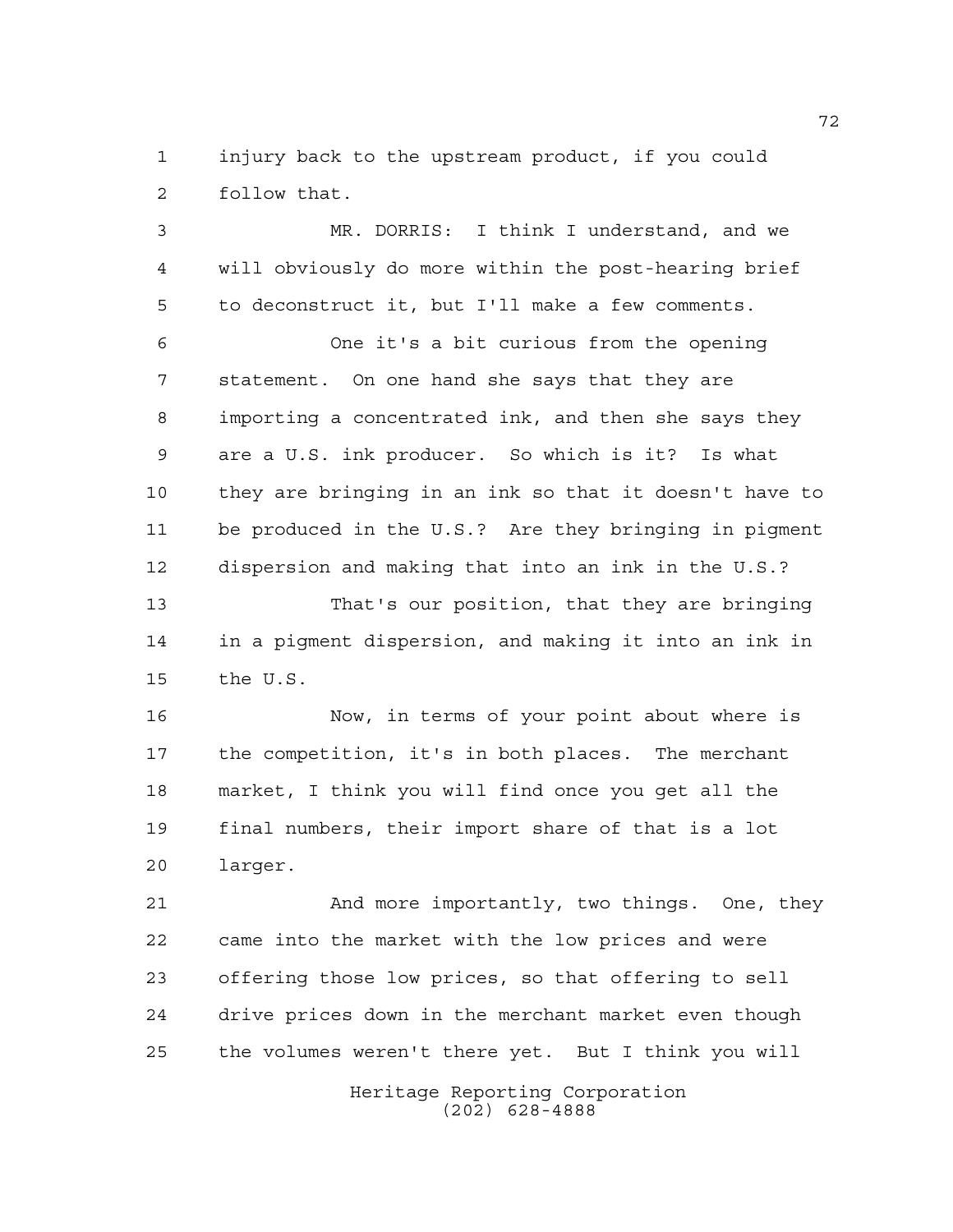injury back to the upstream product, if you could follow that.

MR. DORRIS: I think I understand, and we will obviously do more within the post-hearing brief to deconstruct it, but I'll make a few comments.

One it's a bit curious from the opening statement. On one hand she says that they are importing a concentrated ink, and then she says they are a U.S. ink producer. So which is it? Is what they are bringing in an ink so that it doesn't have to be produced in the U.S.? Are they bringing in pigment dispersion and making that into an ink in the U.S.?

That's our position, that they are bringing in a pigment dispersion, and making it into an ink in the U.S.

Now, in terms of your point about where is the competition, it's in both places. The merchant market, I think you will find once you get all the final numbers, their import share of that is a lot larger.

And more importantly, two things. One, they came into the market with the low prices and were offering those low prices, so that offering to sell drive prices down in the merchant market even though the volumes weren't there yet. But I think you will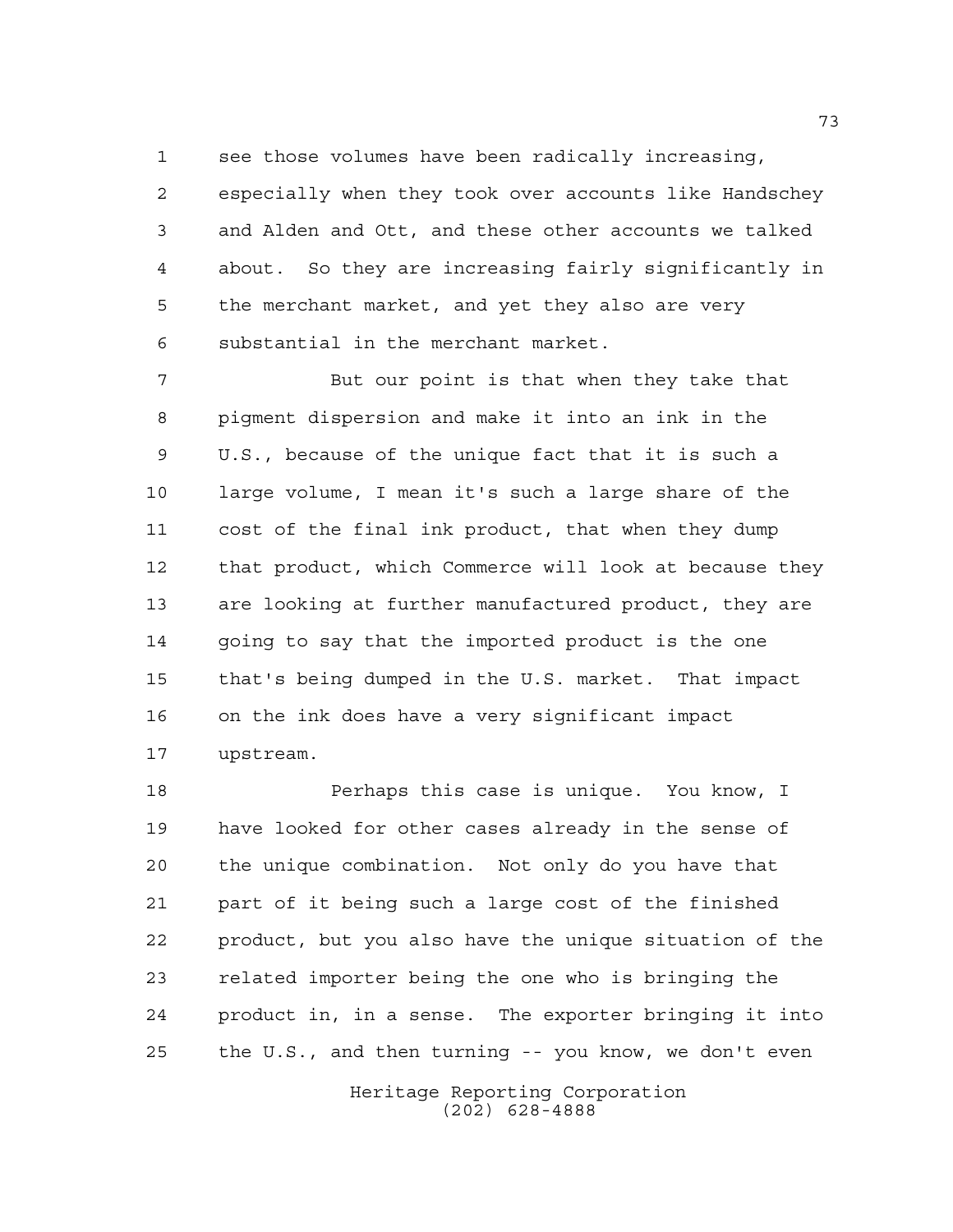see those volumes have been radically increasing, especially when they took over accounts like Handschey and Alden and Ott, and these other accounts we talked about. So they are increasing fairly significantly in the merchant market, and yet they also are very substantial in the merchant market.

But our point is that when they take that pigment dispersion and make it into an ink in the U.S., because of the unique fact that it is such a large volume, I mean it's such a large share of the cost of the final ink product, that when they dump that product, which Commerce will look at because they are looking at further manufactured product, they are going to say that the imported product is the one that's being dumped in the U.S. market. That impact on the ink does have a very significant impact upstream.

Perhaps this case is unique. You know, I have looked for other cases already in the sense of the unique combination. Not only do you have that part of it being such a large cost of the finished product, but you also have the unique situation of the related importer being the one who is bringing the product in, in a sense. The exporter bringing it into the U.S., and then turning -- you know, we don't even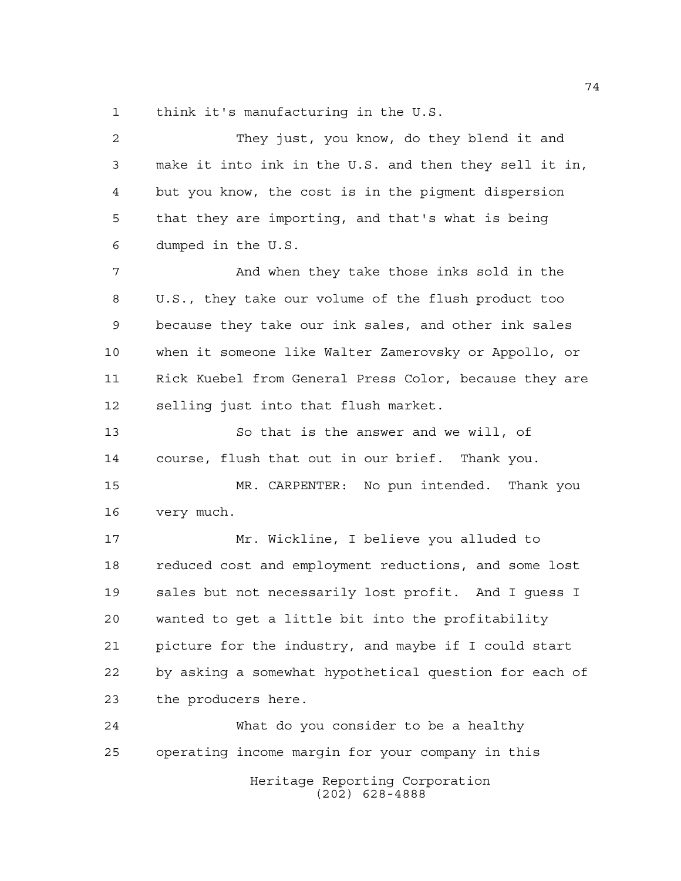think it's manufacturing in the U.S.

They just, you know, do they blend it and make it into ink in the U.S. and then they sell it in, but you know, the cost is in the pigment dispersion that they are importing, and that's what is being dumped in the U.S.

And when they take those inks sold in the U.S., they take our volume of the flush product too because they take our ink sales, and other ink sales when it someone like Walter Zamerovsky or Appollo, or Rick Kuebel from General Press Color, because they are selling just into that flush market.

So that is the answer and we will, of course, flush that out in our brief. Thank you.

MR. CARPENTER: No pun intended. Thank you very much.

Mr. Wickline, I believe you alluded to reduced cost and employment reductions, and some lost sales but not necessarily lost profit. And I guess I wanted to get a little bit into the profitability picture for the industry, and maybe if I could start by asking a somewhat hypothetical question for each of the producers here.

What do you consider to be a healthy operating income margin for your company in this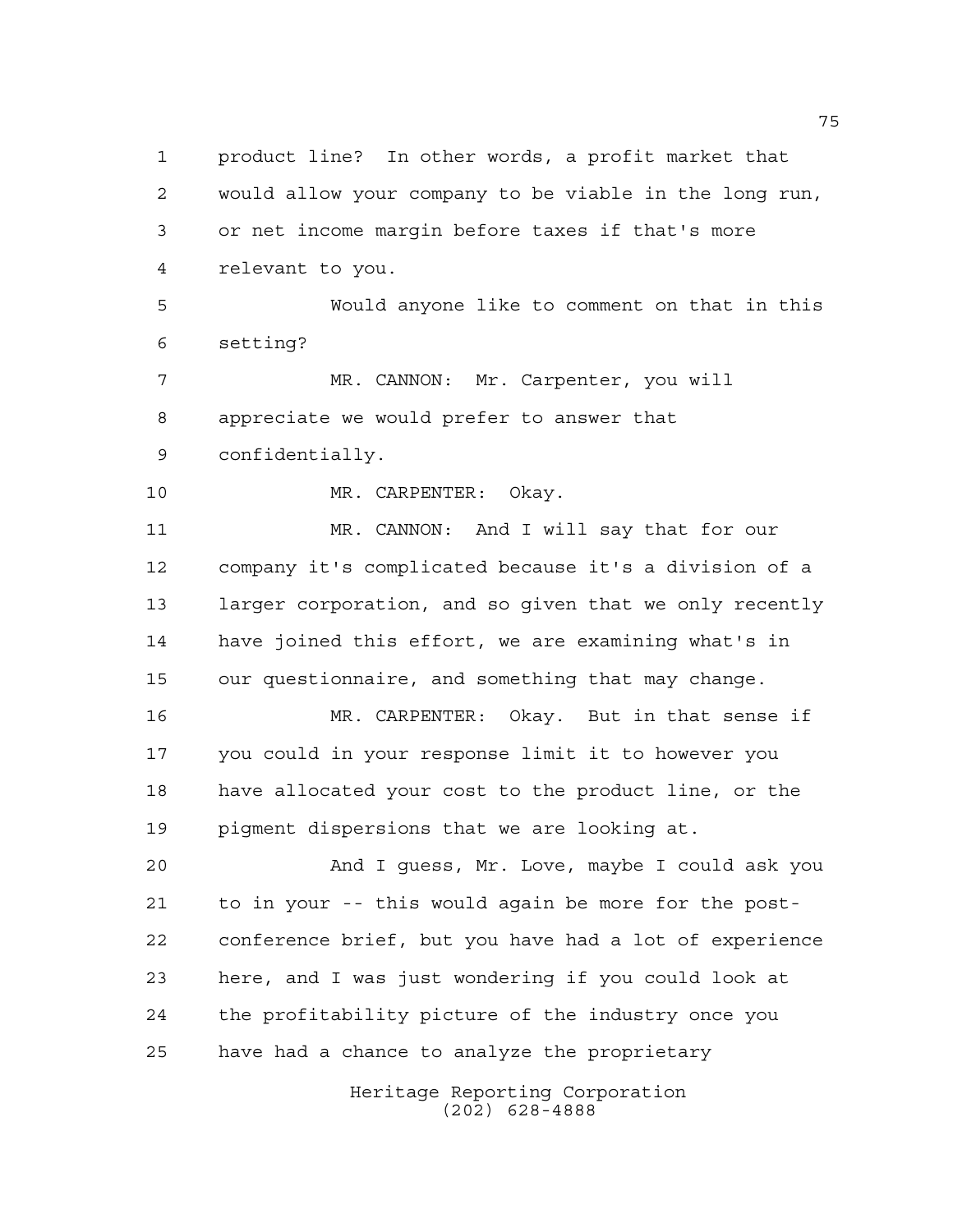product line? In other words, a profit market that would allow your company to be viable in the long run, or net income margin before taxes if that's more relevant to you.

Would anyone like to comment on that in this setting?

MR. CANNON: Mr. Carpenter, you will appreciate we would prefer to answer that confidentially.

MR. CARPENTER: Okay.

MR. CANNON: And I will say that for our company it's complicated because it's a division of a larger corporation, and so given that we only recently have joined this effort, we are examining what's in our questionnaire, and something that may change.

MR. CARPENTER: Okay. But in that sense if you could in your response limit it to however you have allocated your cost to the product line, or the pigment dispersions that we are looking at.

And I guess, Mr. Love, maybe I could ask you to in your -- this would again be more for the post-conference brief, but you have had a lot of experience here, and I was just wondering if you could look at the profitability picture of the industry once you have had a chance to analyze the proprietary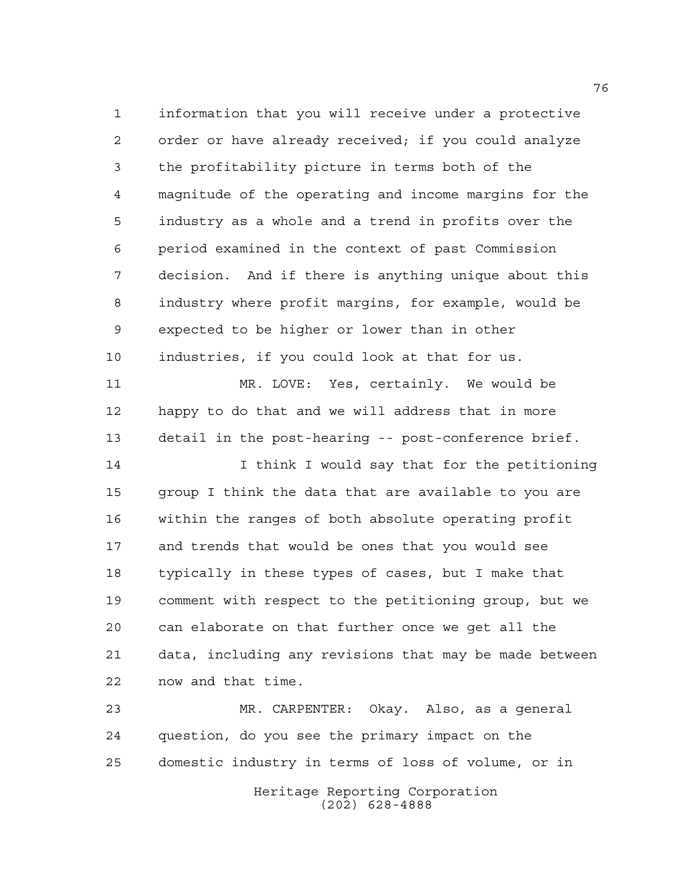information that you will receive under a protective order or have already received; if you could analyze the profitability picture in terms both of the magnitude of the operating and income margins for the industry as a whole and a trend in profits over the period examined in the context of past Commission decision. And if there is anything unique about this industry where profit margins, for example, would be expected to be higher or lower than in other industries, if you could look at that for us.

MR. LOVE: Yes, certainly. We would be happy to do that and we will address that in more detail in the post-hearing -- post-conference brief.

I think I would say that for the petitioning group I think the data that are available to you are within the ranges of both absolute operating profit and trends that would be ones that you would see typically in these types of cases, but I make that comment with respect to the petitioning group, but we can elaborate on that further once we get all the data, including any revisions that may be made between now and that time.

MR. CARPENTER: Okay. Also, as a general question, do you see the primary impact on the domestic industry in terms of loss of volume, or in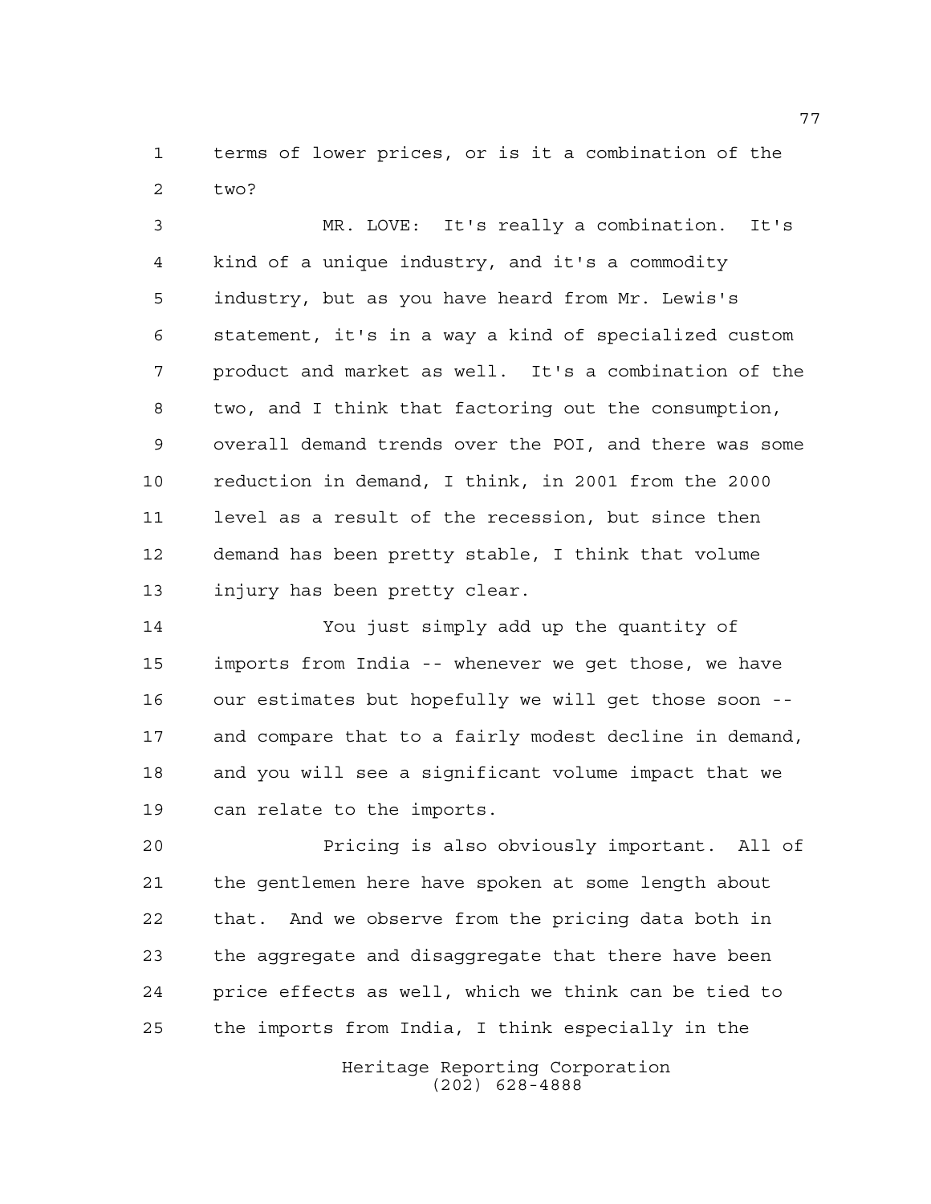terms of lower prices, or is it a combination of the two?

MR. LOVE: It's really a combination. It's kind of a unique industry, and it's a commodity industry, but as you have heard from Mr. Lewis's statement, it's in a way a kind of specialized custom product and market as well. It's a combination of the two, and I think that factoring out the consumption, overall demand trends over the POI, and there was some reduction in demand, I think, in 2001 from the 2000 level as a result of the recession, but since then demand has been pretty stable, I think that volume injury has been pretty clear.

You just simply add up the quantity of imports from India -- whenever we get those, we have our estimates but hopefully we will get those soon -- and compare that to a fairly modest decline in demand, and you will see a significant volume impact that we can relate to the imports.

Pricing is also obviously important. All of the gentlemen here have spoken at some length about that. And we observe from the pricing data both in the aggregate and disaggregate that there have been price effects as well, which we think can be tied to the imports from India, I think especially in the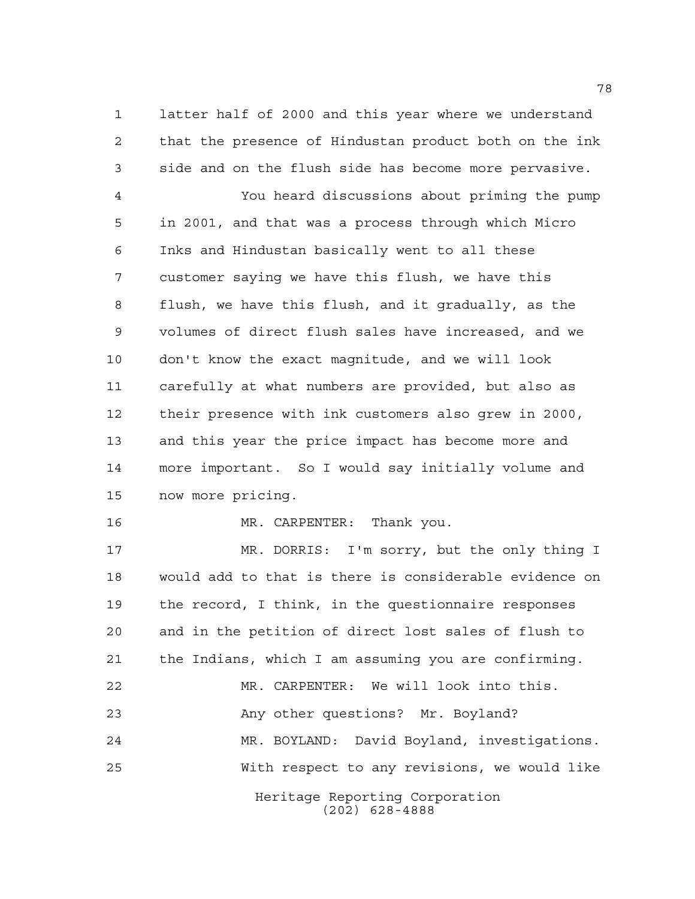latter half of 2000 and this year where we understand that the presence of Hindustan product both on the ink side and on the flush side has become more pervasive.

You heard discussions about priming the pump in 2001, and that was a process through which Micro Inks and Hindustan basically went to all these customer saying we have this flush, we have this flush, we have this flush, and it gradually, as the volumes of direct flush sales have increased, and we don't know the exact magnitude, and we will look carefully at what numbers are provided, but also as their presence with ink customers also grew in 2000, and this year the price impact has become more and more important. So I would say initially volume and now more pricing.

MR. CARPENTER: Thank you.

MR. DORRIS: I'm sorry, but the only thing I would add to that is there is considerable evidence on the record, I think, in the questionnaire responses and in the petition of direct lost sales of flush to the Indians, which I am assuming you are confirming.

MR. CARPENTER: We will look into this.

Any other questions? Mr. Boyland?

MR. BOYLAND: David Boyland, investigations.

With respect to any revisions, we would like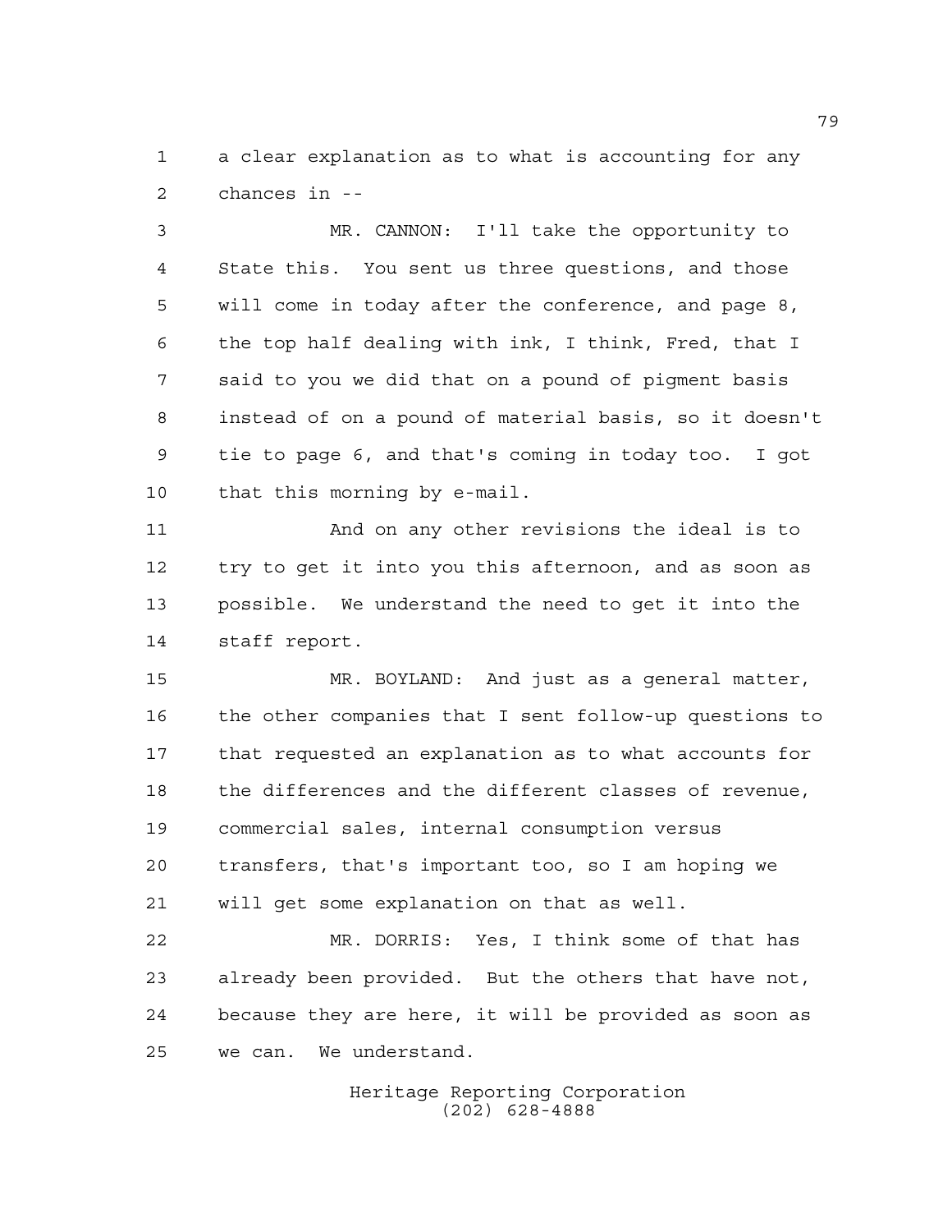a clear explanation as to what is accounting for any chances in --

MR. CANNON: I'll take the opportunity to State this. You sent us three questions, and those will come in today after the conference, and page 8, the top half dealing with ink, I think, Fred, that I said to you we did that on a pound of pigment basis instead of on a pound of material basis, so it doesn't tie to page 6, and that's coming in today too. I got that this morning by e-mail.

And on any other revisions the ideal is to try to get it into you this afternoon, and as soon as possible. We understand the need to get it into the staff report.

MR. BOYLAND: And just as a general matter, the other companies that I sent follow-up questions to that requested an explanation as to what accounts for the differences and the different classes of revenue, commercial sales, internal consumption versus transfers, that's important too, so I am hoping we will get some explanation on that as well.

MR. DORRIS: Yes, I think some of that has already been provided. But the others that have not, because they are here, it will be provided as soon as we can. We understand.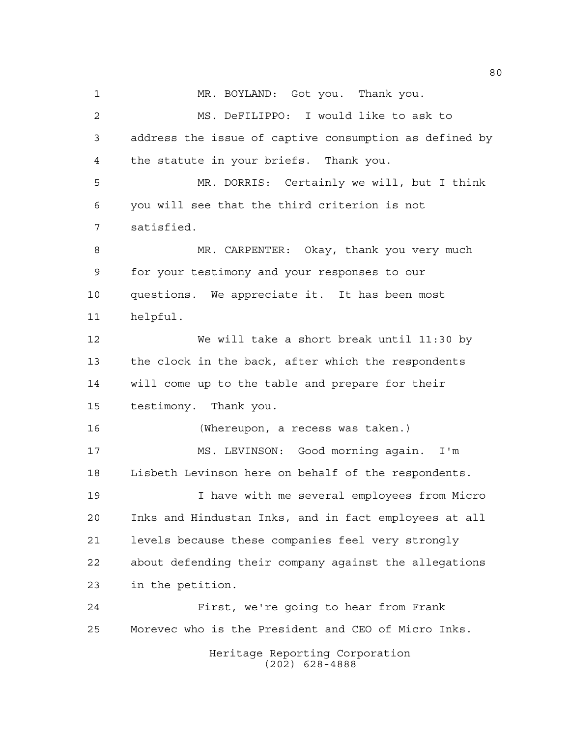MR. BOYLAND: Got you. Thank you.

MS. DeFILIPPO: I would like to ask to address the issue of captive consumption as defined by the statute in your briefs. Thank you.

MR. DORRIS: Certainly we will, but I think you will see that the third criterion is not satisfied.

MR. CARPENTER: Okay, thank you very much for your testimony and your responses to our questions. We appreciate it. It has been most helpful.

We will take a short break until 11:30 by the clock in the back, after which the respondents will come up to the table and prepare for their testimony. Thank you.

(Whereupon, a recess was taken.)

MS. LEVINSON: Good morning again. I'm Lisbeth Levinson here on behalf of the respondents.

I have with me several employees from Micro Inks and Hindustan Inks, and in fact employees at all levels because these companies feel very strongly about defending their company against the allegations in the petition.

First, we're going to hear from Frank Morevec who is the President and CEO of Micro Inks.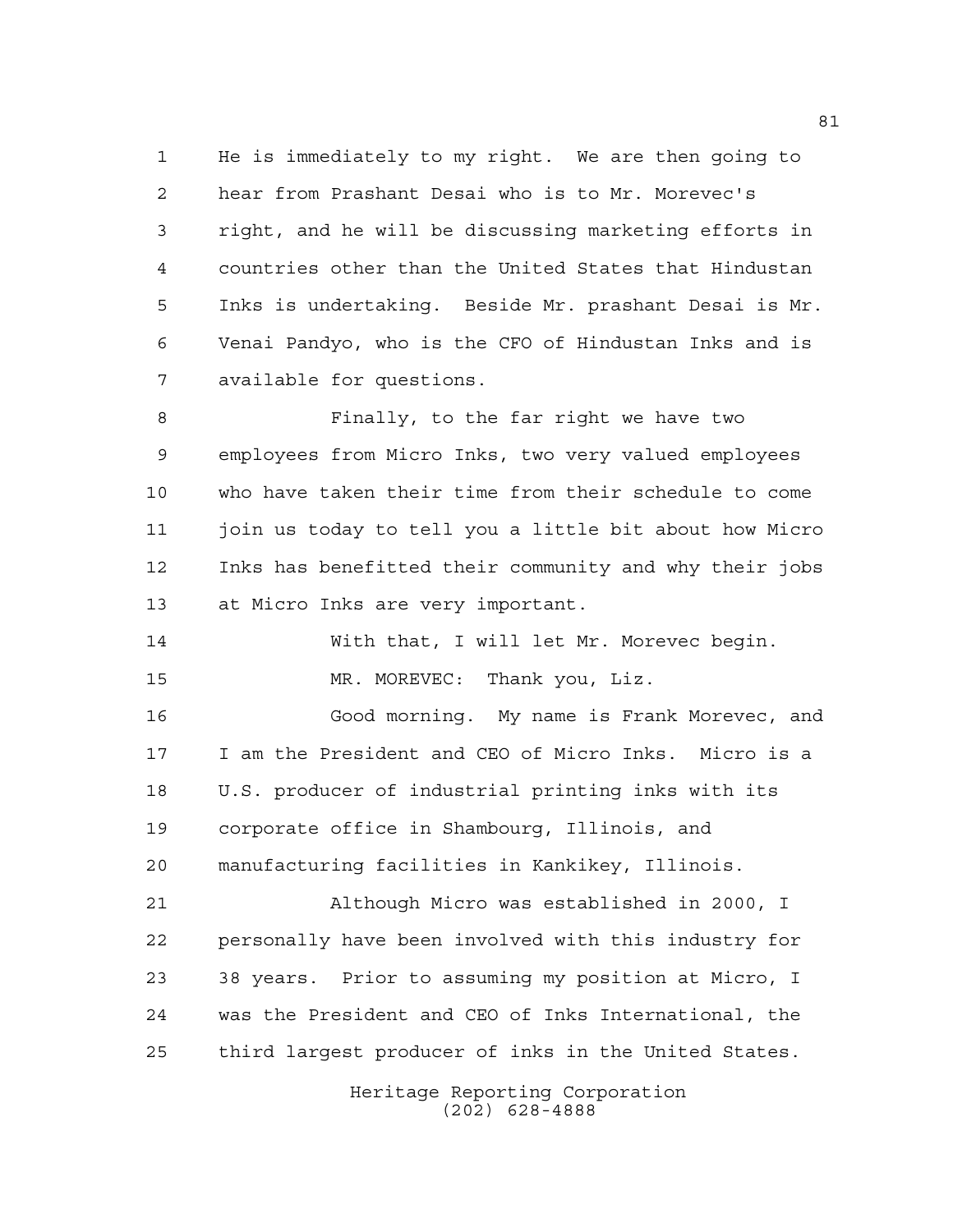He is immediately to my right. We are then going to hear from Prashant Desai who is to Mr. Morevec's right, and he will be discussing marketing efforts in countries other than the United States that Hindustan Inks is undertaking. Beside Mr. prashant Desai is Mr. Venai Pandyo, who is the CFO of Hindustan Inks and is available for questions.

Finally, to the far right we have two employees from Micro Inks, two very valued employees who have taken their time from their schedule to come join us today to tell you a little bit about how Micro Inks has benefitted their community and why their jobs at Micro Inks are very important.

With that, I will let Mr. Morevec begin.

MR. MOREVEC: Thank you, Liz.

Good morning. My name is Frank Morevec, and I am the President and CEO of Micro Inks. Micro is a U.S. producer of industrial printing inks with its corporate office in Shambourg, Illinois, and manufacturing facilities in Kankikey, Illinois.

Although Micro was established in 2000, I personally have been involved with this industry for 38 years. Prior to assuming my position at Micro, I was the President and CEO of Inks International, the third largest producer of inks in the United States.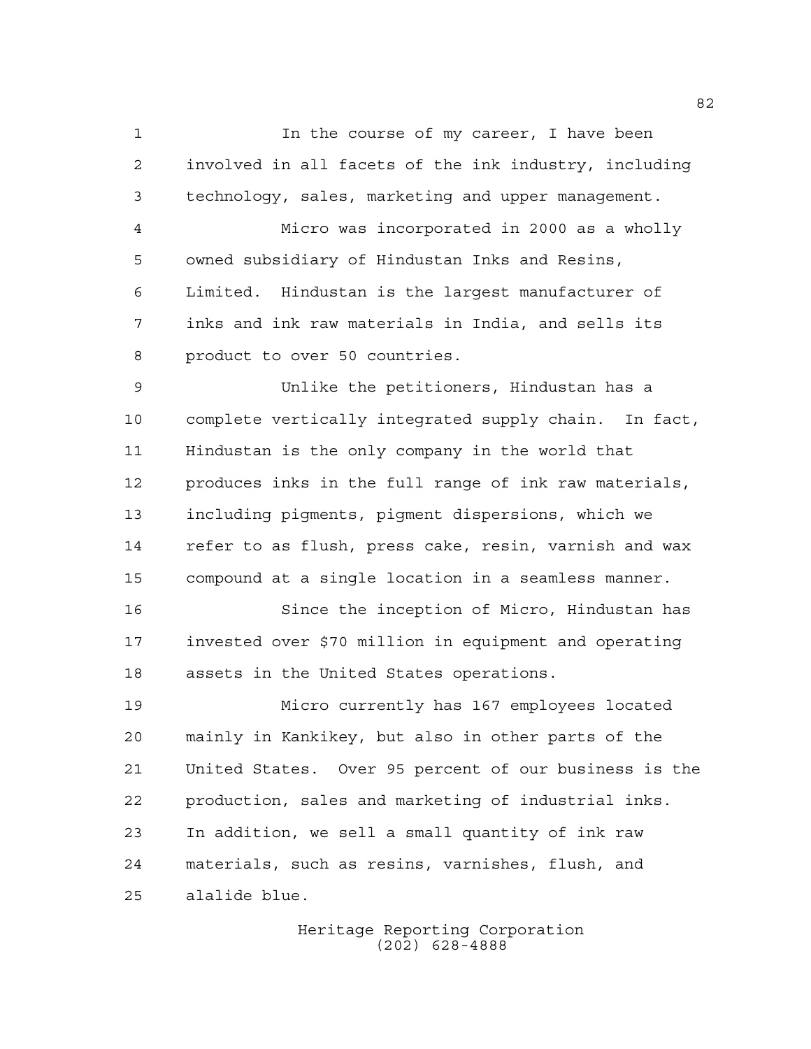In the course of my career, I have been involved in all facets of the ink industry, including technology, sales, marketing and upper management.

Micro was incorporated in 2000 as a wholly owned subsidiary of Hindustan Inks and Resins, Limited. Hindustan is the largest manufacturer of inks and ink raw materials in India, and sells its product to over 50 countries.

Unlike the petitioners, Hindustan has a complete vertically integrated supply chain. In fact, Hindustan is the only company in the world that produces inks in the full range of ink raw materials, including pigments, pigment dispersions, which we refer to as flush, press cake, resin, varnish and wax compound at a single location in a seamless manner.

Since the inception of Micro, Hindustan has invested over $70 million in equipment and operating assets in the United States operations.

Micro currently has 167 employees located mainly in Kankikey, but also in other parts of the United States. Over 95 percent of our business is the production, sales and marketing of industrial inks. In addition, we sell a small quantity of ink raw materials, such as resins, varnishes, flush, and alalide blue.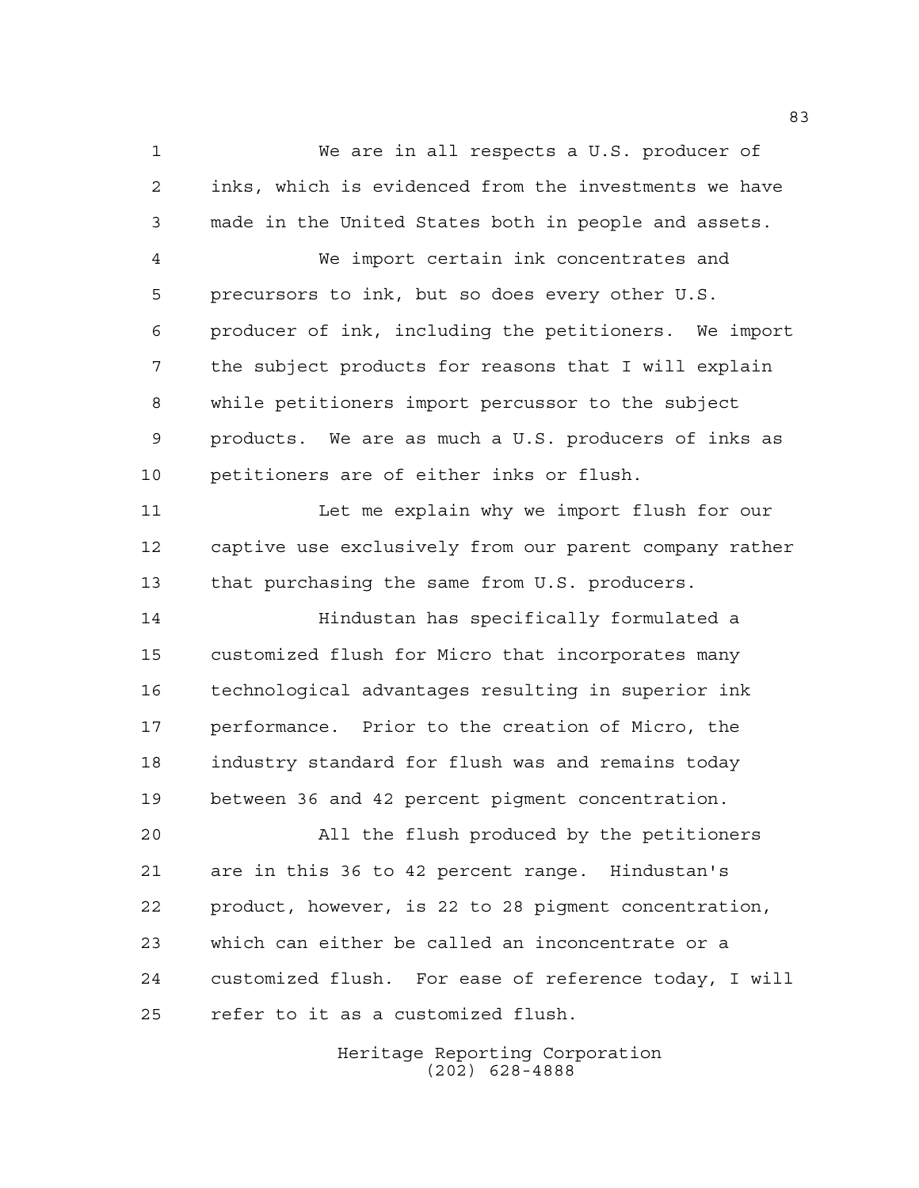We are in all respects a U.S. producer of inks, which is evidenced from the investments we have made in the United States both in people and assets.

We import certain ink concentrates and precursors to ink, but so does every other U.S. producer of ink, including the petitioners. We import the subject products for reasons that I will explain while petitioners import percussor to the subject products. We are as much a U.S. producers of inks as petitioners are of either inks or flush.

Let me explain why we import flush for our captive use exclusively from our parent company rather that purchasing the same from U.S. producers.

Hindustan has specifically formulated a customized flush for Micro that incorporates many technological advantages resulting in superior ink performance. Prior to the creation of Micro, the industry standard for flush was and remains today between 36 and 42 percent pigment concentration.

All the flush produced by the petitioners are in this 36 to 42 percent range. Hindustan's product, however, is 22 to 28 pigment concentration, which can either be called an inconcentrate or a customized flush. For ease of reference today, I will refer to it as a customized flush.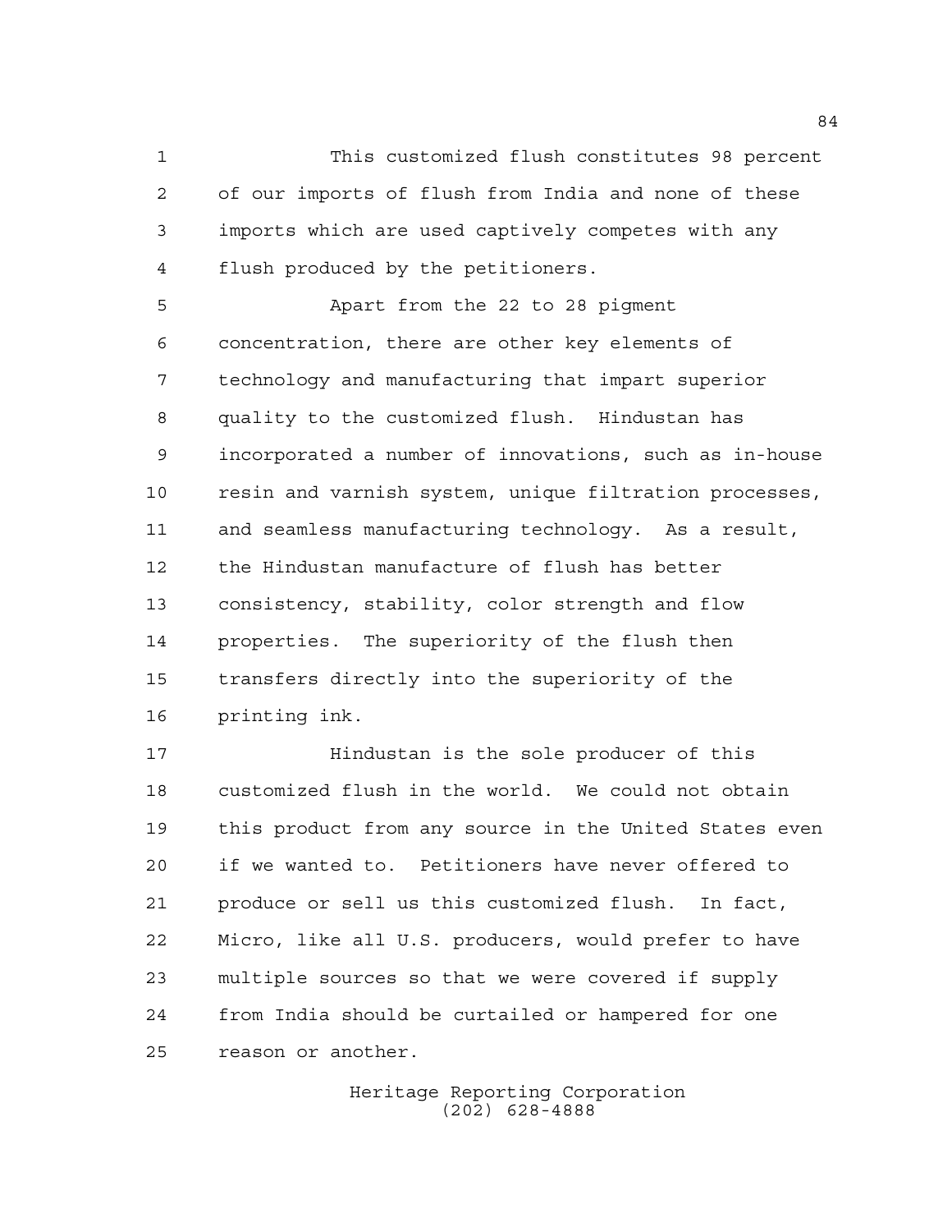This customized flush constitutes 98 percent of our imports of flush from India and none of these imports which are used captively competes with any flush produced by the petitioners.

Apart from the 22 to 28 pigment concentration, there are other key elements of technology and manufacturing that impart superior quality to the customized flush. Hindustan has incorporated a number of innovations, such as in-house resin and varnish system, unique filtration processes, and seamless manufacturing technology. As a result, the Hindustan manufacture of flush has better consistency, stability, color strength and flow properties. The superiority of the flush then transfers directly into the superiority of the printing ink.

Hindustan is the sole producer of this customized flush in the world. We could not obtain this product from any source in the United States even if we wanted to. Petitioners have never offered to produce or sell us this customized flush. In fact, Micro, like all U.S. producers, would prefer to have multiple sources so that we were covered if supply from India should be curtailed or hampered for one reason or another.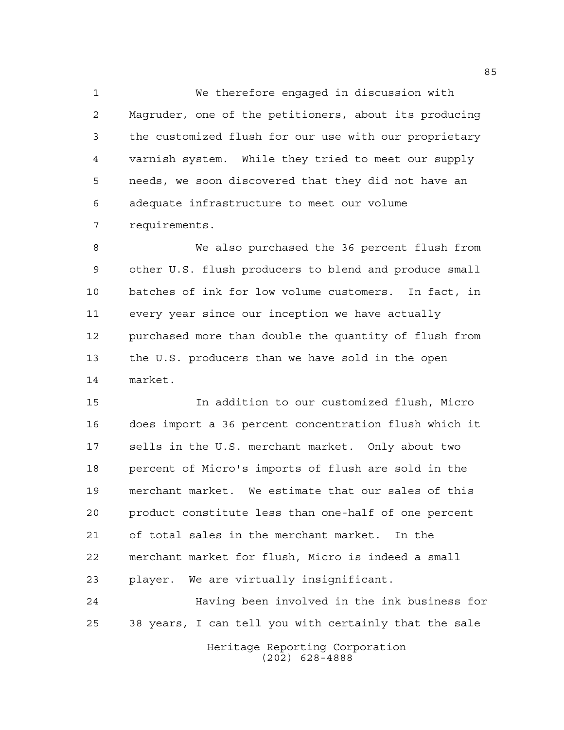We therefore engaged in discussion with Magruder, one of the petitioners, about its producing the customized flush for our use with our proprietary varnish system. While they tried to meet our supply needs, we soon discovered that they did not have an adequate infrastructure to meet our volume requirements.

We also purchased the 36 percent flush from other U.S. flush producers to blend and produce small batches of ink for low volume customers. In fact, in every year since our inception we have actually purchased more than double the quantity of flush from the U.S. producers than we have sold in the open market.

In addition to our customized flush, Micro does import a 36 percent concentration flush which it sells in the U.S. merchant market. Only about two percent of Micro's imports of flush are sold in the merchant market. We estimate that our sales of this product constitute less than one-half of one percent of total sales in the merchant market. In the merchant market for flush, Micro is indeed a small player. We are virtually insignificant.

Having been involved in the ink business for 38 years, I can tell you with certainly that the sale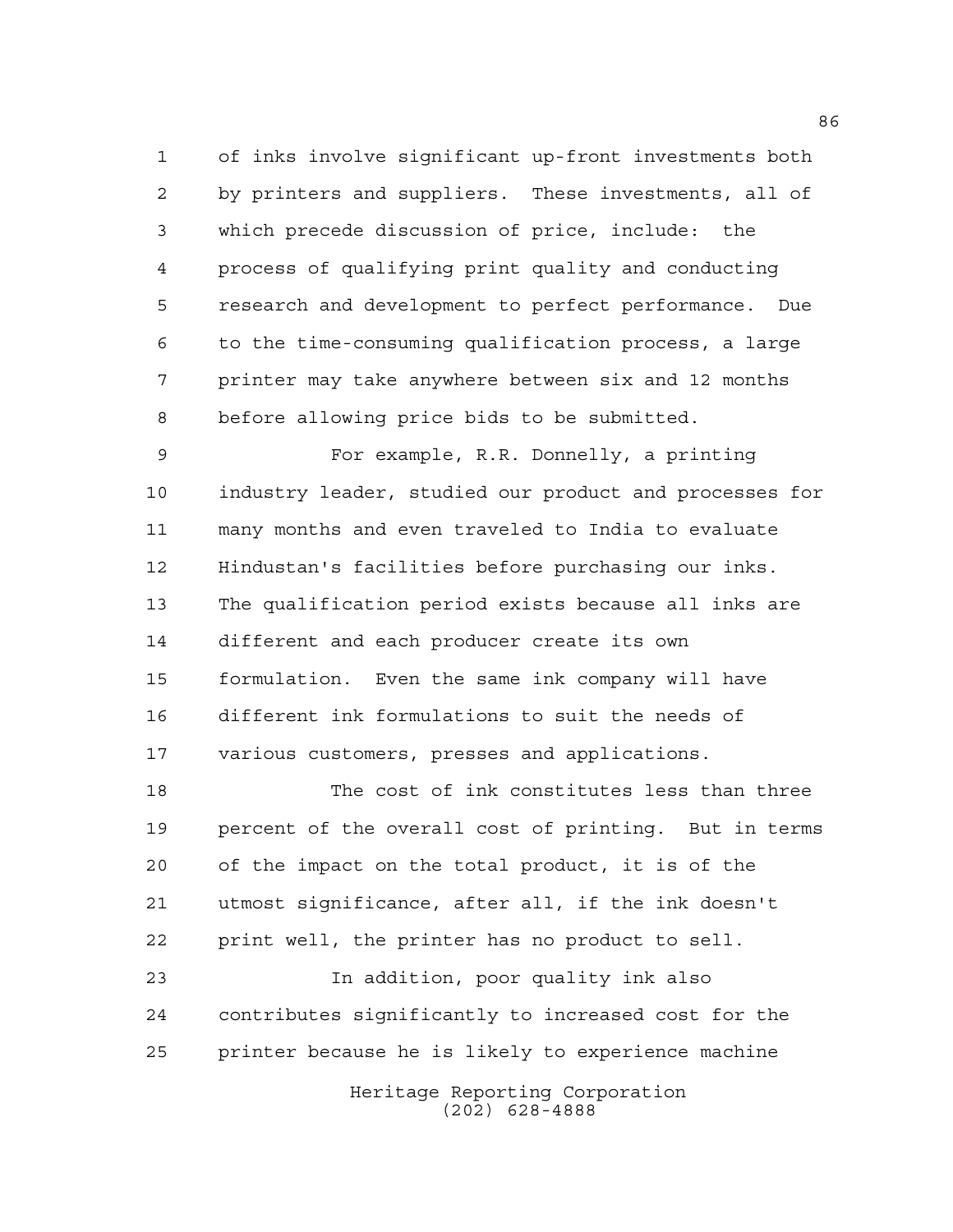of inks involve significant up-front investments both by printers and suppliers. These investments, all of which precede discussion of price, include: the process of qualifying print quality and conducting research and development to perfect performance. Due to the time-consuming qualification process, a large printer may take anywhere between six and 12 months before allowing price bids to be submitted.

For example, R.R. Donnelly, a printing industry leader, studied our product and processes for many months and even traveled to India to evaluate Hindustan's facilities before purchasing our inks. The qualification period exists because all inks are different and each producer create its own formulation. Even the same ink company will have different ink formulations to suit the needs of various customers, presses and applications.

The cost of ink constitutes less than three percent of the overall cost of printing. But in terms of the impact on the total product, it is of the utmost significance, after all, if the ink doesn't print well, the printer has no product to sell.

In addition, poor quality ink also contributes significantly to increased cost for the printer because he is likely to experience machine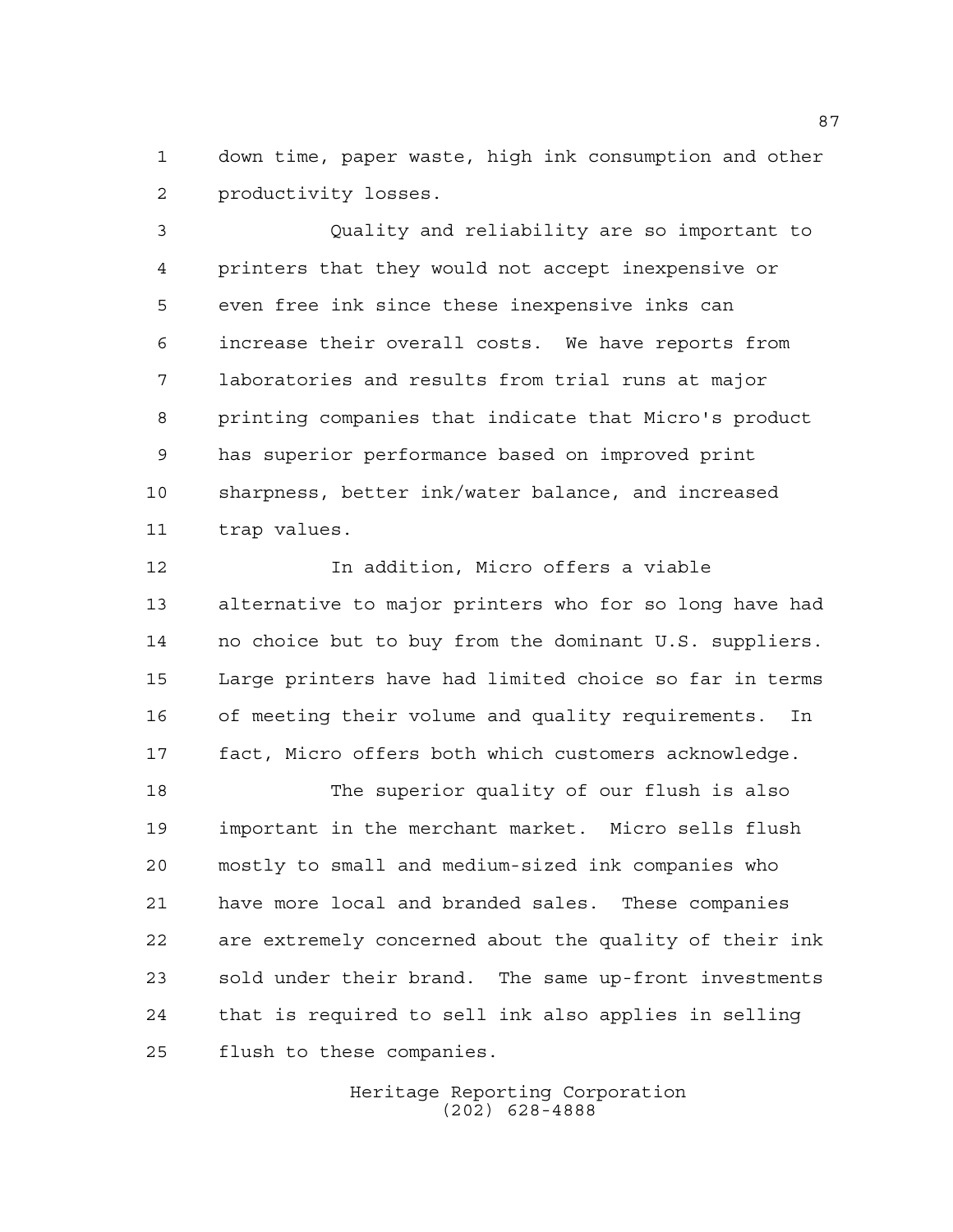down time, paper waste, high ink consumption and other productivity losses.

Quality and reliability are so important to printers that they would not accept inexpensive or even free ink since these inexpensive inks can increase their overall costs. We have reports from laboratories and results from trial runs at major printing companies that indicate that Micro's product has superior performance based on improved print sharpness, better ink/water balance, and increased trap values.

In addition, Micro offers a viable alternative to major printers who for so long have had no choice but to buy from the dominant U.S. suppliers. Large printers have had limited choice so far in terms of meeting their volume and quality requirements. In fact, Micro offers both which customers acknowledge.

The superior quality of our flush is also important in the merchant market. Micro sells flush mostly to small and medium-sized ink companies who have more local and branded sales. These companies are extremely concerned about the quality of their ink sold under their brand. The same up-front investments that is required to sell ink also applies in selling flush to these companies.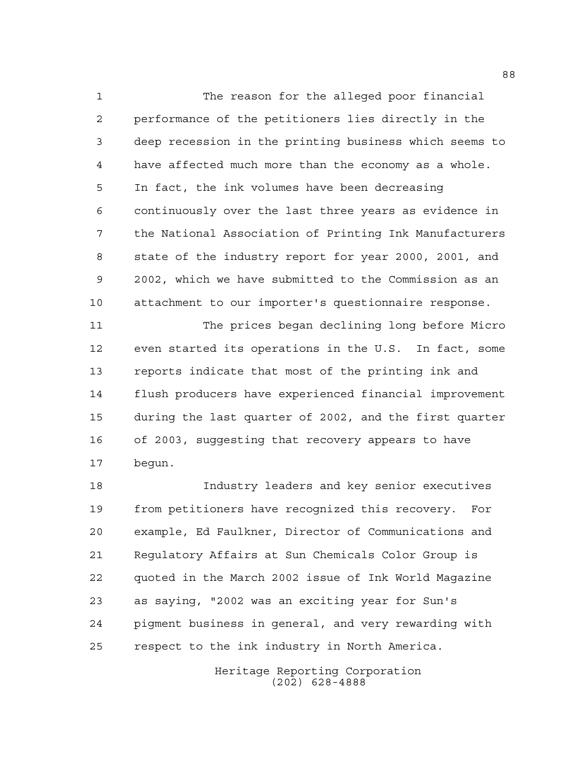The reason for the alleged poor financial performance of the petitioners lies directly in the deep recession in the printing business which seems to have affected much more than the economy as a whole. In fact, the ink volumes have been decreasing continuously over the last three years as evidence in the National Association of Printing Ink Manufacturers state of the industry report for year 2000, 2001, and 2002, which we have submitted to the Commission as an attachment to our importer's questionnaire response.

The prices began declining long before Micro even started its operations in the U.S. In fact, some reports indicate that most of the printing ink and flush producers have experienced financial improvement during the last quarter of 2002, and the first quarter of 2003, suggesting that recovery appears to have begun.

Industry leaders and key senior executives from petitioners have recognized this recovery. For example, Ed Faulkner, Director of Communications and Regulatory Affairs at Sun Chemicals Color Group is quoted in the March 2002 issue of Ink World Magazine as saying, "2002 was an exciting year for Sun's pigment business in general, and very rewarding with respect to the ink industry in North America.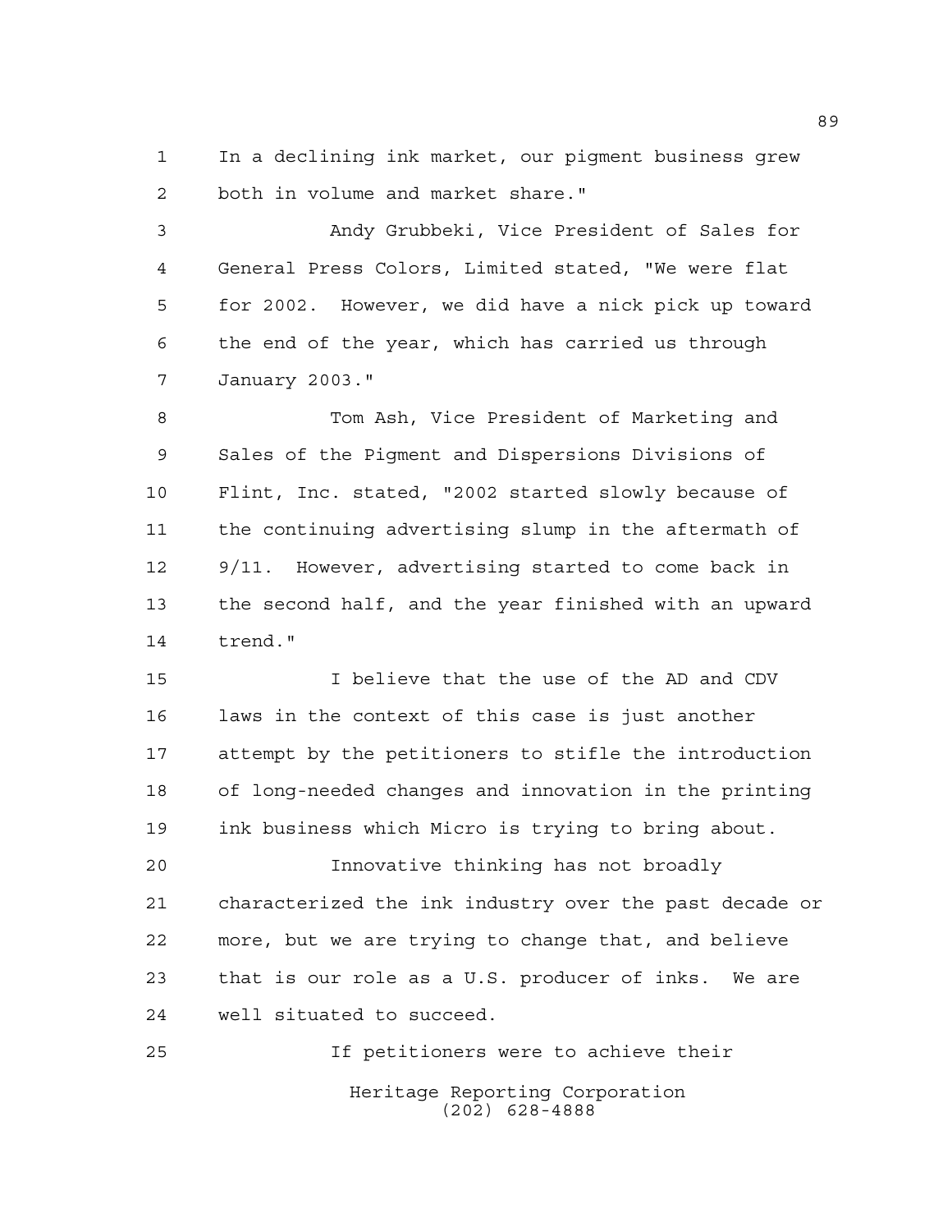In a declining ink market, our pigment business grew both in volume and market share."

Andy Grubbeki, Vice President of Sales for General Press Colors, Limited stated, "We were flat for 2002. However, we did have a nick pick up toward the end of the year, which has carried us through January 2003."

Tom Ash, Vice President of Marketing and Sales of the Pigment and Dispersions Divisions of Flint, Inc. stated, "2002 started slowly because of the continuing advertising slump in the aftermath of 9/11. However, advertising started to come back in the second half, and the year finished with an upward trend."

I believe that the use of the AD and CDV laws in the context of this case is just another attempt by the petitioners to stifle the introduction of long-needed changes and innovation in the printing ink business which Micro is trying to bring about.

Innovative thinking has not broadly characterized the ink industry over the past decade or more, but we are trying to change that, and believe that is our role as a U.S. producer of inks. We are well situated to succeed.

If petitioners were to achieve their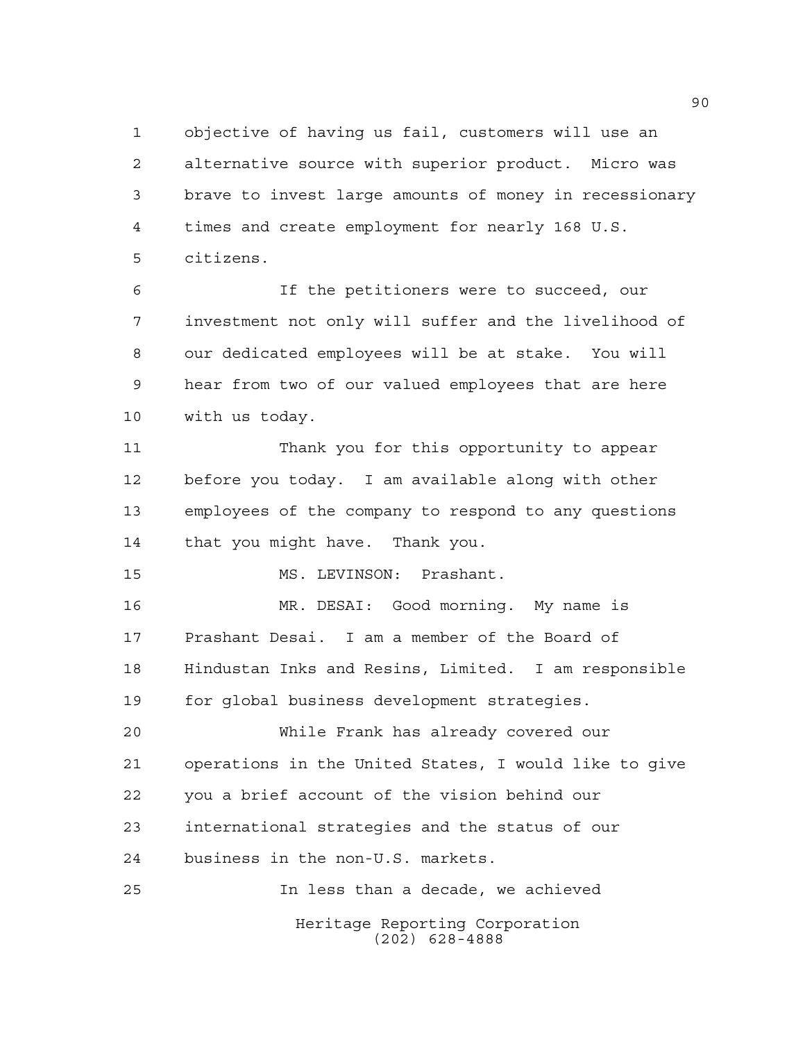objective of having us fail, customers will use an alternative source with superior product. Micro was brave to invest large amounts of money in recessionary times and create employment for nearly 168 U.S. citizens.

If the petitioners were to succeed, our investment not only will suffer and the livelihood of our dedicated employees will be at stake. You will hear from two of our valued employees that are here with us today.

Thank you for this opportunity to appear before you today. I am available along with other employees of the company to respond to any questions that you might have. Thank you.

MS. LEVINSON: Prashant.

MR. DESAI: Good morning. My name is Prashant Desai. I am a member of the Board of Hindustan Inks and Resins, Limited. I am responsible for global business development strategies.

While Frank has already covered our operations in the United States, I would like to give you a brief account of the vision behind our international strategies and the status of our business in the non-U.S. markets.

In less than a decade, we achieved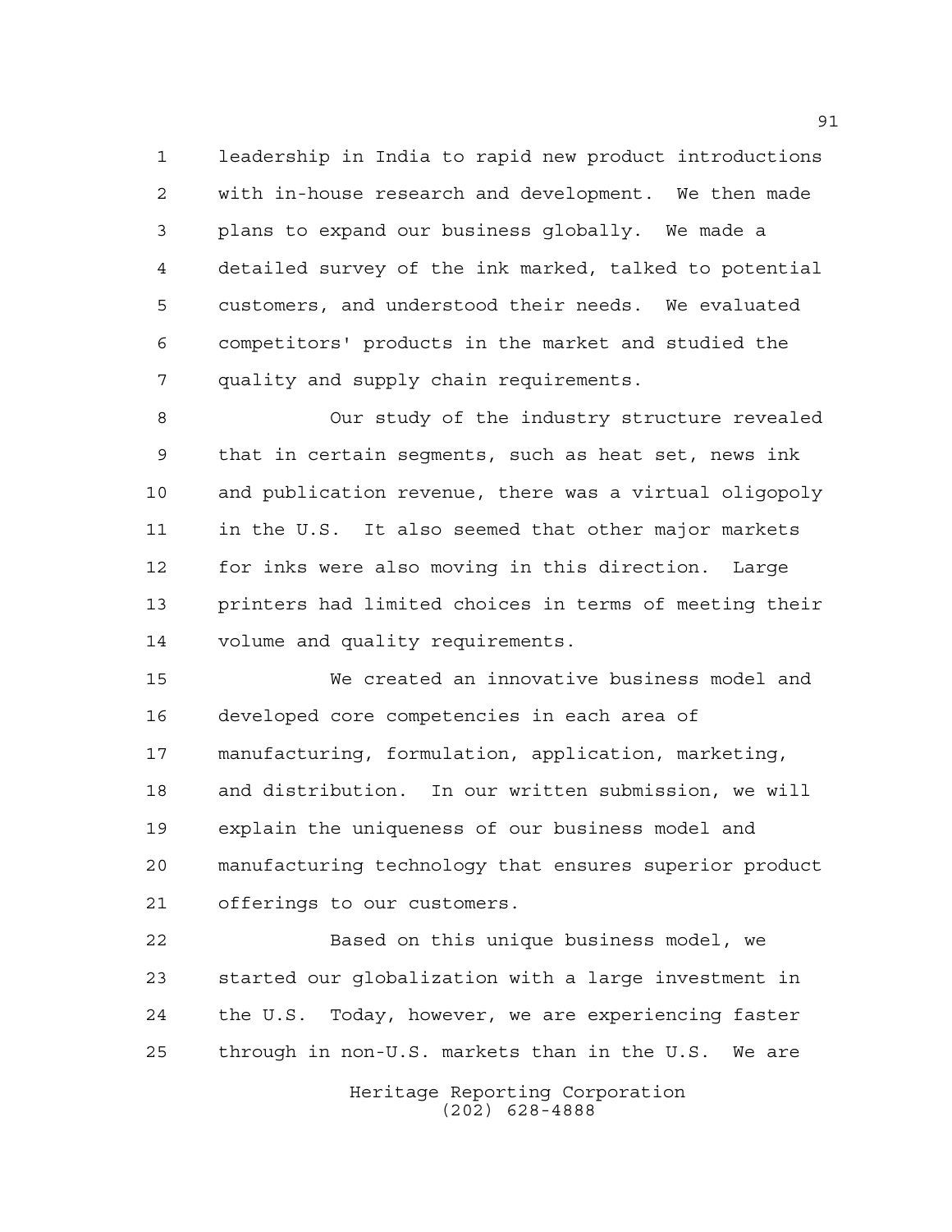leadership in India to rapid new product introductions with in-house research and development. We then made plans to expand our business globally. We made a detailed survey of the ink marked, talked to potential customers, and understood their needs. We evaluated competitors' products in the market and studied the quality and supply chain requirements.

Our study of the industry structure revealed that in certain segments, such as heat set, news ink and publication revenue, there was a virtual oligopoly in the U.S. It also seemed that other major markets for inks were also moving in this direction. Large printers had limited choices in terms of meeting their volume and quality requirements.

We created an innovative business model and developed core competencies in each area of manufacturing, formulation, application, marketing, and distribution. In our written submission, we will explain the uniqueness of our business model and manufacturing technology that ensures superior product offerings to our customers.

Based on this unique business model, we started our globalization with a large investment in the U.S. Today, however, we are experiencing faster through in non-U.S. markets than in the U.S. We are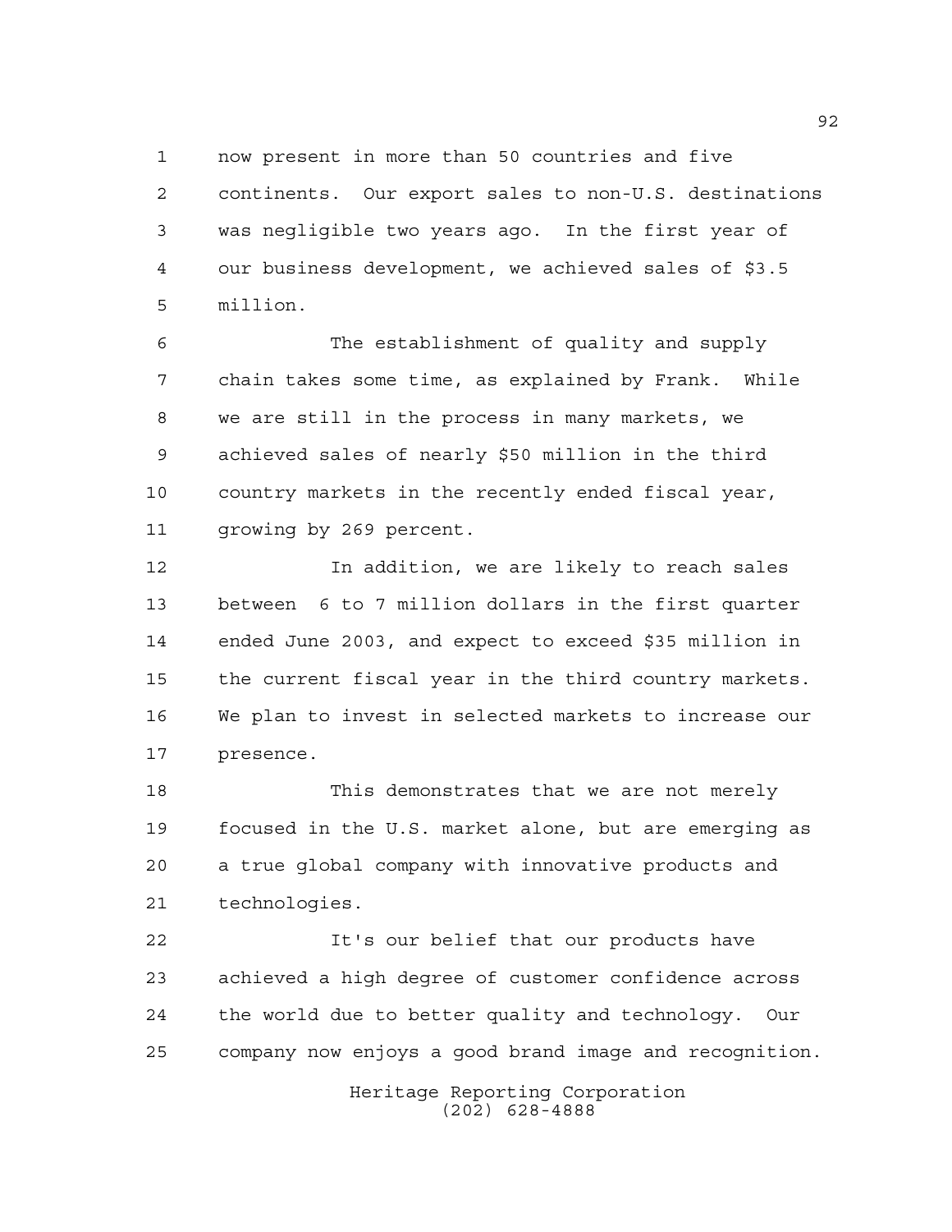now present in more than 50 countries and five continents. Our export sales to non-U.S. destinations was negligible two years ago. In the first year of our business development, we achieved sales of $3.5 million.

The establishment of quality and supply chain takes some time, as explained by Frank. While we are still in the process in many markets, we achieved sales of nearly $50 million in the third country markets in the recently ended fiscal year, growing by 269 percent.

In addition, we are likely to reach sales between 6 to 7 million dollars in the first quarter ended June 2003, and expect to exceed $35 million in the current fiscal year in the third country markets. We plan to invest in selected markets to increase our presence.

This demonstrates that we are not merely focused in the U.S. market alone, but are emerging as a true global company with innovative products and technologies.

It's our belief that our products have achieved a high degree of customer confidence across the world due to better quality and technology. Our company now enjoys a good brand image and recognition.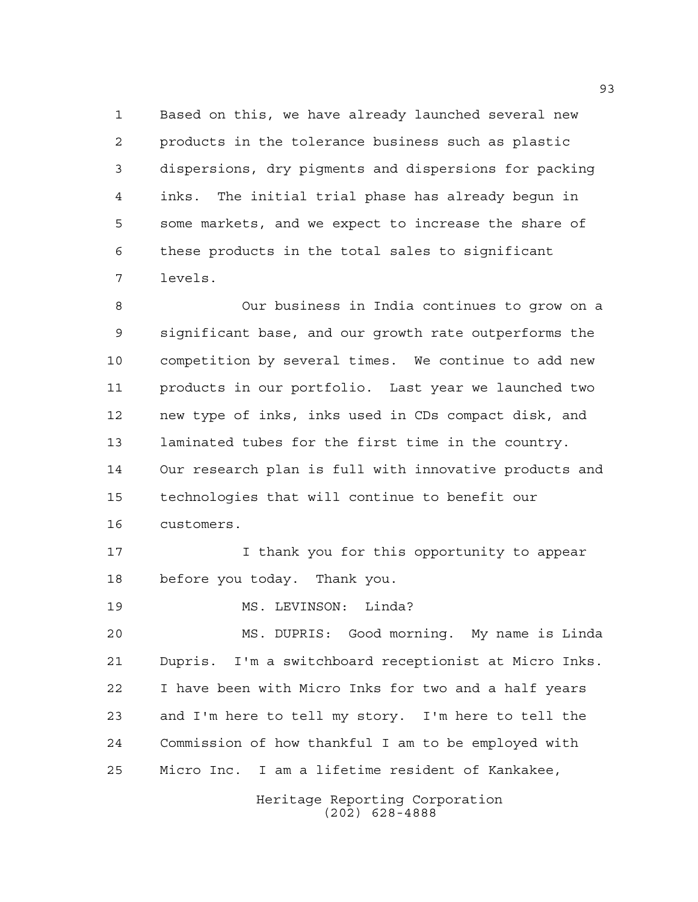Based on this, we have already launched several new products in the tolerance business such as plastic dispersions, dry pigments and dispersions for packing inks. The initial trial phase has already begun in some markets, and we expect to increase the share of these products in the total sales to significant levels.

Our business in India continues to grow on a significant base, and our growth rate outperforms the competition by several times. We continue to add new products in our portfolio. Last year we launched two new type of inks, inks used in CDs compact disk, and laminated tubes for the first time in the country. Our research plan is full with innovative products and technologies that will continue to benefit our customers.

I thank you for this opportunity to appear before you today. Thank you.

MS. LEVINSON: Linda?

MS. DUPRIS: Good morning. My name is Linda Dupris. I'm a switchboard receptionist at Micro Inks. I have been with Micro Inks for two and a half years and I'm here to tell my story. I'm here to tell the Commission of how thankful I am to be employed with Micro Inc. I am a lifetime resident of Kankakee,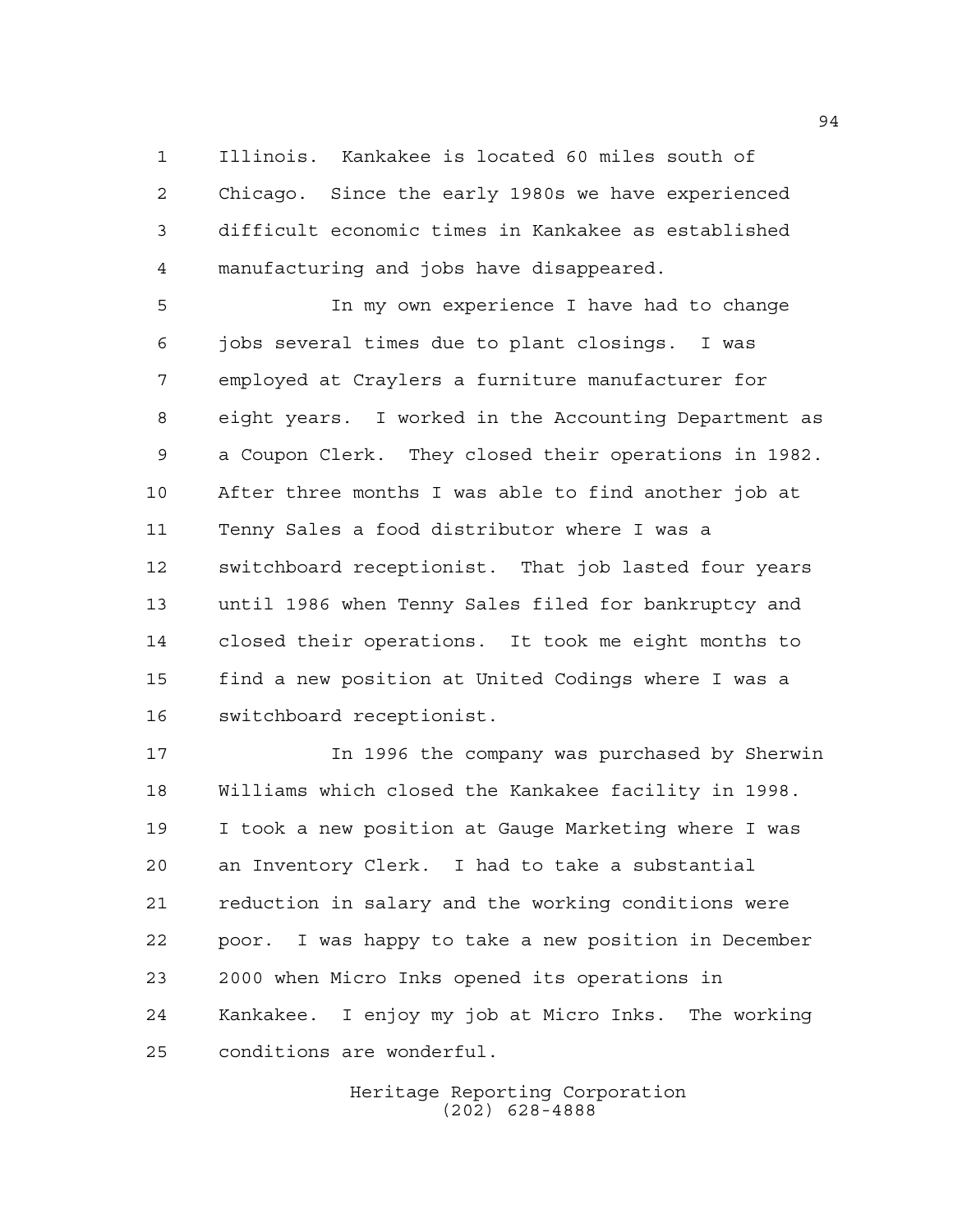Illinois. Kankakee is located 60 miles south of Chicago. Since the early 1980s we have experienced difficult economic times in Kankakee as established manufacturing and jobs have disappeared.

In my own experience I have had to change jobs several times due to plant closings. I was employed at Craylers a furniture manufacturer for eight years. I worked in the Accounting Department as a Coupon Clerk. They closed their operations in 1982. After three months I was able to find another job at Tenny Sales a food distributor where I was a switchboard receptionist. That job lasted four years until 1986 when Tenny Sales filed for bankruptcy and closed their operations. It took me eight months to find a new position at United Codings where I was a switchboard receptionist.

In 1996 the company was purchased by Sherwin Williams which closed the Kankakee facility in 1998. I took a new position at Gauge Marketing where I was an Inventory Clerk. I had to take a substantial reduction in salary and the working conditions were poor. I was happy to take a new position in December 2000 when Micro Inks opened its operations in Kankakee. I enjoy my job at Micro Inks. The working conditions are wonderful.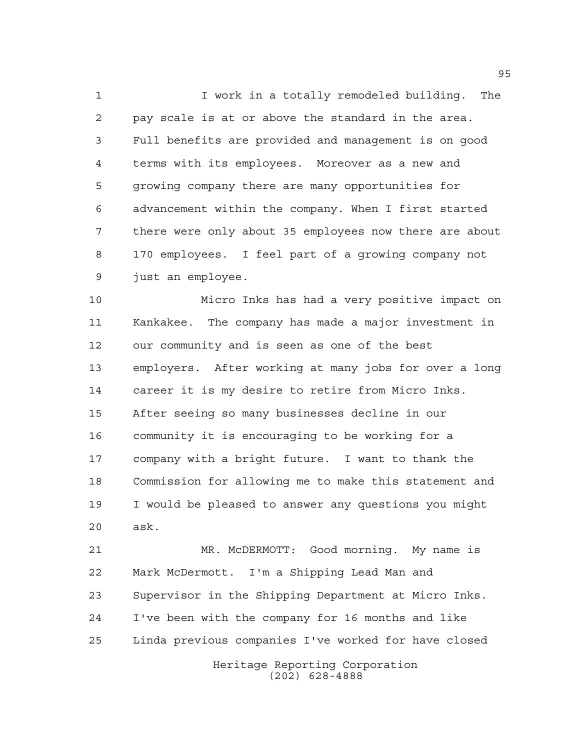I work in a totally remodeled building. The pay scale is at or above the standard in the area. Full benefits are provided and management is on good terms with its employees. Moreover as a new and growing company there are many opportunities for advancement within the company. When I first started there were only about 35 employees now there are about 170 employees. I feel part of a growing company not just an employee.

Micro Inks has had a very positive impact on Kankakee. The company has made a major investment in our community and is seen as one of the best employers. After working at many jobs for over a long career it is my desire to retire from Micro Inks. After seeing so many businesses decline in our community it is encouraging to be working for a company with a bright future. I want to thank the Commission for allowing me to make this statement and I would be pleased to answer any questions you might ask.

MR. McDERMOTT: Good morning. My name is Mark McDermott. I'm a Shipping Lead Man and Supervisor in the Shipping Department at Micro Inks. I've been with the company for 16 months and like Linda previous companies I've worked for have closed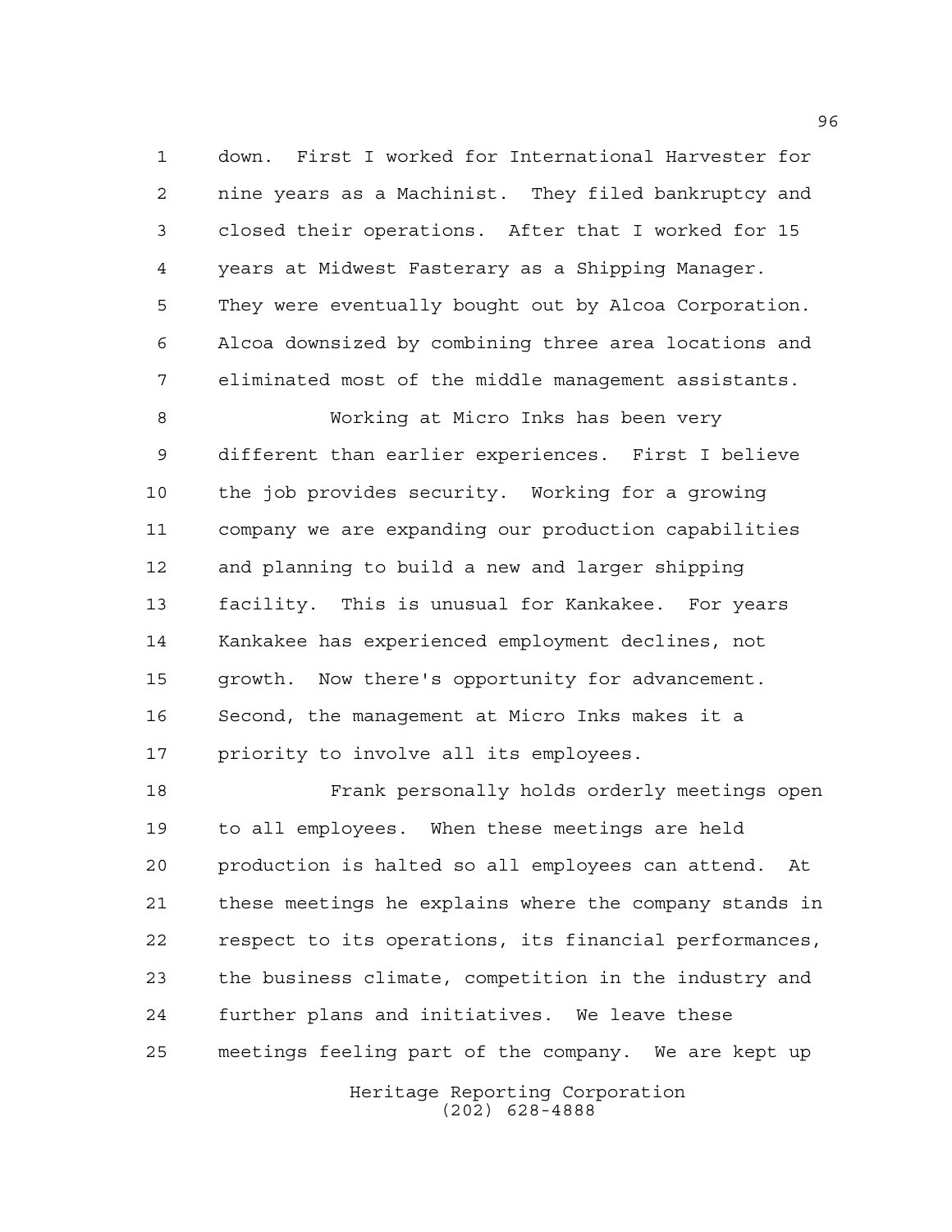down. First I worked for International Harvester for nine years as a Machinist. They filed bankruptcy and closed their operations. After that I worked for 15 years at Midwest Fasterary as a Shipping Manager. They were eventually bought out by Alcoa Corporation. Alcoa downsized by combining three area locations and eliminated most of the middle management assistants.

Working at Micro Inks has been very different than earlier experiences. First I believe the job provides security. Working for a growing company we are expanding our production capabilities and planning to build a new and larger shipping facility. This is unusual for Kankakee. For years Kankakee has experienced employment declines, not growth. Now there's opportunity for advancement. Second, the management at Micro Inks makes it a priority to involve all its employees.

Frank personally holds orderly meetings open to all employees. When these meetings are held production is halted so all employees can attend. At these meetings he explains where the company stands in respect to its operations, its financial performances, the business climate, competition in the industry and further plans and initiatives. We leave these meetings feeling part of the company. We are kept up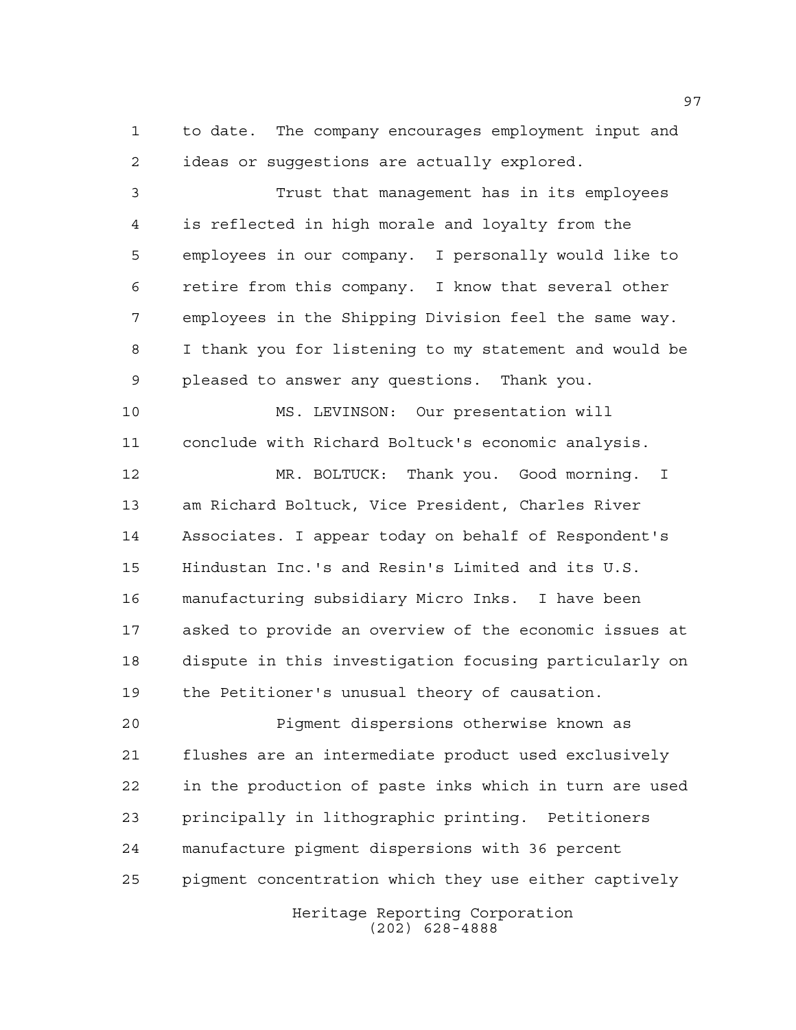to date. The company encourages employment input and ideas or suggestions are actually explored.

Trust that management has in its employees is reflected in high morale and loyalty from the employees in our company. I personally would like to retire from this company. I know that several other employees in the Shipping Division feel the same way. I thank you for listening to my statement and would be pleased to answer any questions. Thank you.

MS. LEVINSON: Our presentation will conclude with Richard Boltuck's economic analysis.

MR. BOLTUCK: Thank you. Good morning. I am Richard Boltuck, Vice President, Charles River Associates. I appear today on behalf of Respondent's Hindustan Inc.'s and Resin's Limited and its U.S. manufacturing subsidiary Micro Inks. I have been asked to provide an overview of the economic issues at dispute in this investigation focusing particularly on the Petitioner's unusual theory of causation.

Pigment dispersions otherwise known as flushes are an intermediate product used exclusively in the production of paste inks which in turn are used principally in lithographic printing. Petitioners manufacture pigment dispersions with 36 percent pigment concentration which they use either captively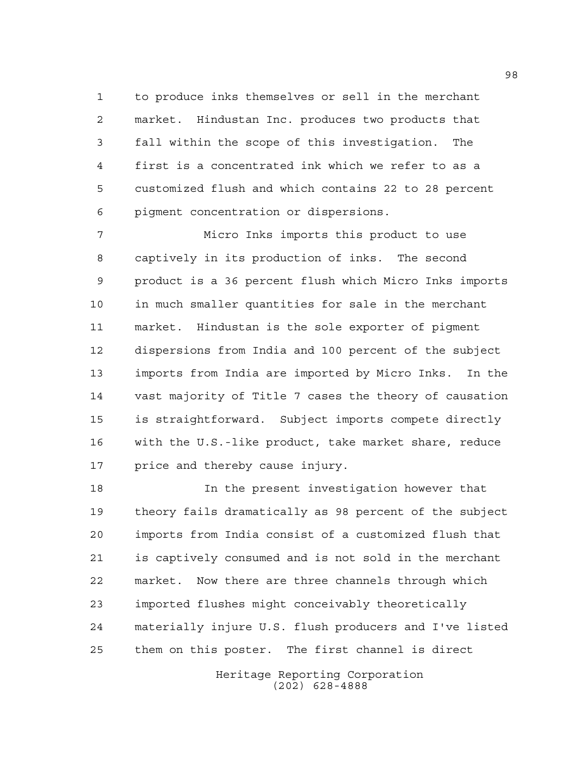to produce inks themselves or sell in the merchant market. Hindustan Inc. produces two products that fall within the scope of this investigation. The first is a concentrated ink which we refer to as a customized flush and which contains 22 to 28 percent pigment concentration or dispersions.

Micro Inks imports this product to use captively in its production of inks. The second product is a 36 percent flush which Micro Inks imports in much smaller quantities for sale in the merchant market. Hindustan is the sole exporter of pigment dispersions from India and 100 percent of the subject imports from India are imported by Micro Inks. In the vast majority of Title 7 cases the theory of causation is straightforward. Subject imports compete directly with the U.S.-like product, take market share, reduce price and thereby cause injury.

In the present investigation however that theory fails dramatically as 98 percent of the subject imports from India consist of a customized flush that is captively consumed and is not sold in the merchant market. Now there are three channels through which imported flushes might conceivably theoretically materially injure U.S. flush producers and I've listed them on this poster. The first channel is direct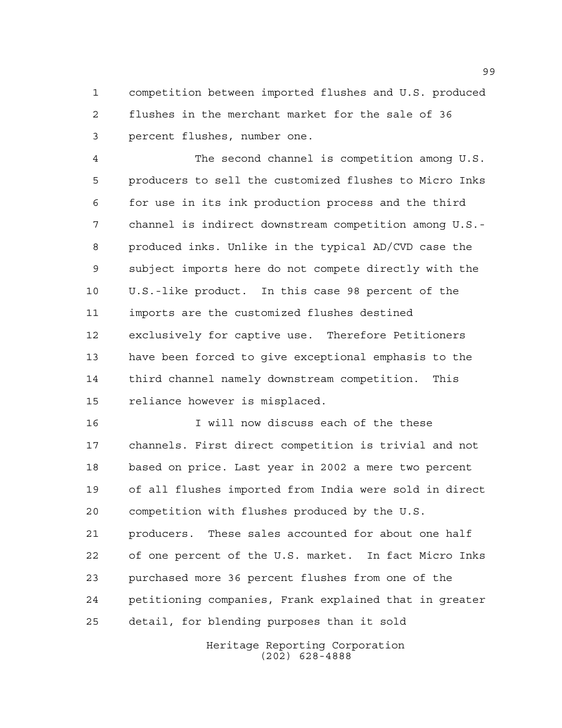competition between imported flushes and U.S. produced flushes in the merchant market for the sale of 36 percent flushes, number one.

The second channel is competition among U.S. producers to sell the customized flushes to Micro Inks for use in its ink production process and the third channel is indirect downstream competition among U.S.-produced inks. Unlike in the typical AD/CVD case the subject imports here do not compete directly with the U.S.-like product. In this case 98 percent of the imports are the customized flushes destined exclusively for captive use. Therefore Petitioners have been forced to give exceptional emphasis to the third channel namely downstream competition. This reliance however is misplaced.

I will now discuss each of the these channels. First direct competition is trivial and not based on price. Last year in 2002 a mere two percent of all flushes imported from India were sold in direct competition with flushes produced by the U.S. producers. These sales accounted for about one half of one percent of the U.S. market. In fact Micro Inks purchased more 36 percent flushes from one of the petitioning companies, Frank explained that in greater detail, for blending purposes than it sold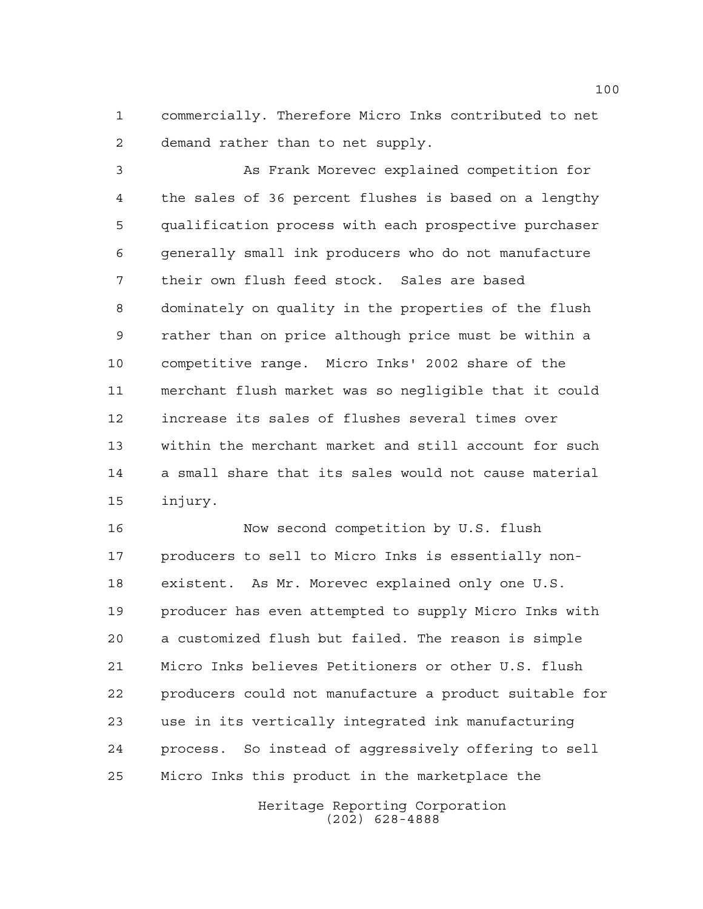commercially. Therefore Micro Inks contributed to net demand rather than to net supply.

As Frank Morevec explained competition for the sales of 36 percent flushes is based on a lengthy qualification process with each prospective purchaser generally small ink producers who do not manufacture their own flush feed stock. Sales are based dominately on quality in the properties of the flush rather than on price although price must be within a competitive range. Micro Inks' 2002 share of the merchant flush market was so negligible that it could increase its sales of flushes several times over within the merchant market and still account for such a small share that its sales would not cause material injury.

Now second competition by U.S. flush producers to sell to Micro Inks is essentially non-existent. As Mr. Morevec explained only one U.S. producer has even attempted to supply Micro Inks with a customized flush but failed. The reason is simple Micro Inks believes Petitioners or other U.S. flush producers could not manufacture a product suitable for use in its vertically integrated ink manufacturing process. So instead of aggressively offering to sell Micro Inks this product in the marketplace the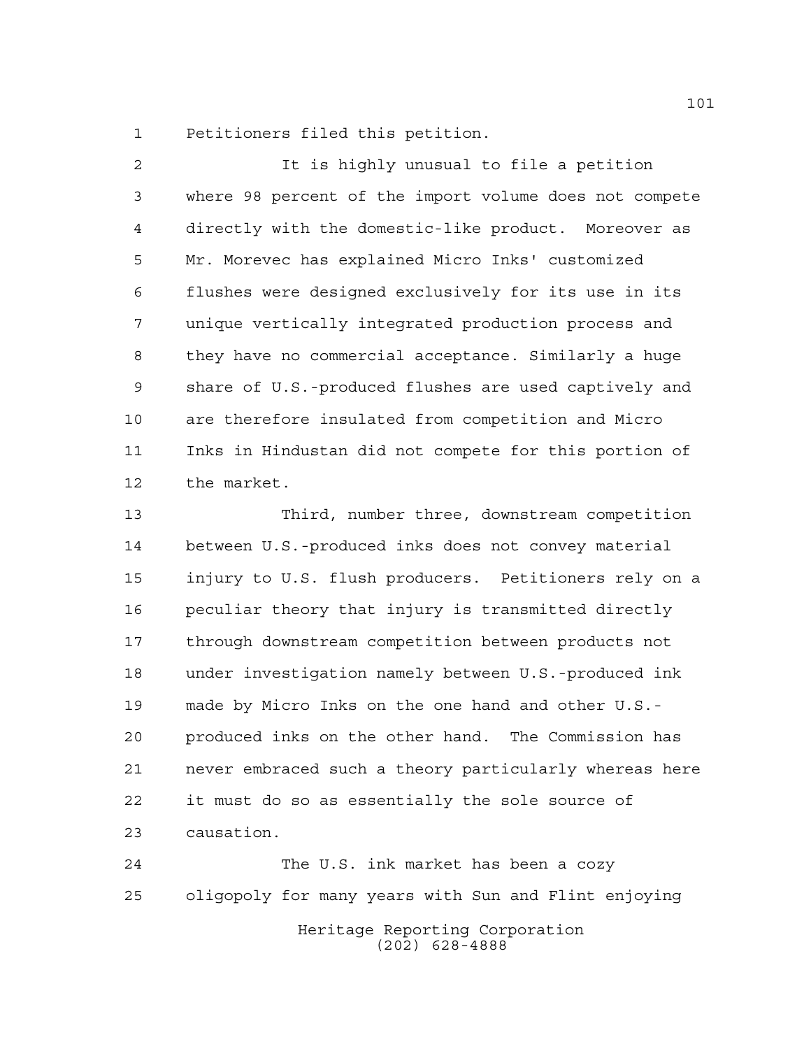Petitioners filed this petition.

It is highly unusual to file a petition where 98 percent of the import volume does not compete directly with the domestic-like product. Moreover as Mr. Morevec has explained Micro Inks' customized flushes were designed exclusively for its use in its unique vertically integrated production process and they have no commercial acceptance. Similarly a huge share of U.S.-produced flushes are used captively and are therefore insulated from competition and Micro Inks in Hindustan did not compete for this portion of the market.

Third, number three, downstream competition between U.S.-produced inks does not convey material injury to U.S. flush producers. Petitioners rely on a peculiar theory that injury is transmitted directly through downstream competition between products not under investigation namely between U.S.-produced ink made by Micro Inks on the one hand and other U.S.-produced inks on the other hand. The Commission has never embraced such a theory particularly whereas here it must do so as essentially the sole source of causation.

The U.S. ink market has been a cozy oligopoly for many years with Sun and Flint enjoying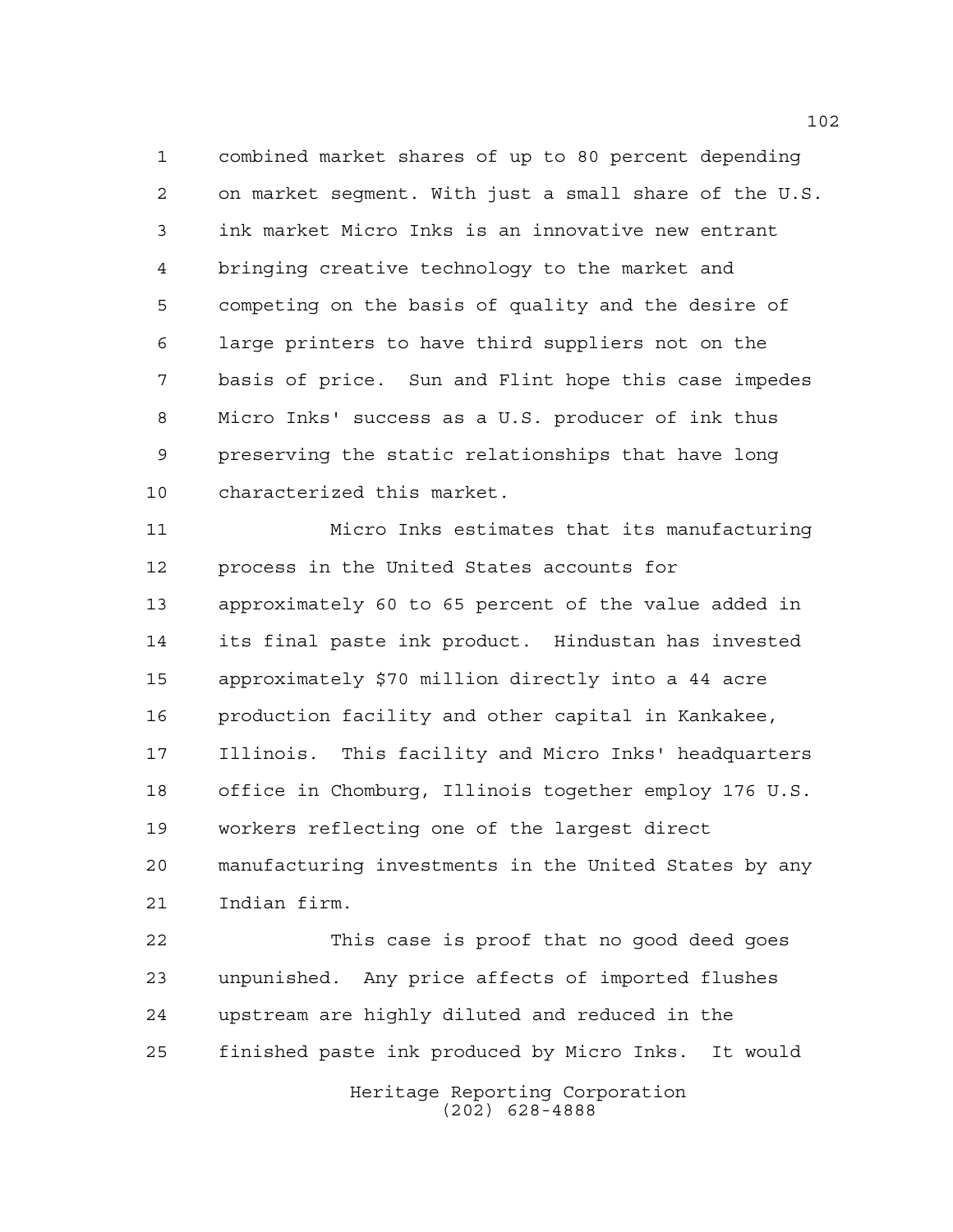combined market shares of up to 80 percent depending on market segment. With just a small share of the U.S. ink market Micro Inks is an innovative new entrant bringing creative technology to the market and competing on the basis of quality and the desire of large printers to have third suppliers not on the basis of price. Sun and Flint hope this case impedes Micro Inks' success as a U.S. producer of ink thus preserving the static relationships that have long characterized this market.

Micro Inks estimates that its manufacturing process in the United States accounts for approximately 60 to 65 percent of the value added in its final paste ink product. Hindustan has invested approximately $70 million directly into a 44 acre production facility and other capital in Kankakee, Illinois. This facility and Micro Inks' headquarters office in Chomburg, Illinois together employ 176 U.S. workers reflecting one of the largest direct manufacturing investments in the United States by any Indian firm.

This case is proof that no good deed goes unpunished. Any price affects of imported flushes upstream are highly diluted and reduced in the finished paste ink produced by Micro Inks. It would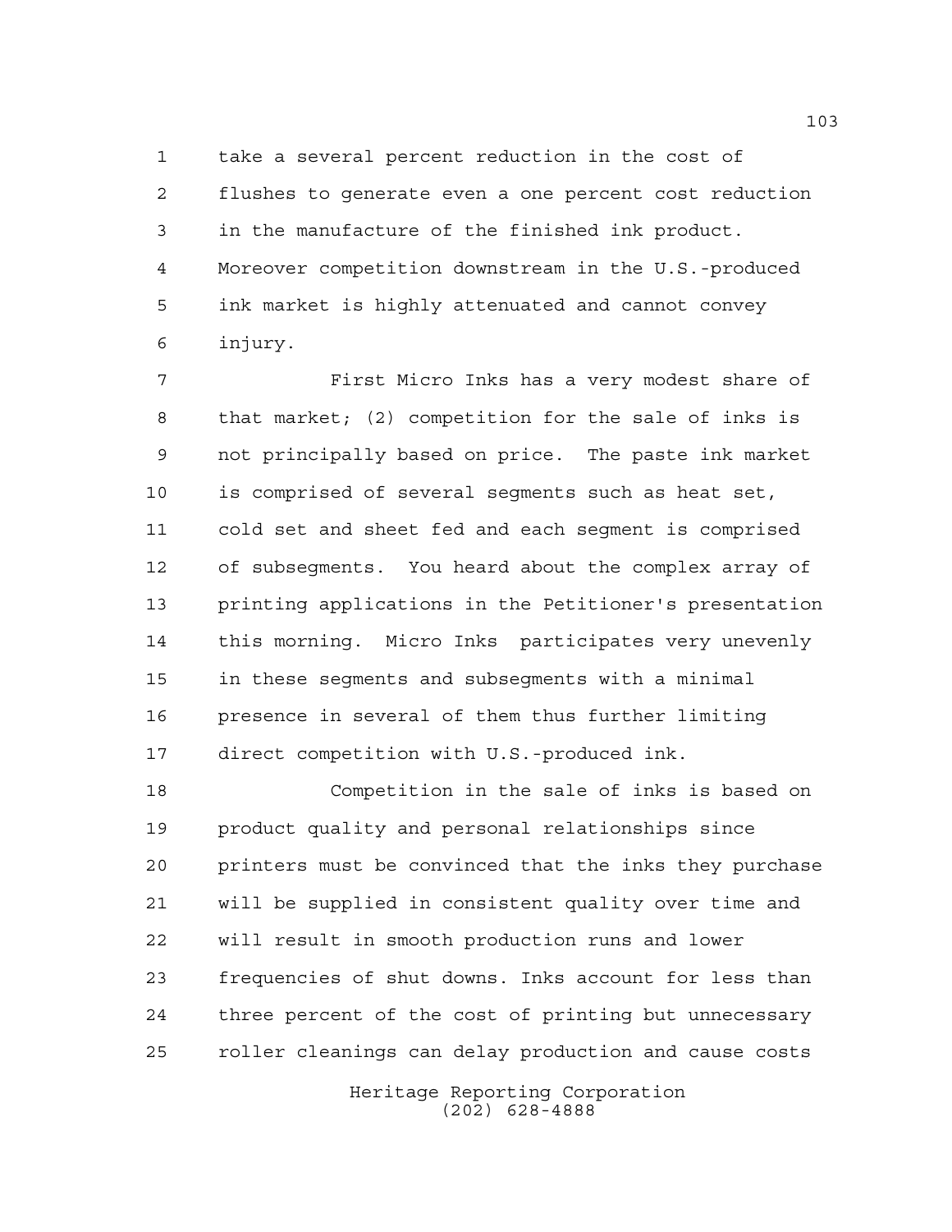take a several percent reduction in the cost of flushes to generate even a one percent cost reduction in the manufacture of the finished ink product. Moreover competition downstream in the U.S.-produced ink market is highly attenuated and cannot convey injury.

First Micro Inks has a very modest share of that market; (2) competition for the sale of inks is not principally based on price. The paste ink market is comprised of several segments such as heat set, cold set and sheet fed and each segment is comprised of subsegments. You heard about the complex array of printing applications in the Petitioner's presentation this morning. Micro Inks participates very unevenly in these segments and subsegments with a minimal presence in several of them thus further limiting direct competition with U.S.-produced ink.

Competition in the sale of inks is based on product quality and personal relationships since printers must be convinced that the inks they purchase will be supplied in consistent quality over time and will result in smooth production runs and lower frequencies of shut downs. Inks account for less than three percent of the cost of printing but unnecessary roller cleanings can delay production and cause costs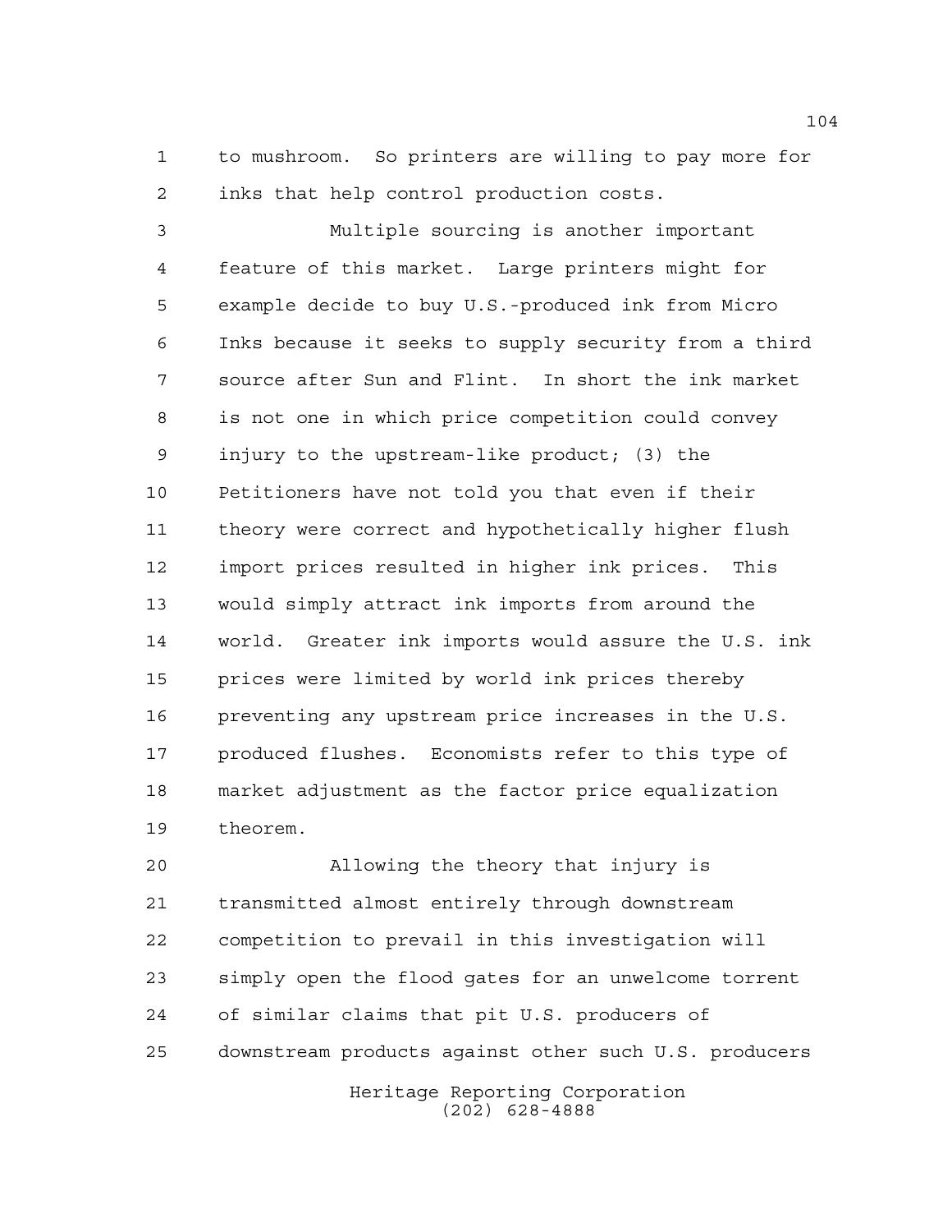to mushroom. So printers are willing to pay more for inks that help control production costs.

Multiple sourcing is another important feature of this market. Large printers might for example decide to buy U.S.-produced ink from Micro Inks because it seeks to supply security from a third source after Sun and Flint. In short the ink market is not one in which price competition could convey injury to the upstream-like product; (3) the Petitioners have not told you that even if their theory were correct and hypothetically higher flush import prices resulted in higher ink prices. This would simply attract ink imports from around the world. Greater ink imports would assure the U.S. ink prices were limited by world ink prices thereby preventing any upstream price increases in the U.S. produced flushes. Economists refer to this type of market adjustment as the factor price equalization theorem.

Allowing the theory that injury is transmitted almost entirely through downstream competition to prevail in this investigation will simply open the flood gates for an unwelcome torrent of similar claims that pit U.S. producers of downstream products against other such U.S. producers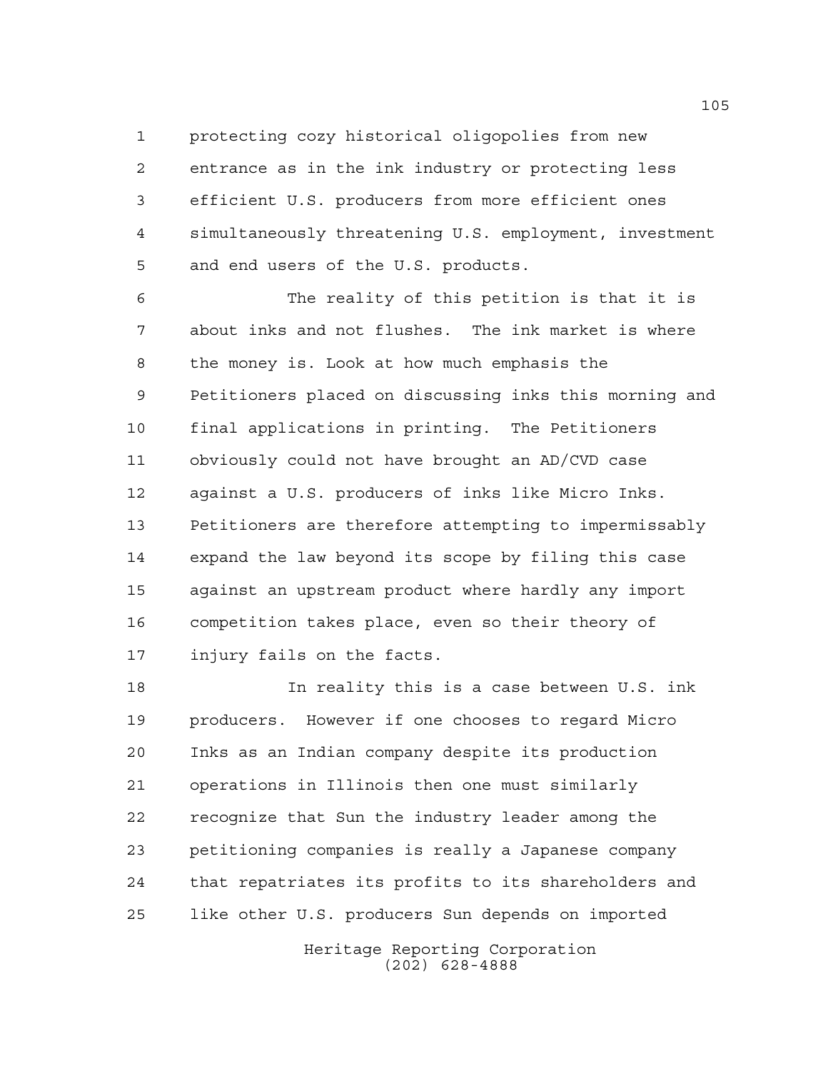protecting cozy historical oligopolies from new entrance as in the ink industry or protecting less efficient U.S. producers from more efficient ones simultaneously threatening U.S. employment, investment and end users of the U.S. products.

The reality of this petition is that it is about inks and not flushes. The ink market is where the money is. Look at how much emphasis the Petitioners placed on discussing inks this morning and final applications in printing. The Petitioners obviously could not have brought an AD/CVD case against a U.S. producers of inks like Micro Inks. Petitioners are therefore attempting to impermissably expand the law beyond its scope by filing this case against an upstream product where hardly any import competition takes place, even so their theory of injury fails on the facts.

In reality this is a case between U.S. ink producers. However if one chooses to regard Micro Inks as an Indian company despite its production operations in Illinois then one must similarly recognize that Sun the industry leader among the petitioning companies is really a Japanese company that repatriates its profits to its shareholders and like other U.S. producers Sun depends on imported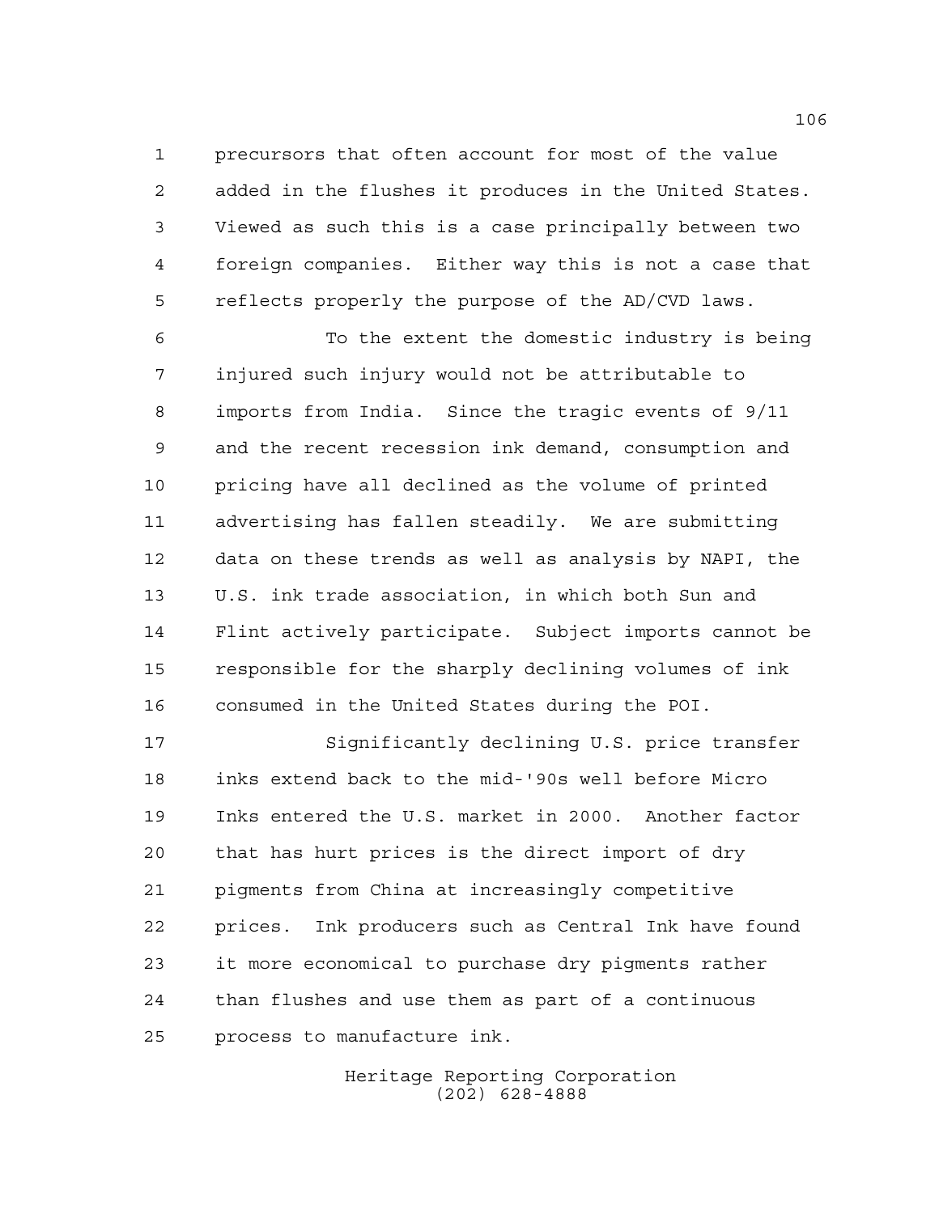precursors that often account for most of the value added in the flushes it produces in the United States. Viewed as such this is a case principally between two foreign companies. Either way this is not a case that reflects properly the purpose of the AD/CVD laws.

To the extent the domestic industry is being injured such injury would not be attributable to imports from India. Since the tragic events of 9/11 and the recent recession ink demand, consumption and pricing have all declined as the volume of printed advertising has fallen steadily. We are submitting data on these trends as well as analysis by NAPI, the U.S. ink trade association, in which both Sun and Flint actively participate. Subject imports cannot be responsible for the sharply declining volumes of ink consumed in the United States during the POI.

Significantly declining U.S. price transfer inks extend back to the mid-'90s well before Micro Inks entered the U.S. market in 2000. Another factor that has hurt prices is the direct import of dry pigments from China at increasingly competitive prices. Ink producers such as Central Ink have found it more economical to purchase dry pigments rather than flushes and use them as part of a continuous process to manufacture ink.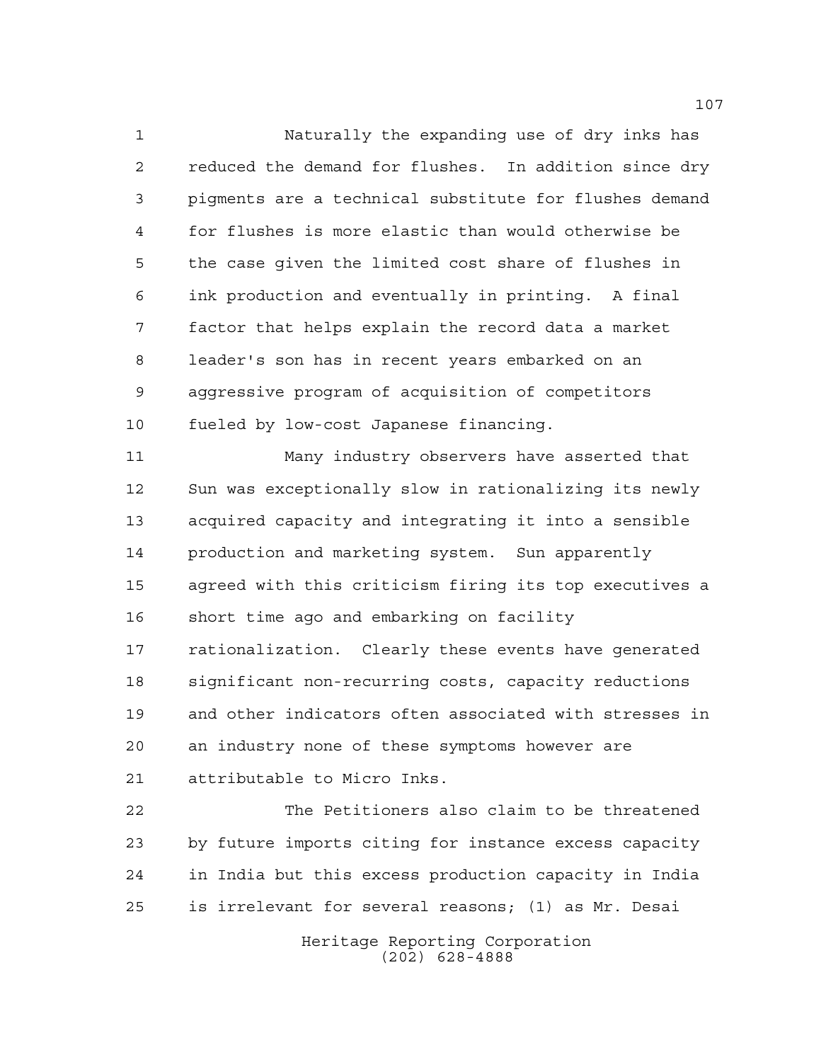Naturally the expanding use of dry inks has reduced the demand for flushes. In addition since dry pigments are a technical substitute for flushes demand for flushes is more elastic than would otherwise be the case given the limited cost share of flushes in ink production and eventually in printing. A final factor that helps explain the record data a market leader's son has in recent years embarked on an aggressive program of acquisition of competitors fueled by low-cost Japanese financing.

Many industry observers have asserted that Sun was exceptionally slow in rationalizing its newly acquired capacity and integrating it into a sensible production and marketing system. Sun apparently agreed with this criticism firing its top executives a short time ago and embarking on facility rationalization. Clearly these events have generated significant non-recurring costs, capacity reductions and other indicators often associated with stresses in an industry none of these symptoms however are attributable to Micro Inks.

The Petitioners also claim to be threatened by future imports citing for instance excess capacity in India but this excess production capacity in India is irrelevant for several reasons; (1) as Mr. Desai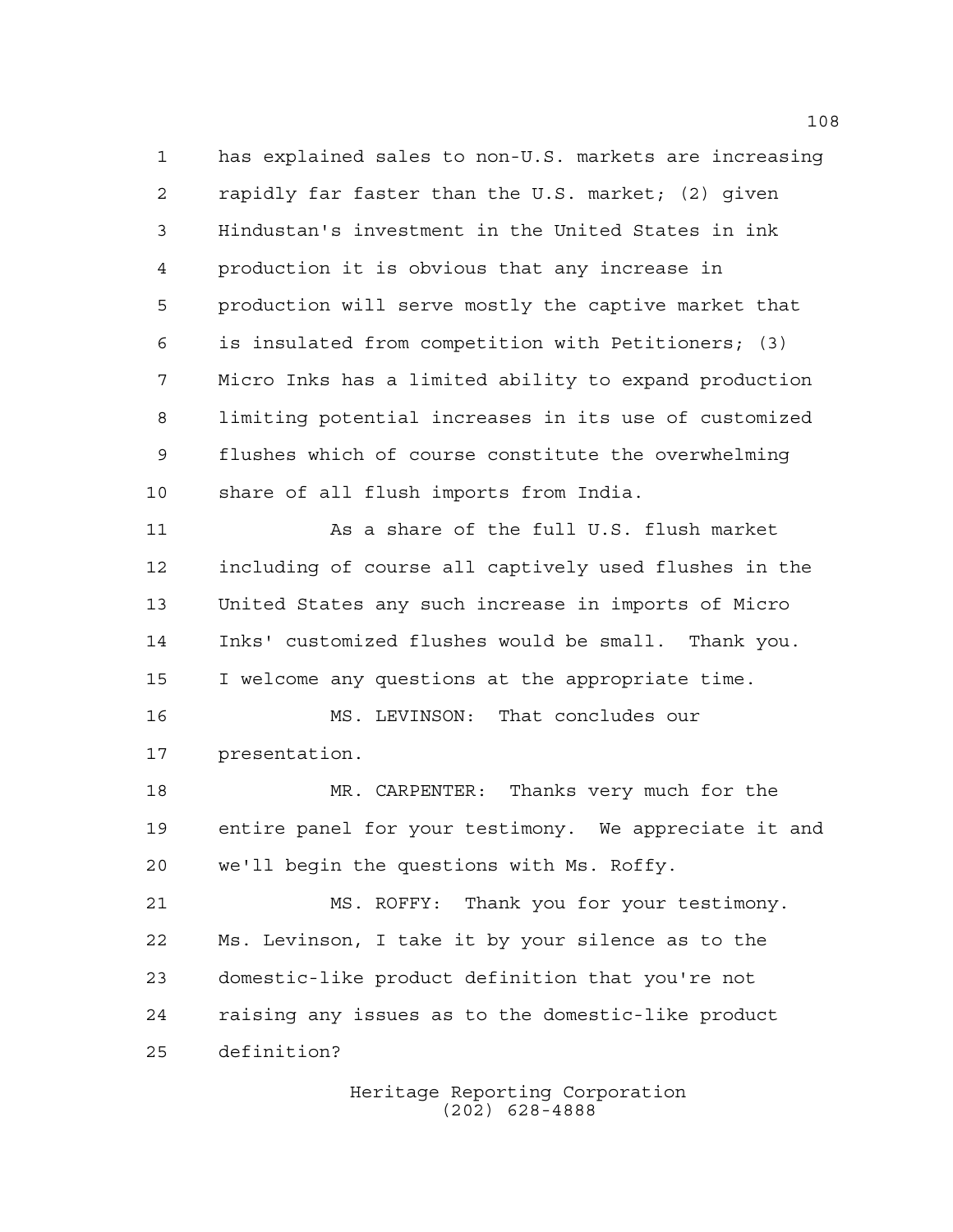has explained sales to non-U.S. markets are increasing rapidly far faster than the U.S. market; (2) given Hindustan's investment in the United States in ink production it is obvious that any increase in production will serve mostly the captive market that is insulated from competition with Petitioners; (3) Micro Inks has a limited ability to expand production limiting potential increases in its use of customized flushes which of course constitute the overwhelming share of all flush imports from India.

As a share of the full U.S. flush market including of course all captively used flushes in the United States any such increase in imports of Micro Inks' customized flushes would be small. Thank you. I welcome any questions at the appropriate time.

MS. LEVINSON: That concludes our presentation.

MR. CARPENTER: Thanks very much for the entire panel for your testimony. We appreciate it and we'll begin the questions with Ms. Roffy.

MS. ROFFY: Thank you for your testimony. Ms. Levinson, I take it by your silence as to the domestic-like product definition that you're not raising any issues as to the domestic-like product definition?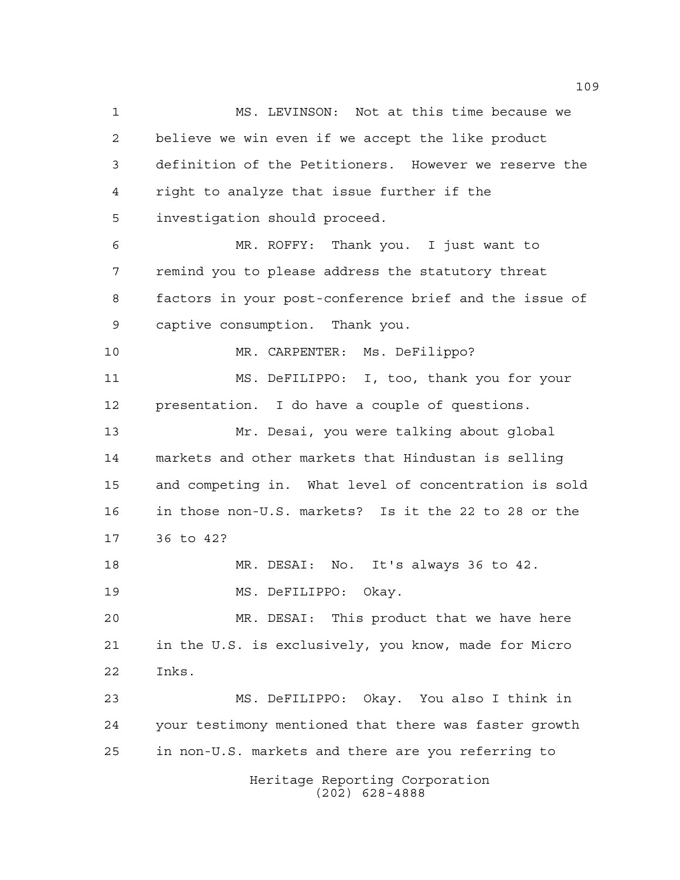MS. LEVINSON: Not at this time because we believe we win even if we accept the like product definition of the Petitioners. However we reserve the right to analyze that issue further if the investigation should proceed.

MR. ROFFY: Thank you. I just want to remind you to please address the statutory threat factors in your post-conference brief and the issue of captive consumption. Thank you.

MR. CARPENTER: Ms. DeFilippo?

MS. DeFILIPPO: I, too, thank you for your presentation. I do have a couple of questions.

Mr. Desai, you were talking about global markets and other markets that Hindustan is selling and competing in. What level of concentration is sold in those non-U.S. markets? Is it the 22 to 28 or the 36 to 42?

MR. DESAI: No. It's always 36 to 42.

MS. DeFILIPPO: Okay.

MR. DESAI: This product that we have here in the U.S. is exclusively, you know, made for Micro Inks.

MS. DeFILIPPO: Okay. You also I think in your testimony mentioned that there was faster growth in non-U.S. markets and there are you referring to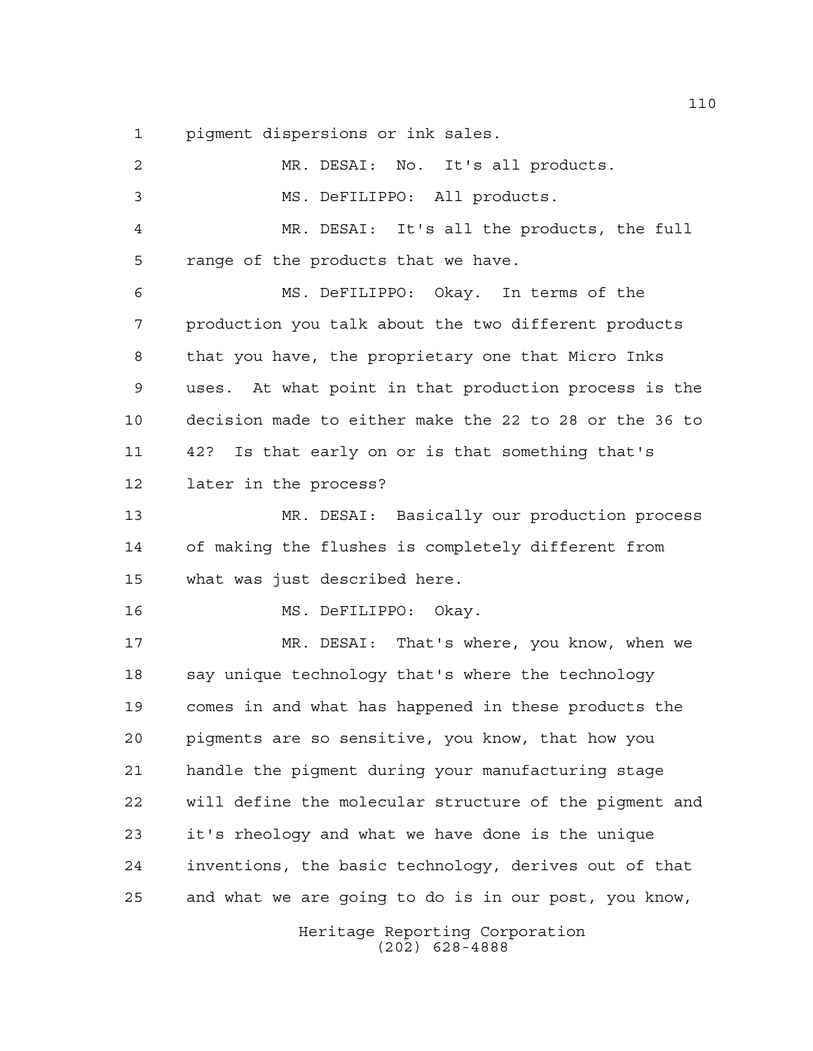pigment dispersions or ink sales.

MR. DESAI: No. It's all products.

MS. DeFILIPPO: All products.

MR. DESAI: It's all the products, the full range of the products that we have.

MS. DeFILIPPO: Okay. In terms of the production you talk about the two different products that you have, the proprietary one that Micro Inks uses. At what point in that production process is the decision made to either make the 22 to 28 or the 36 to 42? Is that early on or is that something that's later in the process?

MR. DESAI: Basically our production process of making the flushes is completely different from what was just described here.

MS. DeFILIPPO: Okay.

MR. DESAI: That's where, you know, when we say unique technology that's where the technology comes in and what has happened in these products the pigments are so sensitive, you know, that how you handle the pigment during your manufacturing stage will define the molecular structure of the pigment and it's rheology and what we have done is the unique inventions, the basic technology, derives out of that and what we are going to do is in our post, you know,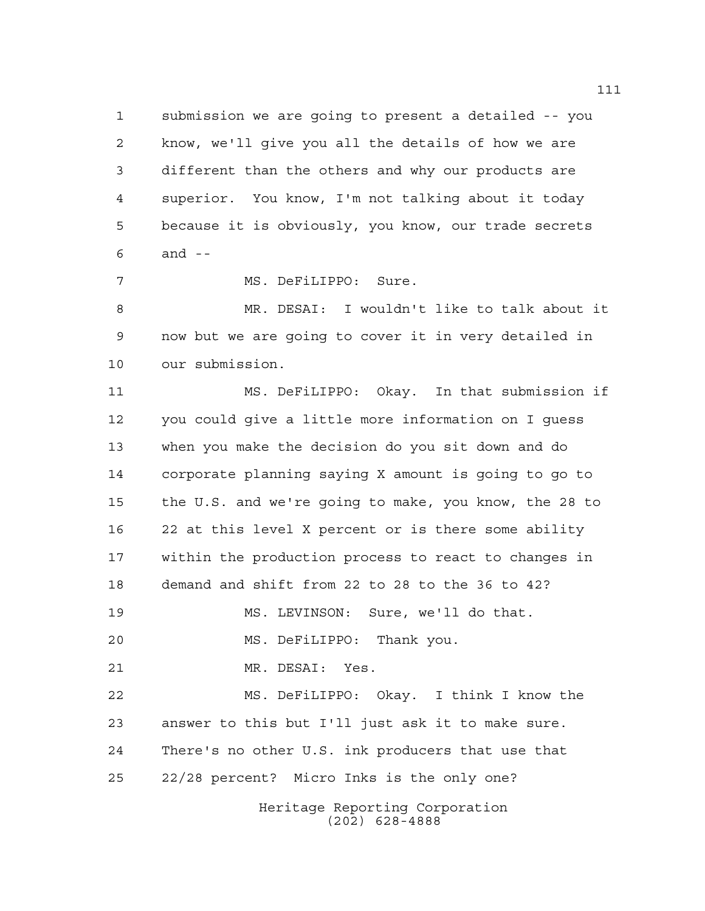submission we are going to present a detailed -- you know, we'll give you all the details of how we are different than the others and why our products are superior. You know, I'm not talking about it today because it is obviously, you know, our trade secrets and --

MS. DeFiLIPPO: Sure.

MR. DESAI: I wouldn't like to talk about it now but we are going to cover it in very detailed in our submission.

MS. DeFiLIPPO: Okay. In that submission if you could give a little more information on I guess when you make the decision do you sit down and do corporate planning saying X amount is going to go to the U.S. and we're going to make, you know, the 28 to 22 at this level X percent or is there some ability within the production process to react to changes in demand and shift from 22 to 28 to the 36 to 42?

MS. LEVINSON: Sure, we'll do that.

MS. DeFiLIPPO: Thank you.

MR. DESAI: Yes.

MS. DeFiLIPPO: Okay. I think I know the answer to this but I'll just ask it to make sure. There's no other U.S. ink producers that use that 22/28 percent? Micro Inks is the only one?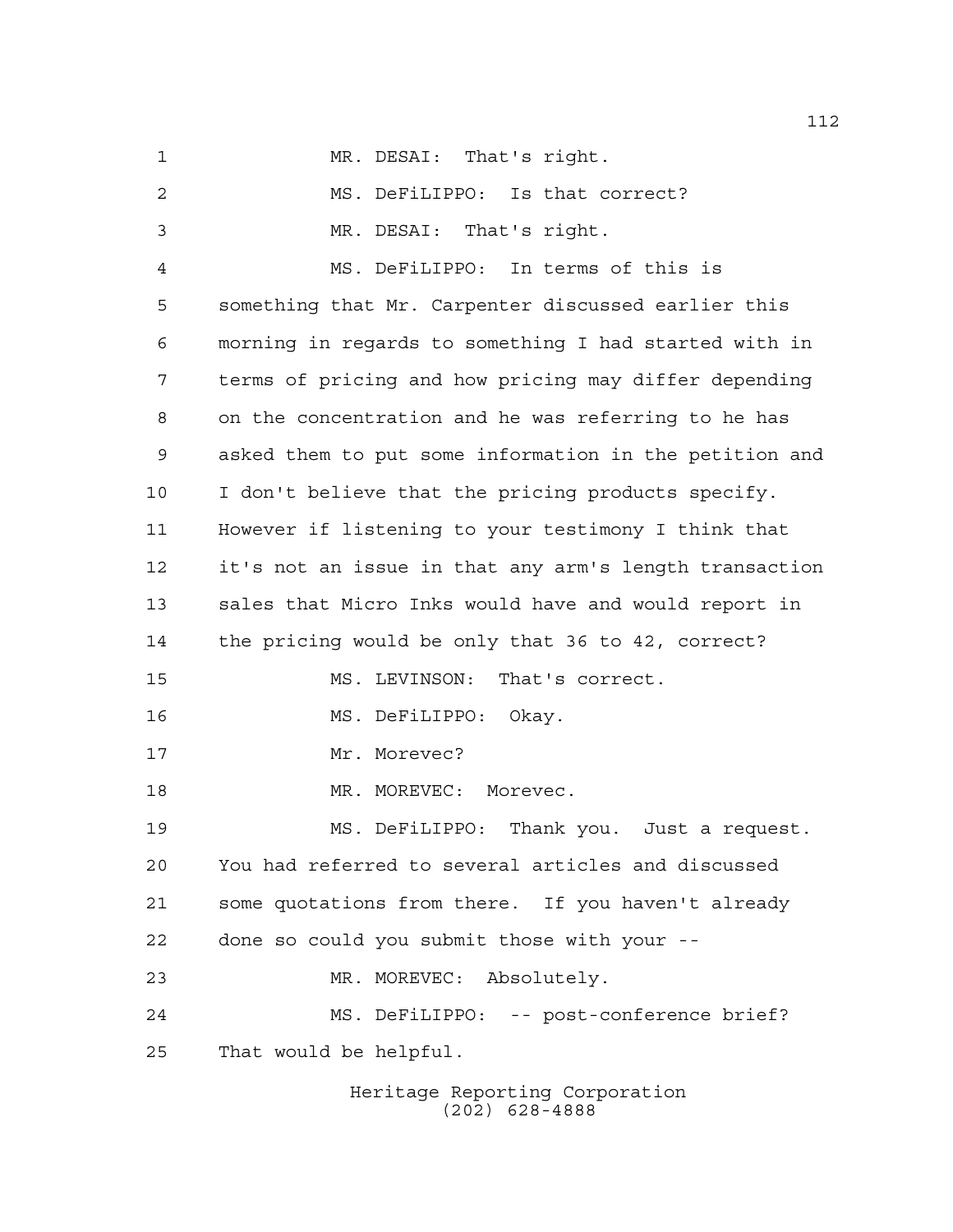MR. DESAI: That's right.

MS. DeFiLIPPO: Is that correct?

MR. DESAI: That's right.

MS. DeFiLIPPO: In terms of this is something that Mr. Carpenter discussed earlier this morning in regards to something I had started with in terms of pricing and how pricing may differ depending on the concentration and he was referring to he has asked them to put some information in the petition and I don't believe that the pricing products specify. However if listening to your testimony I think that it's not an issue in that any arm's length transaction sales that Micro Inks would have and would report in the pricing would be only that 36 to 42, correct?

MS. LEVINSON: That's correct.

MS. DeFiLIPPO: Okay.

Mr. Morevec?

MR. MOREVEC: Morevec.

MS. DeFiLIPPO: Thank you. Just a request. You had referred to several articles and discussed some quotations from there. If you haven't already done so could you submit those with your --

MR. MOREVEC: Absolutely.

MS. DeFiLIPPO: -- post-conference brief? That would be helpful.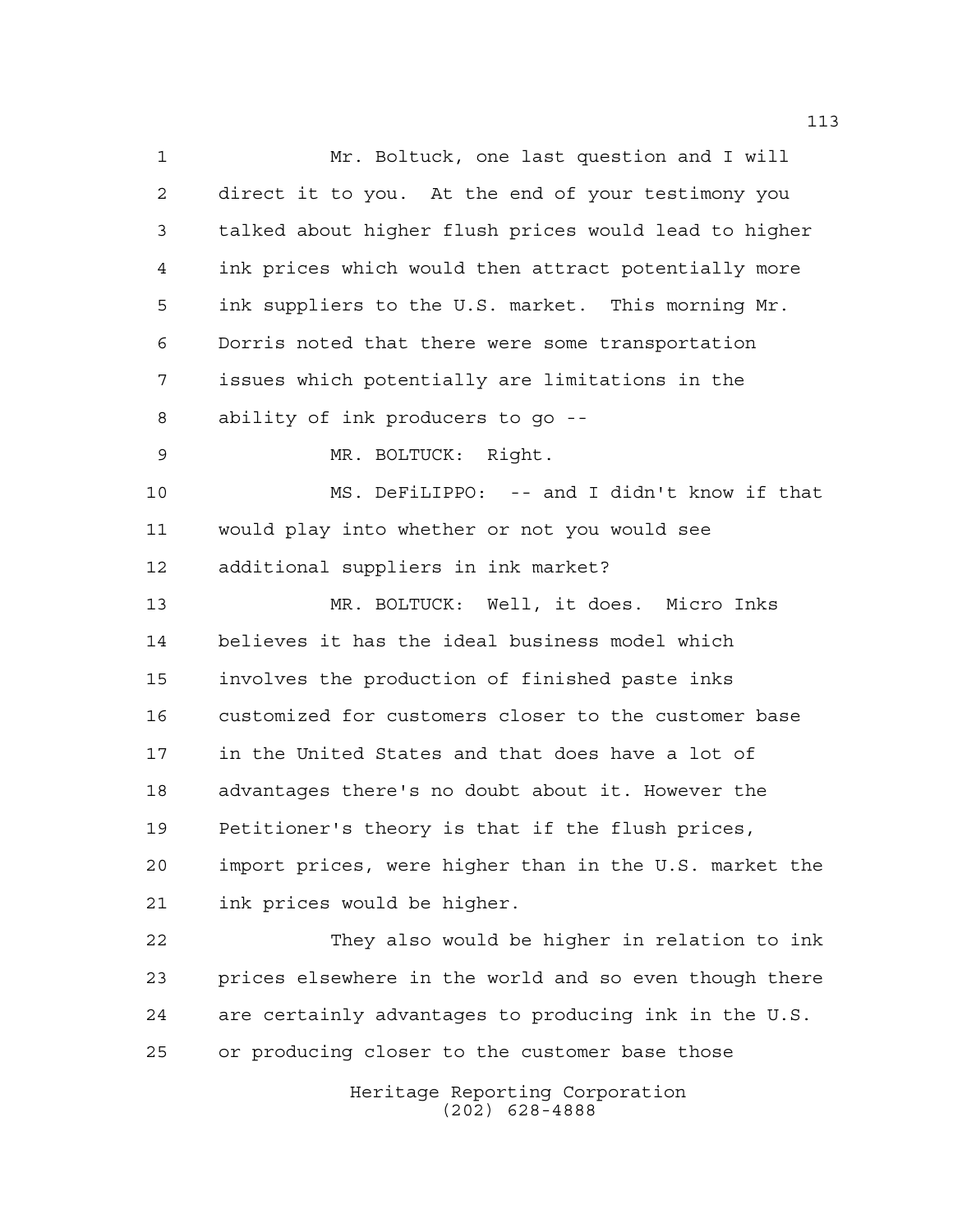Mr. Boltuck, one last question and I will direct it to you. At the end of your testimony you talked about higher flush prices would lead to higher ink prices which would then attract potentially more ink suppliers to the U.S. market. This morning Mr. Dorris noted that there were some transportation issues which potentially are limitations in the ability of ink producers to go --

MR. BOLTUCK: Right.

MS. DeFiLIPPO: -- and I didn't know if that would play into whether or not you would see additional suppliers in ink market?

MR. BOLTUCK: Well, it does. Micro Inks believes it has the ideal business model which involves the production of finished paste inks customized for customers closer to the customer base in the United States and that does have a lot of advantages there's no doubt about it. However the Petitioner's theory is that if the flush prices, import prices, were higher than in the U.S. market the ink prices would be higher.

They also would be higher in relation to ink prices elsewhere in the world and so even though there are certainly advantages to producing ink in the U.S. or producing closer to the customer base those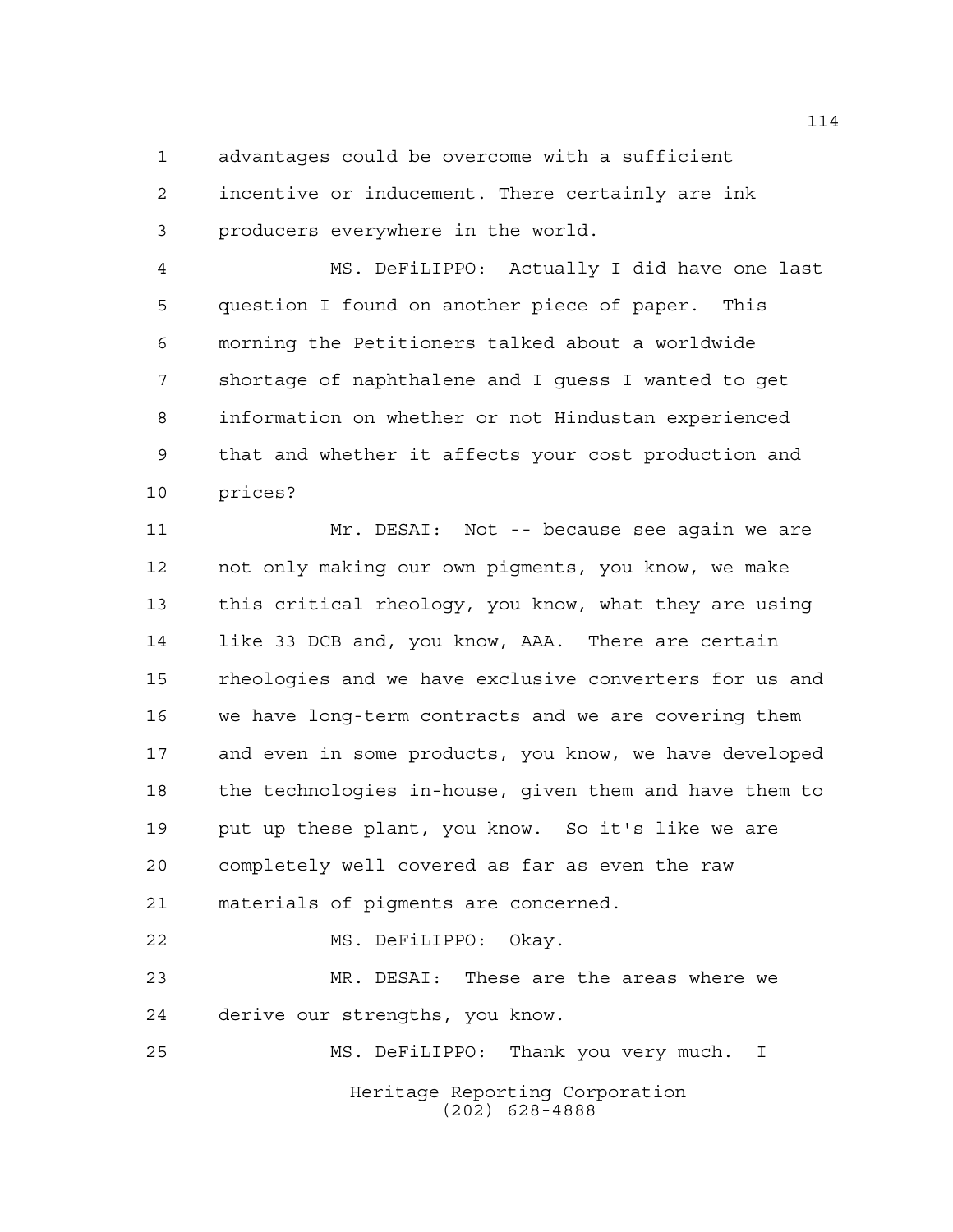advantages could be overcome with a sufficient incentive or inducement. There certainly are ink producers everywhere in the world.

MS. DeFiLIPPO: Actually I did have one last question I found on another piece of paper. This morning the Petitioners talked about a worldwide shortage of naphthalene and I guess I wanted to get information on whether or not Hindustan experienced that and whether it affects your cost production and prices?

Mr. DESAI: Not -- because see again we are not only making our own pigments, you know, we make this critical rheology, you know, what they are using like 33 DCB and, you know, AAA. There are certain rheologies and we have exclusive converters for us and we have long-term contracts and we are covering them and even in some products, you know, we have developed the technologies in-house, given them and have them to put up these plant, you know. So it's like we are completely well covered as far as even the raw materials of pigments are concerned.

MS. DeFiLIPPO: Okay.

MR. DESAI: These are the areas where we derive our strengths, you know.

MS. DeFiLIPPO: Thank you very much. I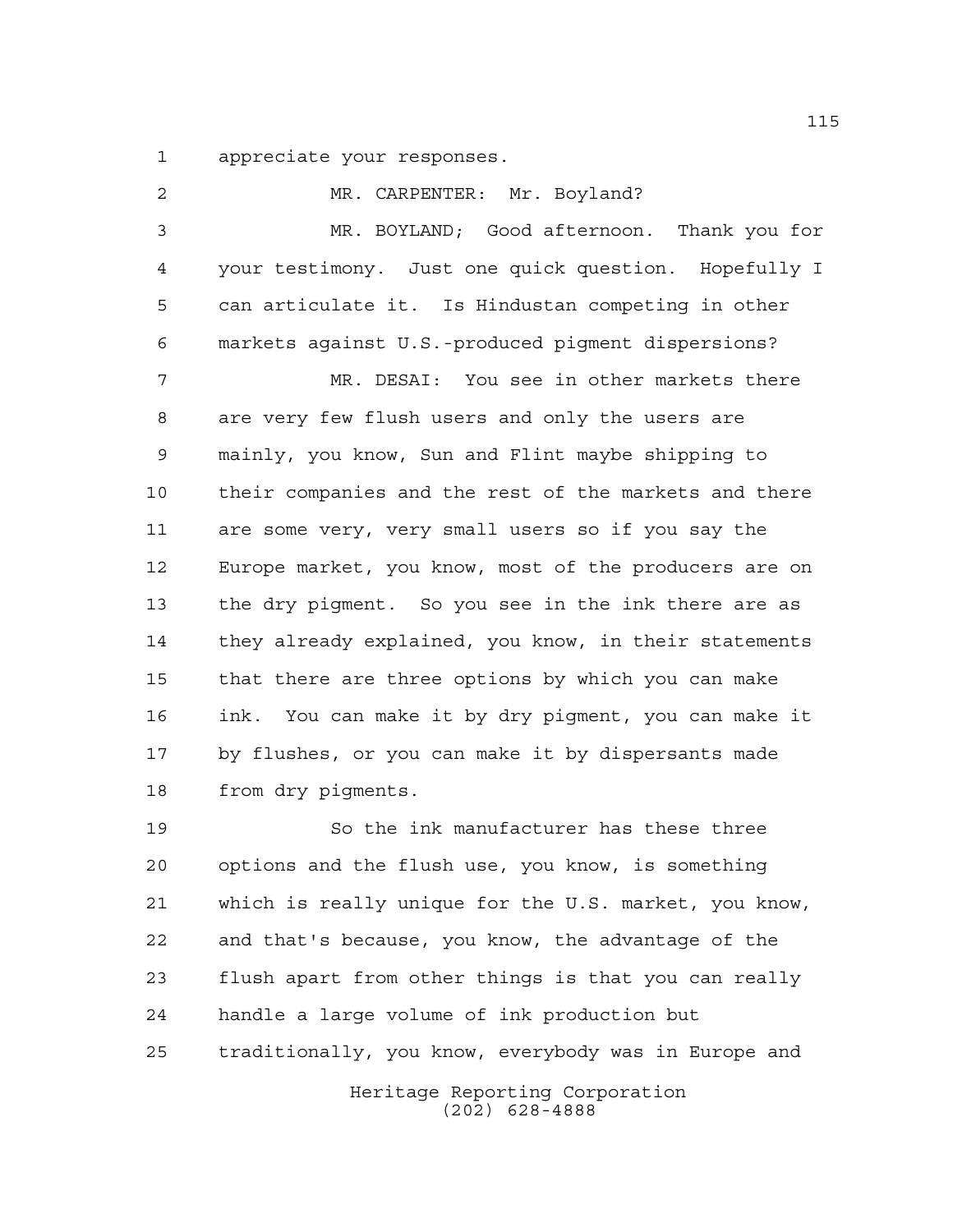appreciate your responses.

MR. CARPENTER: Mr. Boyland?

MR. BOYLAND; Good afternoon. Thank you for your testimony. Just one quick question. Hopefully I can articulate it. Is Hindustan competing in other markets against U.S.-produced pigment dispersions?

MR. DESAI: You see in other markets there are very few flush users and only the users are mainly, you know, Sun and Flint maybe shipping to their companies and the rest of the markets and there are some very, very small users so if you say the Europe market, you know, most of the producers are on the dry pigment. So you see in the ink there are as they already explained, you know, in their statements that there are three options by which you can make ink. You can make it by dry pigment, you can make it by flushes, or you can make it by dispersants made from dry pigments.

So the ink manufacturer has these three options and the flush use, you know, is something which is really unique for the U.S. market, you know, and that's because, you know, the advantage of the flush apart from other things is that you can really handle a large volume of ink production but traditionally, you know, everybody was in Europe and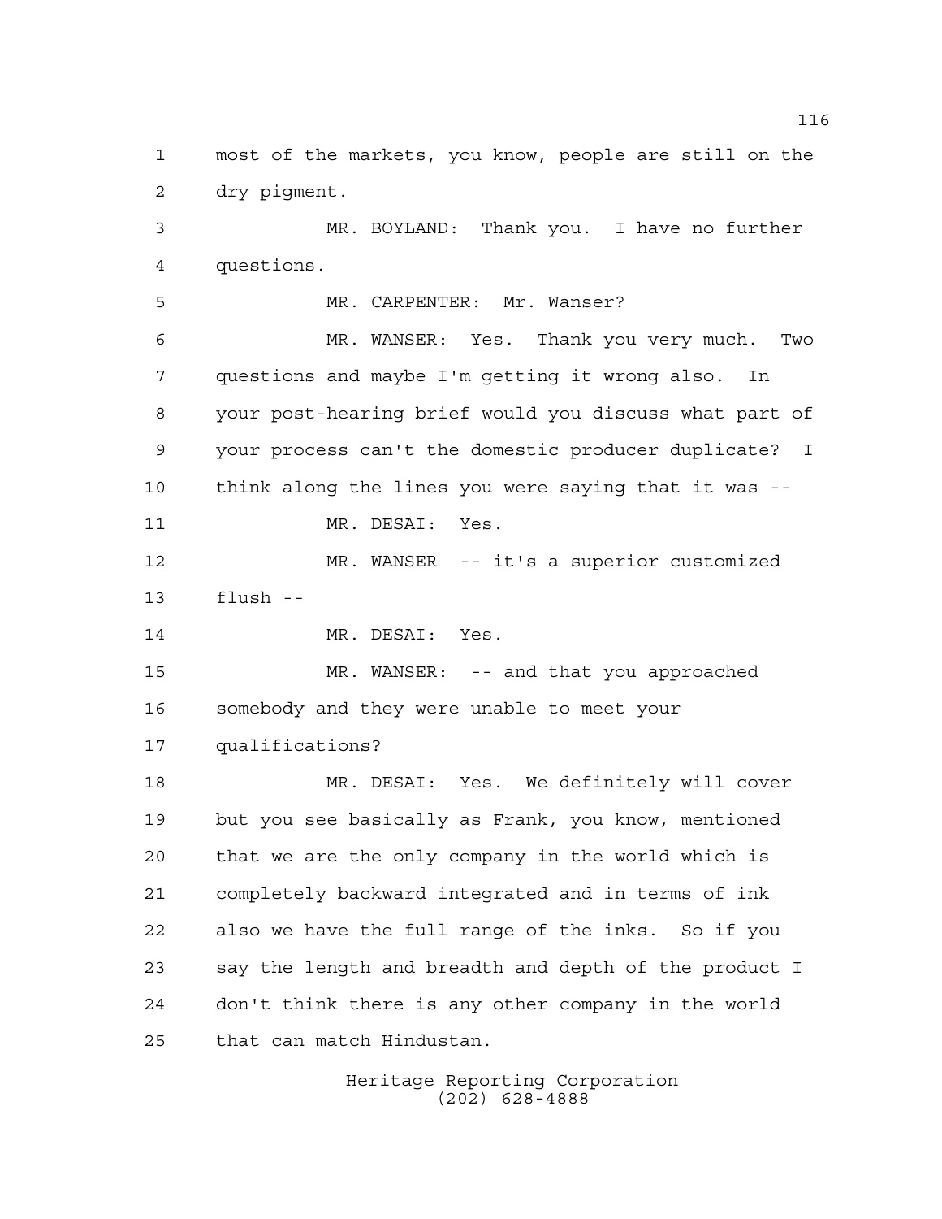most of the markets, you know, people are still on the dry pigment.

MR. BOYLAND: Thank you. I have no further questions.

MR. CARPENTER: Mr. Wanser?

MR. WANSER: Yes. Thank you very much. Two questions and maybe I'm getting it wrong also. In your post-hearing brief would you discuss what part of your process can't the domestic producer duplicate? I think along the lines you were saying that it was --

MR. DESAI: Yes.

MR. WANSER -- it's a superior customized flush --

MR. DESAI: Yes.

MR. WANSER: -- and that you approached somebody and they were unable to meet your qualifications?

MR. DESAI: Yes. We definitely will cover but you see basically as Frank, you know, mentioned that we are the only company in the world which is completely backward integrated and in terms of ink also we have the full range of the inks. So if you say the length and breadth and depth of the product I don't think there is any other company in the world that can match Hindustan.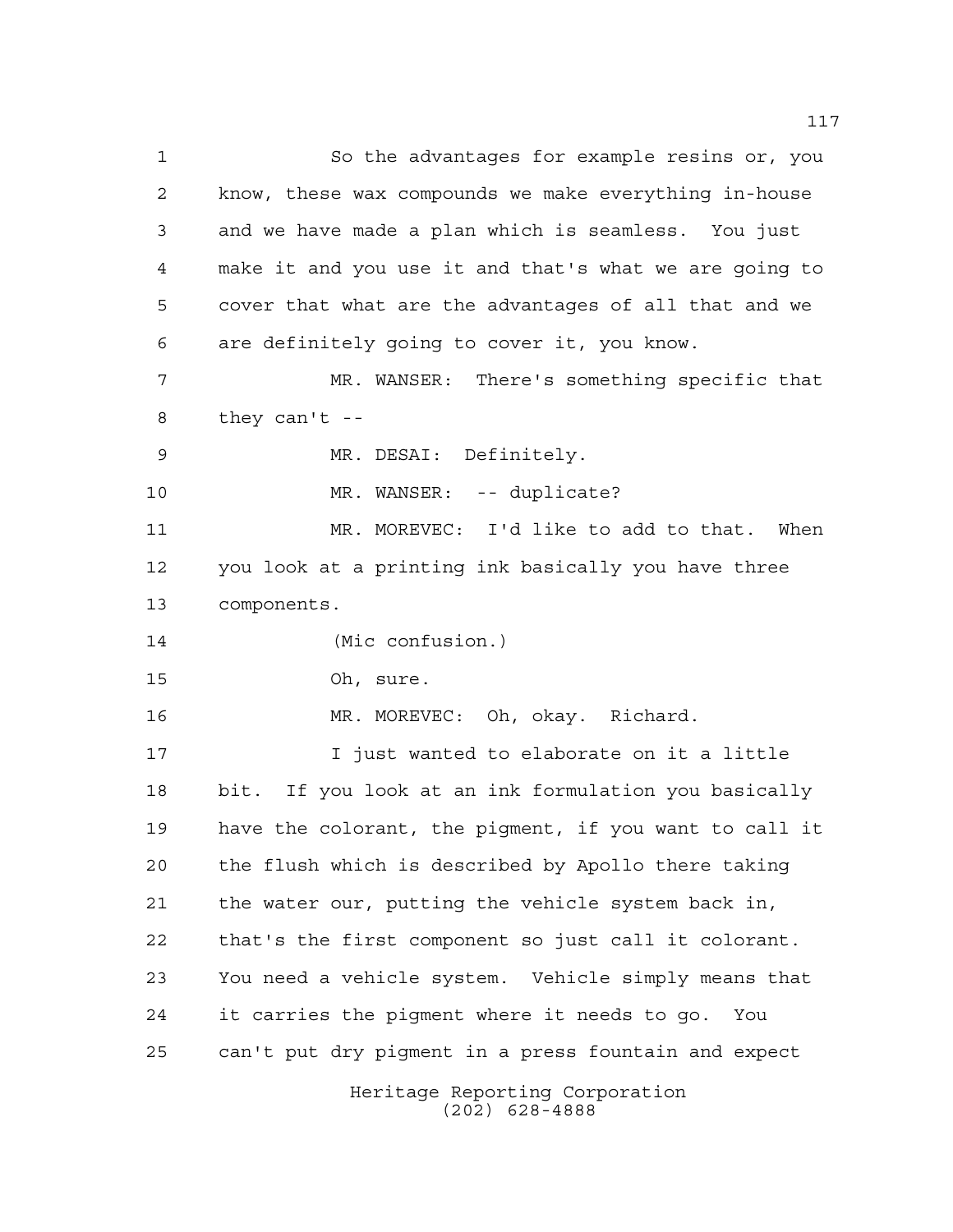So the advantages for example resins or, you know, these wax compounds we make everything in-house and we have made a plan which is seamless. You just make it and you use it and that's what we are going to cover that what are the advantages of all that and we are definitely going to cover it, you know.

MR. WANSER: There's something specific that they can't --

MR. DESAI: Definitely.

MR. WANSER: -- duplicate?

MR. MOREVEC: I'd like to add to that. When you look at a printing ink basically you have three components.

(Mic confusion.)

Oh, sure.

MR. MOREVEC: Oh, okay. Richard.

I just wanted to elaborate on it a little bit. If you look at an ink formulation you basically have the colorant, the pigment, if you want to call it the flush which is described by Apollo there taking the water our, putting the vehicle system back in, that's the first component so just call it colorant. You need a vehicle system. Vehicle simply means that it carries the pigment where it needs to go. You can't put dry pigment in a press fountain and expect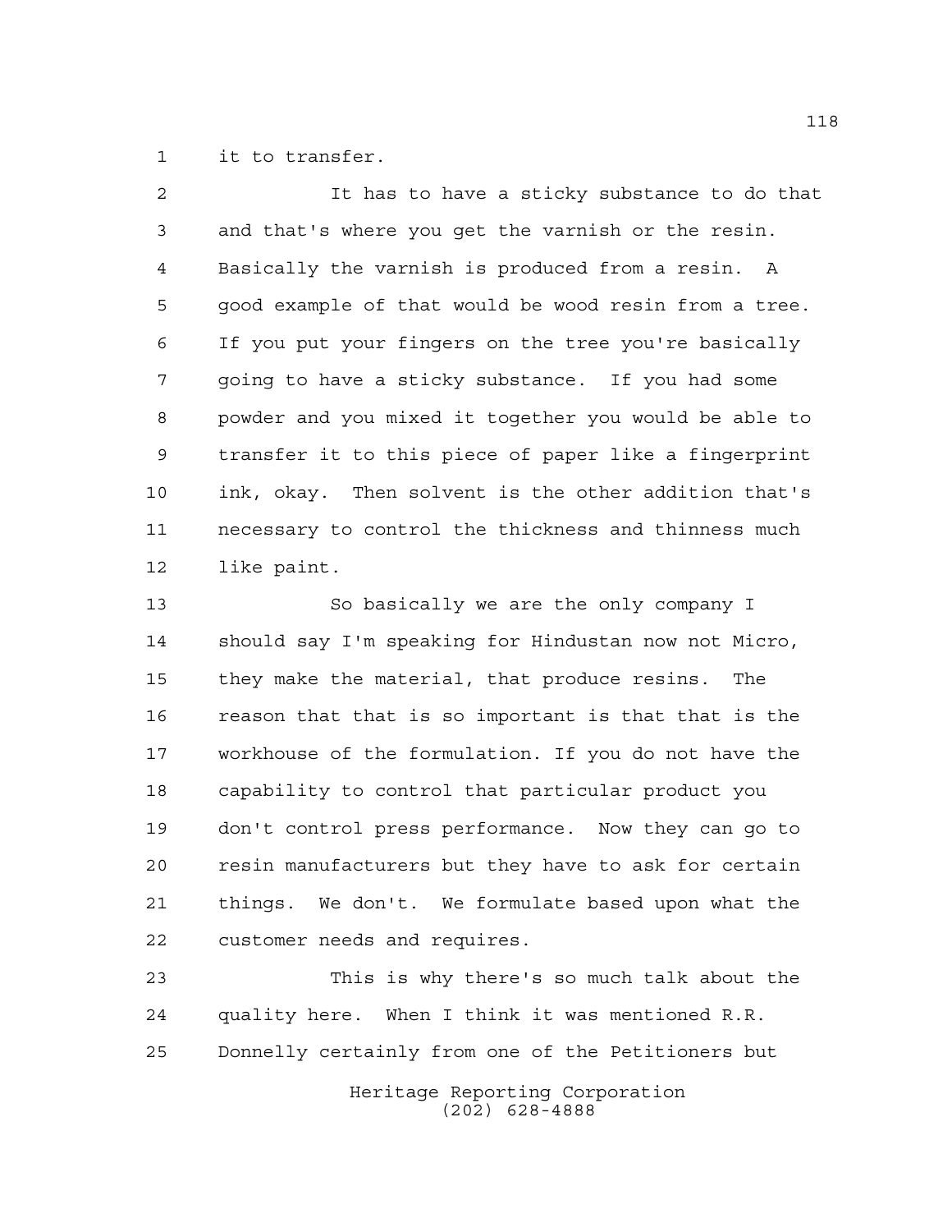it to transfer.

It has to have a sticky substance to do that and that's where you get the varnish or the resin. Basically the varnish is produced from a resin. A good example of that would be wood resin from a tree. If you put your fingers on the tree you're basically going to have a sticky substance. If you had some powder and you mixed it together you would be able to transfer it to this piece of paper like a fingerprint ink, okay. Then solvent is the other addition that's necessary to control the thickness and thinness much like paint.

So basically we are the only company I should say I'm speaking for Hindustan now not Micro, they make the material, that produce resins. The reason that that is so important is that that is the workhouse of the formulation. If you do not have the capability to control that particular product you don't control press performance. Now they can go to resin manufacturers but they have to ask for certain things. We don't. We formulate based upon what the customer needs and requires.

This is why there's so much talk about the quality here. When I think it was mentioned R.R. Donnelly certainly from one of the Petitioners but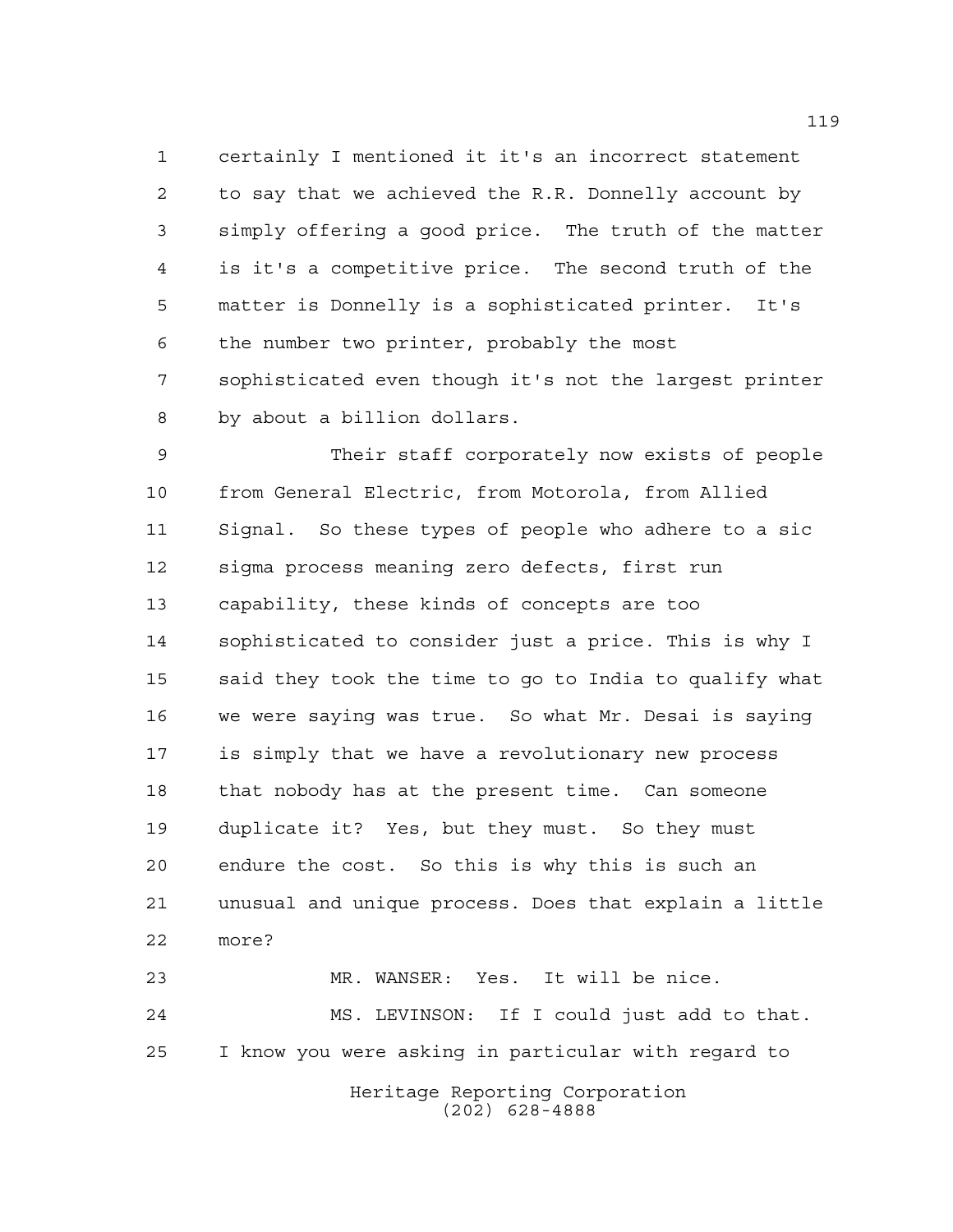certainly I mentioned it it's an incorrect statement to say that we achieved the R.R. Donnelly account by simply offering a good price. The truth of the matter is it's a competitive price. The second truth of the matter is Donnelly is a sophisticated printer. It's the number two printer, probably the most sophisticated even though it's not the largest printer by about a billion dollars.

Their staff corporately now exists of people from General Electric, from Motorola, from Allied Signal. So these types of people who adhere to a sic sigma process meaning zero defects, first run capability, these kinds of concepts are too sophisticated to consider just a price. This is why I said they took the time to go to India to qualify what we were saying was true. So what Mr. Desai is saying is simply that we have a revolutionary new process that nobody has at the present time. Can someone duplicate it? Yes, but they must. So they must endure the cost. So this is why this is such an unusual and unique process. Does that explain a little more?

MR. WANSER: Yes. It will be nice.

MS. LEVINSON: If I could just add to that. I know you were asking in particular with regard to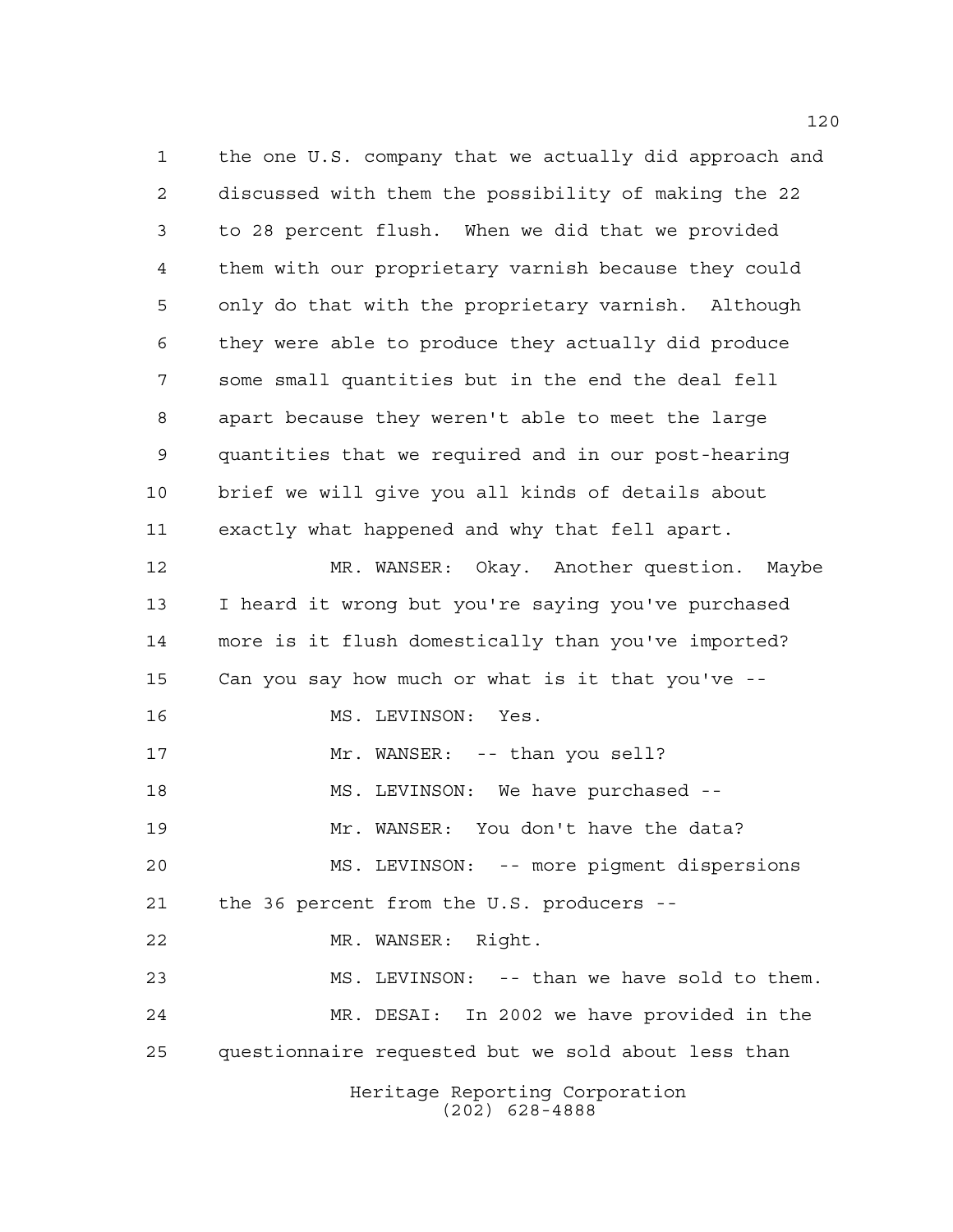the one U.S. company that we actually did approach and discussed with them the possibility of making the 22 to 28 percent flush. When we did that we provided them with our proprietary varnish because they could only do that with the proprietary varnish. Although they were able to produce they actually did produce some small quantities but in the end the deal fell apart because they weren't able to meet the large quantities that we required and in our post-hearing brief we will give you all kinds of details about exactly what happened and why that fell apart.

MR. WANSER: Okay. Another question. Maybe I heard it wrong but you're saying you've purchased more is it flush domestically than you've imported? Can you say how much or what is it that you've --

MS. LEVINSON: Yes.

Mr. WANSER: -- than you sell?

MS. LEVINSON: We have purchased --

Mr. WANSER: You don't have the data?

MS. LEVINSON: -- more pigment dispersions the 36 percent from the U.S. producers --

MR. WANSER: Right.

MS. LEVINSON: -- than we have sold to them.

MR. DESAI: In 2002 we have provided in the questionnaire requested but we sold about less than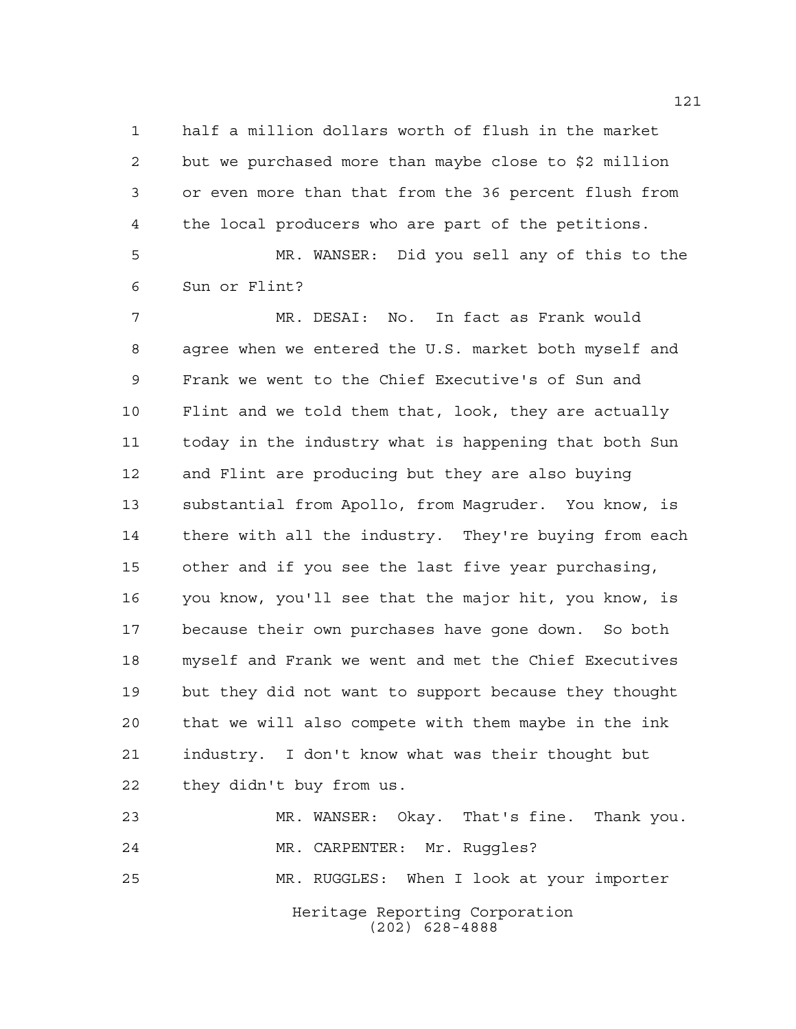half a million dollars worth of flush in the market but we purchased more than maybe close to $2 million or even more than that from the 36 percent flush from the local producers who are part of the petitions.

MR. WANSER: Did you sell any of this to the Sun or Flint?

MR. DESAI: No. In fact as Frank would agree when we entered the U.S. market both myself and Frank we went to the Chief Executive's of Sun and Flint and we told them that, look, they are actually today in the industry what is happening that both Sun and Flint are producing but they are also buying substantial from Apollo, from Magruder. You know, is there with all the industry. They're buying from each other and if you see the last five year purchasing, you know, you'll see that the major hit, you know, is because their own purchases have gone down. So both myself and Frank we went and met the Chief Executives but they did not want to support because they thought that we will also compete with them maybe in the ink industry. I don't know what was their thought but they didn't buy from us.

MR. WANSER: Okay. That's fine. Thank you.

MR. CARPENTER: Mr. Ruggles?

MR. RUGGLES: When I look at your importer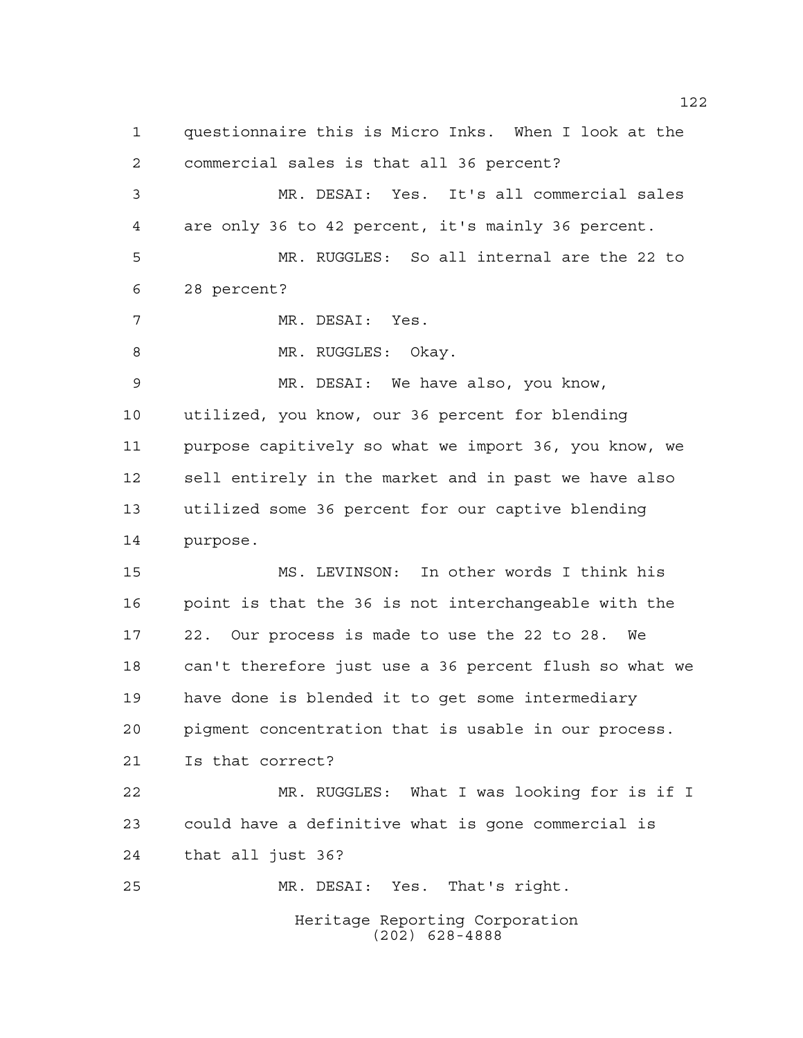questionnaire this is Micro Inks. When I look at the commercial sales is that all 36 percent?

MR. DESAI: Yes. It's all commercial sales are only 36 to 42 percent, it's mainly 36 percent.

MR. RUGGLES: So all internal are the 22 to 28 percent?

MR. DESAI: Yes.

MR. RUGGLES: Okay.

MR. DESAI: We have also, you know, utilized, you know, our 36 percent for blending purpose capitively so what we import 36, you know, we sell entirely in the market and in past we have also utilized some 36 percent for our captive blending purpose.

MS. LEVINSON: In other words I think his point is that the 36 is not interchangeable with the 22. Our process is made to use the 22 to 28. We can't therefore just use a 36 percent flush so what we have done is blended it to get some intermediary pigment concentration that is usable in our process. Is that correct?

MR. RUGGLES: What I was looking for is if I could have a definitive what is gone commercial is that all just 36?

MR. DESAI: Yes. That's right.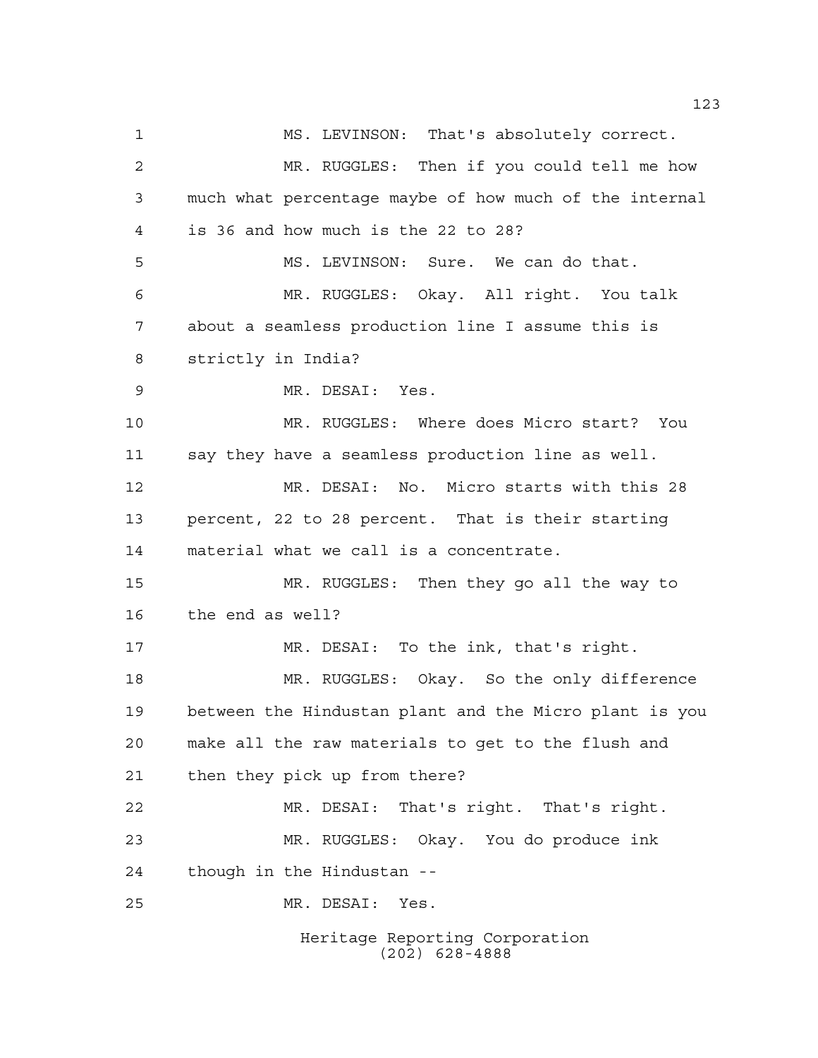MS. LEVINSON: That's absolutely correct.

MR. RUGGLES: Then if you could tell me how much what percentage maybe of how much of the internal is 36 and how much is the 22 to 28?

MS. LEVINSON: Sure. We can do that.

MR. RUGGLES: Okay. All right. You talk about a seamless production line I assume this is strictly in India?

MR. DESAI: Yes.

MR. RUGGLES: Where does Micro start? You say they have a seamless production line as well.

MR. DESAI: No. Micro starts with this 28 percent, 22 to 28 percent. That is their starting material what we call is a concentrate.

MR. RUGGLES: Then they go all the way to the end as well?

MR. DESAI: To the ink, that's right.

MR. RUGGLES: Okay. So the only difference between the Hindustan plant and the Micro plant is you make all the raw materials to get to the flush and then they pick up from there?

MR. DESAI: That's right. That's right.

MR. RUGGLES: Okay. You do produce ink though in the Hindustan --

MR. DESAI: Yes.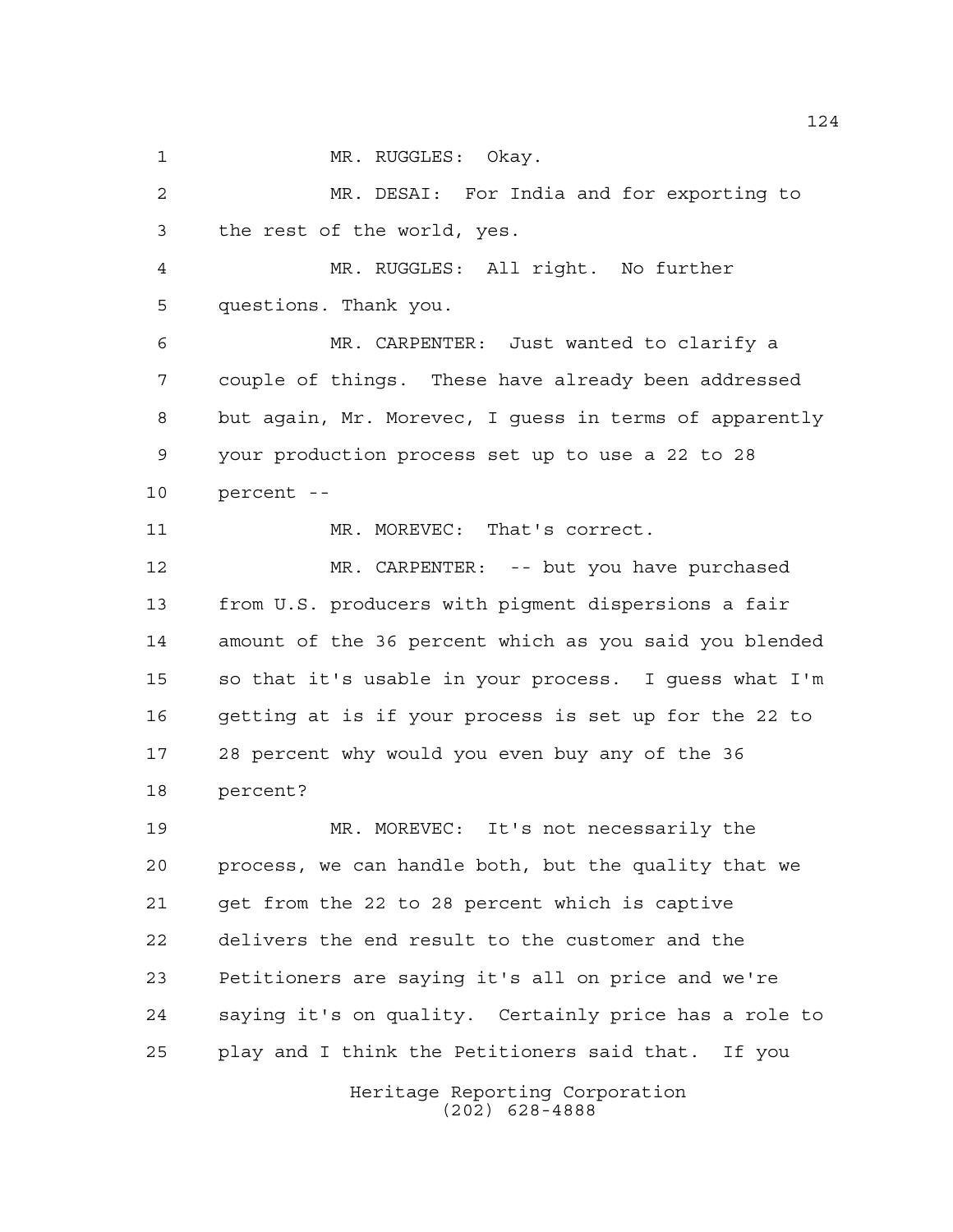MR. RUGGLES: Okay.

MR. DESAI: For India and for exporting to the rest of the world, yes.

MR. RUGGLES: All right. No further questions. Thank you.

MR. CARPENTER: Just wanted to clarify a couple of things. These have already been addressed but again, Mr. Morevec, I guess in terms of apparently your production process set up to use a 22 to 28 percent --

MR. MOREVEC: That's correct.

MR. CARPENTER: -- but you have purchased from U.S. producers with pigment dispersions a fair amount of the 36 percent which as you said you blended so that it's usable in your process. I guess what I'm getting at is if your process is set up for the 22 to 28 percent why would you even buy any of the 36 percent?

MR. MOREVEC: It's not necessarily the process, we can handle both, but the quality that we get from the 22 to 28 percent which is captive delivers the end result to the customer and the Petitioners are saying it's all on price and we're saying it's on quality. Certainly price has a role to play and I think the Petitioners said that. If you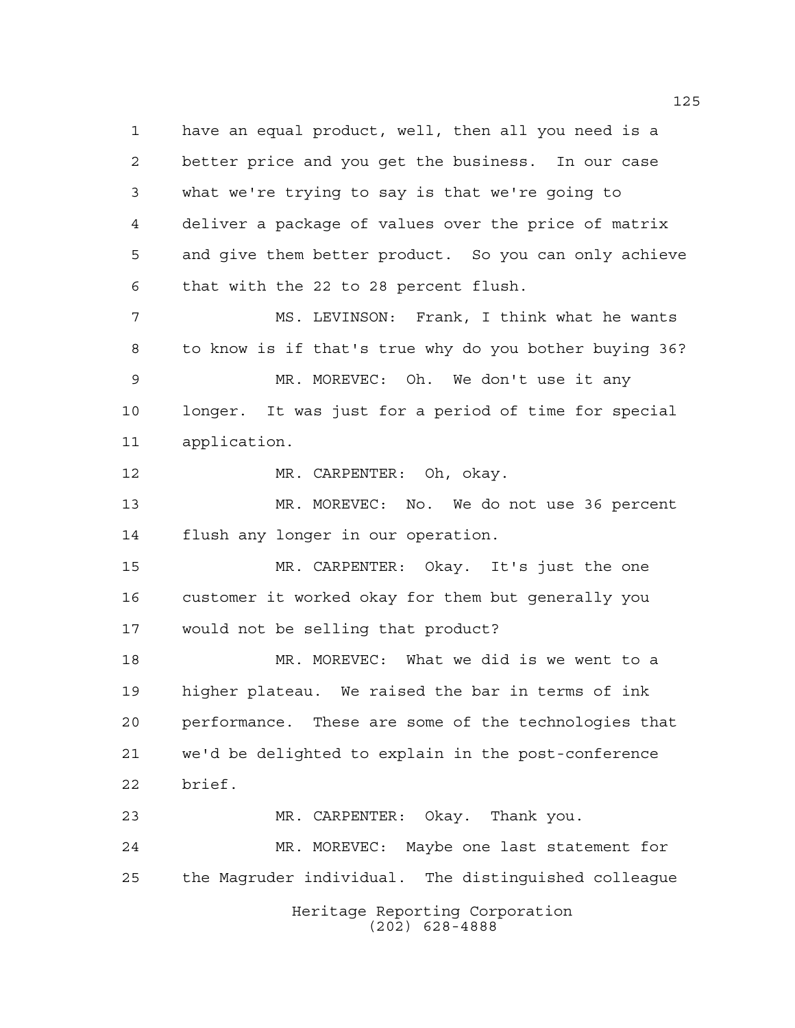have an equal product, well, then all you need is a better price and you get the business. In our case what we're trying to say is that we're going to deliver a package of values over the price of matrix and give them better product. So you can only achieve that with the 22 to 28 percent flush.

MS. LEVINSON: Frank, I think what he wants to know is if that's true why do you bother buying 36?

MR. MOREVEC: Oh. We don't use it any longer. It was just for a period of time for special application.

MR. CARPENTER: Oh, okay.

MR. MOREVEC: No. We do not use 36 percent flush any longer in our operation.

MR. CARPENTER: Okay. It's just the one customer it worked okay for them but generally you would not be selling that product?

MR. MOREVEC: What we did is we went to a higher plateau. We raised the bar in terms of ink performance. These are some of the technologies that we'd be delighted to explain in the post-conference brief.

MR. CARPENTER: Okay. Thank you.

MR. MOREVEC: Maybe one last statement for the Magruder individual. The distinguished colleague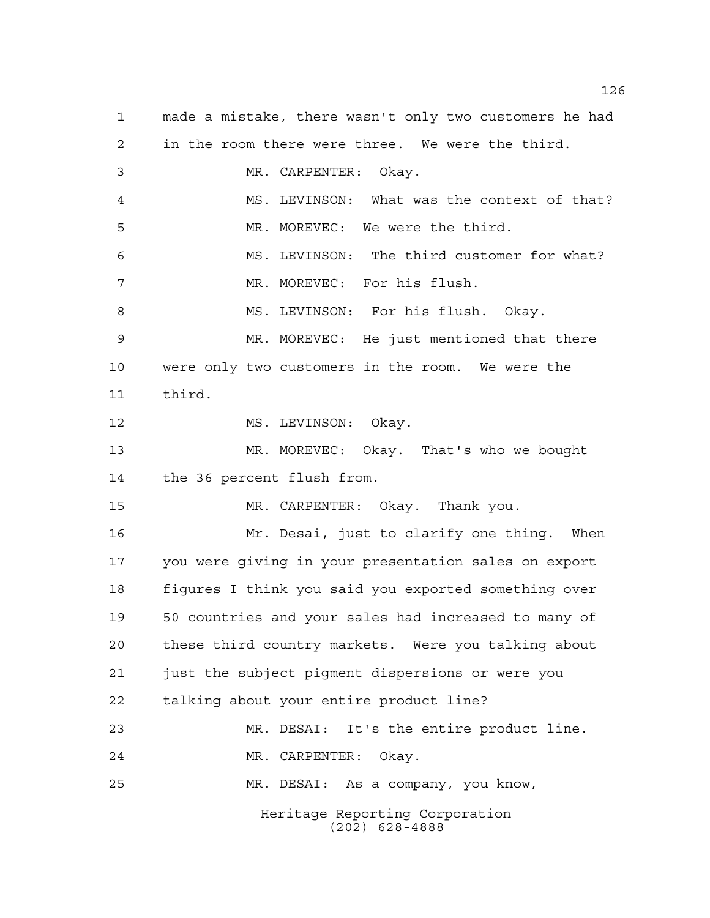made a mistake, there wasn't only two customers he had in the room there were three. We were the third.

MR. CARPENTER: Okay.

MS. LEVINSON: What was the context of that?

MR. MOREVEC: We were the third.

MS. LEVINSON: The third customer for what?

MR. MOREVEC: For his flush.

MS. LEVINSON: For his flush. Okay.

MR. MOREVEC: He just mentioned that there were only two customers in the room. We were the third.

MS. LEVINSON: Okay.

MR. MOREVEC: Okay. That's who we bought the 36 percent flush from.

MR. CARPENTER: Okay. Thank you.

Mr. Desai, just to clarify one thing. When you were giving in your presentation sales on export figures I think you said you exported something over 50 countries and your sales had increased to many of these third country markets. Were you talking about just the subject pigment dispersions or were you talking about your entire product line?

MR. DESAI: It's the entire product line.

MR. CARPENTER: Okay.

MR. DESAI: As a company, you know,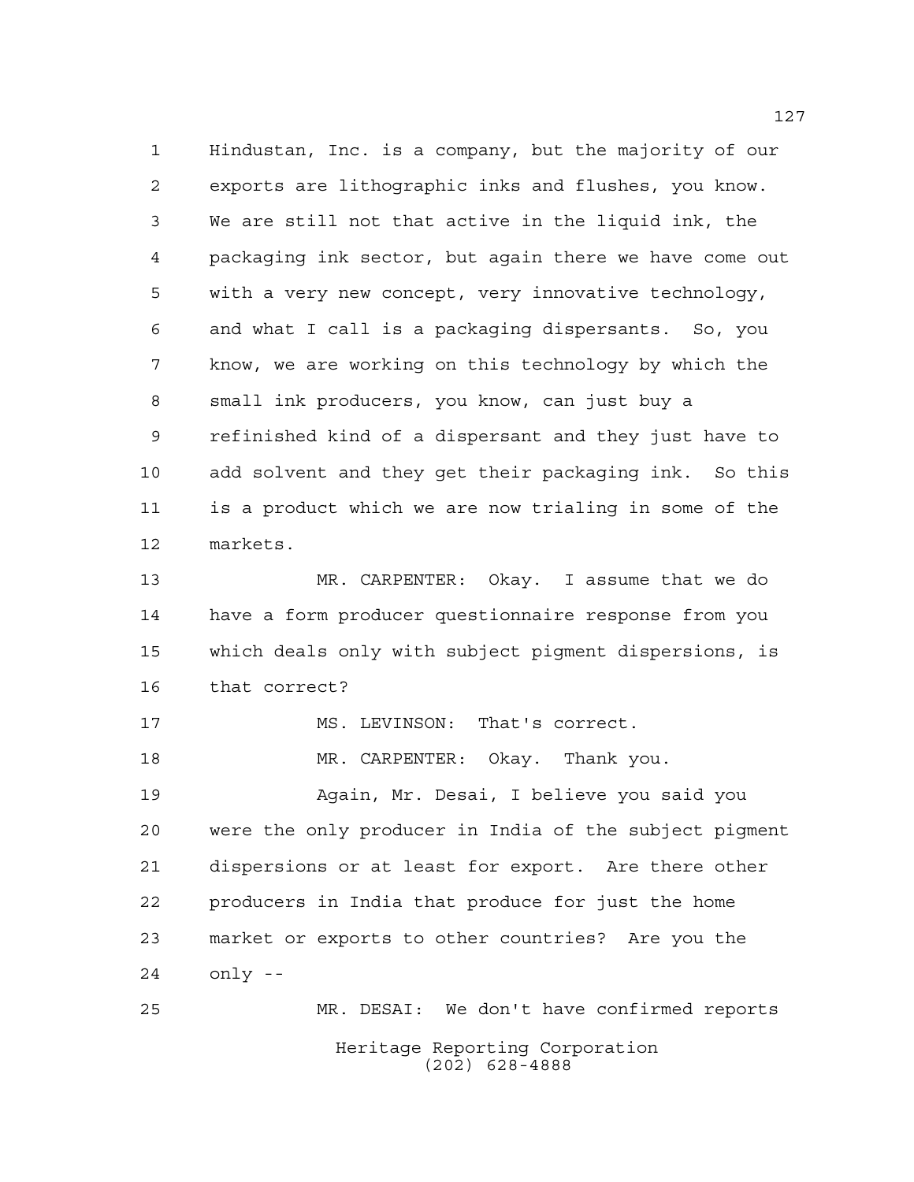Hindustan, Inc. is a company, but the majority of our exports are lithographic inks and flushes, you know. We are still not that active in the liquid ink, the packaging ink sector, but again there we have come out with a very new concept, very innovative technology, and what I call is a packaging dispersants. So, you know, we are working on this technology by which the small ink producers, you know, can just buy a refinished kind of a dispersant and they just have to add solvent and they get their packaging ink. So this is a product which we are now trialing in some of the markets.

MR. CARPENTER: Okay. I assume that we do have a form producer questionnaire response from you which deals only with subject pigment dispersions, is that correct?

MS. LEVINSON: That's correct.

MR. CARPENTER: Okay. Thank you.

Again, Mr. Desai, I believe you said you were the only producer in India of the subject pigment dispersions or at least for export. Are there other producers in India that produce for just the home market or exports to other countries? Are you the only --

MR. DESAI: We don't have confirmed reports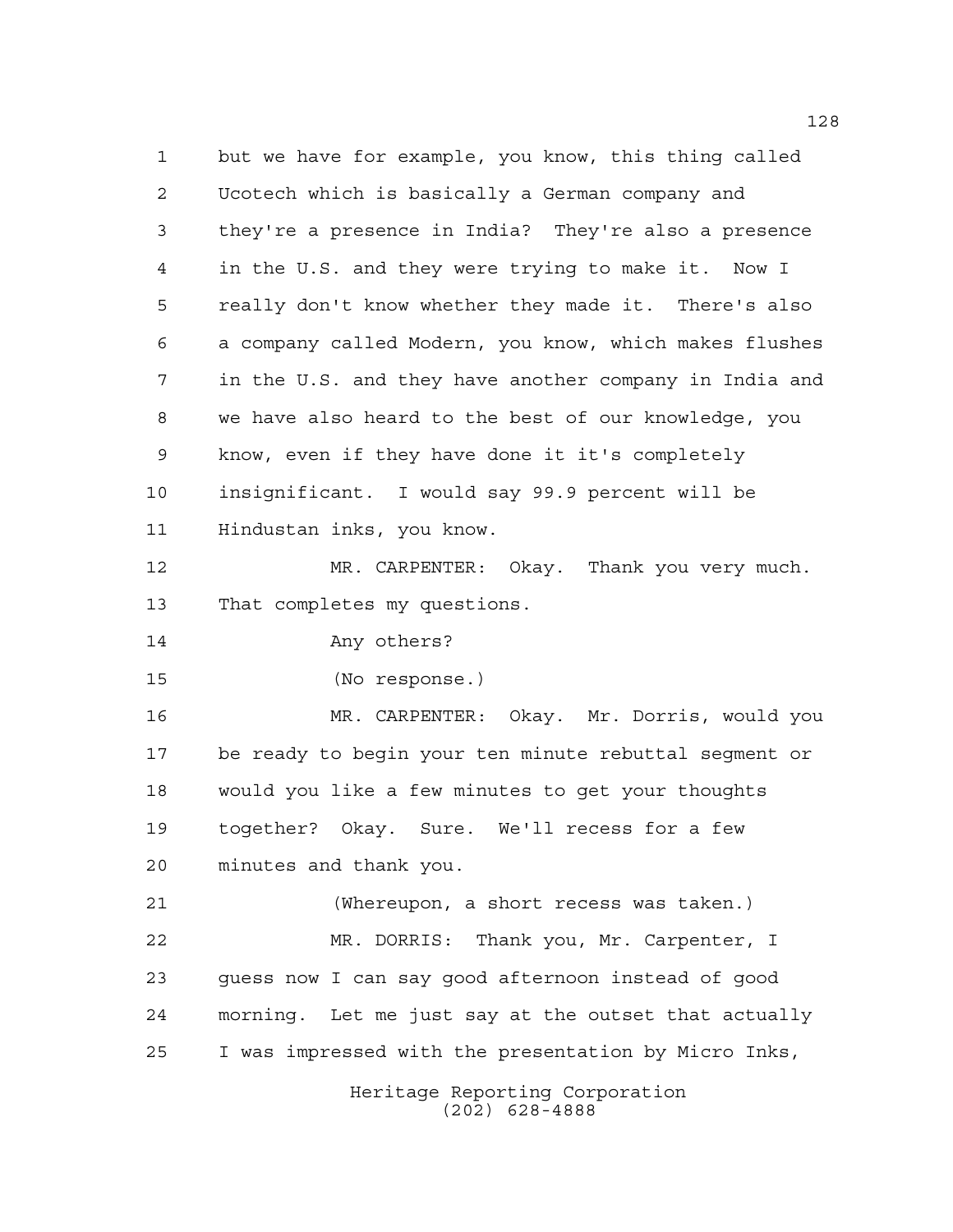but we have for example, you know, this thing called Ucotech which is basically a German company and they're a presence in India? They're also a presence in the U.S. and they were trying to make it. Now I really don't know whether they made it. There's also a company called Modern, you know, which makes flushes in the U.S. and they have another company in India and we have also heard to the best of our knowledge, you know, even if they have done it it's completely insignificant. I would say 99.9 percent will be Hindustan inks, you know.

MR. CARPENTER: Okay. Thank you very much. That completes my questions.

Any others?

(No response.)

MR. CARPENTER: Okay. Mr. Dorris, would you be ready to begin your ten minute rebuttal segment or would you like a few minutes to get your thoughts together? Okay. Sure. We'll recess for a few minutes and thank you.

(Whereupon, a short recess was taken.)

MR. DORRIS: Thank you, Mr. Carpenter, I guess now I can say good afternoon instead of good morning. Let me just say at the outset that actually I was impressed with the presentation by Micro Inks,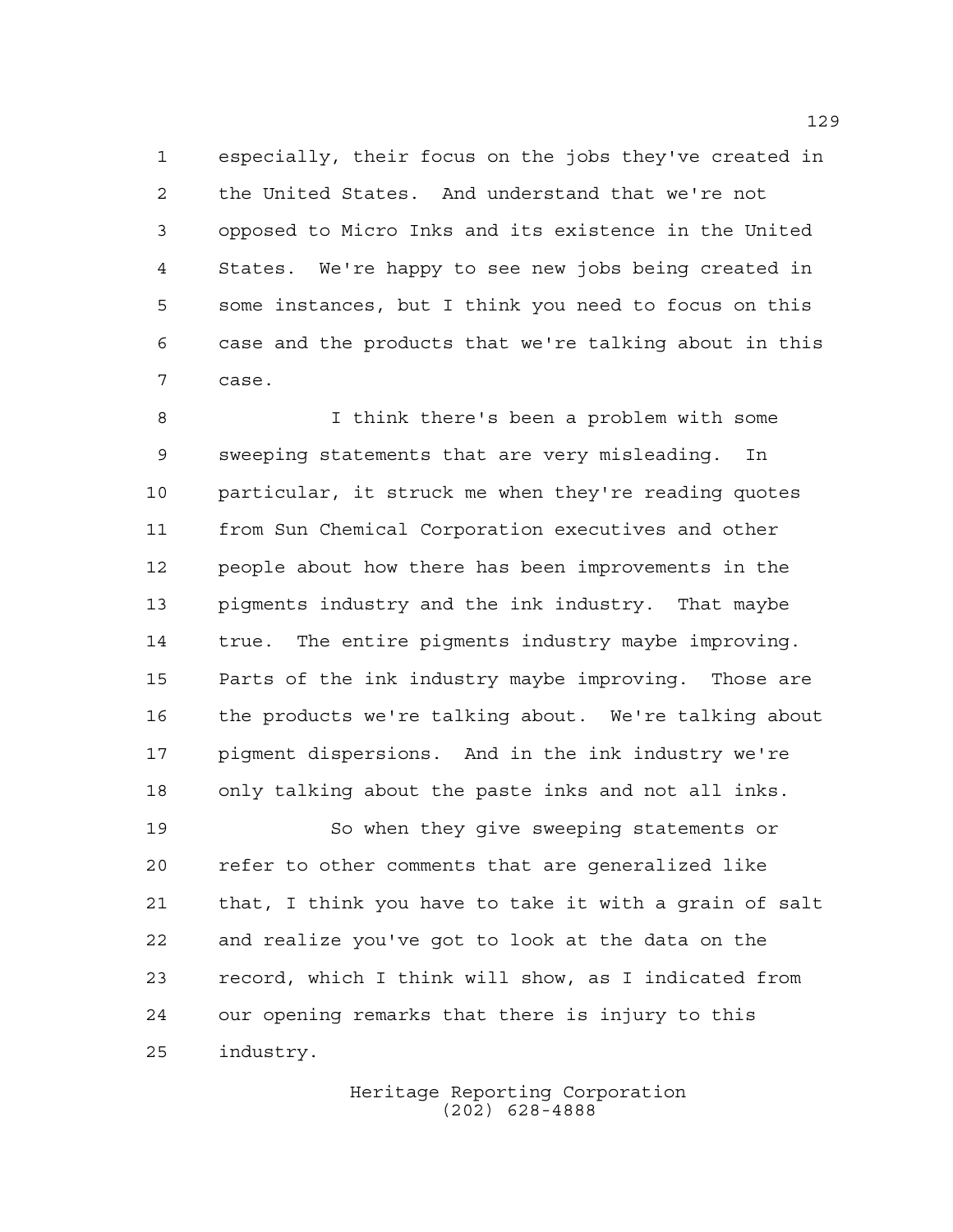especially, their focus on the jobs they've created in the United States. And understand that we're not opposed to Micro Inks and its existence in the United States. We're happy to see new jobs being created in some instances, but I think you need to focus on this case and the products that we're talking about in this case.

I think there's been a problem with some sweeping statements that are very misleading. In particular, it struck me when they're reading quotes from Sun Chemical Corporation executives and other people about how there has been improvements in the pigments industry and the ink industry. That maybe true. The entire pigments industry maybe improving. Parts of the ink industry maybe improving. Those are the products we're talking about. We're talking about pigment dispersions. And in the ink industry we're only talking about the paste inks and not all inks.

So when they give sweeping statements or refer to other comments that are generalized like that, I think you have to take it with a grain of salt and realize you've got to look at the data on the record, which I think will show, as I indicated from our opening remarks that there is injury to this industry.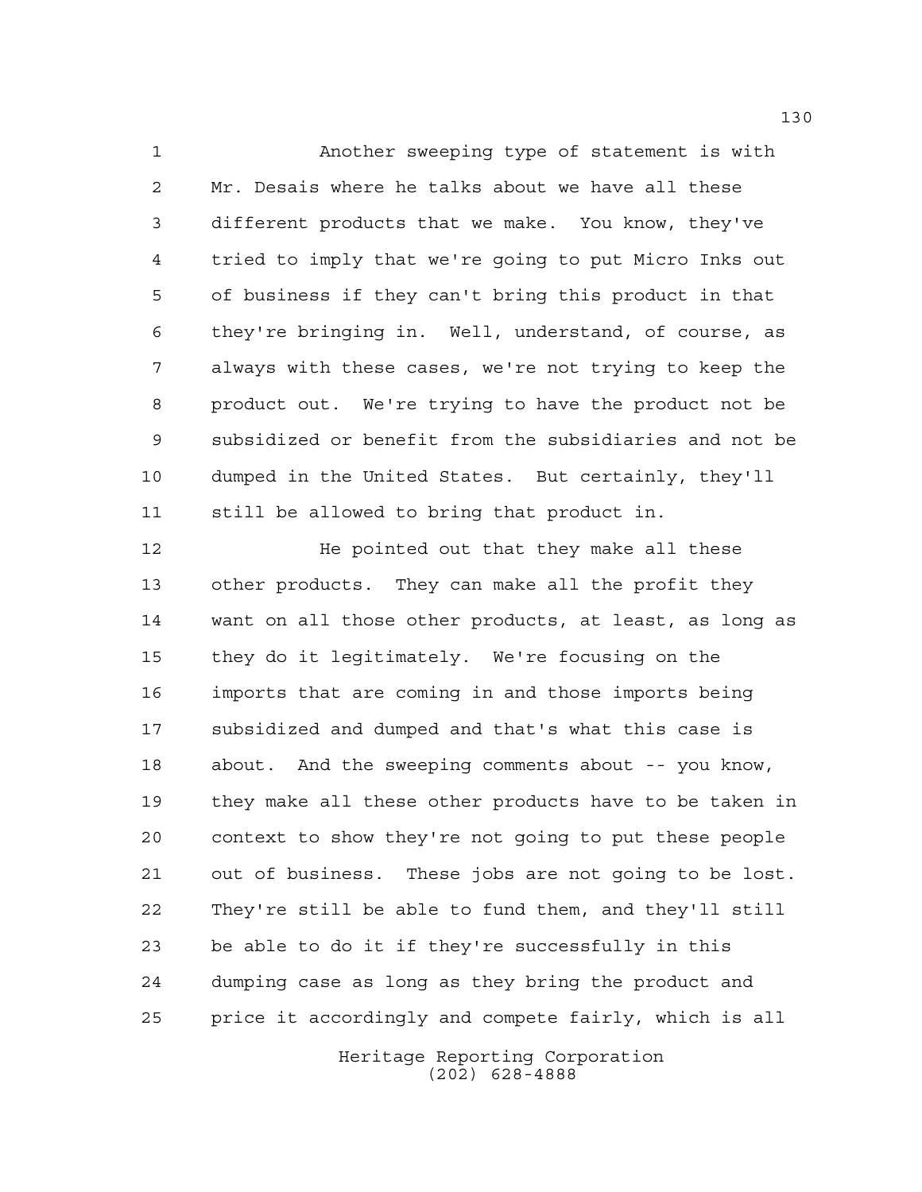Another sweeping type of statement is with Mr. Desais where he talks about we have all these different products that we make. You know, they've tried to imply that we're going to put Micro Inks out of business if they can't bring this product in that they're bringing in. Well, understand, of course, as always with these cases, we're not trying to keep the product out. We're trying to have the product not be subsidized or benefit from the subsidiaries and not be dumped in the United States. But certainly, they'll still be allowed to bring that product in.

He pointed out that they make all these other products. They can make all the profit they want on all those other products, at least, as long as they do it legitimately. We're focusing on the imports that are coming in and those imports being subsidized and dumped and that's what this case is about. And the sweeping comments about -- you know, they make all these other products have to be taken in context to show they're not going to put these people out of business. These jobs are not going to be lost. They're still be able to fund them, and they'll still be able to do it if they're successfully in this dumping case as long as they bring the product and price it accordingly and compete fairly, which is all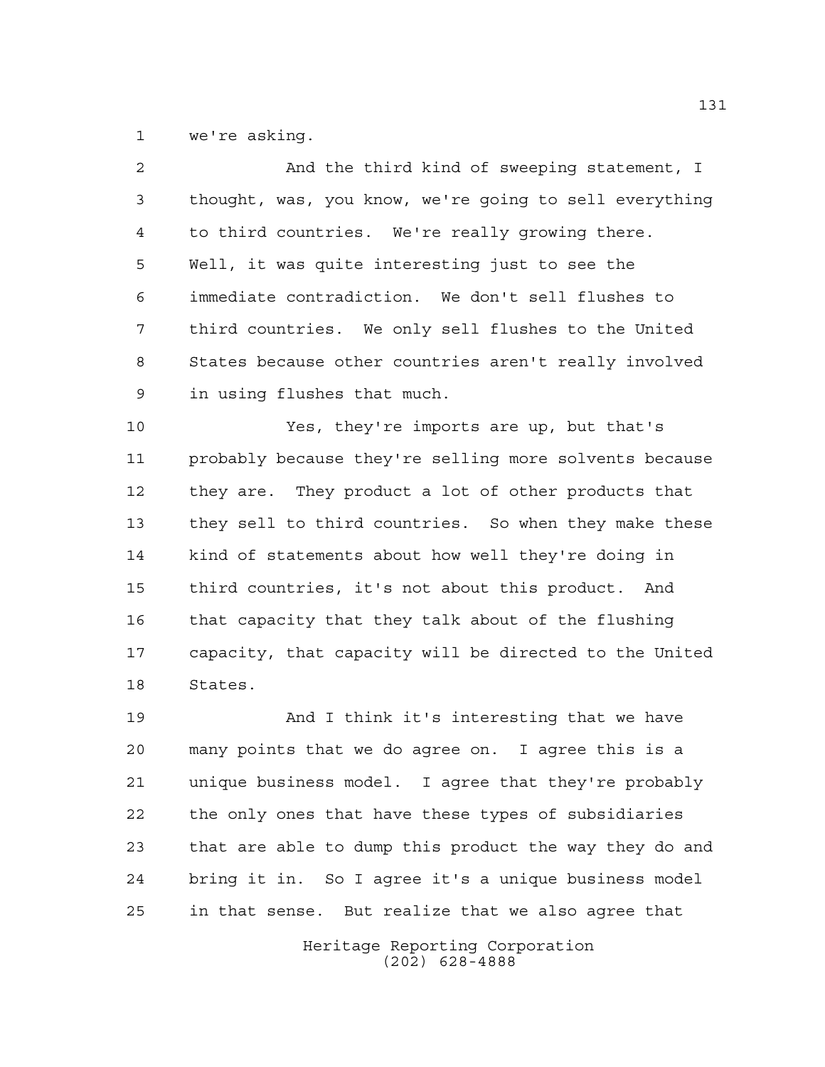we're asking.

And the third kind of sweeping statement, I thought, was, you know, we're going to sell everything to third countries. We're really growing there. Well, it was quite interesting just to see the immediate contradiction. We don't sell flushes to third countries. We only sell flushes to the United States because other countries aren't really involved in using flushes that much.

Yes, they're imports are up, but that's probably because they're selling more solvents because they are. They product a lot of other products that they sell to third countries. So when they make these kind of statements about how well they're doing in third countries, it's not about this product. And that capacity that they talk about of the flushing capacity, that capacity will be directed to the United States.

And I think it's interesting that we have many points that we do agree on. I agree this is a unique business model. I agree that they're probably the only ones that have these types of subsidiaries that are able to dump this product the way they do and bring it in. So I agree it's a unique business model in that sense. But realize that we also agree that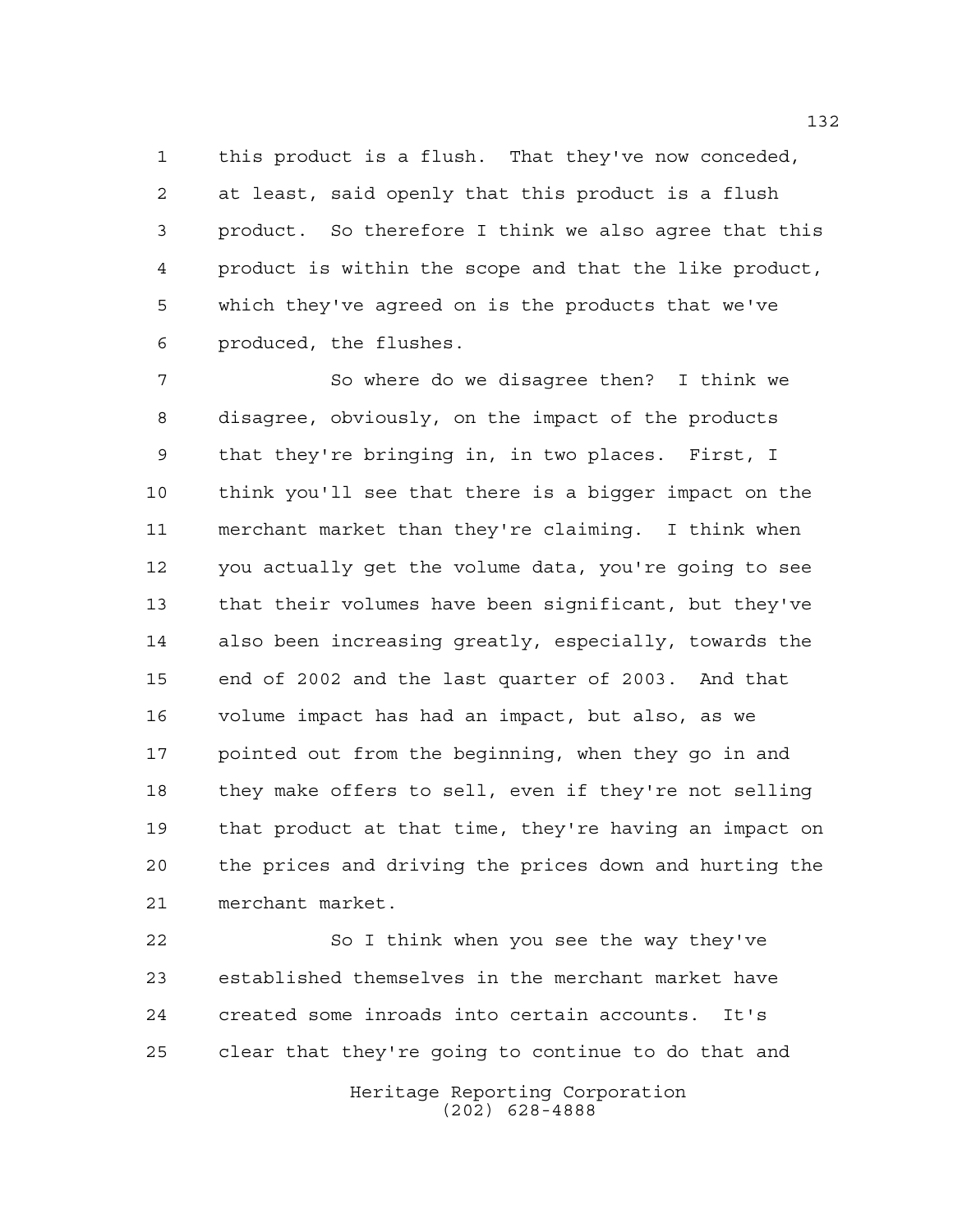this product is a flush. That they've now conceded, at least, said openly that this product is a flush product. So therefore I think we also agree that this product is within the scope and that the like product, which they've agreed on is the products that we've produced, the flushes.

So where do we disagree then? I think we disagree, obviously, on the impact of the products that they're bringing in, in two places. First, I think you'll see that there is a bigger impact on the merchant market than they're claiming. I think when you actually get the volume data, you're going to see that their volumes have been significant, but they've also been increasing greatly, especially, towards the end of 2002 and the last quarter of 2003. And that volume impact has had an impact, but also, as we pointed out from the beginning, when they go in and they make offers to sell, even if they're not selling that product at that time, they're having an impact on the prices and driving the prices down and hurting the merchant market.

So I think when you see the way they've established themselves in the merchant market have created some inroads into certain accounts. It's clear that they're going to continue to do that and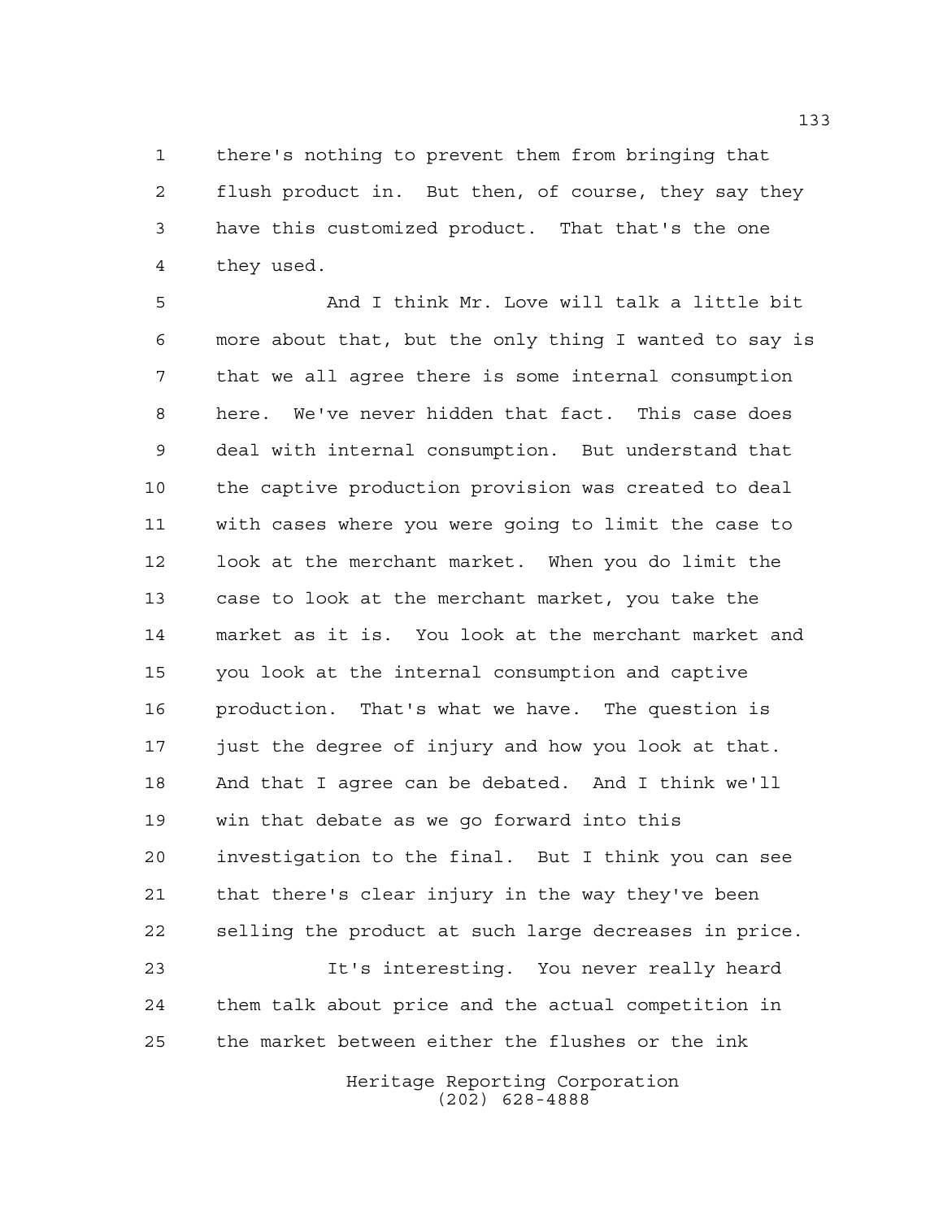there's nothing to prevent them from bringing that flush product in. But then, of course, they say they have this customized product. That that's the one they used.

And I think Mr. Love will talk a little bit more about that, but the only thing I wanted to say is that we all agree there is some internal consumption here. We've never hidden that fact. This case does deal with internal consumption. But understand that the captive production provision was created to deal with cases where you were going to limit the case to look at the merchant market. When you do limit the case to look at the merchant market, you take the market as it is. You look at the merchant market and you look at the internal consumption and captive production. That's what we have. The question is just the degree of injury and how you look at that. And that I agree can be debated. And I think we'll win that debate as we go forward into this investigation to the final. But I think you can see that there's clear injury in the way they've been selling the product at such large decreases in price.

It's interesting. You never really heard them talk about price and the actual competition in the market between either the flushes or the ink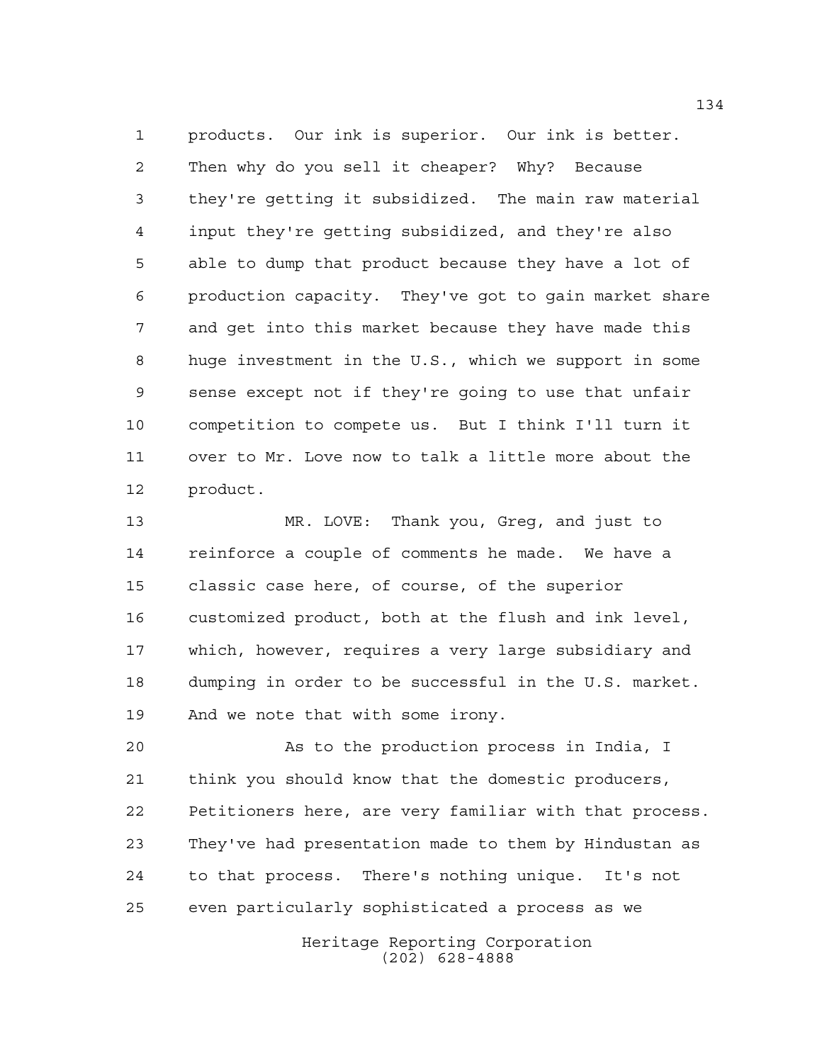products. Our ink is superior. Our ink is better. Then why do you sell it cheaper? Why? Because they're getting it subsidized. The main raw material input they're getting subsidized, and they're also able to dump that product because they have a lot of production capacity. They've got to gain market share and get into this market because they have made this huge investment in the U.S., which we support in some sense except not if they're going to use that unfair competition to compete us. But I think I'll turn it over to Mr. Love now to talk a little more about the product.

MR. LOVE: Thank you, Greg, and just to reinforce a couple of comments he made. We have a classic case here, of course, of the superior customized product, both at the flush and ink level, which, however, requires a very large subsidiary and dumping in order to be successful in the U.S. market. And we note that with some irony.

As to the production process in India, I think you should know that the domestic producers, Petitioners here, are very familiar with that process. They've had presentation made to them by Hindustan as to that process. There's nothing unique. It's not even particularly sophisticated a process as we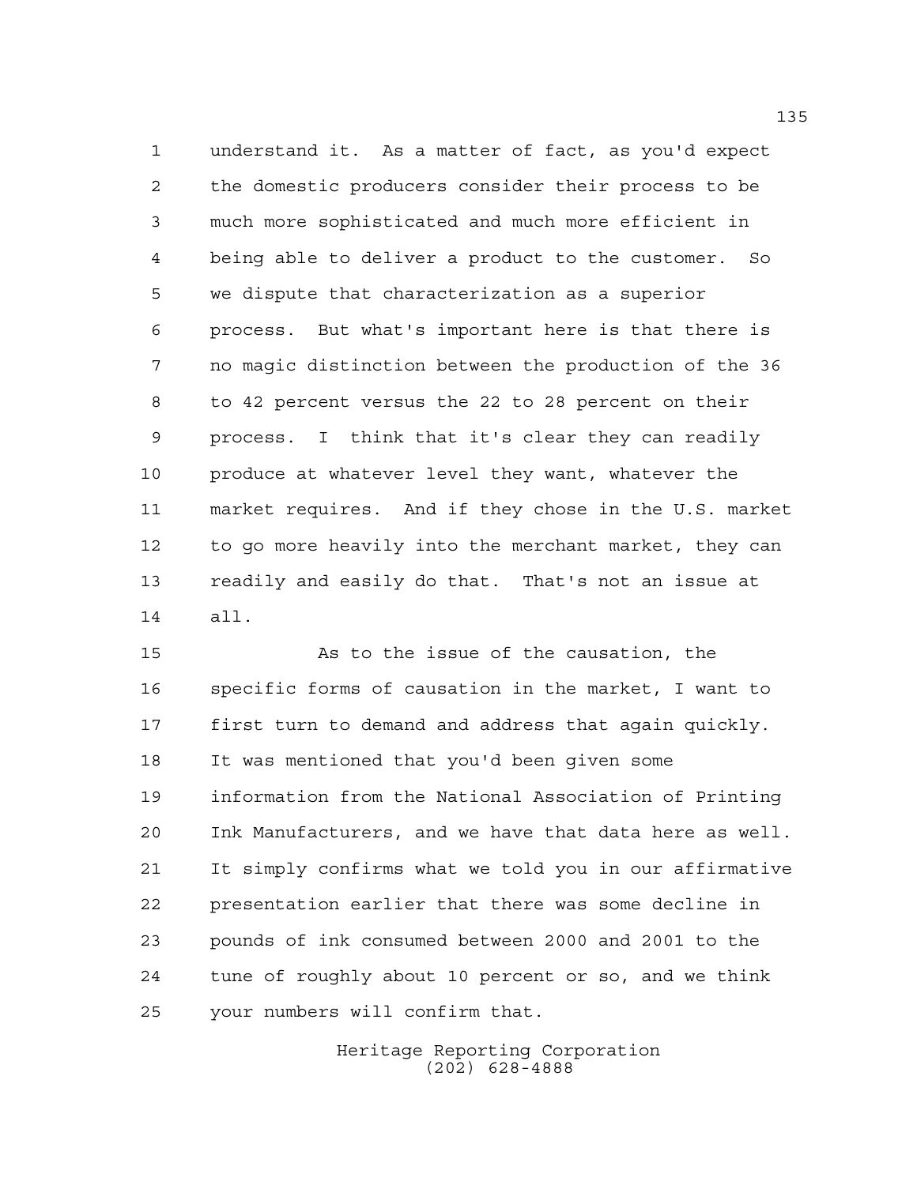understand it. As a matter of fact, as you'd expect the domestic producers consider their process to be much more sophisticated and much more efficient in being able to deliver a product to the customer. So we dispute that characterization as a superior process. But what's important here is that there is no magic distinction between the production of the 36 to 42 percent versus the 22 to 28 percent on their process. I think that it's clear they can readily produce at whatever level they want, whatever the market requires. And if they chose in the U.S. market to go more heavily into the merchant market, they can readily and easily do that. That's not an issue at all.

As to the issue of the causation, the specific forms of causation in the market, I want to first turn to demand and address that again quickly. It was mentioned that you'd been given some information from the National Association of Printing Ink Manufacturers, and we have that data here as well. It simply confirms what we told you in our affirmative presentation earlier that there was some decline in pounds of ink consumed between 2000 and 2001 to the tune of roughly about 10 percent or so, and we think your numbers will confirm that.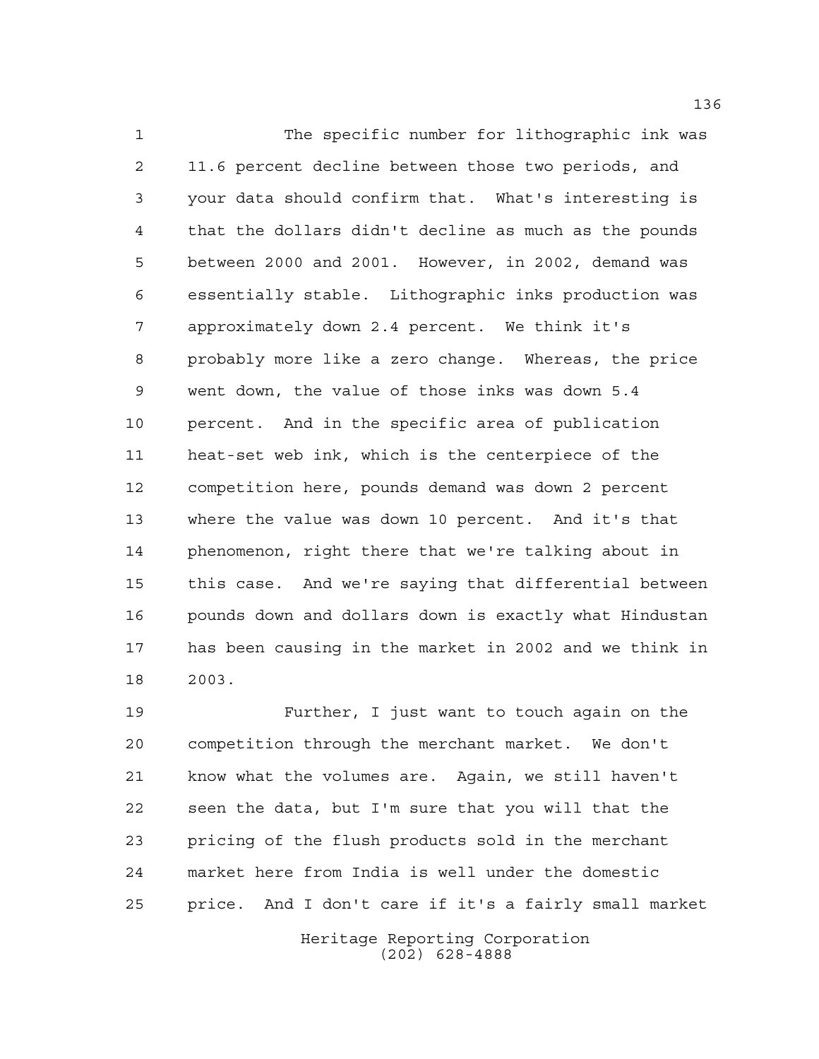The specific number for lithographic ink was 11.6 percent decline between those two periods, and your data should confirm that. What's interesting is that the dollars didn't decline as much as the pounds between 2000 and 2001. However, in 2002, demand was essentially stable. Lithographic inks production was approximately down 2.4 percent. We think it's probably more like a zero change. Whereas, the price went down, the value of those inks was down 5.4 percent. And in the specific area of publication heat-set web ink, which is the centerpiece of the competition here, pounds demand was down 2 percent where the value was down 10 percent. And it's that phenomenon, right there that we're talking about in this case. And we're saying that differential between pounds down and dollars down is exactly what Hindustan has been causing in the market in 2002 and we think in 2003.

Further, I just want to touch again on the competition through the merchant market. We don't know what the volumes are. Again, we still haven't seen the data, but I'm sure that you will that the pricing of the flush products sold in the merchant market here from India is well under the domestic price. And I don't care if it's a fairly small market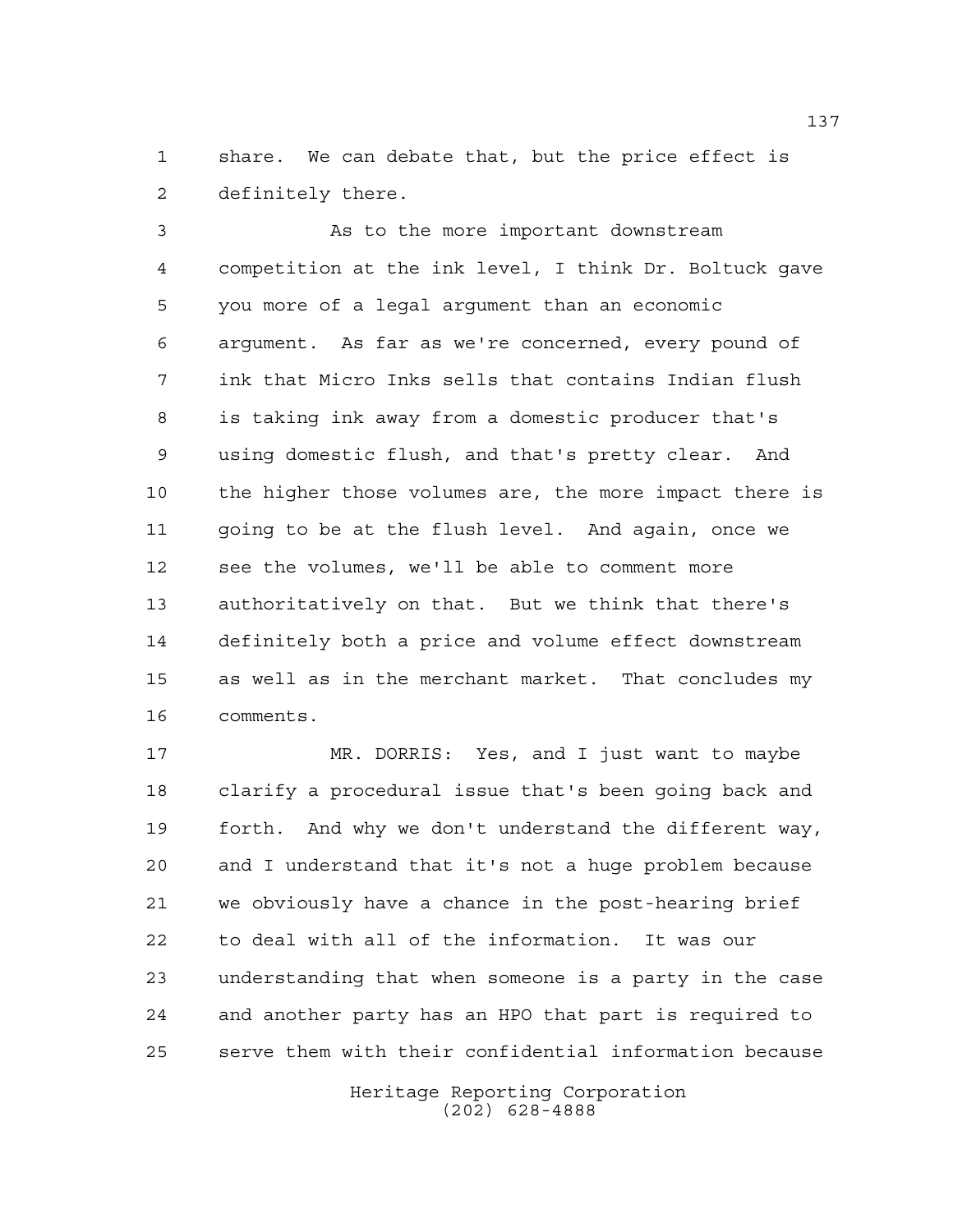share. We can debate that, but the price effect is definitely there.

As to the more important downstream competition at the ink level, I think Dr. Boltuck gave you more of a legal argument than an economic argument. As far as we're concerned, every pound of ink that Micro Inks sells that contains Indian flush is taking ink away from a domestic producer that's using domestic flush, and that's pretty clear. And the higher those volumes are, the more impact there is going to be at the flush level. And again, once we see the volumes, we'll be able to comment more authoritatively on that. But we think that there's definitely both a price and volume effect downstream as well as in the merchant market. That concludes my comments.

MR. DORRIS: Yes, and I just want to maybe clarify a procedural issue that's been going back and forth. And why we don't understand the different way, and I understand that it's not a huge problem because we obviously have a chance in the post-hearing brief to deal with all of the information. It was our understanding that when someone is a party in the case and another party has an HPO that part is required to serve them with their confidential information because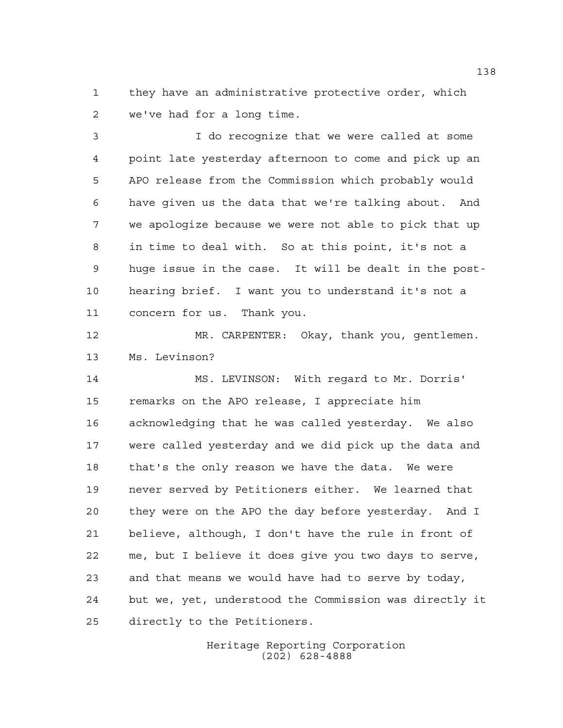they have an administrative protective order, which we've had for a long time.

I do recognize that we were called at some point late yesterday afternoon to come and pick up an APO release from the Commission which probably would have given us the data that we're talking about. And we apologize because we were not able to pick that up in time to deal with. So at this point, it's not a huge issue in the case. It will be dealt in the post-hearing brief. I want you to understand it's not a concern for us. Thank you.

MR. CARPENTER: Okay, thank you, gentlemen. Ms. Levinson?

MS. LEVINSON: With regard to Mr. Dorris' remarks on the APO release, I appreciate him acknowledging that he was called yesterday. We also were called yesterday and we did pick up the data and that's the only reason we have the data. We were never served by Petitioners either. We learned that they were on the APO the day before yesterday. And I believe, although, I don't have the rule in front of me, but I believe it does give you two days to serve, and that means we would have had to serve by today, but we, yet, understood the Commission was directly it directly to the Petitioners.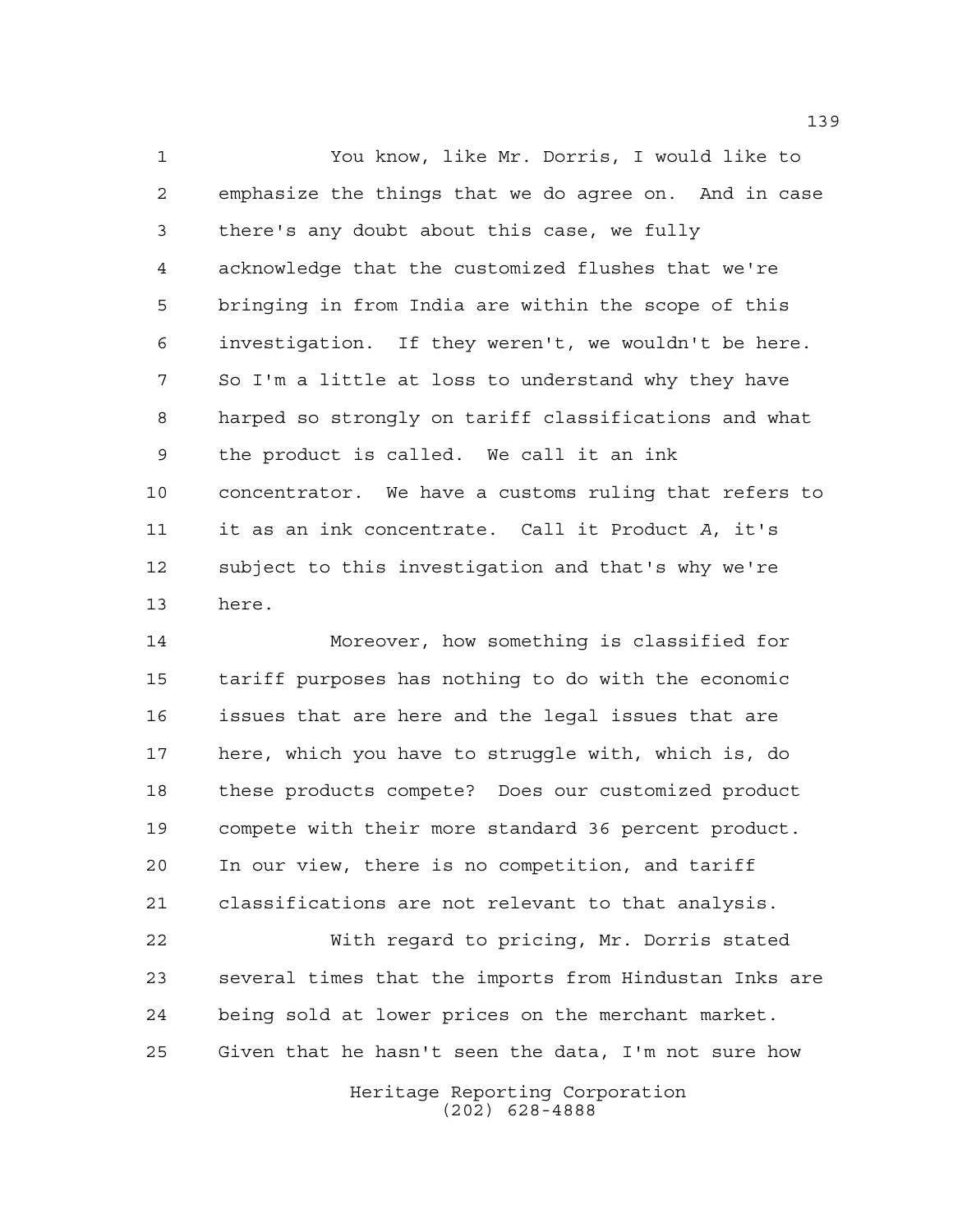You know, like Mr. Dorris, I would like to emphasize the things that we do agree on. And in case there's any doubt about this case, we fully acknowledge that the customized flushes that we're bringing in from India are within the scope of this investigation. If they weren't, we wouldn't be here. So I'm a little at loss to understand why they have harped so strongly on tariff classifications and what the product is called. We call it an ink concentrator. We have a customs ruling that refers to it as an ink concentrate. Call it Product *A*, it's subject to this investigation and that's why we're here.

Moreover, how something is classified for tariff purposes has nothing to do with the economic issues that are here and the legal issues that are here, which you have to struggle with, which is, do these products compete? Does our customized product compete with their more standard 36 percent product. In our view, there is no competition, and tariff classifications are not relevant to that analysis.

With regard to pricing, Mr. Dorris stated several times that the imports from Hindustan Inks are being sold at lower prices on the merchant market. Given that he hasn't seen the data, I'm not sure how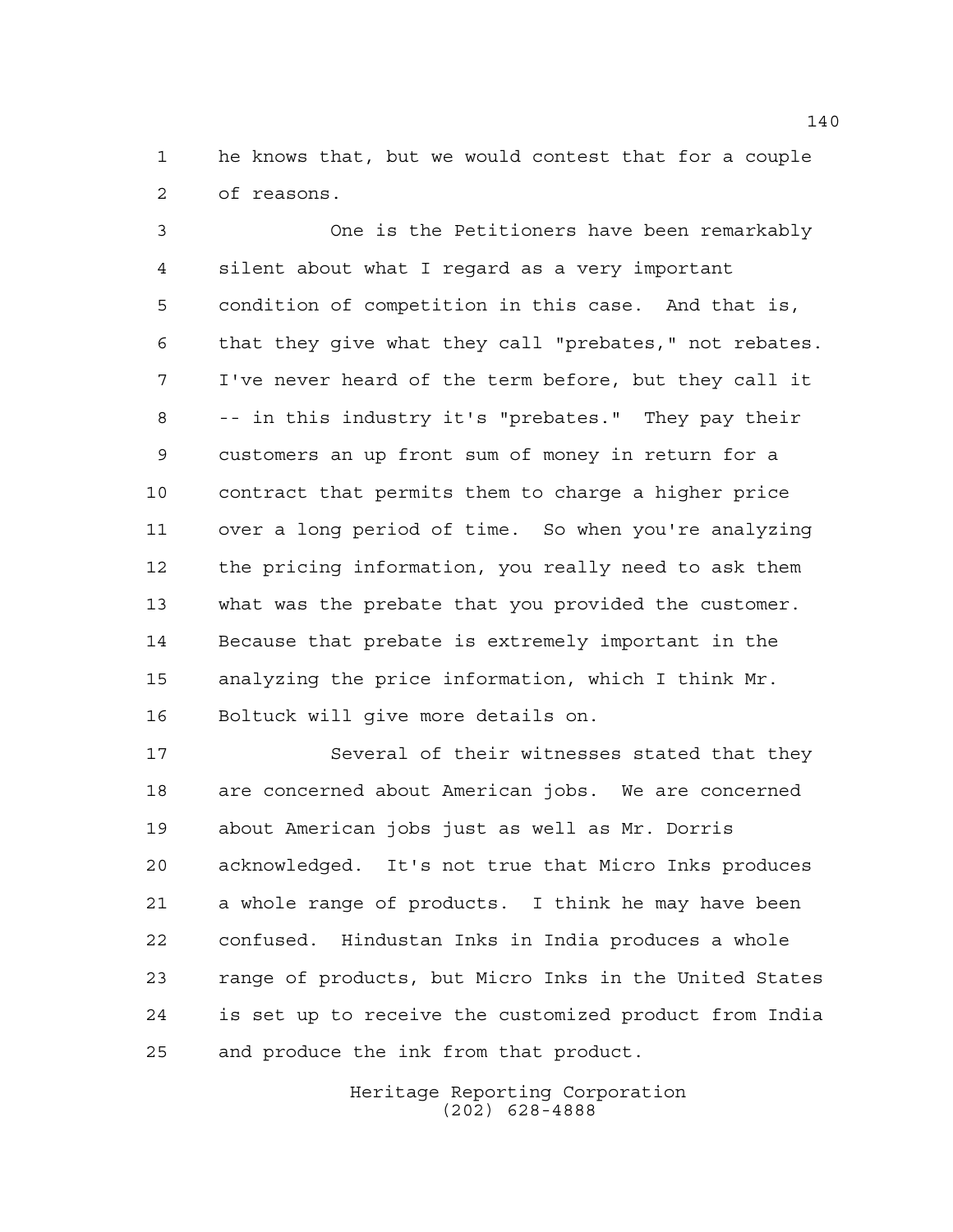he knows that, but we would contest that for a couple of reasons.

One is the Petitioners have been remarkably silent about what I regard as a very important condition of competition in this case. And that is, that they give what they call "prebates," not rebates. I've never heard of the term before, but they call it -- in this industry it's "prebates." They pay their customers an up front sum of money in return for a contract that permits them to charge a higher price over a long period of time. So when you're analyzing the pricing information, you really need to ask them what was the prebate that you provided the customer. Because that prebate is extremely important in the analyzing the price information, which I think Mr. Boltuck will give more details on.

Several of their witnesses stated that they are concerned about American jobs. We are concerned about American jobs just as well as Mr. Dorris acknowledged. It's not true that Micro Inks produces a whole range of products. I think he may have been confused. Hindustan Inks in India produces a whole range of products, but Micro Inks in the United States is set up to receive the customized product from India and produce the ink from that product.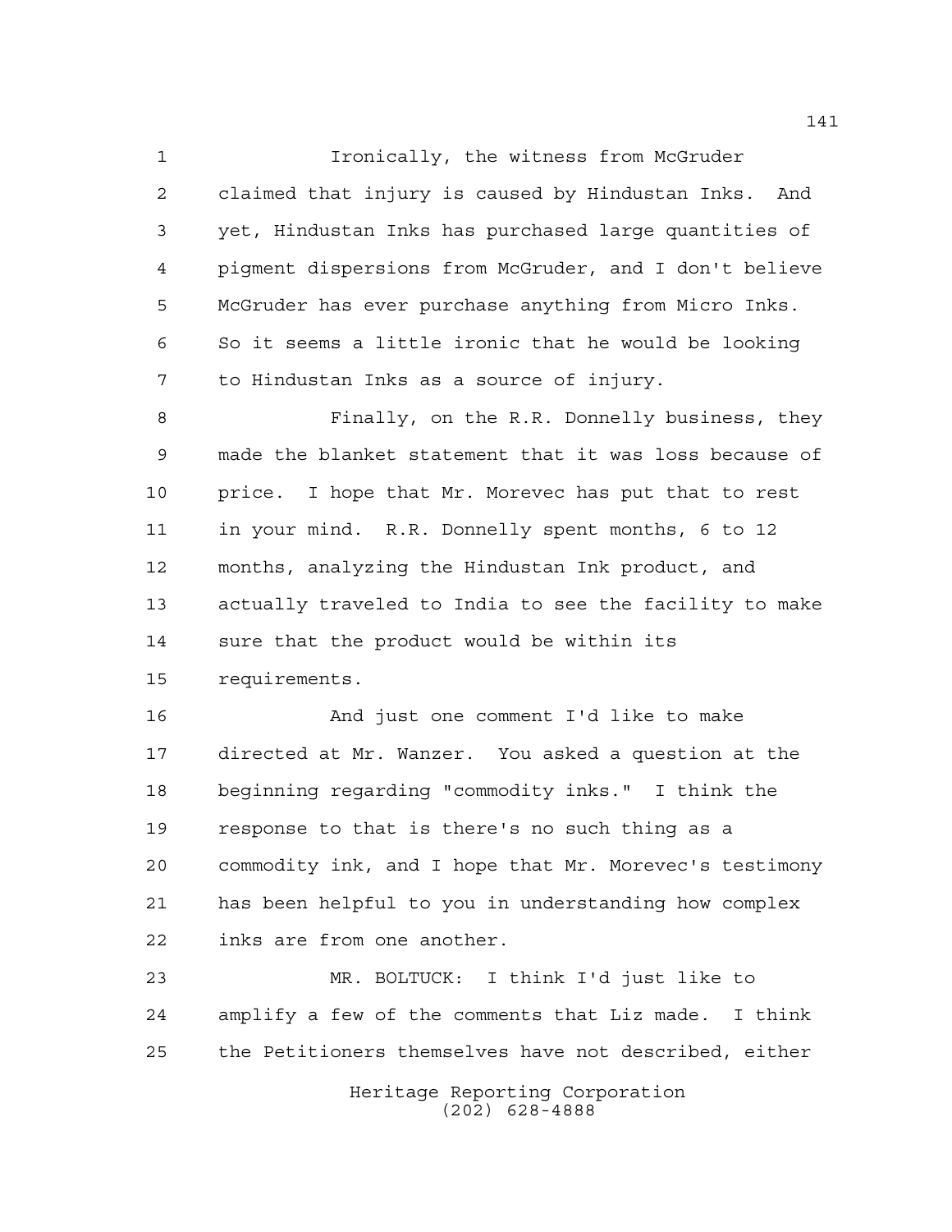Ironically, the witness from McGruder claimed that injury is caused by Hindustan Inks. And yet, Hindustan Inks has purchased large quantities of pigment dispersions from McGruder, and I don't believe McGruder has ever purchase anything from Micro Inks. So it seems a little ironic that he would be looking to Hindustan Inks as a source of injury.

Finally, on the R.R. Donnelly business, they made the blanket statement that it was loss because of price. I hope that Mr. Morevec has put that to rest in your mind. R.R. Donnelly spent months, 6 to 12 months, analyzing the Hindustan Ink product, and actually traveled to India to see the facility to make sure that the product would be within its requirements.

And just one comment I'd like to make directed at Mr. Wanzer. You asked a question at the beginning regarding "commodity inks." I think the response to that is there's no such thing as a commodity ink, and I hope that Mr. Morevec's testimony has been helpful to you in understanding how complex inks are from one another.

MR. BOLTUCK: I think I'd just like to amplify a few of the comments that Liz made. I think the Petitioners themselves have not described, either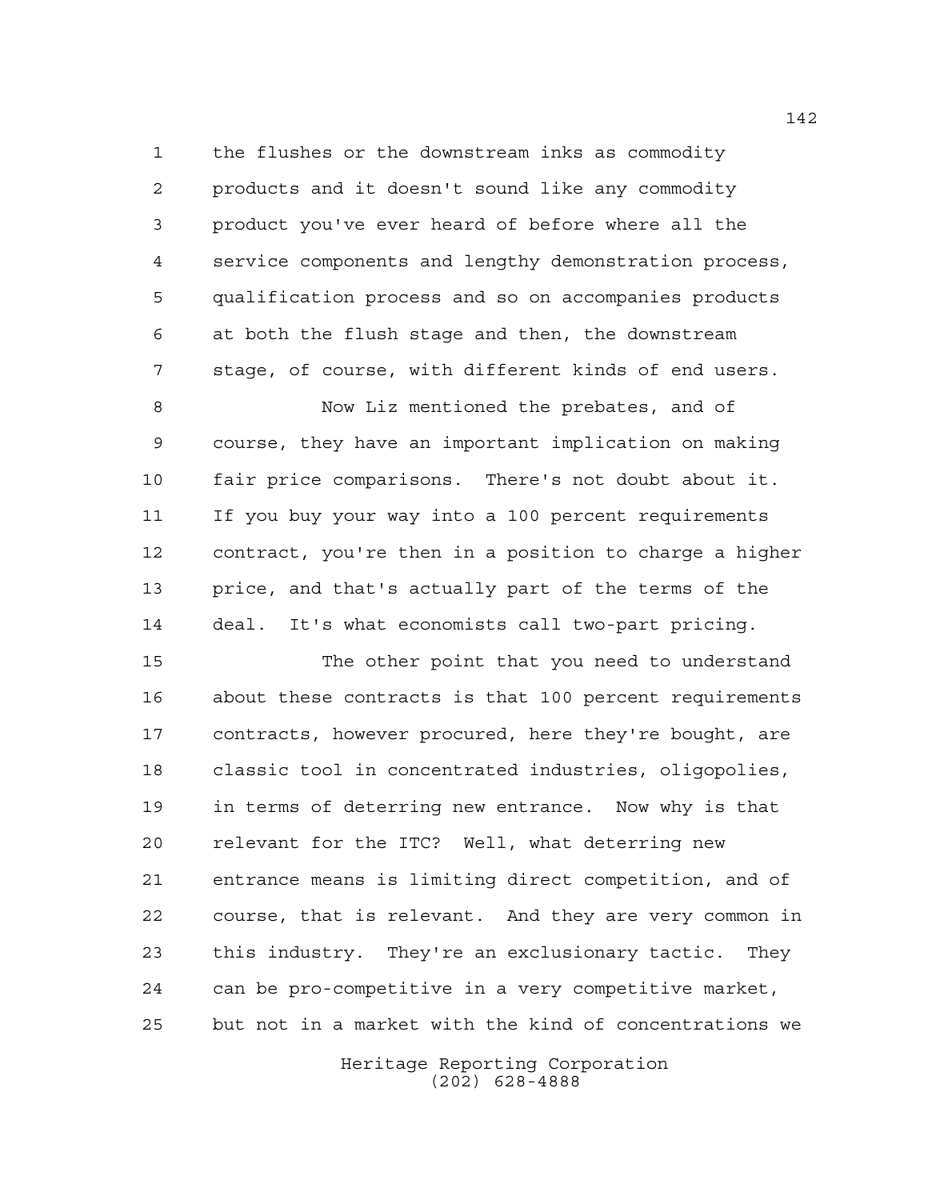the flushes or the downstream inks as commodity products and it doesn't sound like any commodity product you've ever heard of before where all the service components and lengthy demonstration process, qualification process and so on accompanies products at both the flush stage and then, the downstream stage, of course, with different kinds of end users.

Now Liz mentioned the prebates, and of course, they have an important implication on making fair price comparisons. There's not doubt about it. If you buy your way into a 100 percent requirements contract, you're then in a position to charge a higher price, and that's actually part of the terms of the deal. It's what economists call two-part pricing.

The other point that you need to understand about these contracts is that 100 percent requirements contracts, however procured, here they're bought, are classic tool in concentrated industries, oligopolies, in terms of deterring new entrance. Now why is that relevant for the ITC? Well, what deterring new entrance means is limiting direct competition, and of course, that is relevant. And they are very common in this industry. They're an exclusionary tactic. They can be pro-competitive in a very competitive market, but not in a market with the kind of concentrations we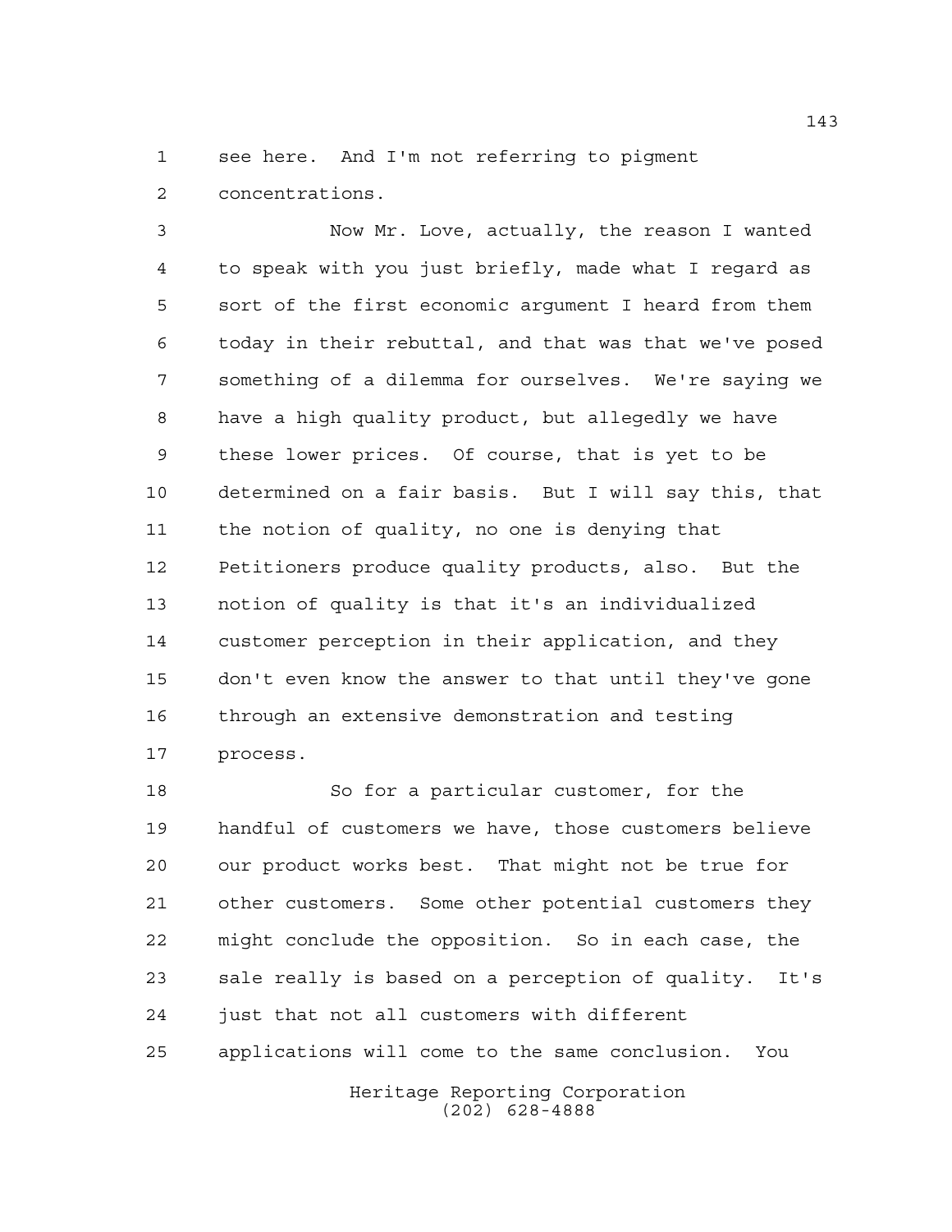see here. And I'm not referring to pigment concentrations.

Now Mr. Love, actually, the reason I wanted to speak with you just briefly, made what I regard as sort of the first economic argument I heard from them today in their rebuttal, and that was that we've posed something of a dilemma for ourselves. We're saying we have a high quality product, but allegedly we have these lower prices. Of course, that is yet to be determined on a fair basis. But I will say this, that the notion of quality, no one is denying that Petitioners produce quality products, also. But the notion of quality is that it's an individualized customer perception in their application, and they don't even know the answer to that until they've gone through an extensive demonstration and testing process.

So for a particular customer, for the handful of customers we have, those customers believe our product works best. That might not be true for other customers. Some other potential customers they might conclude the opposition. So in each case, the sale really is based on a perception of quality. It's just that not all customers with different applications will come to the same conclusion. You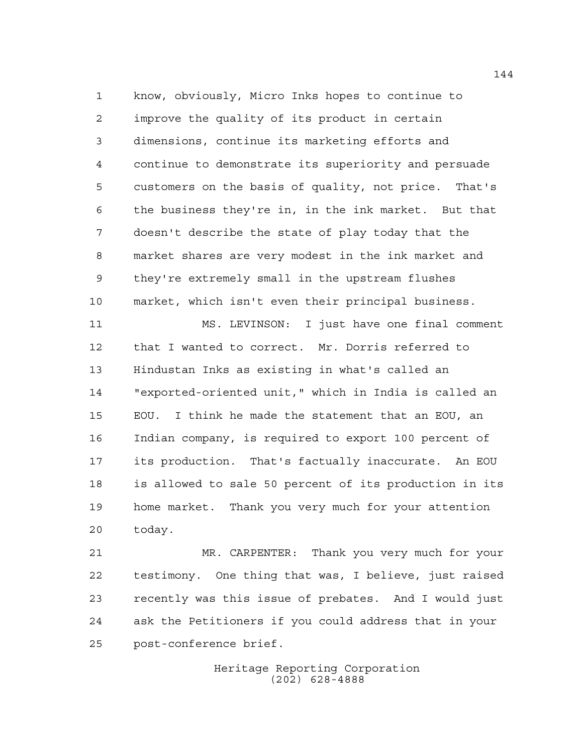know, obviously, Micro Inks hopes to continue to improve the quality of its product in certain dimensions, continue its marketing efforts and continue to demonstrate its superiority and persuade customers on the basis of quality, not price. That's the business they're in, in the ink market. But that doesn't describe the state of play today that the market shares are very modest in the ink market and they're extremely small in the upstream flushes market, which isn't even their principal business.

MS. LEVINSON: I just have one final comment that I wanted to correct. Mr. Dorris referred to Hindustan Inks as existing in what's called an "exported-oriented unit," which in India is called an EOU. I think he made the statement that an EOU, an Indian company, is required to export 100 percent of its production. That's factually inaccurate. An EOU is allowed to sale 50 percent of its production in its home market. Thank you very much for your attention today.

MR. CARPENTER: Thank you very much for your testimony. One thing that was, I believe, just raised recently was this issue of prebates. And I would just ask the Petitioners if you could address that in your post-conference brief.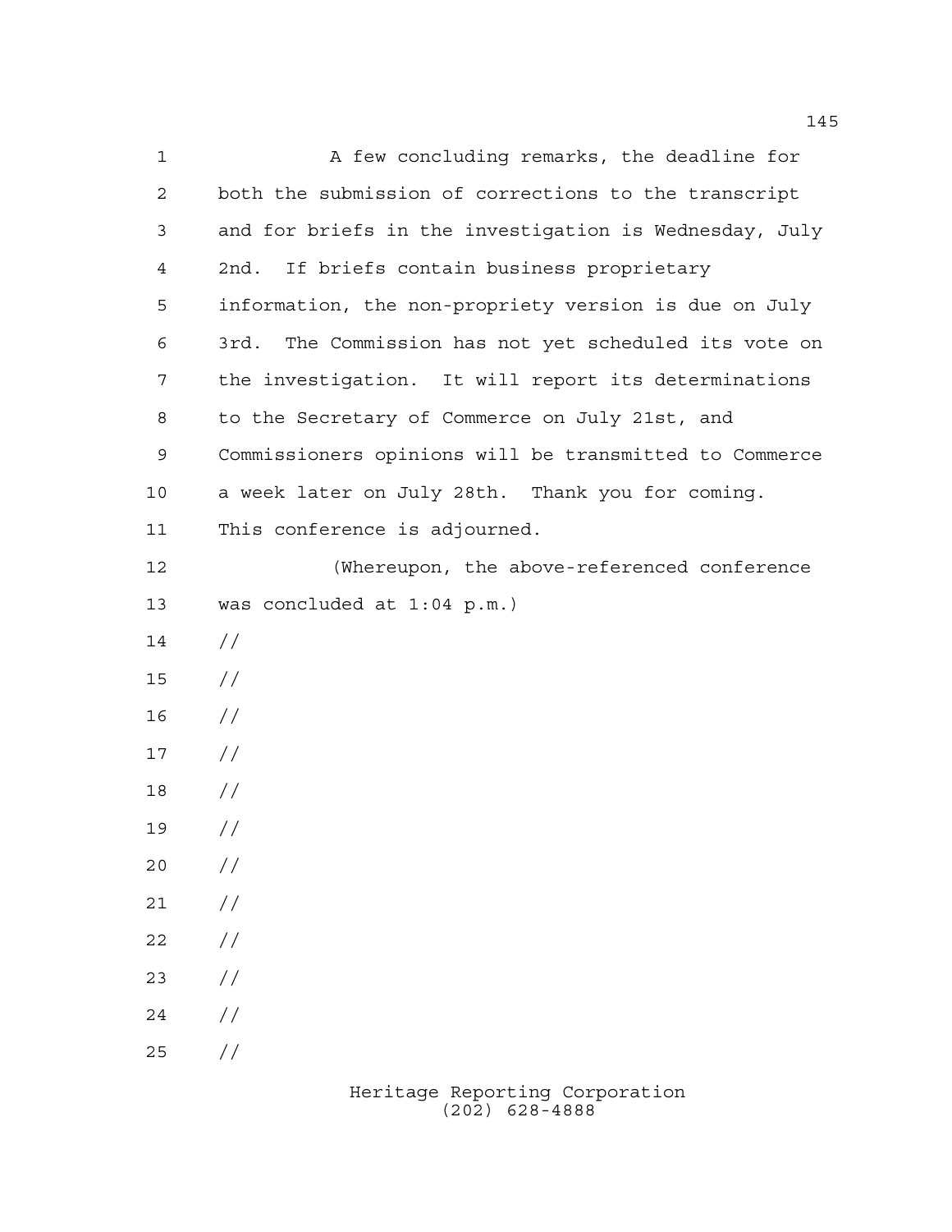A few concluding remarks, the deadline for both the submission of corrections to the transcript and for briefs in the investigation is Wednesday, July 2nd. If briefs contain business proprietary information, the non-propriety version is due on July 3rd. The Commission has not yet scheduled its vote on the investigation. It will report its determinations to the Secretary of Commerce on July 21st, and Commissioners opinions will be transmitted to Commerce a week later on July 28th. Thank you for coming. This conference is adjourned.

(Whereupon, the above-referenced conference was concluded at 1:04 p.m.)

//

//

//

//

//

//

//

//

//

//

//

//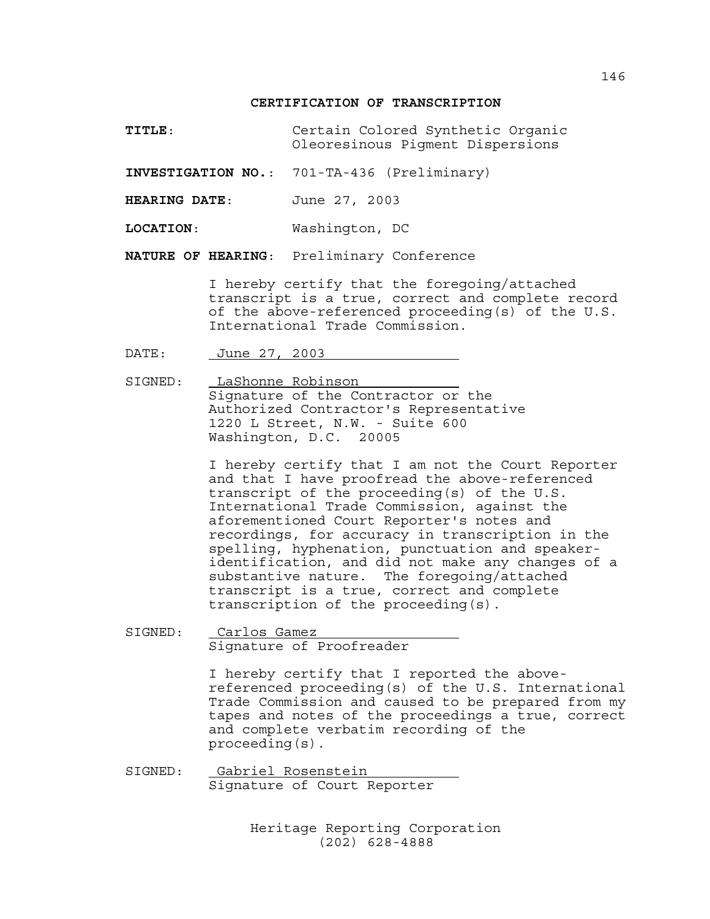## CERTIFICATION OF TRANSCRIPTION

**TITLE**: Certain Colored Synthetic Organic Oleoresinous Pigment Dispersions

**INVESTIGATION NO.**: 701-TA-436 (Preliminary)

**HEARING DATE**: June 27, 2003

**LOCATION**: Washington, DC

**NATURE OF HEARING**: Preliminary Conference

I hereby certify that the foregoing/attached transcript is a true, correct and complete record of the above-referenced proceeding(s) of the U.S. International Trade Commission.

DATE: June 27, 2003

SIGNED: LaShonne Robinson
Signature of the Contractor or the Authorized Contractor's Representative
1220 L Street, N.W. - Suite 600
Washington, D.C. 20005

I hereby certify that I am not the Court Reporter and that I have proofread the above-referenced transcript of the proceeding(s) of the U.S. International Trade Commission, against the aforementioned Court Reporter's notes and recordings, for accuracy in transcription in the spelling, hyphenation, punctuation and speaker-identification, and did not make any changes of a substantive nature. The foregoing/attached transcript is a true, correct and complete transcription of the proceeding(s).

SIGNED: Carlos Gamez
Signature of Proofreader

I hereby certify that I reported the above-referenced proceeding(s) of the U.S. International Trade Commission and caused to be prepared from my tapes and notes of the proceedings a true, correct and complete verbatim recording of the proceeding(s).

SIGNED: Gabriel Rosenstein
Signature of Court Reporter